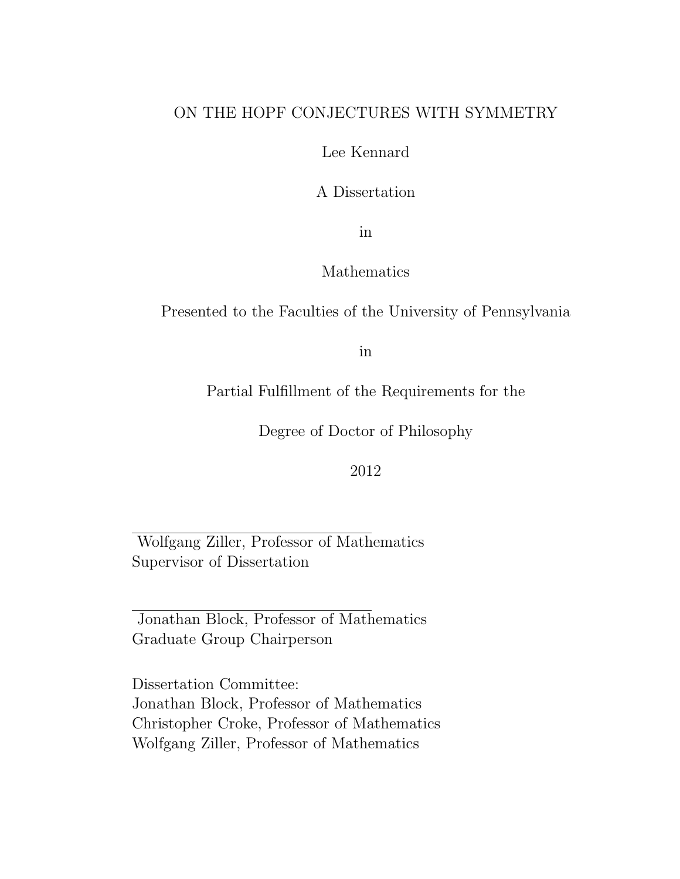# ON THE HOPF CONJECTURES WITH SYMMETRY

Lee Kennard

A Dissertation

in

Mathematics

Presented to the Faculties of the University of Pennsylvania

in

Partial Fulfillment of the Requirements for the

Degree of Doctor of Philosophy

2012

---

Wolfgang Ziller, Professor of Mathematics
Supervisor of Dissertation

---

Jonathan Block, Professor of Mathematics
Graduate Group Chairperson

Dissertation Committee:
Jonathan Block, Professor of Mathematics
Christopher Croke, Professor of Mathematics
Wolfgang Ziller, Professor of Mathematics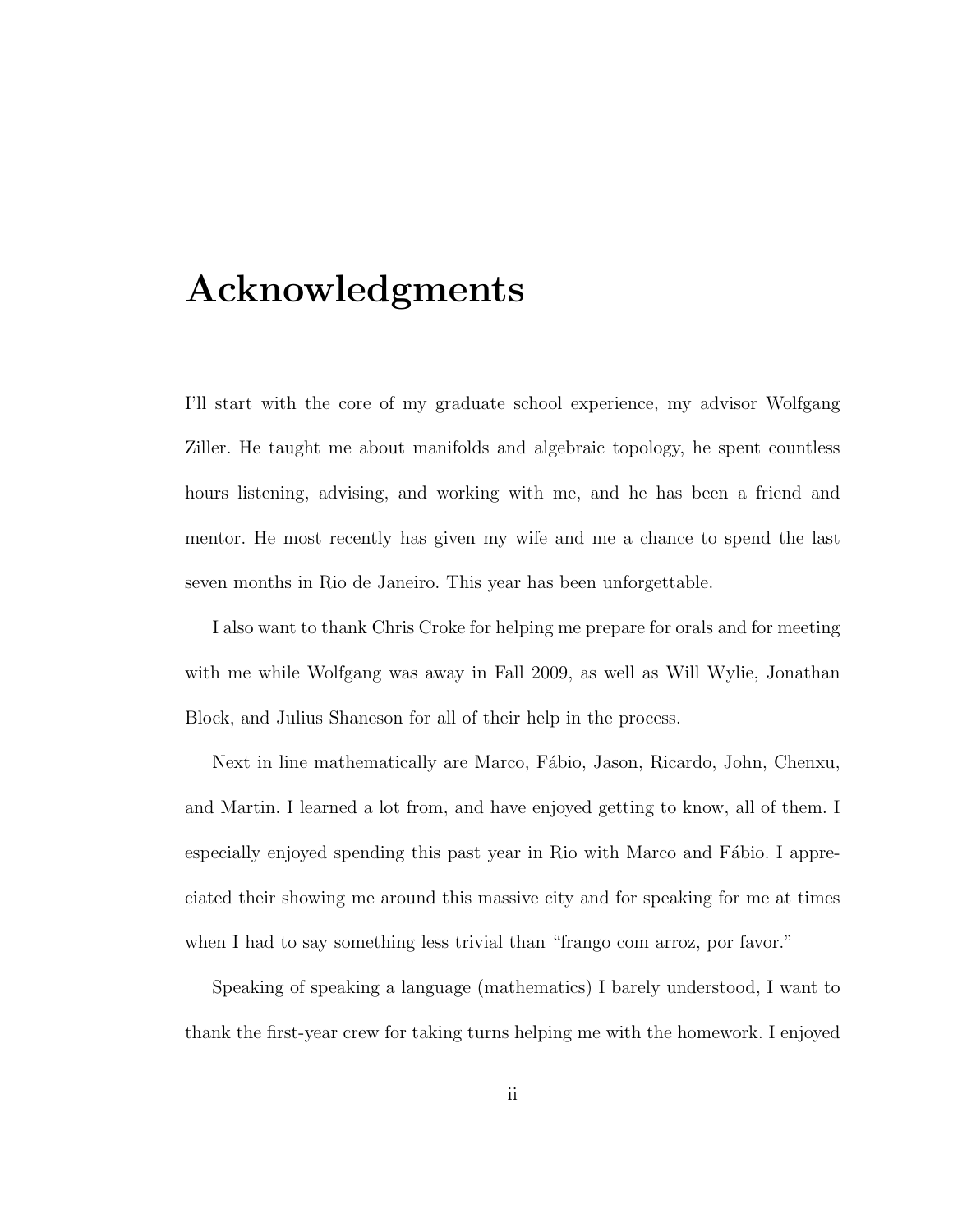# Acknowledgments

I'll start with the core of my graduate school experience, my advisor Wolfgang Ziller. He taught me about manifolds and algebraic topology, he spent countless hours listening, advising, and working with me, and he has been a friend and mentor. He most recently has given my wife and me a chance to spend the last seven months in Rio de Janeiro. This year has been unforgettable.

I also want to thank Chris Croke for helping me prepare for orals and for meeting with me while Wolfgang was away in Fall 2009, as well as Will Wylie, Jonathan Block, and Julius Shaneson for all of their help in the process.

Next in line mathematically are Marco, Fábio, Jason, Ricardo, John, Chenxu, and Martin. I learned a lot from, and have enjoyed getting to know, all of them. I especially enjoyed spending this past year in Rio with Marco and Fábio. I appreciated their showing me around this massive city and for speaking for me at times when I had to say something less trivial than "frango com arroz, por favor."

Speaking of speaking a language (mathematics) I barely understood, I want to thank the first-year crew for taking turns helping me with the homework. I enjoyed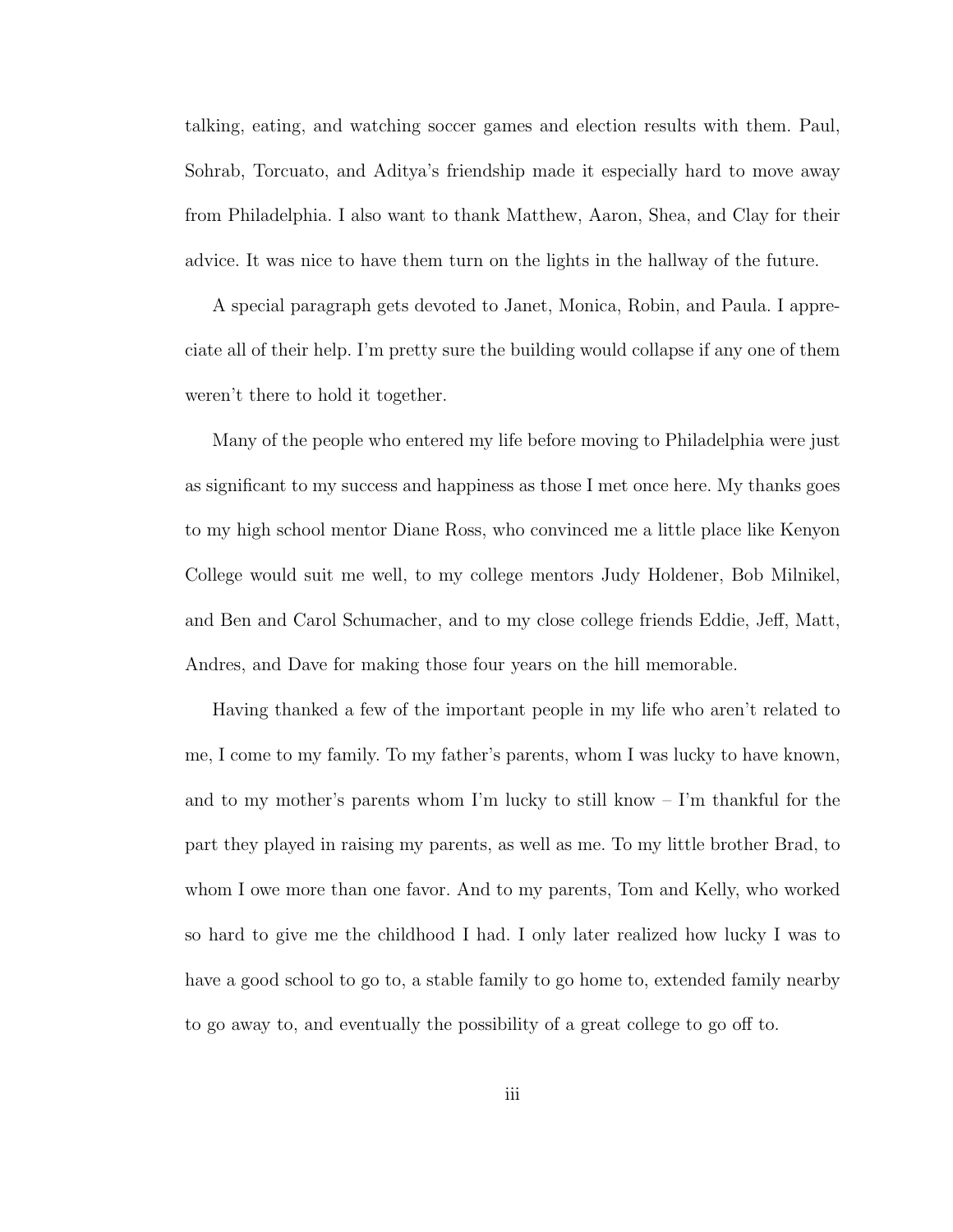talking, eating, and watching soccer games and election results with them. Paul, Sohrab, Torcuato, and Aditya's friendship made it especially hard to move away from Philadelphia. I also want to thank Matthew, Aaron, Shea, and Clay for their advice. It was nice to have them turn on the lights in the hallway of the future.

A special paragraph gets devoted to Janet, Monica, Robin, and Paula. I appreciate all of their help. I'm pretty sure the building would collapse if any one of them weren't there to hold it together.

Many of the people who entered my life before moving to Philadelphia were just as significant to my success and happiness as those I met once here. My thanks goes to my high school mentor Diane Ross, who convinced me a little place like Kenyon College would suit me well, to my college mentors Judy Holdener, Bob Milnikel, and Ben and Carol Schumacher, and to my close college friends Eddie, Jeff, Matt, Andres, and Dave for making those four years on the hill memorable.

Having thanked a few of the important people in my life who aren't related to me, I come to my family. To my father's parents, whom I was lucky to have known, and to my mother's parents whom I'm lucky to still know – I'm thankful for the part they played in raising my parents, as well as me. To my little brother Brad, to whom I owe more than one favor. And to my parents, Tom and Kelly, who worked so hard to give me the childhood I had. I only later realized how lucky I was to have a good school to go to, a stable family to go home to, extended family nearby to go away to, and eventually the possibility of a great college to go off to.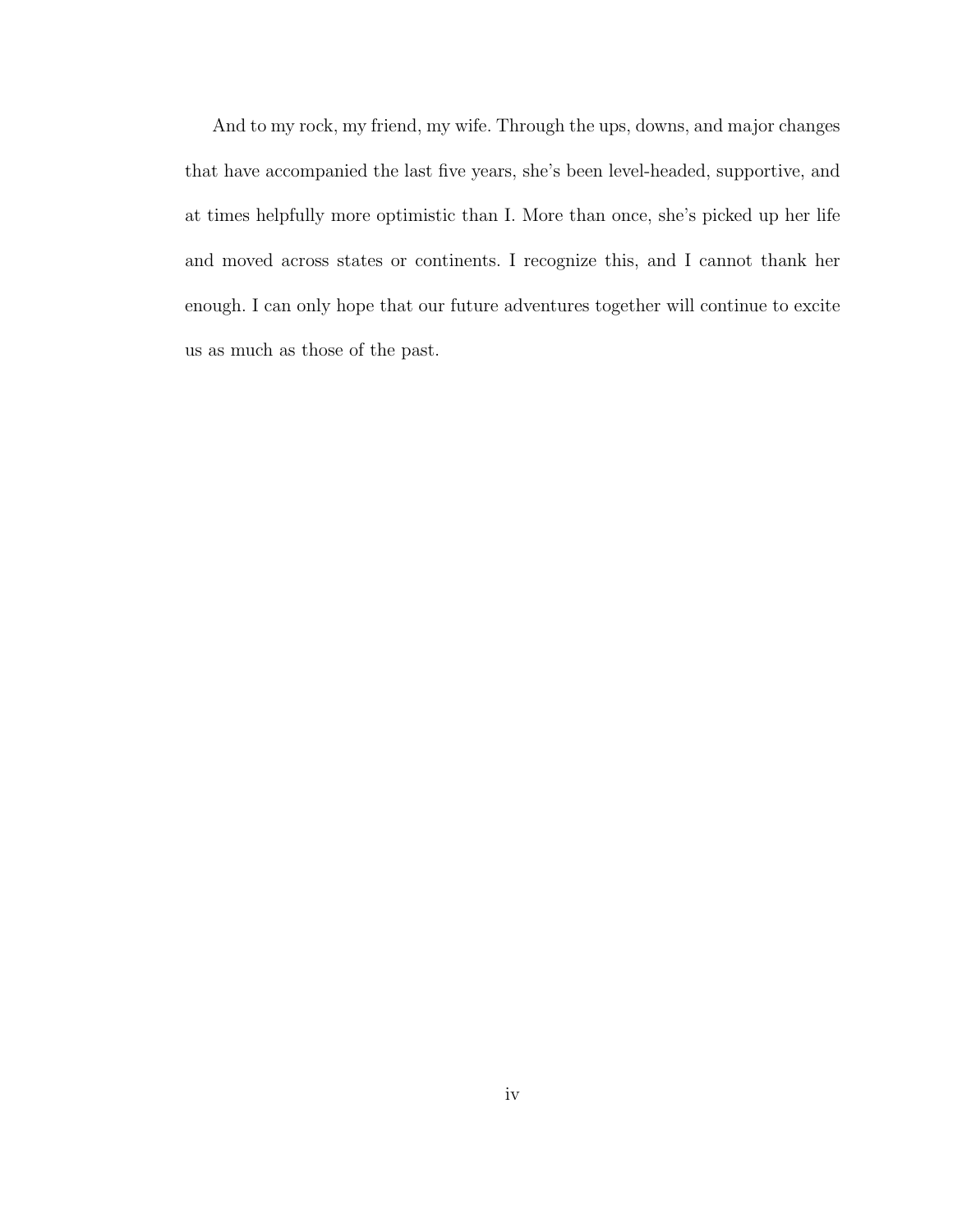And to my rock, my friend, my wife. Through the ups, downs, and major changes that have accompanied the last five years, she's been level-headed, supportive, and at times helpfully more optimistic than I. More than once, she's picked up her life and moved across states or continents. I recognize this, and I cannot thank her enough. I can only hope that our future adventures together will continue to excite us as much as those of the past.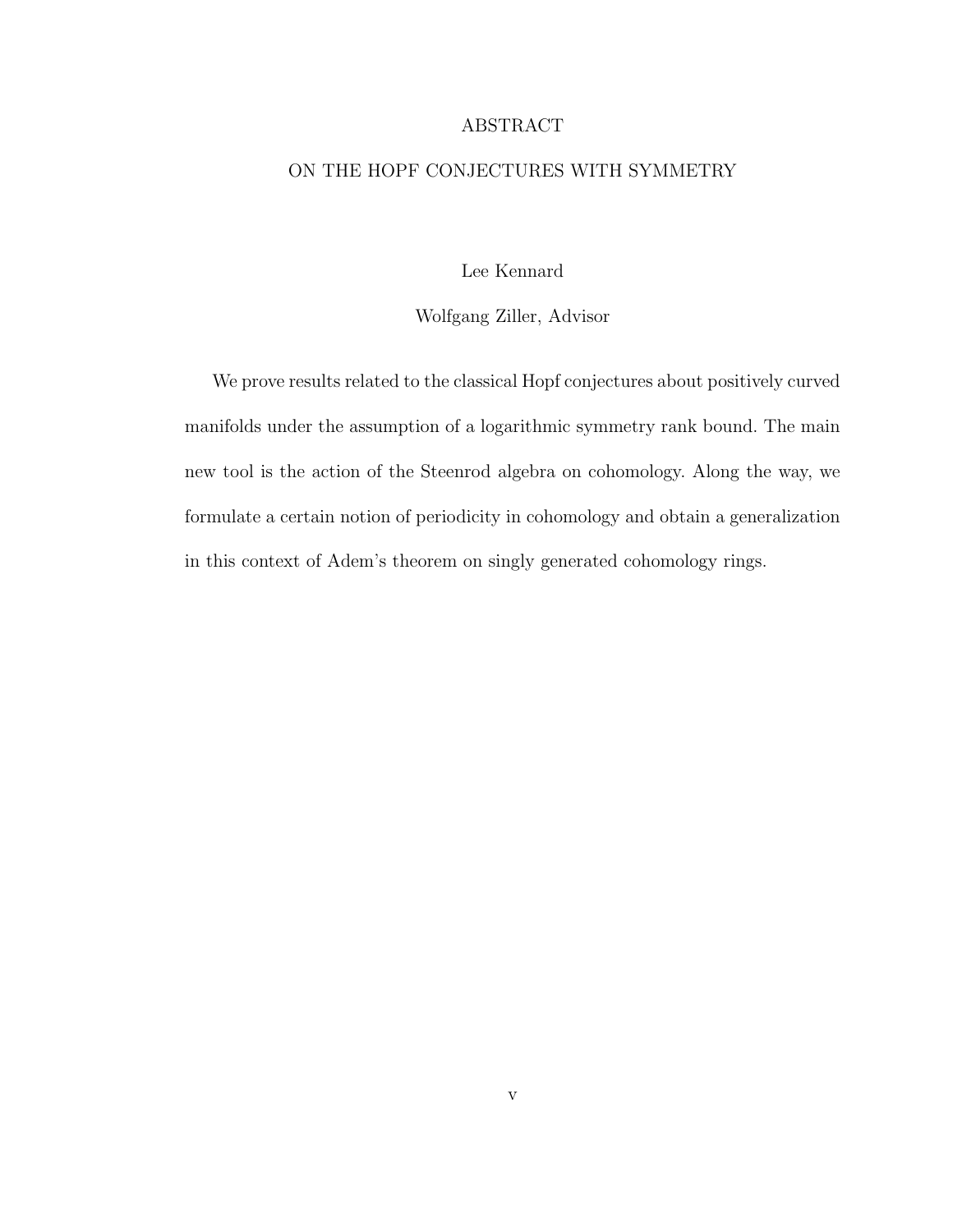# ABSTRACT

## ON THE HOPF CONJECTURES WITH SYMMETRY

Lee Kennard

Wolfgang Ziller, Advisor

We prove results related to the classical Hopf conjectures about positively curved manifolds under the assumption of a logarithmic symmetry rank bound. The main new tool is the action of the Steenrod algebra on cohomology. Along the way, we formulate a certain notion of periodicity in cohomology and obtain a generalization in this context of Adem's theorem on singly generated cohomology rings.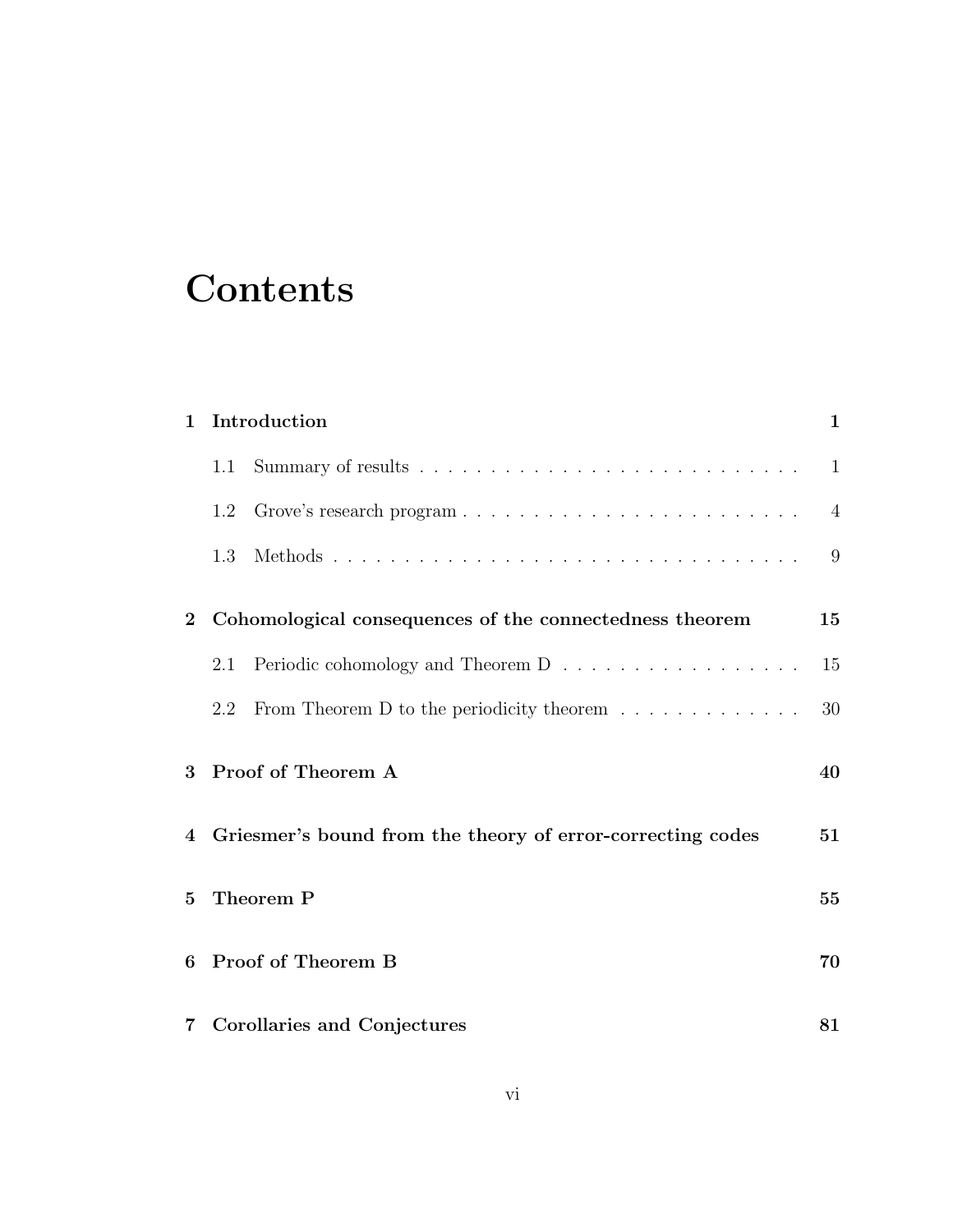# Contents

| | | |
|---|---|---|
| **1** | **Introduction** | **1** |
| | 1.1 Summary of results | 1 |
| | 1.2 Grove's research program | 4 |
| | 1.3 Methods | 9 |
| **2** | **Cohomological consequences of the connectedness theorem** | **15** |
| | 2.1 Periodic cohomology and Theorem D | 15 |
| | 2.2 From Theorem D to the periodicity theorem | 30 |
| **3** | **Proof of Theorem A** | **40** |
| **4** | **Griesmer's bound from the theory of error-correcting codes** | **51** |
| **5** | **Theorem P** | **55** |
| **6** | **Proof of Theorem B** | **70** |
| **7** | **Corollaries and Conjectures** | **81** |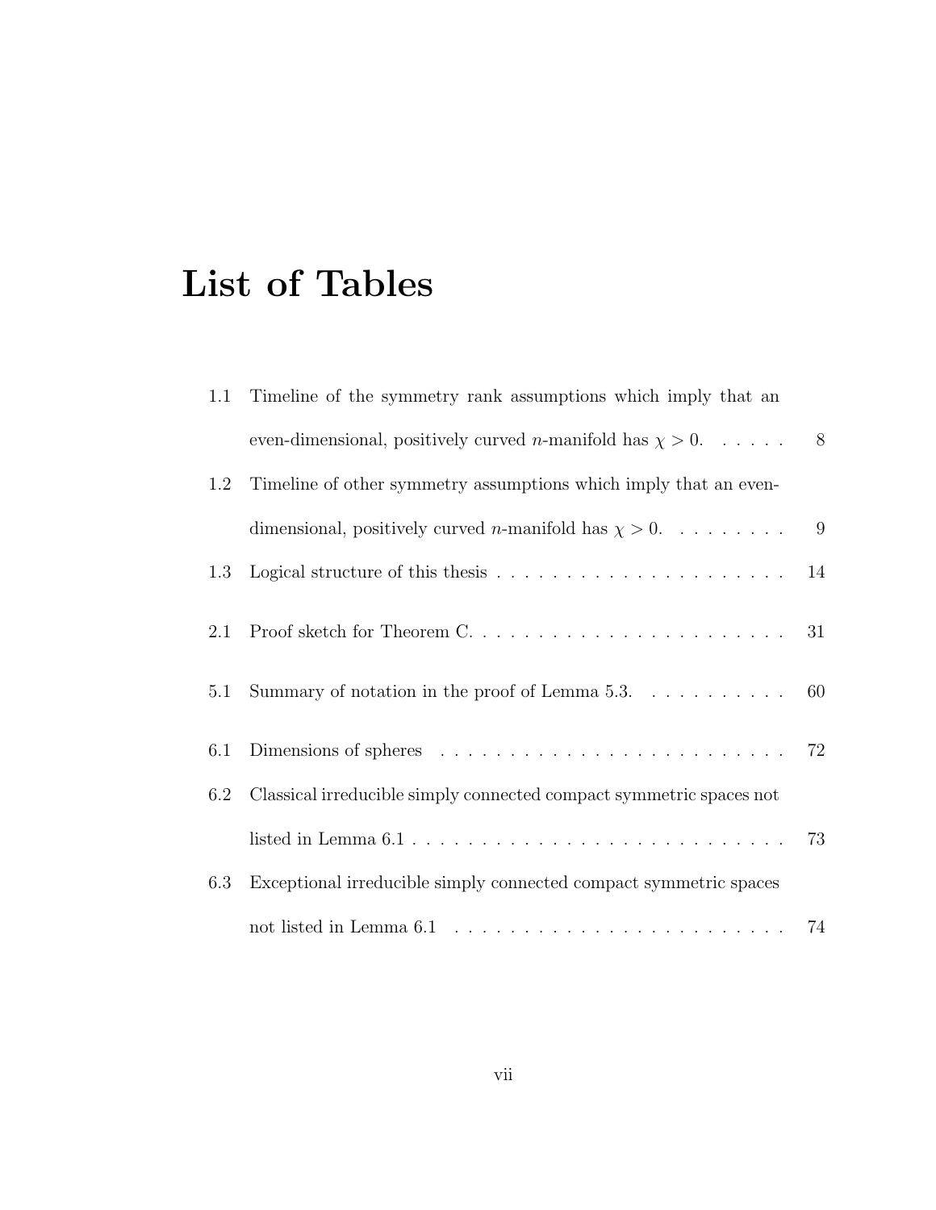# List of Tables

1.1 Timeline of the symmetry rank assumptions which imply that an even-dimensional, positively curved $n$-manifold has $\chi > 0$. . . . . . 8

1.2 Timeline of other symmetry assumptions which imply that an even-dimensional, positively curved $n$-manifold has $\chi > 0$. . . . . . . . . 9

1.3 Logical structure of this thesis . . . . . . . . . . . . . . . . . . . . . . 14

2.1 Proof sketch for Theorem C. . . . . . . . . . . . . . . . . . . . . . . . 31

5.1 Summary of notation in the proof of Lemma 5.3. . . . . . . . . . . 60

6.1 Dimensions of spheres . . . . . . . . . . . . . . . . . . . . . . . . . . 72

6.2 Classical irreducible simply connected compact symmetric spaces not listed in Lemma 6.1 . . . . . . . . . . . . . . . . . . . . . . . . . . . 73

6.3 Exceptional irreducible simply connected compact symmetric spaces not listed in Lemma 6.1 . . . . . . . . . . . . . . . . . . . . . . . . . 74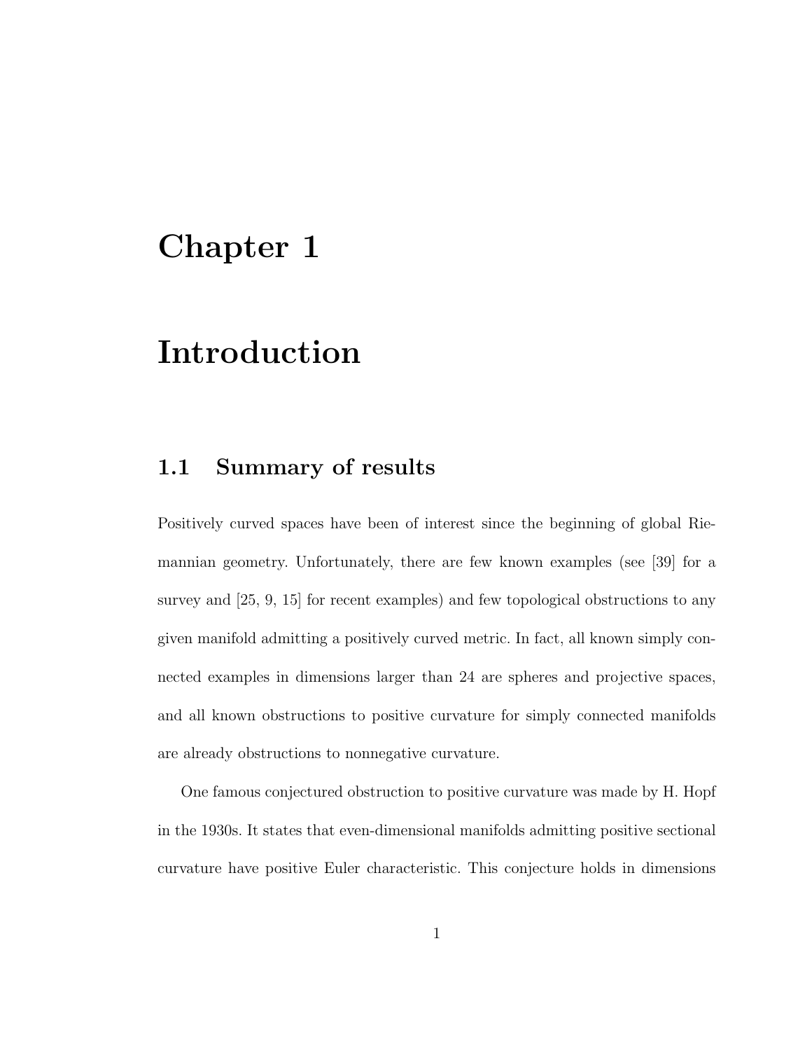# Chapter 1

# Introduction

## 1.1 Summary of results

Positively curved spaces have been of interest since the beginning of global Riemannian geometry. Unfortunately, there are few known examples (see [39] for a survey and [25, 9, 15] for recent examples) and few topological obstructions to any given manifold admitting a positively curved metric. In fact, all known simply connected examples in dimensions larger than 24 are spheres and projective spaces, and all known obstructions to positive curvature for simply connected manifolds are already obstructions to nonnegative curvature.

One famous conjectured obstruction to positive curvature was made by H. Hopf in the 1930s. It states that even-dimensional manifolds admitting positive sectional curvature have positive Euler characteristic. This conjecture holds in dimensions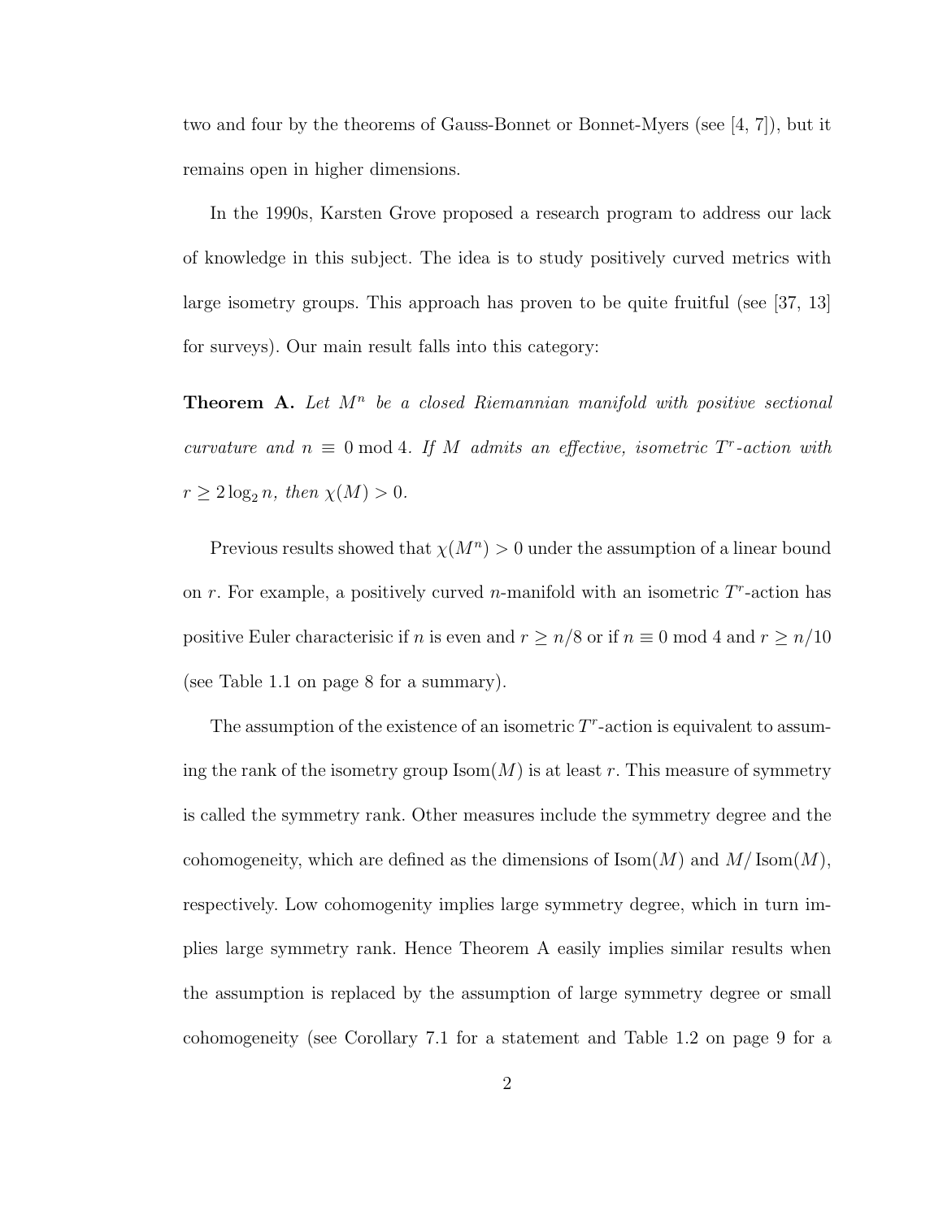two and four by the theorems of Gauss-Bonnet or Bonnet-Myers (see [4, 7]), but it remains open in higher dimensions.

In the 1990s, Karsten Grove proposed a research program to address our lack of knowledge in this subject. The idea is to study positively curved metrics with large isometry groups. This approach has proven to be quite fruitful (see [37, 13] for surveys). Our main result falls into this category:

**Theorem A.** *Let $M^n$ be a closed Riemannian manifold with positive sectional curvature and $n \equiv 0 \bmod 4$. If $M$ admits an effective, isometric $T^r$-action with $r \geq 2\log_2 n$, then $\chi(M) > 0$.*

Previous results showed that $\chi(M^n) > 0$ under the assumption of a linear bound on $r$. For example, a positively curved $n$-manifold with an isometric $T^r$-action has positive Euler characterisic if $n$ is even and $r \geq n/8$ or if $n \equiv 0 \bmod 4$ and $r \geq n/10$ (see Table 1.1 on page 8 for a summary).

The assumption of the existence of an isometric $T^r$-action is equivalent to assuming the rank of the isometry group $\mathrm{Isom}(M)$ is at least $r$. This measure of symmetry is called the symmetry rank. Other measures include the symmetry degree and the cohomogeneity, which are defined as the dimensions of $\mathrm{Isom}(M)$ and $M/\mathrm{Isom}(M)$, respectively. Low cohomogenity implies large symmetry degree, which in turn implies large symmetry rank. Hence Theorem A easily implies similar results when the assumption is replaced by the assumption of large symmetry degree or small cohomogeneity (see Corollary 7.1 for a statement and Table 1.2 on page 9 for a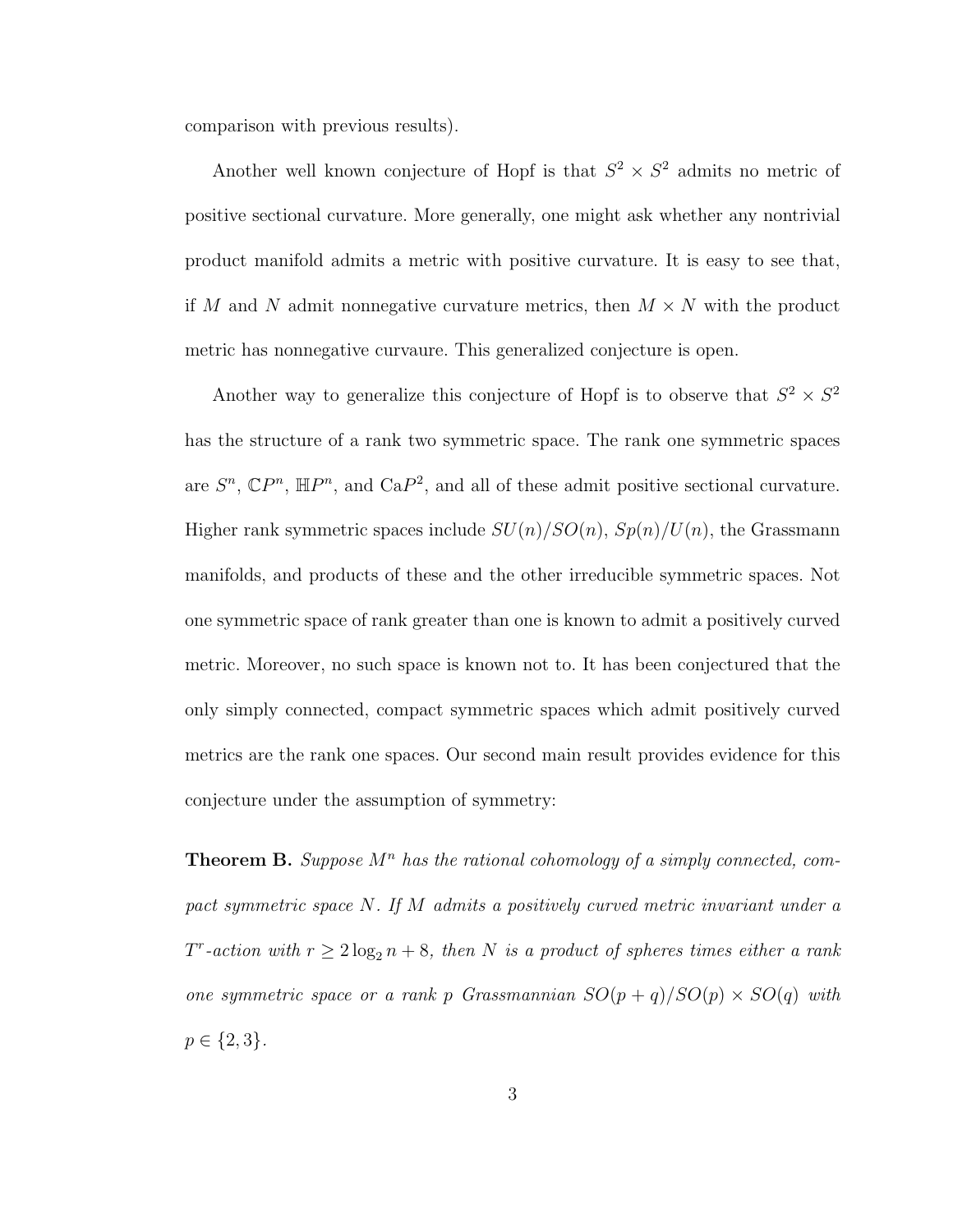comparison with previous results).

Another well known conjecture of Hopf is that $S^2 \times S^2$ admits no metric of positive sectional curvature. More generally, one might ask whether any nontrivial product manifold admits a metric with positive curvature. It is easy to see that, if $M$ and $N$ admit nonnegative curvature metrics, then $M \times N$ with the product metric has nonnegative curvaure. This generalized conjecture is open.

Another way to generalize this conjecture of Hopf is to observe that $S^2 \times S^2$ has the structure of a rank two symmetric space. The rank one symmetric spaces are $S^n$, $\mathbb{C}P^n$, $\mathbb{H}P^n$, and $\mathrm{Ca}P^2$, and all of these admit positive sectional curvature. Higher rank symmetric spaces include $SU(n)/SO(n)$, $Sp(n)/U(n)$, the Grassmann manifolds, and products of these and the other irreducible symmetric spaces. Not one symmetric space of rank greater than one is known to admit a positively curved metric. Moreover, no such space is known not to. It has been conjectured that the only simply connected, compact symmetric spaces which admit positively curved metrics are the rank one spaces. Our second main result provides evidence for this conjecture under the assumption of symmetry:

**Theorem B.** *Suppose $M^n$ has the rational cohomology of a simply connected, compact symmetric space $N$. If $M$ admits a positively curved metric invariant under a $T^r$-action with $r \geq 2\log_2 n + 8$, then $N$ is a product of spheres times either a rank one symmetric space or a rank $p$ Grassmannian $SO(p+q)/SO(p) \times SO(q)$ with $p \in \{2, 3\}$.*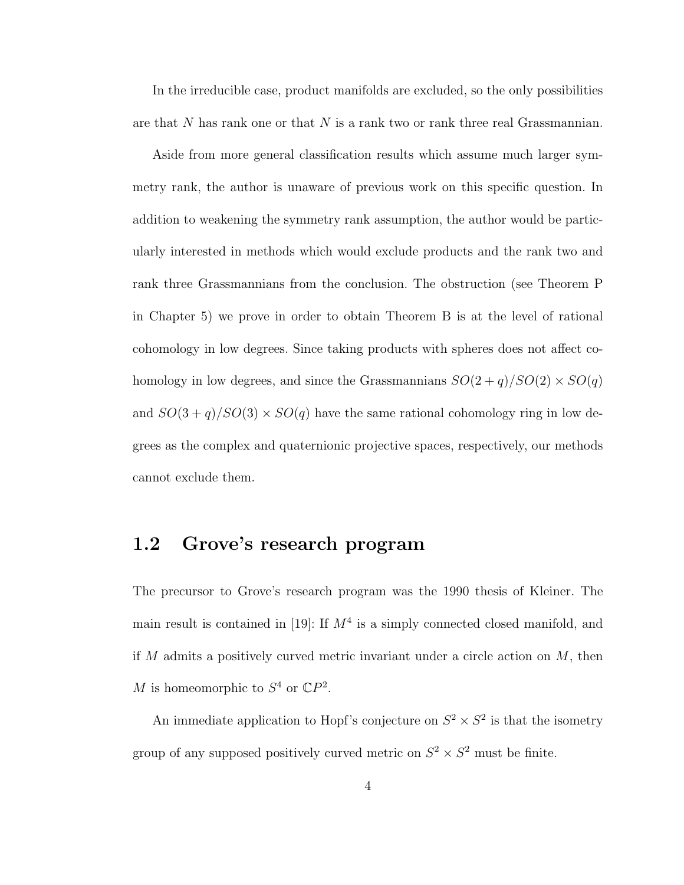In the irreducible case, product manifolds are excluded, so the only possibilities are that $N$ has rank one or that $N$ is a rank two or rank three real Grassmannian.

Aside from more general classification results which assume much larger symmetry rank, the author is unaware of previous work on this specific question. In addition to weakening the symmetry rank assumption, the author would be particularly interested in methods which would exclude products and the rank two and rank three Grassmannians from the conclusion. The obstruction (see Theorem P in Chapter 5) we prove in order to obtain Theorem B is at the level of rational cohomology in low degrees. Since taking products with spheres does not affect cohomology in low degrees, and since the Grassmannians $SO(2+q)/SO(2) \times SO(q)$ and $SO(3+q)/SO(3) \times SO(q)$ have the same rational cohomology ring in low degrees as the complex and quaternionic projective spaces, respectively, our methods cannot exclude them.

## 1.2 Grove's research program

The precursor to Grove's research program was the 1990 thesis of Kleiner. The main result is contained in [19]: If $M^4$ is a simply connected closed manifold, and if $M$ admits a positively curved metric invariant under a circle action on $M$, then $M$ is homeomorphic to $S^4$ or $\mathbb{C}P^2$.

An immediate application to Hopf's conjecture on $S^2 \times S^2$ is that the isometry group of any supposed positively curved metric on $S^2 \times S^2$ must be finite.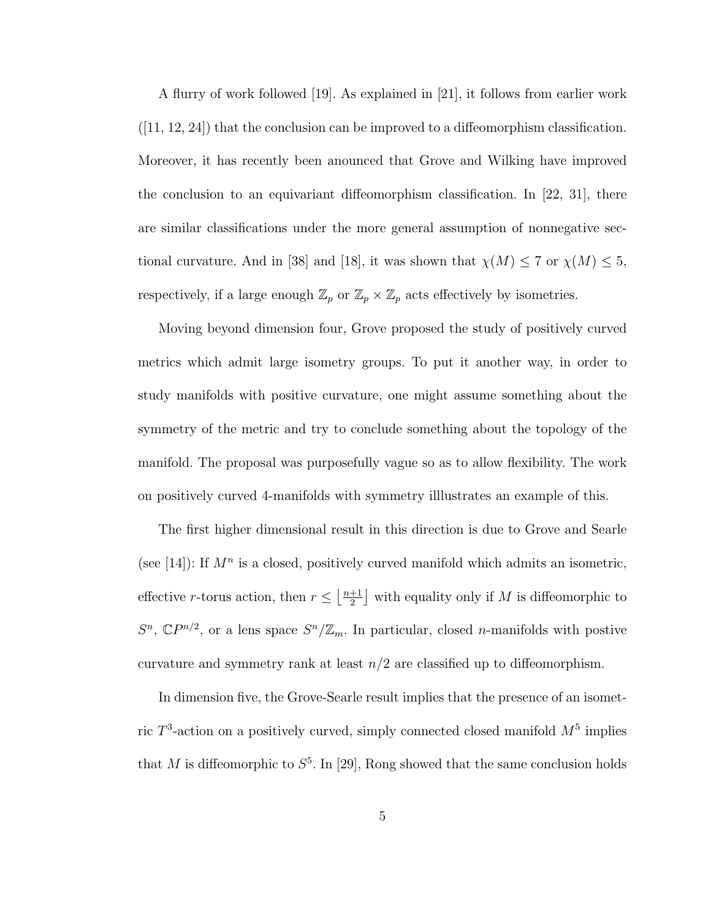A flurry of work followed [19]. As explained in [21], it follows from earlier work ([11, 12, 24]) that the conclusion can be improved to a diffeomorphism classification. Moreover, it has recently been anounced that Grove and Wilking have improved the conclusion to an equivariant diffeomorphism classification. In [22, 31], there are similar classifications under the more general assumption of nonnegative sectional curvature. And in [38] and [18], it was shown that $\chi(M) \leq 7$ or $\chi(M) \leq 5$, respectively, if a large enough $\mathbb{Z}_p$ or $\mathbb{Z}_p \times \mathbb{Z}_p$ acts effectively by isometries.

Moving beyond dimension four, Grove proposed the study of positively curved metrics which admit large isometry groups. To put it another way, in order to study manifolds with positive curvature, one might assume something about the symmetry of the metric and try to conclude something about the topology of the manifold. The proposal was purposefully vague so as to allow flexibility. The work on positively curved 4-manifolds with symmetry illlustrates an example of this.

The first higher dimensional result in this direction is due to Grove and Searle (see [14]): If $M^n$ is a closed, positively curved manifold which admits an isometric, effective $r$-torus action, then $r \leq \left\lfloor \frac{n+1}{2} \right\rfloor$ with equality only if $M$ is diffeomorphic to $S^n$, $\mathbb{C}P^{n/2}$, or a lens space $S^n/\mathbb{Z}_m$. In particular, closed $n$-manifolds with postive curvature and symmetry rank at least $n/2$ are classified up to diffeomorphism.

In dimension five, the Grove-Searle result implies that the presence of an isometric $T^3$-action on a positively curved, simply connected closed manifold $M^5$ implies that $M$ is diffeomorphic to $S^5$. In [29], Rong showed that the same conclusion holds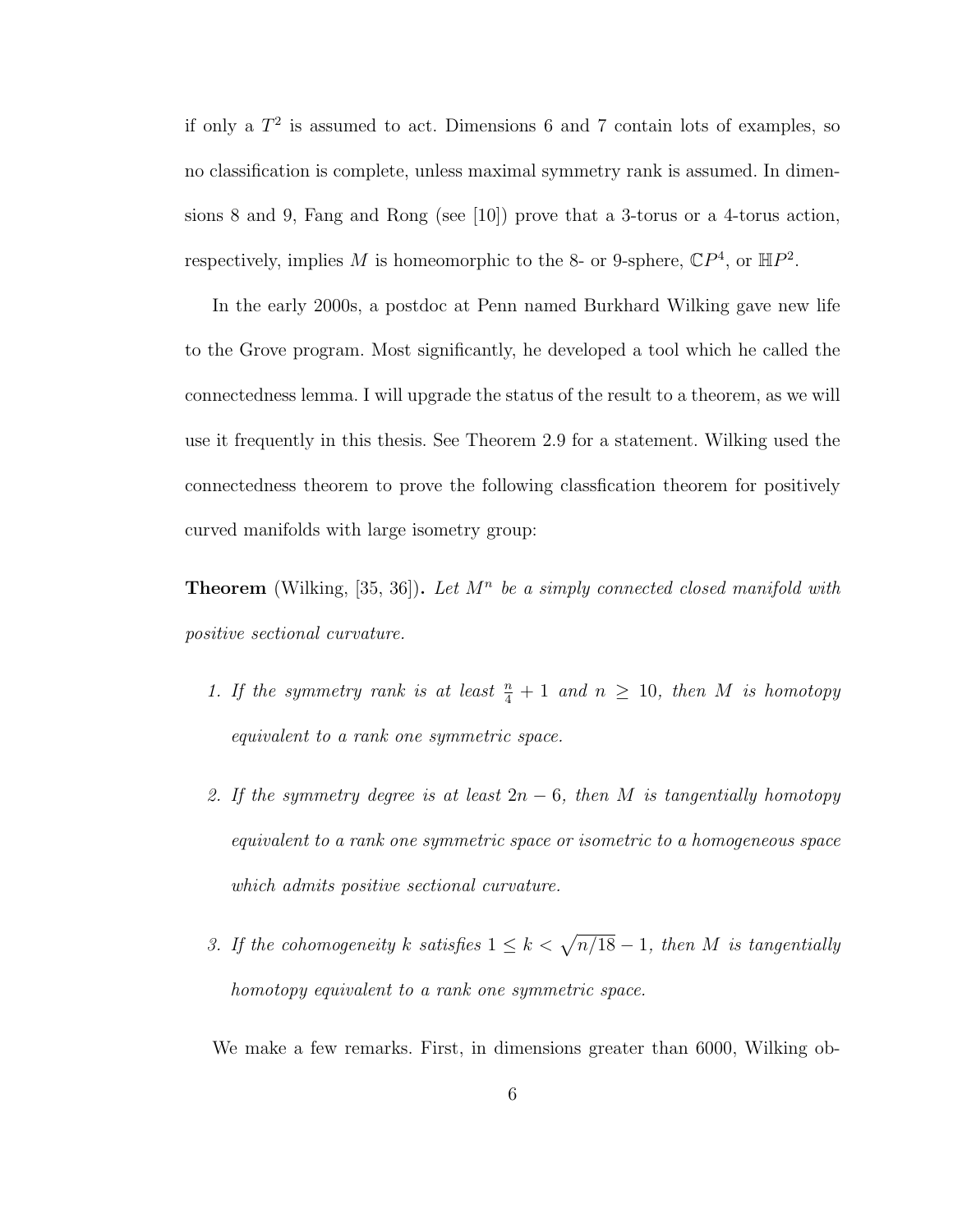if only a $T^2$ is assumed to act. Dimensions 6 and 7 contain lots of examples, so no classification is complete, unless maximal symmetry rank is assumed. In dimensions 8 and 9, Fang and Rong (see [10]) prove that a 3-torus or a 4-torus action, respectively, implies $M$ is homeomorphic to the 8- or 9-sphere, $\mathbb{C}P^4$, or $\mathbb{H}P^2$.

In the early 2000s, a postdoc at Penn named Burkhard Wilking gave new life to the Grove program. Most significantly, he developed a tool which he called the connectedness lemma. I will upgrade the status of the result to a theorem, as we will use it frequently in this thesis. See Theorem 2.9 for a statement. Wilking used the connectedness theorem to prove the following classfication theorem for positively curved manifolds with large isometry group:

**Theorem** (Wilking, [35, 36])**.** *Let $M^n$ be a simply connected closed manifold with positive sectional curvature.*

1. *If the symmetry rank is at least $\frac{n}{4}+1$ and $n \geq 10$, then $M$ is homotopy equivalent to a rank one symmetric space.*
2. *If the symmetry degree is at least $2n-6$, then $M$ is tangentially homotopy equivalent to a rank one symmetric space or isometric to a homogeneous space which admits positive sectional curvature.*
3. *If the cohomogeneity $k$ satisfies $1 \leq k < \sqrt{n/18} - 1$, then $M$ is tangentially homotopy equivalent to a rank one symmetric space.*

We make a few remarks. First, in dimensions greater than 6000, Wilking ob-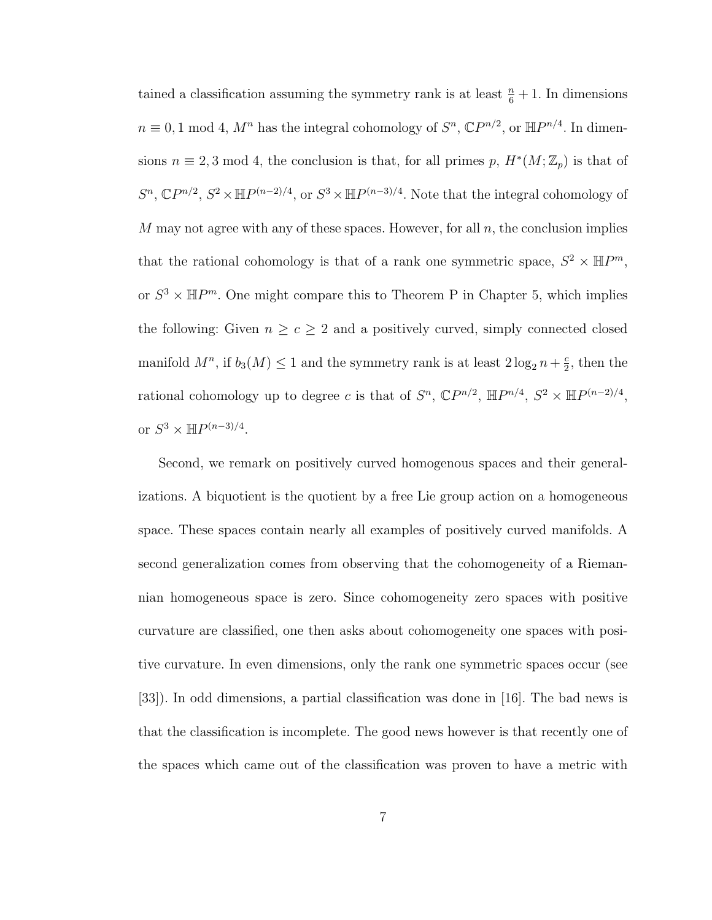tained a classification assuming the symmetry rank is at least $\frac{n}{6}+1$. In dimensions $n \equiv 0, 1 \bmod 4$, $M^n$ has the integral cohomology of $S^n$, $\mathbb{C}P^{n/2}$, or $\mathbb{H}P^{n/4}$. In dimensions $n \equiv 2, 3 \bmod 4$, the conclusion is that, for all primes $p$, $H^*(M; \mathbb{Z}_p)$ is that of $S^n$, $\mathbb{C}P^{n/2}$, $S^2 \times \mathbb{H}P^{(n-2)/4}$, or $S^3 \times \mathbb{H}P^{(n-3)/4}$. Note that the integral cohomology of $M$ may not agree with any of these spaces. However, for all $n$, the conclusion implies that the rational cohomology is that of a rank one symmetric space, $S^2 \times \mathbb{H}P^m$, or $S^3 \times \mathbb{H}P^m$. One might compare this to Theorem P in Chapter 5, which implies the following: Given $n \geq c \geq 2$ and a positively curved, simply connected closed manifold $M^n$, if $b_3(M) \leq 1$ and the symmetry rank is at least $2\log_2 n + \frac{c}{2}$, then the rational cohomology up to degree $c$ is that of $S^n$, $\mathbb{C}P^{n/2}$, $\mathbb{H}P^{n/4}$, $S^2 \times \mathbb{H}P^{(n-2)/4}$, or $S^3 \times \mathbb{H}P^{(n-3)/4}$.

Second, we remark on positively curved homogenous spaces and their generalizations. A biquotient is the quotient by a free Lie group action on a homogeneous space. These spaces contain nearly all examples of positively curved manifolds. A second generalization comes from observing that the cohomogeneity of a Riemannian homogeneous space is zero. Since cohomogeneity zero spaces with positive curvature are classified, one then asks about cohomogeneity one spaces with positive curvature. In even dimensions, only the rank one symmetric spaces occur (see [33]). In odd dimensions, a partial classification was done in [16]. The bad news is that the classification is incomplete. The good news however is that recently one of the spaces which came out of the classification was proven to have a metric with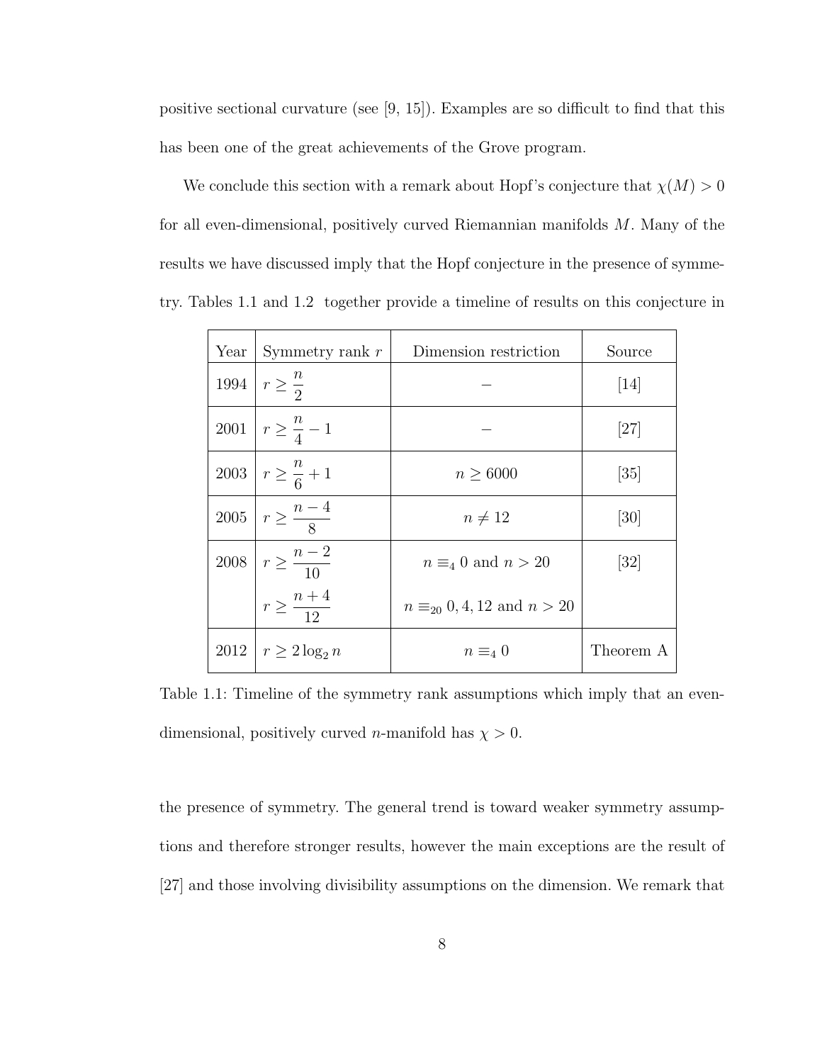positive sectional curvature (see [9, 15]). Examples are so difficult to find that this has been one of the great achievements of the Grove program.

We conclude this section with a remark about Hopf's conjecture that $\chi(M) > 0$ for all even-dimensional, positively curved Riemannian manifolds $M$. Many of the results we have discussed imply that the Hopf conjecture in the presence of symmetry. Tables 1.1 and 1.2 together provide a timeline of results on this conjecture in the presence of symmetry. The general trend is toward weaker symmetry assumptions and therefore stronger results, however the main exceptions are the result of [27] and those involving divisibility assumptions on the dimension. We remark that

| Year | Symmetry rank $r$ | Dimension restriction | Source |
|---|---|---|---|
| 1994 | $r \geq \frac{n}{2}$ | $-$ | [14] |
| 2001 | $r \geq \frac{n}{4} - 1$ | $-$ | [27] |
| 2003 | $r \geq \frac{n}{6} + 1$ | $n \geq 6000$ | [35] |
| 2005 | $r \geq \frac{n-4}{8}$ | $n \neq 12$ | [30] |
| 2008 | $r \geq \frac{n-2}{10}$ | $n \equiv_4 0$ and $n > 20$ | [32] |
| | $r \geq \frac{n+4}{12}$ | $n \equiv_{20} 0, 4, 12$ and $n > 20$ | |
| 2012 | $r \geq 2\log_2 n$ | $n \equiv_4 0$ | Theorem A |

Table 1.1: Timeline of the symmetry rank assumptions which imply that an even-dimensional, positively curved $n$-manifold has $\chi > 0$.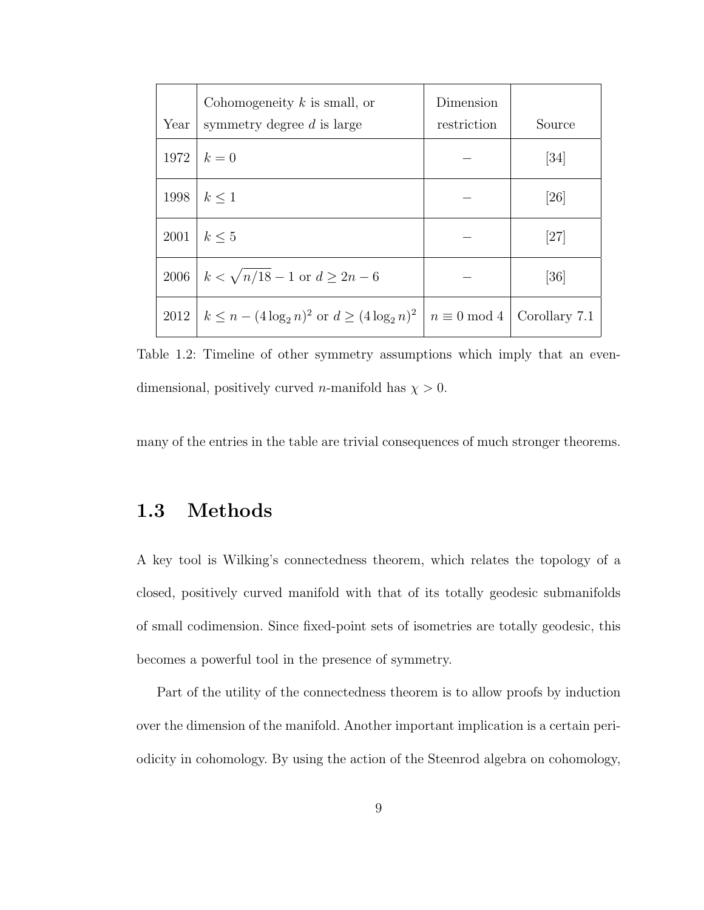| Year | Cohomogeneity $k$ is small, or symmetry degree $d$ is large | Dimension restriction | Source |
| --- | --- | --- | --- |
| 1972 | $k = 0$ | $-$ | [34] |
| 1998 | $k \leq 1$ | $-$ | [26] |
| 2001 | $k \leq 5$ | $-$ | [27] |
| 2006 | $k < \sqrt{n/18} - 1$ or $d \geq 2n - 6$ | $-$ | [36] |
| 2012 | $k \leq n - (4 \log_2 n)^2$ or $d \geq (4 \log_2 n)^2$ | $n \equiv 0 \bmod 4$ | Corollary 7.1 |

Table 1.2: Timeline of other symmetry assumptions which imply that an even-dimensional, positively curved $n$-manifold has $\chi > 0$.

many of the entries in the table are trivial consequences of much stronger theorems.

## 1.3 Methods

A key tool is Wilking's connectedness theorem, which relates the topology of a closed, positively curved manifold with that of its totally geodesic submanifolds of small codimension. Since fixed-point sets of isometries are totally geodesic, this becomes a powerful tool in the presence of symmetry.

Part of the utility of the connectedness theorem is to allow proofs by induction over the dimension of the manifold. Another important implication is a certain periodicity in cohomology. By using the action of the Steenrod algebra on cohomology,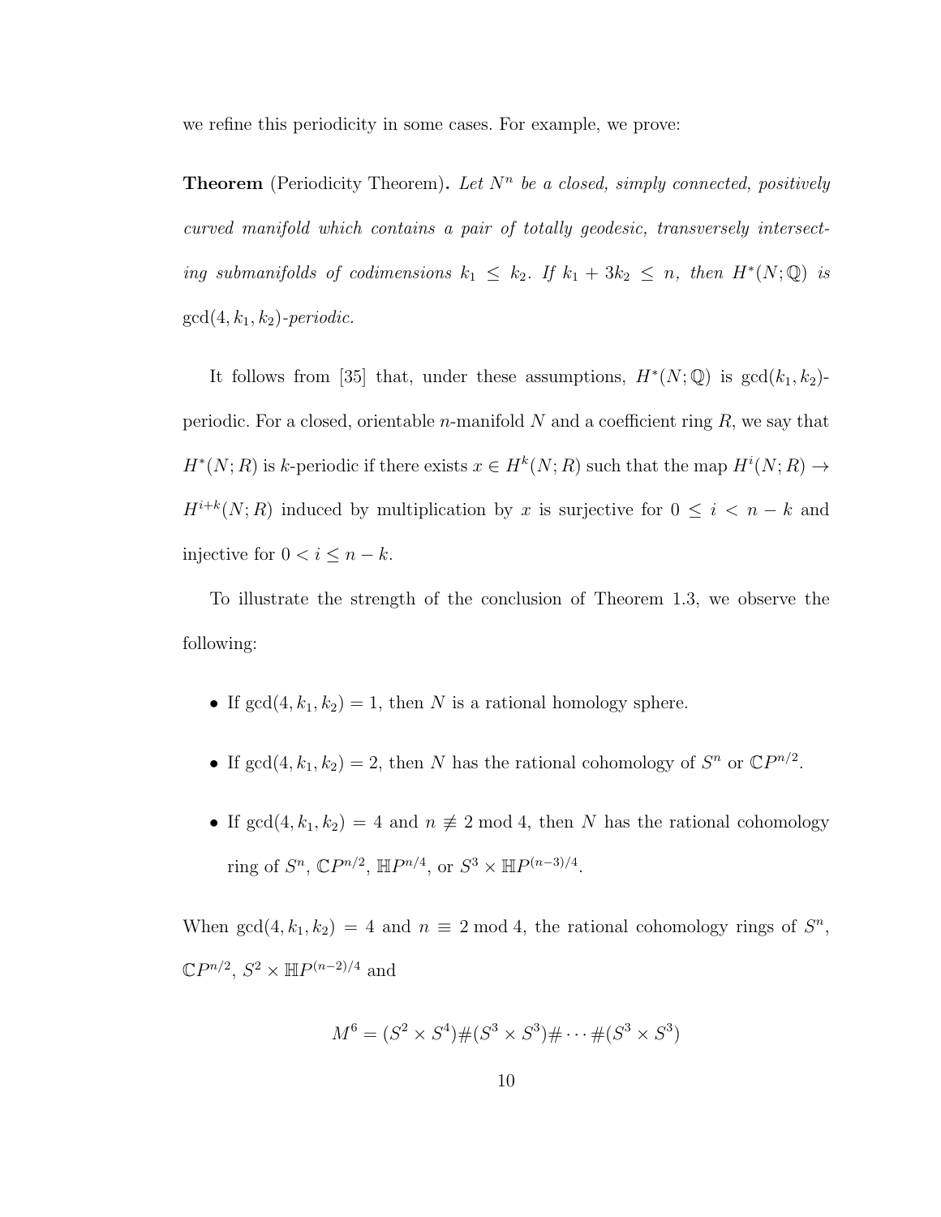we refine this periodicity in some cases. For example, we prove:

**Theorem** (Periodicity Theorem)**.** *Let $N^n$ be a closed, simply connected, positively curved manifold which contains a pair of totally geodesic, transversely intersecting submanifolds of codimensions $k_1 \leq k_2$. If $k_1 + 3k_2 \leq n$, then $H^*(N;\mathbb{Q})$ is $\gcd(4, k_1, k_2)$-periodic.*

It follows from [35] that, under these assumptions, $H^*(N;\mathbb{Q})$ is $\gcd(k_1, k_2)$-periodic. For a closed, orientable $n$-manifold $N$ and a coefficient ring $R$, we say that $H^*(N;R)$ is $k$-periodic if there exists $x \in H^k(N;R)$ such that the map $H^i(N;R) \to H^{i+k}(N;R)$ induced by multiplication by $x$ is surjective for $0 \leq i < n-k$ and injective for $0 < i \leq n-k$.

To illustrate the strength of the conclusion of Theorem 1.3, we observe the following:

- If $\gcd(4, k_1, k_2) = 1$, then $N$ is a rational homology sphere.
- If $\gcd(4, k_1, k_2) = 2$, then $N$ has the rational cohomology of $S^n$ or $\mathbb{C}P^{n/2}$.
- If $\gcd(4, k_1, k_2) = 4$ and $n \not\equiv 2 \bmod 4$, then $N$ has the rational cohomology ring of $S^n$, $\mathbb{C}P^{n/2}$, $\mathbb{H}P^{n/4}$, or $S^3 \times \mathbb{H}P^{(n-3)/4}$.

When $\gcd(4, k_1, k_2) = 4$ and $n \equiv 2 \bmod 4$, the rational cohomology rings of $S^n$, $\mathbb{C}P^{n/2}$, $S^2 \times \mathbb{H}P^{(n-2)/4}$ and

$$M^6 = (S^2 \times S^4)\#(S^3 \times S^3)\# \cdots \#(S^3 \times S^3)$$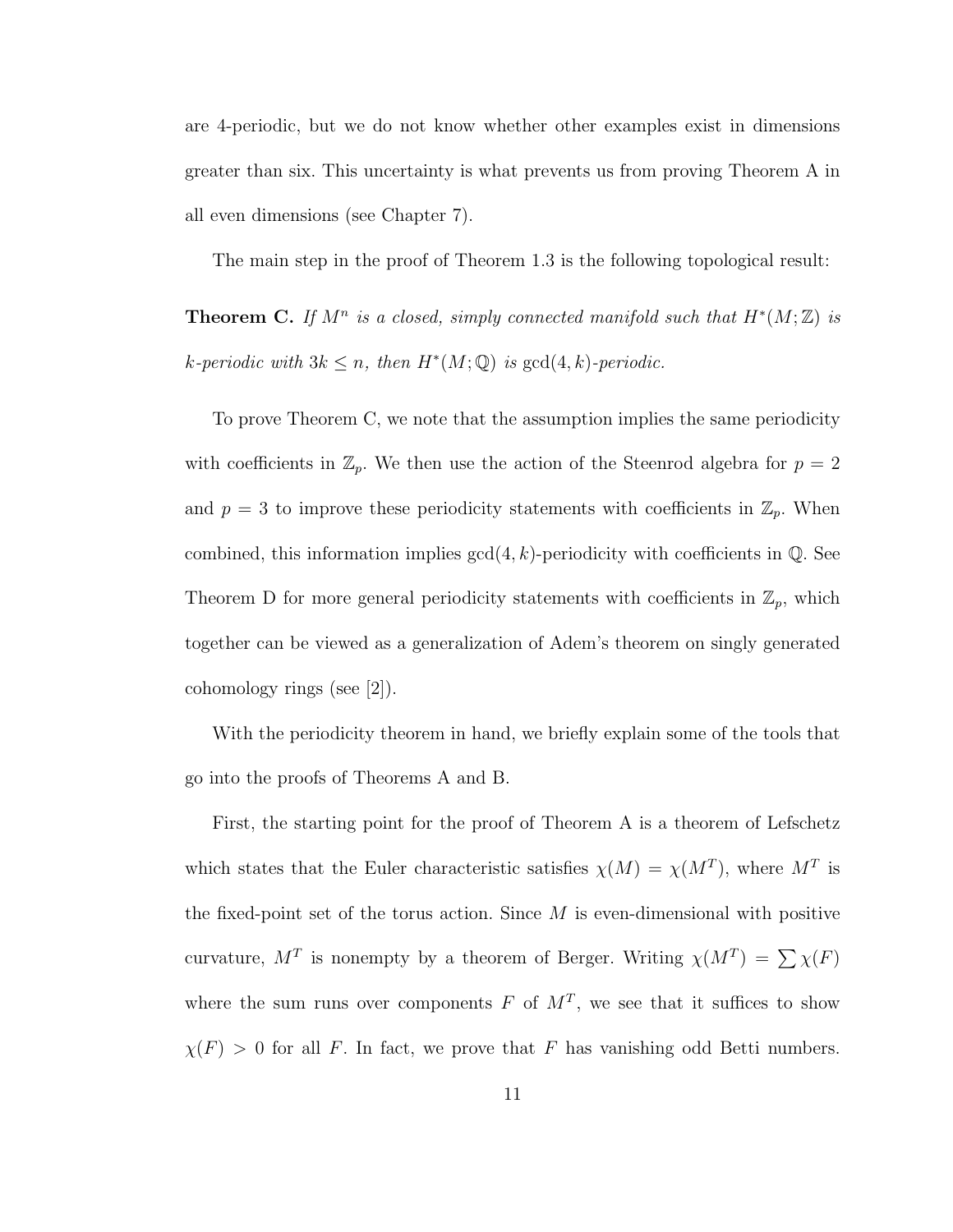are 4-periodic, but we do not know whether other examples exist in dimensions greater than six. This uncertainty is what prevents us from proving Theorem A in all even dimensions (see Chapter 7).

The main step in the proof of Theorem 1.3 is the following topological result:

**Theorem C.** *If $M^n$ is a closed, simply connected manifold such that $H^*(M;\mathbb{Z})$ is $k$-periodic with $3k \leq n$, then $H^*(M;\mathbb{Q})$ is $\gcd(4,k)$-periodic.*

To prove Theorem C, we note that the assumption implies the same periodicity with coefficients in $\mathbb{Z}_p$. We then use the action of the Steenrod algebra for $p = 2$ and $p = 3$ to improve these periodicity statements with coefficients in $\mathbb{Z}_p$. When combined, this information implies $\gcd(4,k)$-periodicity with coefficients in $\mathbb{Q}$. See Theorem D for more general periodicity statements with coefficients in $\mathbb{Z}_p$, which together can be viewed as a generalization of Adem's theorem on singly generated cohomology rings (see [2]).

With the periodicity theorem in hand, we briefly explain some of the tools that go into the proofs of Theorems A and B.

First, the starting point for the proof of Theorem A is a theorem of Lefschetz which states that the Euler characteristic satisfies $\chi(M) = \chi(M^T)$, where $M^T$ is the fixed-point set of the torus action. Since $M$ is even-dimensional with positive curvature, $M^T$ is nonempty by a theorem of Berger. Writing $\chi(M^T) = \sum \chi(F)$ where the sum runs over components $F$ of $M^T$, we see that it suffices to show $\chi(F) > 0$ for all $F$. In fact, we prove that $F$ has vanishing odd Betti numbers.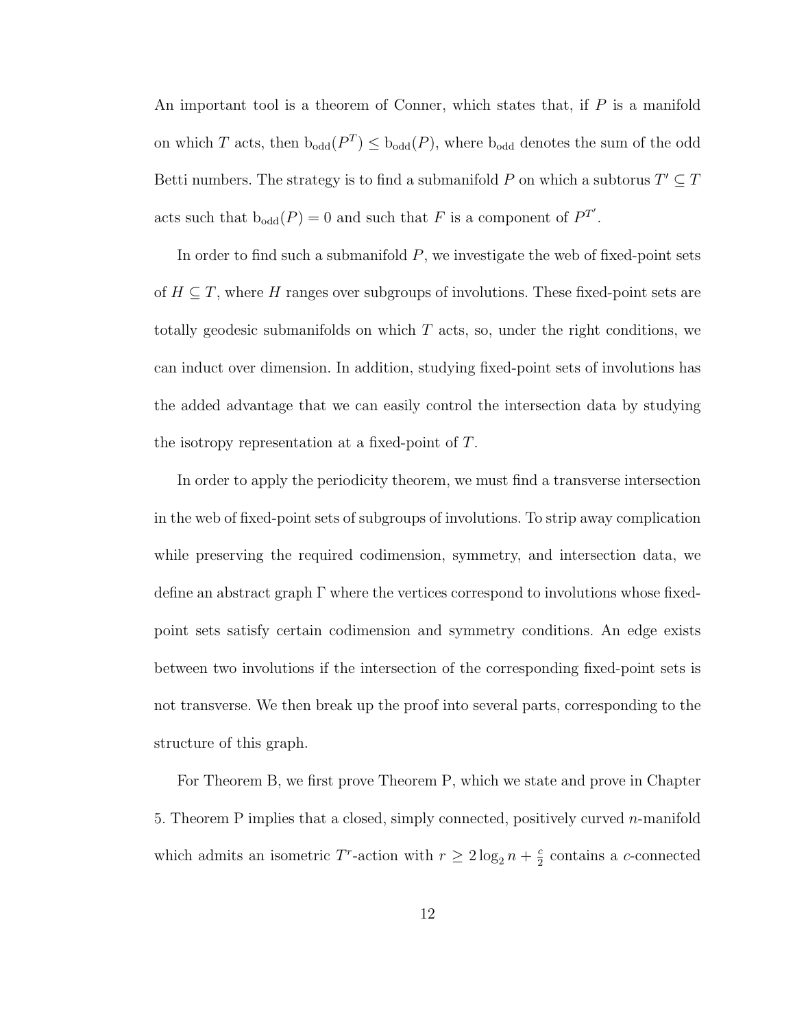An important tool is a theorem of Conner, which states that, if $P$ is a manifold on which $T$ acts, then $\mathrm{b}_{\mathrm{odd}}(P^T) \leq \mathrm{b}_{\mathrm{odd}}(P)$, where $\mathrm{b}_{\mathrm{odd}}$ denotes the sum of the odd Betti numbers. The strategy is to find a submanifold $P$ on which a subtorus $T' \subseteq T$ acts such that $\mathrm{b}_{\mathrm{odd}}(P) = 0$ and such that $F$ is a component of $P^{T'}$.

In order to find such a submanifold $P$, we investigate the web of fixed-point sets of $H \subseteq T$, where $H$ ranges over subgroups of involutions. These fixed-point sets are totally geodesic submanifolds on which $T$ acts, so, under the right conditions, we can induct over dimension. In addition, studying fixed-point sets of involutions has the added advantage that we can easily control the intersection data by studying the isotropy representation at a fixed-point of $T$.

In order to apply the periodicity theorem, we must find a transverse intersection in the web of fixed-point sets of subgroups of involutions. To strip away complication while preserving the required codimension, symmetry, and intersection data, we define an abstract graph $\Gamma$ where the vertices correspond to involutions whose fixed-point sets satisfy certain codimension and symmetry conditions. An edge exists between two involutions if the intersection of the corresponding fixed-point sets is not transverse. We then break up the proof into several parts, corresponding to the structure of this graph.

For Theorem B, we first prove Theorem P, which we state and prove in Chapter 5. Theorem P implies that a closed, simply connected, positively curved $n$-manifold which admits an isometric $T^r$-action with $r \geq 2\log_2 n + \frac{c}{2}$ contains a $c$-connected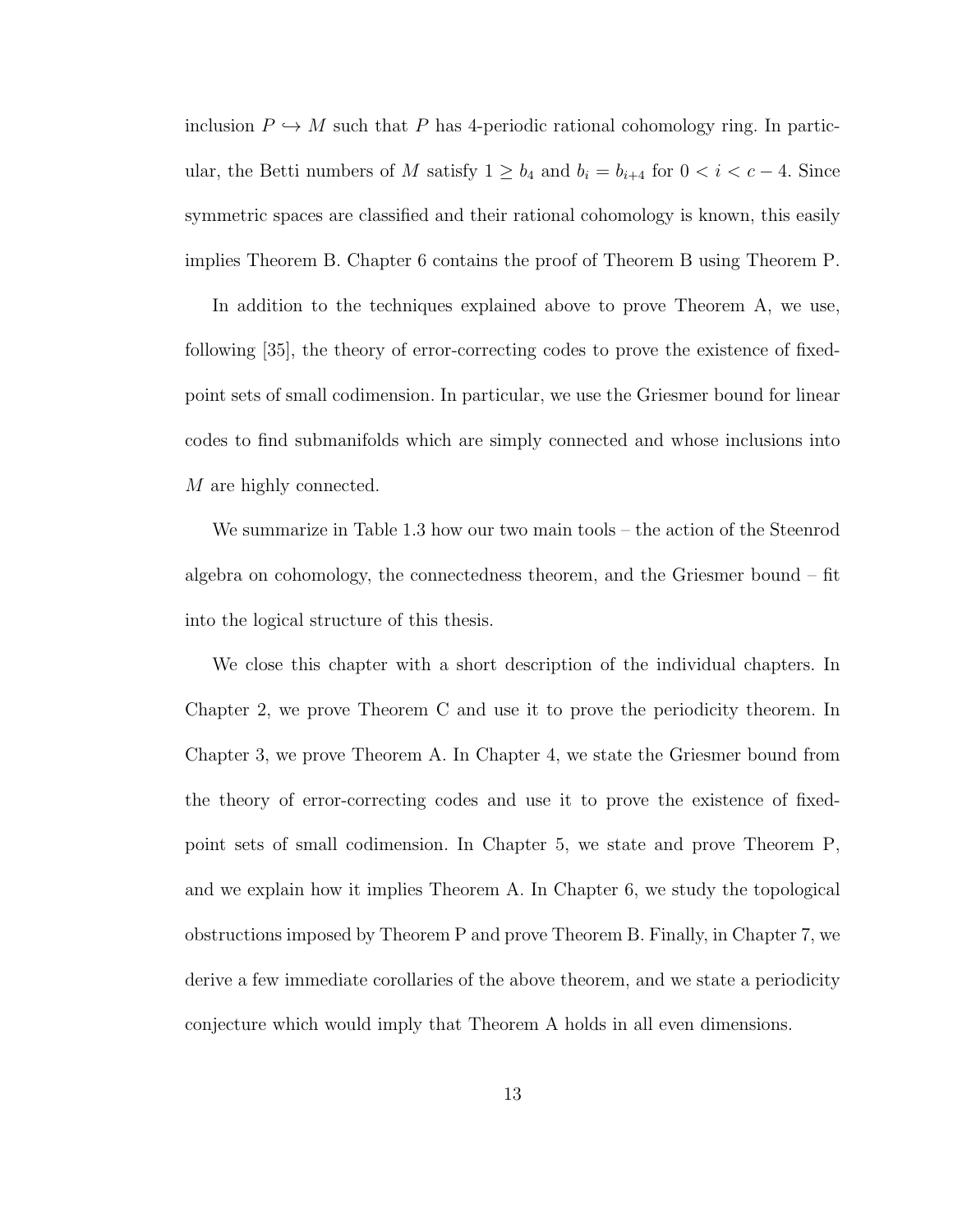inclusion $P \hookrightarrow M$ such that $P$ has 4-periodic rational cohomology ring. In particular, the Betti numbers of $M$ satisfy $1 \geq b_4$ and $b_i = b_{i+4}$ for $0 < i < c - 4$. Since symmetric spaces are classified and their rational cohomology is known, this easily implies Theorem B. Chapter 6 contains the proof of Theorem B using Theorem P.

In addition to the techniques explained above to prove Theorem A, we use, following [35], the theory of error-correcting codes to prove the existence of fixed-point sets of small codimension. In particular, we use the Griesmer bound for linear codes to find submanifolds which are simply connected and whose inclusions into $M$ are highly connected.

We summarize in Table 1.3 how our two main tools – the action of the Steenrod algebra on cohomology, the connectedness theorem, and the Griesmer bound – fit into the logical structure of this thesis.

We close this chapter with a short description of the individual chapters. In Chapter 2, we prove Theorem C and use it to prove the periodicity theorem. In Chapter 3, we prove Theorem A. In Chapter 4, we state the Griesmer bound from the theory of error-correcting codes and use it to prove the existence of fixed-point sets of small codimension. In Chapter 5, we state and prove Theorem P, and we explain how it implies Theorem A. In Chapter 6, we study the topological obstructions imposed by Theorem P and prove Theorem B. Finally, in Chapter 7, we derive a few immediate corollaries of the above theorem, and we state a periodicity conjecture which would imply that Theorem A holds in all even dimensions.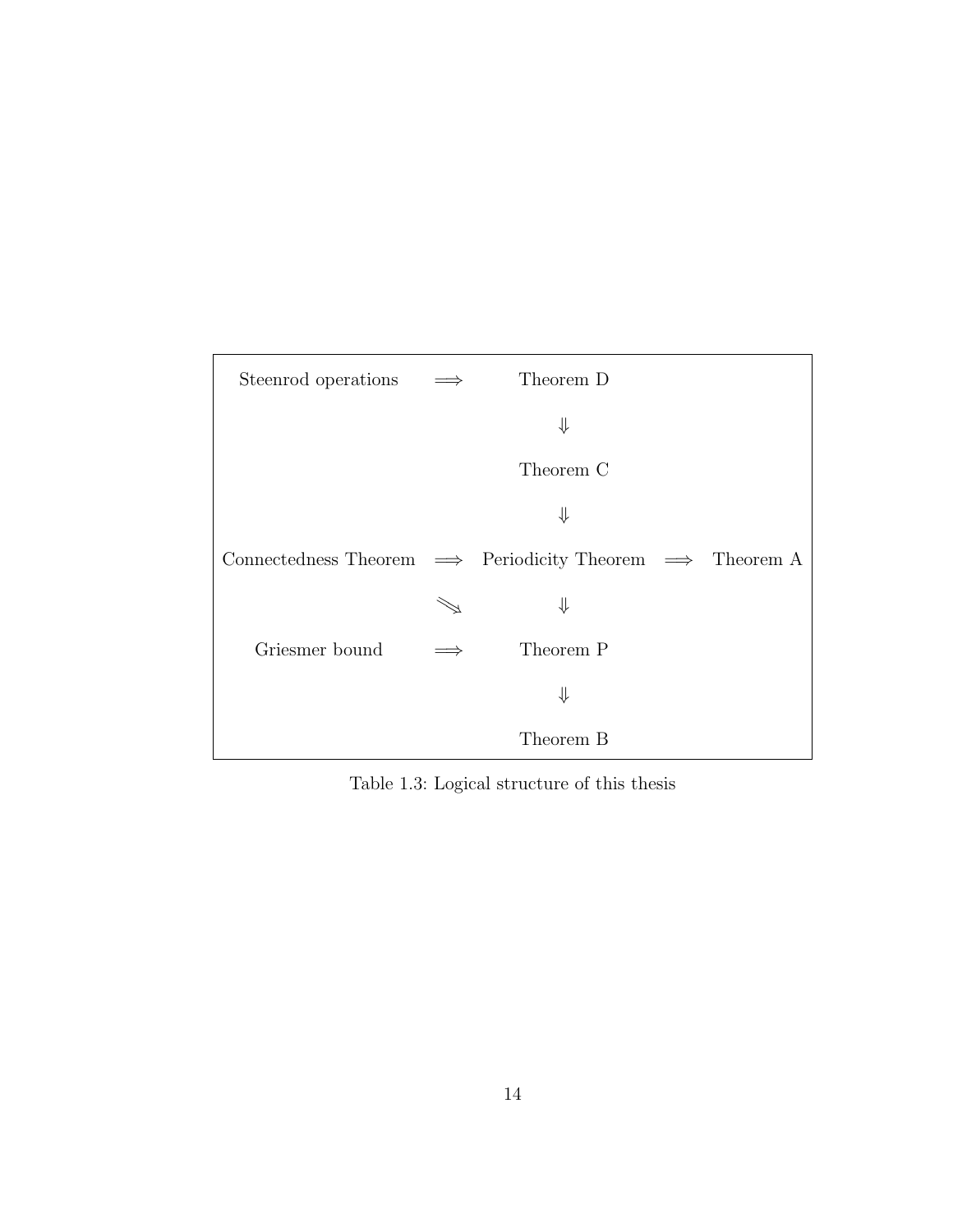| | | | | |
|---|---|---|---|---|
| Steenrod operations | $\Longrightarrow$ | Theorem D | | |
| | | $\Downarrow$ | | |
| | | Theorem C | | |
| | | $\Downarrow$ | | |
| Connectedness Theorem | $\Longrightarrow$ | Periodicity Theorem | $\Longrightarrow$ | Theorem A |
| | $\searrow$ | $\Downarrow$ | | |
| Griesmer bound | $\Longrightarrow$ | Theorem P | | |
| | | $\Downarrow$ | | |
| | | Theorem B | | |

Table 1.3: Logical structure of this thesis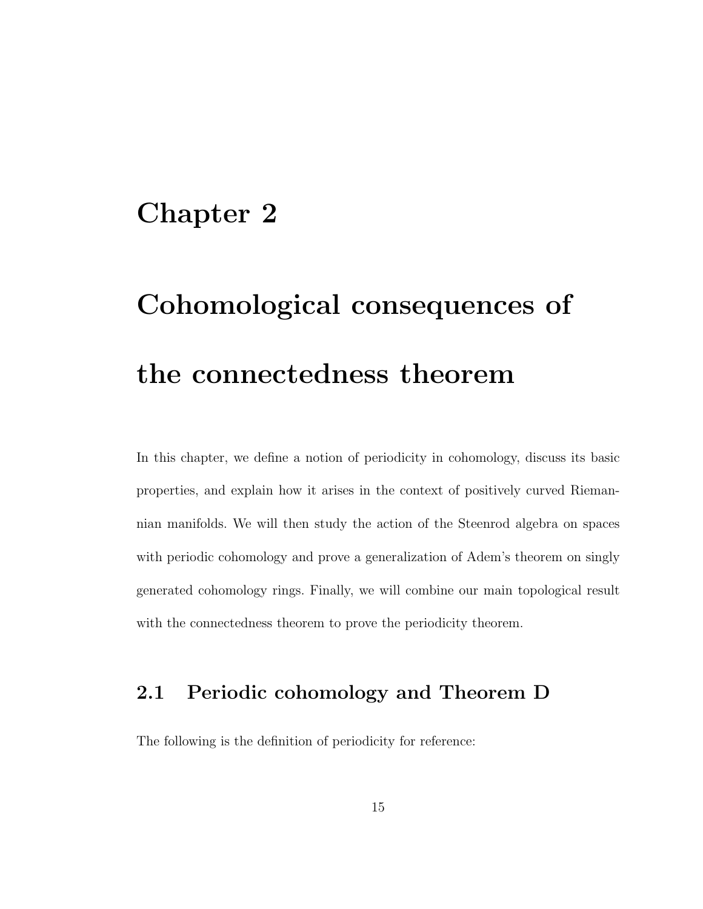# Chapter 2

# Cohomological consequences of the connectedness theorem

In this chapter, we define a notion of periodicity in cohomology, discuss its basic properties, and explain how it arises in the context of positively curved Riemannian manifolds. We will then study the action of the Steenrod algebra on spaces with periodic cohomology and prove a generalization of Adem's theorem on singly generated cohomology rings. Finally, we will combine our main topological result with the connectedness theorem to prove the periodicity theorem.

## 2.1 Periodic cohomology and Theorem D

The following is the definition of periodicity for reference: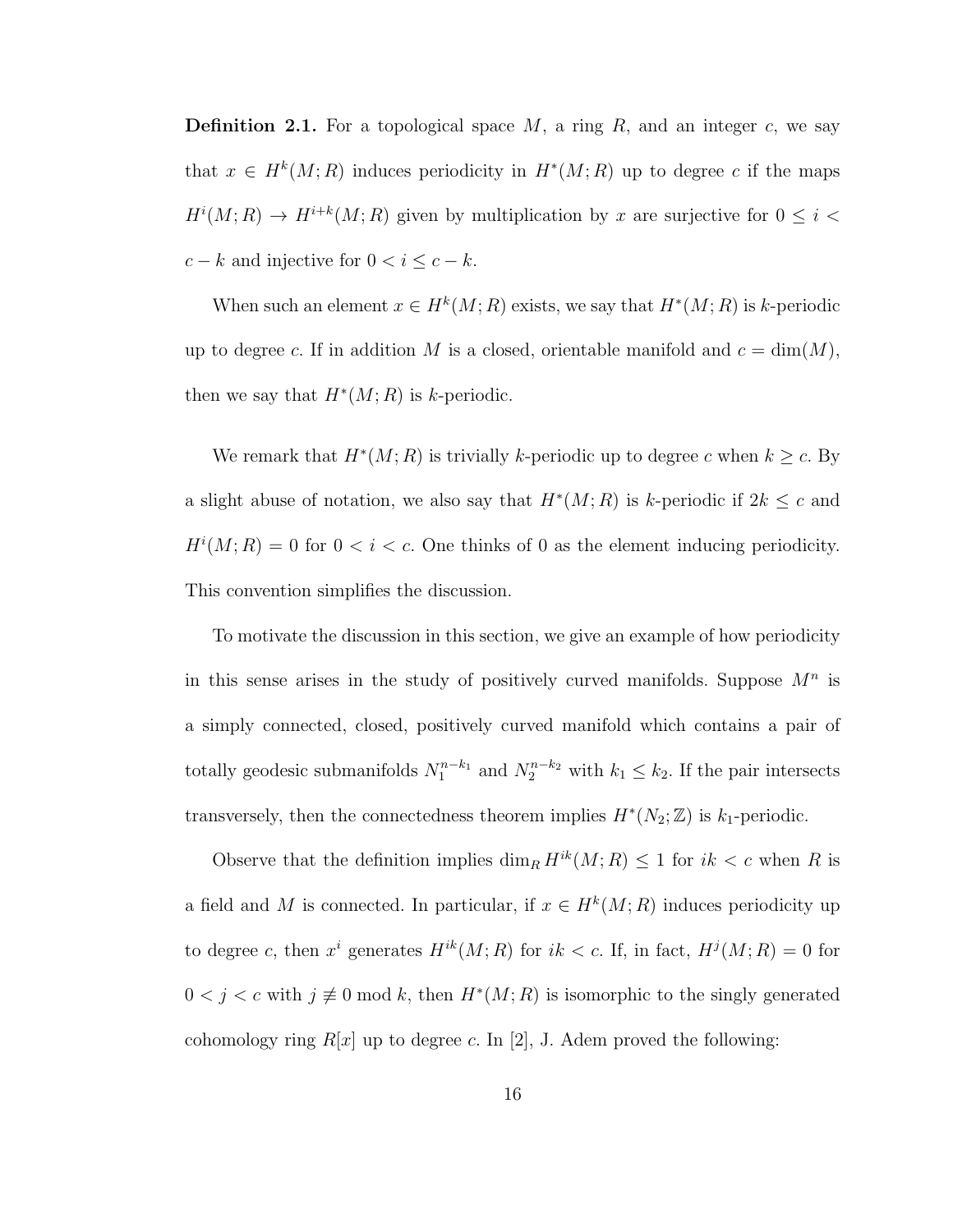**Definition 2.1.** For a topological space $M$, a ring $R$, and an integer $c$, we say that $x \in H^k(M;R)$ induces periodicity in $H^*(M;R)$ up to degree $c$ if the maps $H^i(M;R) \to H^{i+k}(M;R)$ given by multiplication by $x$ are surjective for $0 \leq i < c-k$ and injective for $0 < i \leq c-k$.

When such an element $x \in H^k(M;R)$ exists, we say that $H^*(M;R)$ is $k$-periodic up to degree $c$. If in addition $M$ is a closed, orientable manifold and $c = \dim(M)$, then we say that $H^*(M;R)$ is $k$-periodic.

We remark that $H^*(M;R)$ is trivially $k$-periodic up to degree $c$ when $k \geq c$. By a slight abuse of notation, we also say that $H^*(M;R)$ is $k$-periodic if $2k \leq c$ and $H^i(M;R) = 0$ for $0 < i < c$. One thinks of 0 as the element inducing periodicity. This convention simplifies the discussion.

To motivate the discussion in this section, we give an example of how periodicity in this sense arises in the study of positively curved manifolds. Suppose $M^n$ is a simply connected, closed, positively curved manifold which contains a pair of totally geodesic submanifolds $N_1^{n-k_1}$ and $N_2^{n-k_2}$ with $k_1 \leq k_2$. If the pair intersects transversely, then the connectedness theorem implies $H^*(N_2;\mathbb{Z})$ is $k_1$-periodic.

Observe that the definition implies $\dim_R H^{ik}(M;R) \leq 1$ for $ik < c$ when $R$ is a field and $M$ is connected. In particular, if $x \in H^k(M;R)$ induces periodicity up to degree $c$, then $x^i$ generates $H^{ik}(M;R)$ for $ik < c$. If, in fact, $H^j(M;R) = 0$ for $0 < j < c$ with $j \not\equiv 0 \bmod k$, then $H^*(M;R)$ is isomorphic to the singly generated cohomology ring $R[x]$ up to degree $c$. In [2], J. Adem proved the following: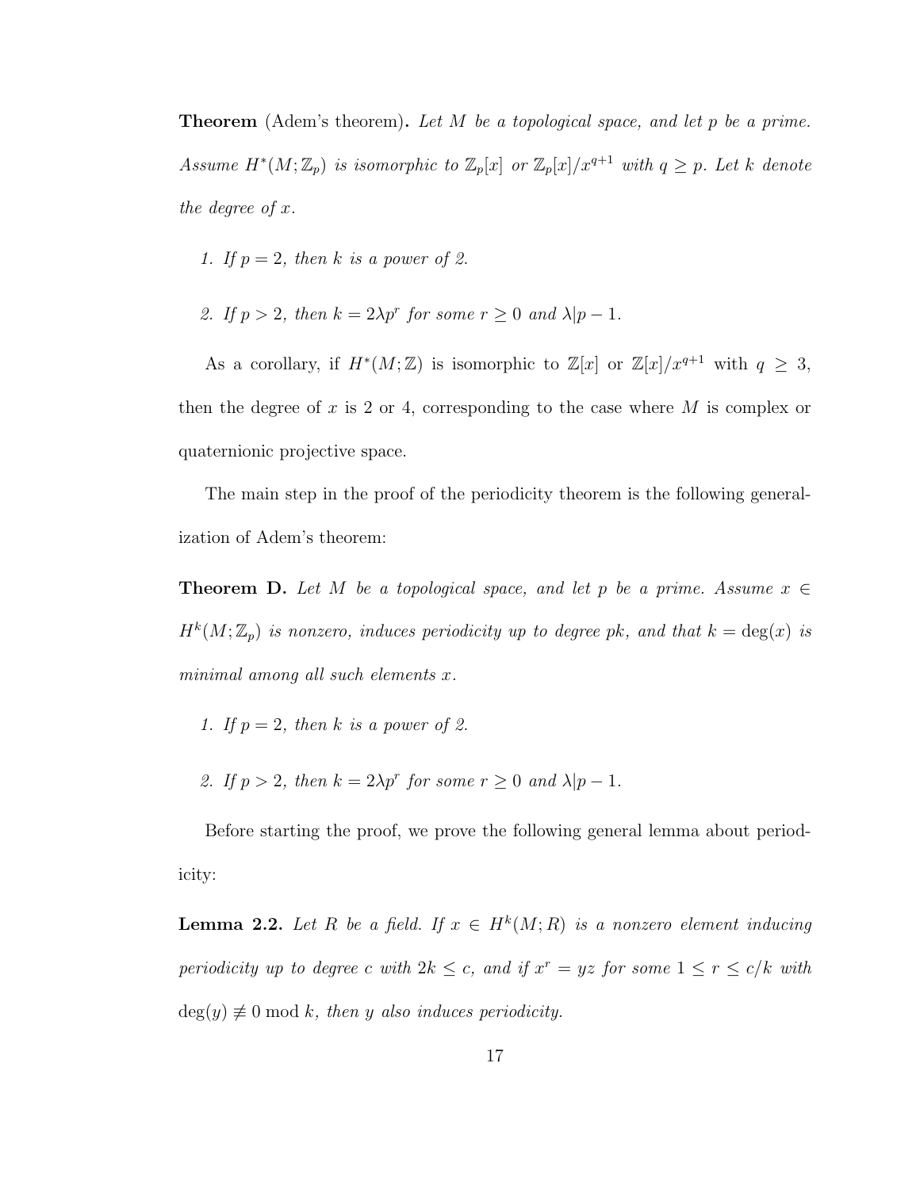**Theorem** (Adem's theorem). *Let $M$ be a topological space, and let $p$ be a prime. Assume $H^*(M;\mathbb{Z}_p)$ is isomorphic to $\mathbb{Z}_p[x]$ or $\mathbb{Z}_p[x]/x^{q+1}$ with $q \geq p$. Let $k$ denote the degree of $x$.*

1. *If $p = 2$, then $k$ is a power of 2.*
2. *If $p > 2$, then $k = 2\lambda p^r$ for some $r \geq 0$ and $\lambda | p-1$.*

As a corollary, if $H^*(M;\mathbb{Z})$ is isomorphic to $\mathbb{Z}[x]$ or $\mathbb{Z}[x]/x^{q+1}$ with $q \geq 3$, then the degree of $x$ is 2 or 4, corresponding to the case where $M$ is complex or quaternionic projective space.

The main step in the proof of the periodicity theorem is the following generalization of Adem's theorem:

**Theorem D.** *Let $M$ be a topological space, and let $p$ be a prime. Assume $x \in H^k(M;\mathbb{Z}_p)$ is nonzero, induces periodicity up to degree $pk$, and that $k = \deg(x)$ is minimal among all such elements $x$.*

1. *If $p = 2$, then $k$ is a power of 2.*
2. *If $p > 2$, then $k = 2\lambda p^r$ for some $r \geq 0$ and $\lambda | p-1$.*

Before starting the proof, we prove the following general lemma about periodicity:

**Lemma 2.2.** *Let $R$ be a field. If $x \in H^k(M;R)$ is a nonzero element inducing periodicity up to degree $c$ with $2k \leq c$, and if $x^r = yz$ for some $1 \leq r \leq c/k$ with $\deg(y) \not\equiv 0 \bmod k$, then $y$ also induces periodicity.*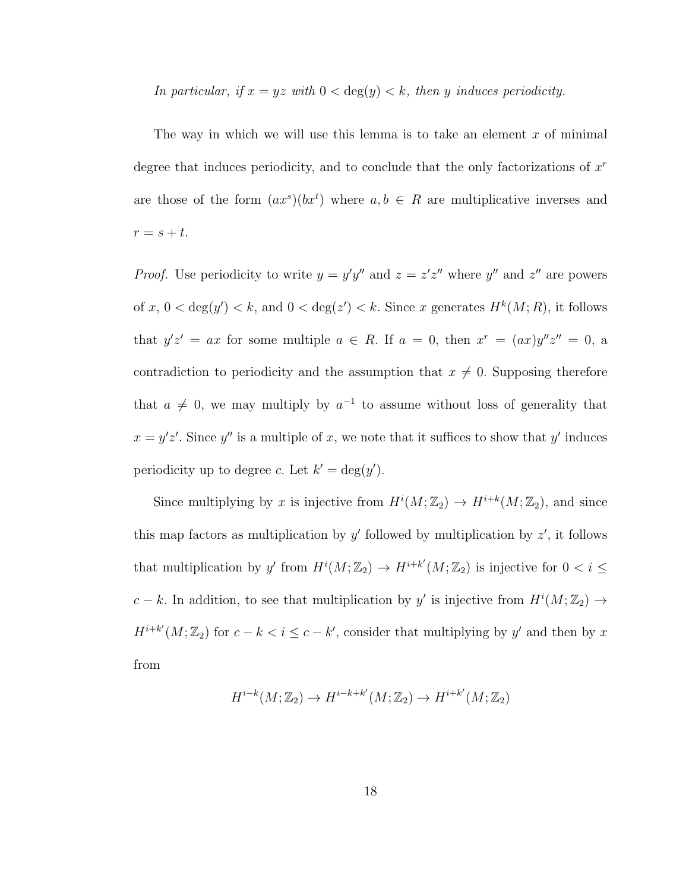*In particular, if $x = yz$ with $0 < \deg(y) < k$, then $y$ induces periodicity.*

The way in which we will use this lemma is to take an element $x$ of minimal degree that induces periodicity, and to conclude that the only factorizations of $x^r$ are those of the form $(ax^s)(bx^t)$ where $a, b \in R$ are multiplicative inverses and $r = s + t$.

*Proof.* Use periodicity to write $y = y'y''$ and $z = z'z''$ where $y''$ and $z''$ are powers of $x$, $0 < \deg(y') < k$, and $0 < \deg(z') < k$. Since $x$ generates $H^k(M; R)$, it follows that $y'z' = ax$ for some multiple $a \in R$. If $a = 0$, then $x^r = (ax)y''z'' = 0$, a contradiction to periodicity and the assumption that $x \neq 0$. Supposing therefore that $a \neq 0$, we may multiply by $a^{-1}$ to assume without loss of generality that $x = y'z'$. Since $y''$ is a multiple of $x$, we note that it suffices to show that $y'$ induces periodicity up to degree $c$. Let $k' = \deg(y')$.

Since multiplying by $x$ is injective from $H^i(M; \mathbb{Z}_2) \to H^{i+k}(M; \mathbb{Z}_2)$, and since this map factors as multiplication by $y'$ followed by multiplication by $z'$, it follows that multiplication by $y'$ from $H^i(M; \mathbb{Z}_2) \to H^{i+k'}(M; \mathbb{Z}_2)$ is injective for $0 < i \leq c - k$. In addition, to see that multiplication by $y'$ is injective from $H^i(M; \mathbb{Z}_2) \to H^{i+k'}(M; \mathbb{Z}_2)$ for $c - k < i \leq c - k'$, consider that multiplying by $y'$ and then by $x$ from

$$H^{i-k}(M; \mathbb{Z}_2) \to H^{i-k+k'}(M; \mathbb{Z}_2) \to H^{i+k'}(M; \mathbb{Z}_2)$$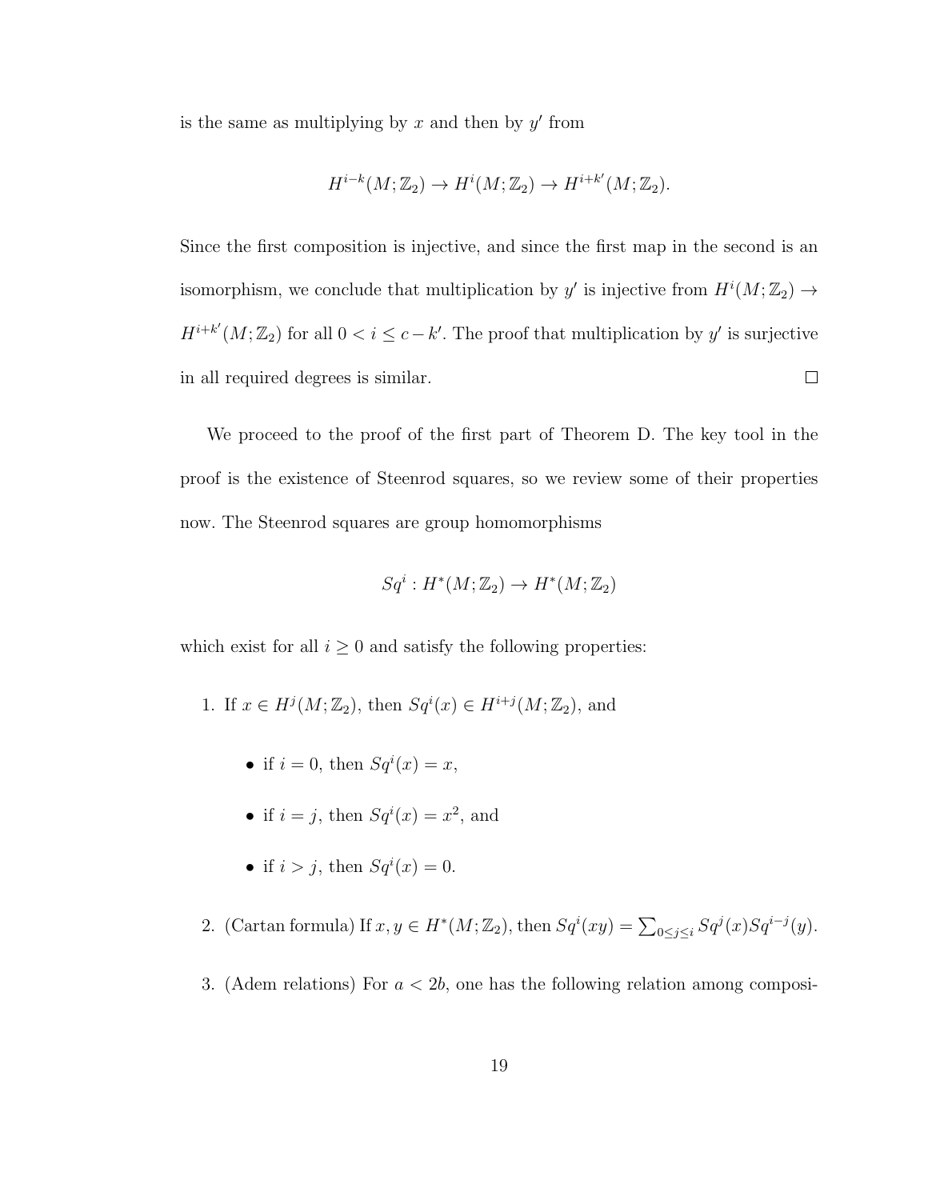is the same as multiplying by $x$ and then by $y'$ from

$$H^{i-k}(M; \mathbb{Z}_2) \to H^i(M; \mathbb{Z}_2) \to H^{i+k'}(M; \mathbb{Z}_2).$$

Since the first composition is injective, and since the first map in the second is an isomorphism, we conclude that multiplication by $y'$ is injective from $H^i(M; \mathbb{Z}_2) \to H^{i+k'}(M; \mathbb{Z}_2)$ for all $0 < i \leq c - k'$. The proof that multiplication by $y'$ is surjective in all required degrees is similar. □

We proceed to the proof of the first part of Theorem D. The key tool in the proof is the existence of Steenrod squares, so we review some of their properties now. The Steenrod squares are group homomorphisms

$$Sq^i : H^*(M; \mathbb{Z}_2) \to H^*(M; \mathbb{Z}_2)$$

which exist for all $i \geq 0$ and satisfy the following properties:

1. If $x \in H^j(M; \mathbb{Z}_2)$, then $Sq^i(x) \in H^{i+j}(M; \mathbb{Z}_2)$, and
   - if $i = 0$, then $Sq^i(x) = x$,
   - if $i = j$, then $Sq^i(x) = x^2$, and
   - if $i > j$, then $Sq^i(x) = 0$.
2. (Cartan formula) If $x, y \in H^*(M; \mathbb{Z}_2)$, then $Sq^i(xy) = \sum_{0 \leq j \leq i} Sq^j(x) Sq^{i-j}(y)$.
3. (Adem relations) For $a < 2b$, one has the following relation among composi-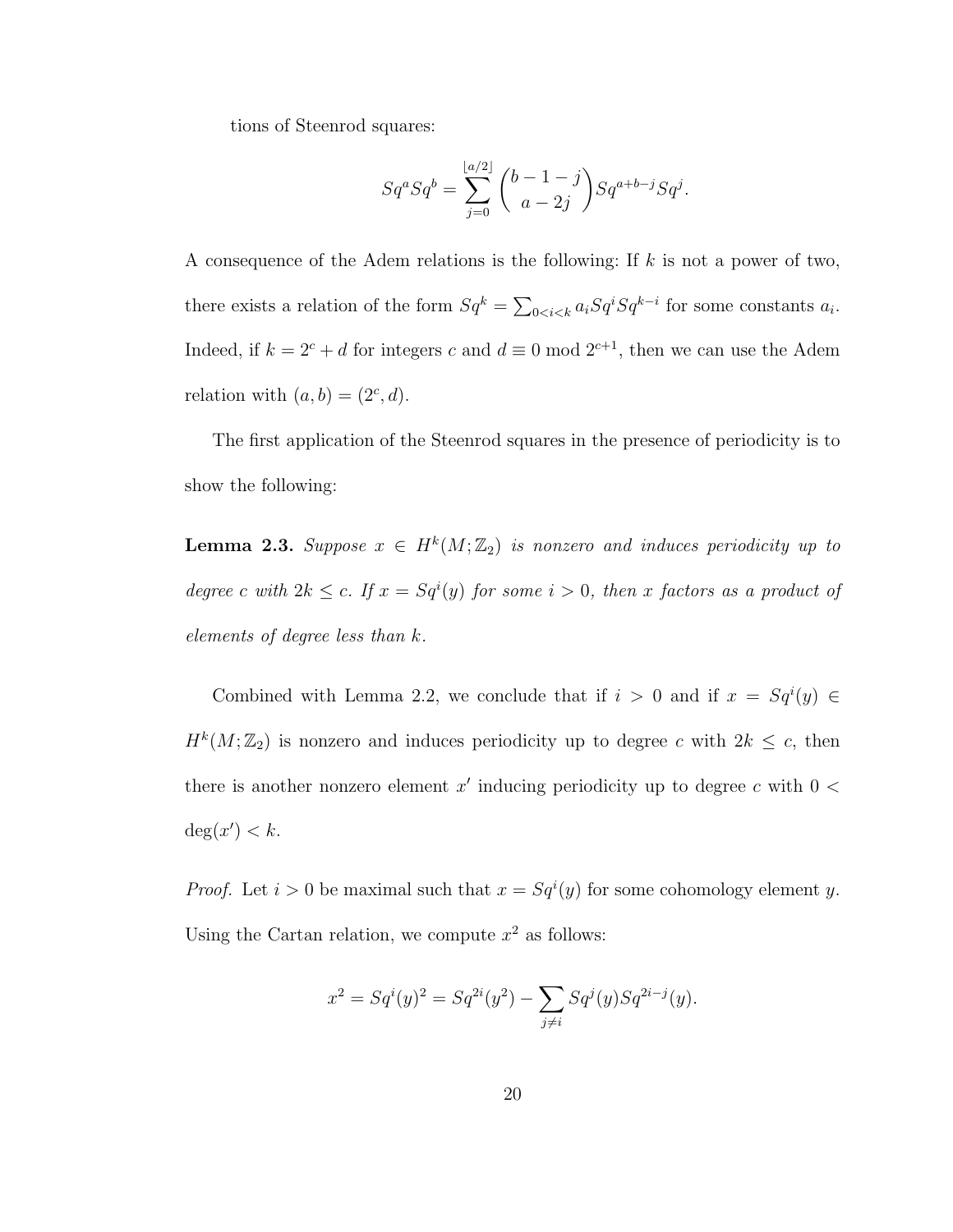tions of Steenrod squares:

$$Sq^a Sq^b = \sum_{j=0}^{\lfloor a/2 \rfloor} \binom{b-1-j}{a-2j} Sq^{a+b-j} Sq^j.$$

A consequence of the Adem relations is the following: If $k$ is not a power of two, there exists a relation of the form $Sq^k = \sum_{0<i<k} a_i Sq^i Sq^{k-i}$ for some constants $a_i$. Indeed, if $k = 2^c + d$ for integers $c$ and $d \equiv 0 \bmod 2^{c+1}$, then we can use the Adem relation with $(a, b) = (2^c, d)$.

The first application of the Steenrod squares in the presence of periodicity is to show the following:

**Lemma 2.3.** *Suppose $x \in H^k(M; \mathbb{Z}_2)$ is nonzero and induces periodicity up to degree $c$ with $2k \leq c$. If $x = Sq^i(y)$ for some $i > 0$, then $x$ factors as a product of elements of degree less than $k$.*

Combined with Lemma 2.2, we conclude that if $i > 0$ and if $x = Sq^i(y) \in H^k(M; \mathbb{Z}_2)$ is nonzero and induces periodicity up to degree $c$ with $2k \leq c$, then there is another nonzero element $x'$ inducing periodicity up to degree $c$ with $0 < \deg(x') < k$.

*Proof.* Let $i > 0$ be maximal such that $x = Sq^i(y)$ for some cohomology element $y$. Using the Cartan relation, we compute $x^2$ as follows:

$$x^2 = Sq^i(y)^2 = Sq^{2i}(y^2) - \sum_{j \neq i} Sq^j(y) Sq^{2i-j}(y).$$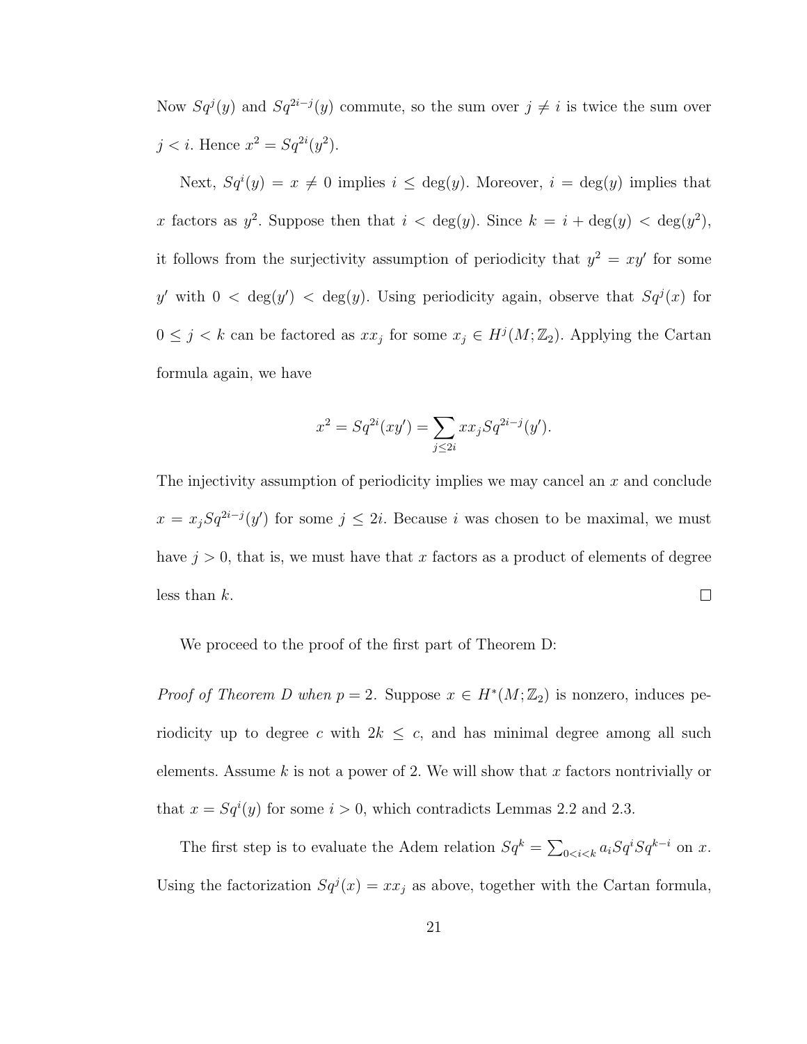Now $Sq^j(y)$ and $Sq^{2i-j}(y)$ commute, so the sum over $j \neq i$ is twice the sum over $j < i$. Hence $x^2 = Sq^{2i}(y^2)$.

Next, $Sq^i(y) = x \neq 0$ implies $i \leq \deg(y)$. Moreover, $i = \deg(y)$ implies that $x$ factors as $y^2$. Suppose then that $i < \deg(y)$. Since $k = i + \deg(y) < \deg(y^2)$, it follows from the surjectivity assumption of periodicity that $y^2 = xy'$ for some $y'$ with $0 < \deg(y') < \deg(y)$. Using periodicity again, observe that $Sq^j(x)$ for $0 \leq j < k$ can be factored as $xx_j$ for some $x_j \in H^j(M; \mathbb{Z}_2)$. Applying the Cartan formula again, we have

$$x^2 = Sq^{2i}(xy') = \sum_{j \leq 2i} xx_j Sq^{2i-j}(y').$$

The injectivity assumption of periodicity implies we may cancel an $x$ and conclude $x = x_j Sq^{2i-j}(y')$ for some $j \leq 2i$. Because $i$ was chosen to be maximal, we must have $j > 0$, that is, we must have that $x$ factors as a product of elements of degree less than $k$. □

We proceed to the proof of the first part of Theorem D:

*Proof of Theorem D when $p = 2$.* Suppose $x \in H^*(M; \mathbb{Z}_2)$ is nonzero, induces periodicity up to degree $c$ with $2k \leq c$, and has minimal degree among all such elements. Assume $k$ is not a power of 2. We will show that $x$ factors nontrivially or that $x = Sq^i(y)$ for some $i > 0$, which contradicts Lemmas 2.2 and 2.3.

The first step is to evaluate the Adem relation $Sq^k = \sum_{0<i<k} a_i Sq^i Sq^{k-i}$ on $x$. Using the factorization $Sq^j(x) = xx_j$ as above, together with the Cartan formula,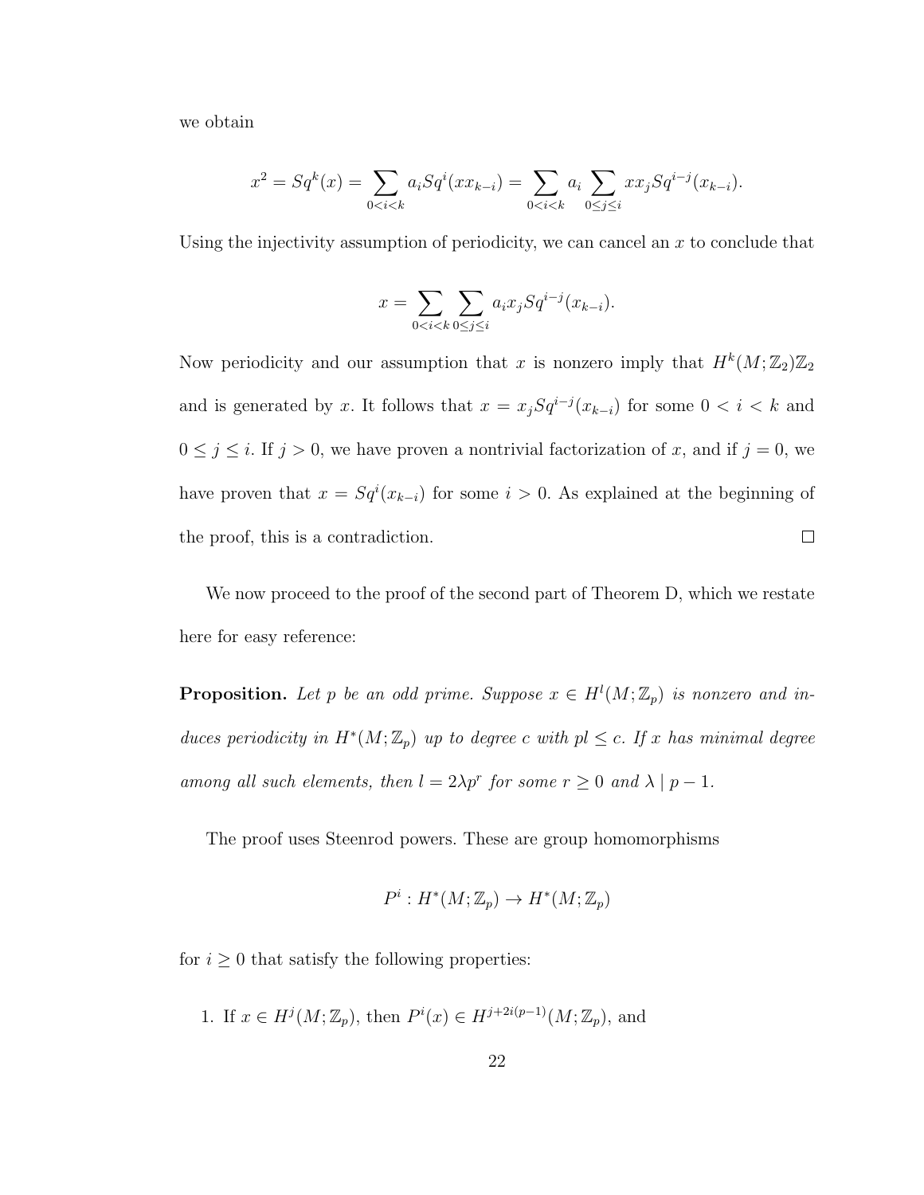we obtain

$$x^2 = Sq^k(x) = \sum_{0<i<k} a_i Sq^i(x x_{k-i}) = \sum_{0<i<k} a_i \sum_{0\leq j\leq i} x x_j Sq^{i-j}(x_{k-i}).$$

Using the injectivity assumption of periodicity, we can cancel an $x$ to conclude that

$$x = \sum_{0<i<k} \sum_{0\leq j\leq i} a_i x_j Sq^{i-j}(x_{k-i}).$$

Now periodicity and our assumption that $x$ is nonzero imply that $H^k(M;\mathbb{Z}_2)\mathbb{Z}_2$ and is generated by $x$. It follows that $x = x_j Sq^{i-j}(x_{k-i})$ for some $0 < i < k$ and $0 \leq j \leq i$. If $j > 0$, we have proven a nontrivial factorization of $x$, and if $j = 0$, we have proven that $x = Sq^i(x_{k-i})$ for some $i > 0$. As explained at the beginning of the proof, this is a contradiction. □

We now proceed to the proof of the second part of Theorem D, which we restate here for easy reference:

**Proposition.** *Let $p$ be an odd prime. Suppose $x \in H^l(M;\mathbb{Z}_p)$ is nonzero and induces periodicity in $H^*(M;\mathbb{Z}_p)$ up to degree $c$ with $pl \leq c$. If $x$ has minimal degree among all such elements, then $l = 2\lambda p^r$ for some $r \geq 0$ and $\lambda \mid p-1$.*

The proof uses Steenrod powers. These are group homomorphisms

$$P^i : H^*(M;\mathbb{Z}_p) \to H^*(M;\mathbb{Z}_p)$$

for $i \geq 0$ that satisfy the following properties:

1. If $x \in H^j(M;\mathbb{Z}_p)$, then $P^i(x) \in H^{j+2i(p-1)}(M;\mathbb{Z}_p)$, and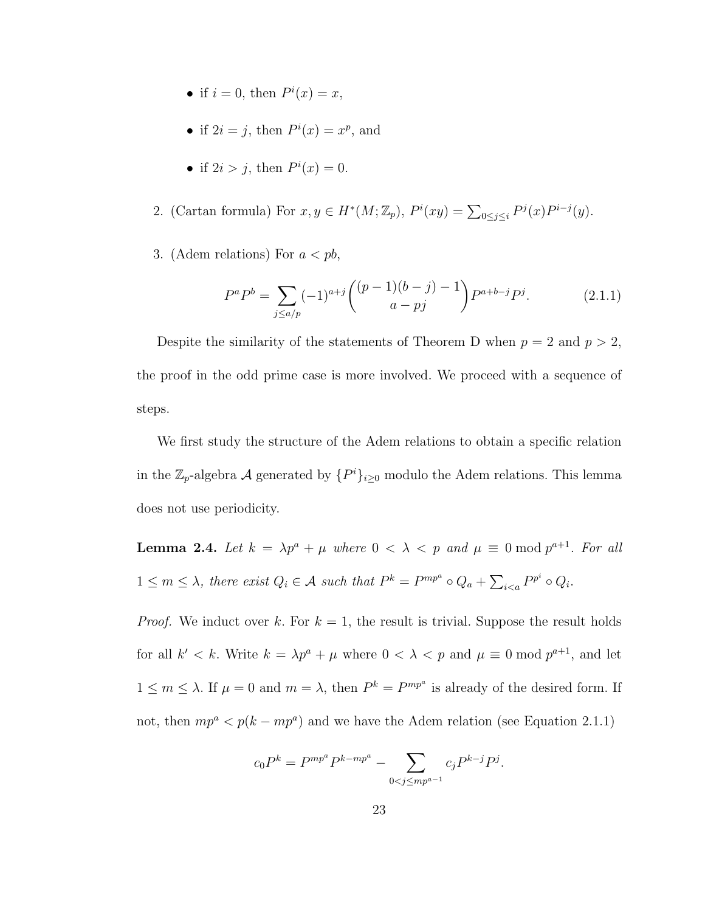- if $i = 0$, then $P^i(x) = x$,
- if $2i = j$, then $P^i(x) = x^p$, and
- if $2i > j$, then $P^i(x) = 0$.

2. (Cartan formula) For $x, y \in H^*(M; \mathbb{Z}_p)$, $P^i(xy) = \sum_{0 \le j \le i} P^j(x) P^{i-j}(y)$.

3. (Adem relations) For $a < pb$,

$$P^a P^b = \sum_{j \le a/p} (-1)^{a+j} \binom{(p-1)(b-j)-1}{a-pj} P^{a+b-j} P^j. \tag{2.1.1}$$

Despite the similarity of the statements of Theorem D when $p = 2$ and $p > 2$, the proof in the odd prime case is more involved. We proceed with a sequence of steps.

We first study the structure of the Adem relations to obtain a specific relation in the $\mathbb{Z}_p$-algebra $\mathcal{A}$ generated by $\{P^i\}_{i \ge 0}$ modulo the Adem relations. This lemma does not use periodicity.

**Lemma 2.4.** *Let $k = \lambda p^a + \mu$ where $0 < \lambda < p$ and $\mu \equiv 0 \bmod p^{a+1}$. For all $1 \le m \le \lambda$, there exist $Q_i \in \mathcal{A}$ such that $P^k = P^{mp^a} \circ Q_a + \sum_{i<a} P^{p^i} \circ Q_i$.*

*Proof.* We induct over $k$. For $k = 1$, the result is trivial. Suppose the result holds for all $k' < k$. Write $k = \lambda p^a + \mu$ where $0 < \lambda < p$ and $\mu \equiv 0 \bmod p^{a+1}$, and let $1 \le m \le \lambda$. If $\mu = 0$ and $m = \lambda$, then $P^k = P^{mp^a}$ is already of the desired form. If not, then $mp^a < p(k - mp^a)$ and we have the Adem relation (see Equation 2.1.1)

$$c_0 P^k = P^{mp^a} P^{k - mp^a} - \sum_{0 < j \le mp^{a-1}} c_j P^{k-j} P^j.$$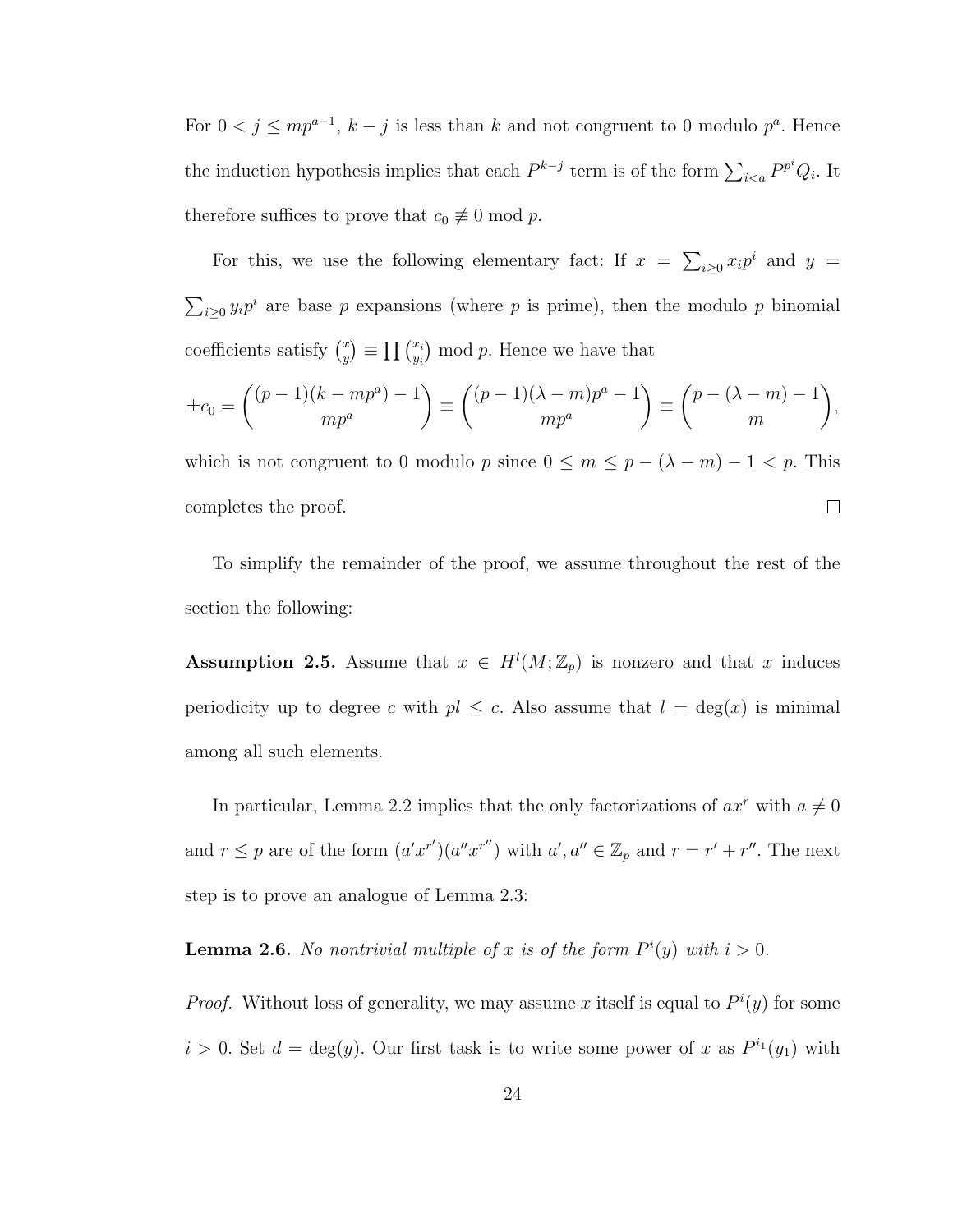For $0 < j \leq mp^{a-1}$, $k - j$ is less than $k$ and not congruent to 0 modulo $p^a$. Hence the induction hypothesis implies that each $P^{k-j}$ term is of the form $\sum_{i<a} P^{p^i} Q_i$. It therefore suffices to prove that $c_0 \not\equiv 0 \bmod p$.

For this, we use the following elementary fact: If $x = \sum_{i \geq 0} x_i p^i$ and $y = \sum_{i \geq 0} y_i p^i$ are base $p$ expansions (where $p$ is prime), then the modulo $p$ binomial coefficients satisfy $\binom{x}{y} \equiv \prod \binom{x_i}{y_i} \bmod p$. Hence we have that

$$\pm c_0 = \binom{(p-1)(k - mp^a) - 1}{mp^a} \equiv \binom{(p-1)(\lambda - m)p^a - 1}{mp^a} \equiv \binom{p - (\lambda - m) - 1}{m},$$

which is not congruent to 0 modulo $p$ since $0 \leq m \leq p - (\lambda - m) - 1 < p$. This completes the proof. $\square$

To simplify the remainder of the proof, we assume throughout the rest of the section the following:

**Assumption 2.5.** Assume that $x \in H^l(M; \mathbb{Z}_p)$ is nonzero and that $x$ induces periodicity up to degree $c$ with $pl \leq c$. Also assume that $l = \deg(x)$ is minimal among all such elements.

In particular, Lemma 2.2 implies that the only factorizations of $ax^r$ with $a \neq 0$ and $r \leq p$ are of the form $(a'x^{r'})(a''x^{r''})$ with $a', a'' \in \mathbb{Z}_p$ and $r = r' + r''$. The next step is to prove an analogue of Lemma 2.3:

**Lemma 2.6.** *No nontrivial multiple of $x$ is of the form $P^i(y)$ with $i > 0$.*

*Proof.* Without loss of generality, we may assume $x$ itself is equal to $P^i(y)$ for some $i > 0$. Set $d = \deg(y)$. Our first task is to write some power of $x$ as $P^{i_1}(y_1)$ with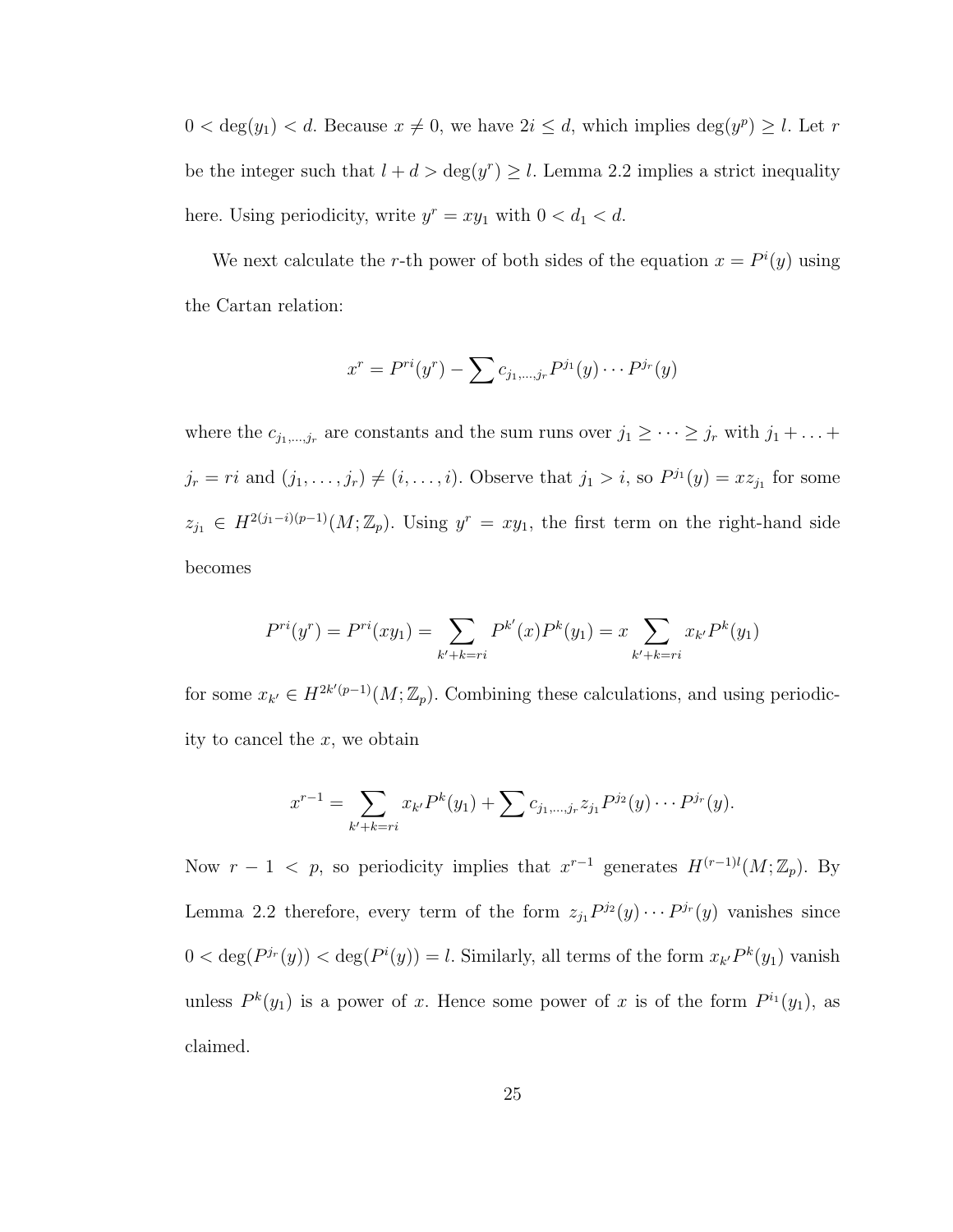$0 < \deg(y_1) < d$. Because $x \neq 0$, we have $2i \leq d$, which implies $\deg(y^p) \geq l$. Let $r$ be the integer such that $l + d > \deg(y^r) \geq l$. Lemma 2.2 implies a strict inequality here. Using periodicity, write $y^r = xy_1$ with $0 < d_1 < d$.

We next calculate the $r$-th power of both sides of the equation $x = P^i(y)$ using the Cartan relation:

$$x^r = P^{ri}(y^r) - \sum c_{j_1,\ldots,j_r} P^{j_1}(y) \cdots P^{j_r}(y)$$

where the $c_{j_1,\ldots,j_r}$ are constants and the sum runs over $j_1 \geq \cdots \geq j_r$ with $j_1 + \ldots + j_r = ri$ and $(j_1, \ldots, j_r) \neq (i, \ldots, i)$. Observe that $j_1 > i$, so $P^{j_1}(y) = xz_{j_1}$ for some $z_{j_1} \in H^{2(j_1-i)(p-1)}(M; \mathbb{Z}_p)$. Using $y^r = xy_1$, the first term on the right-hand side becomes

$$P^{ri}(y^r) = P^{ri}(xy_1) = \sum_{k'+k=ri} P^{k'}(x) P^k(y_1) = x \sum_{k'+k=ri} x_{k'} P^k(y_1)$$

for some $x_{k'} \in H^{2k'(p-1)}(M; \mathbb{Z}_p)$. Combining these calculations, and using periodicity to cancel the $x$, we obtain

$$x^{r-1} = \sum_{k'+k=ri} x_{k'} P^k(y_1) + \sum c_{j_1,\ldots,j_r} z_{j_1} P^{j_2}(y) \cdots P^{j_r}(y).$$

Now $r - 1 < p$, so periodicity implies that $x^{r-1}$ generates $H^{(r-1)l}(M; \mathbb{Z}_p)$. By Lemma 2.2 therefore, every term of the form $z_{j_1} P^{j_2}(y) \cdots P^{j_r}(y)$ vanishes since $0 < \deg(P^{j_r}(y)) < \deg(P^i(y)) = l$. Similarly, all terms of the form $x_{k'} P^k(y_1)$ vanish unless $P^k(y_1)$ is a power of $x$. Hence some power of $x$ is of the form $P^{i_1}(y_1)$, as claimed.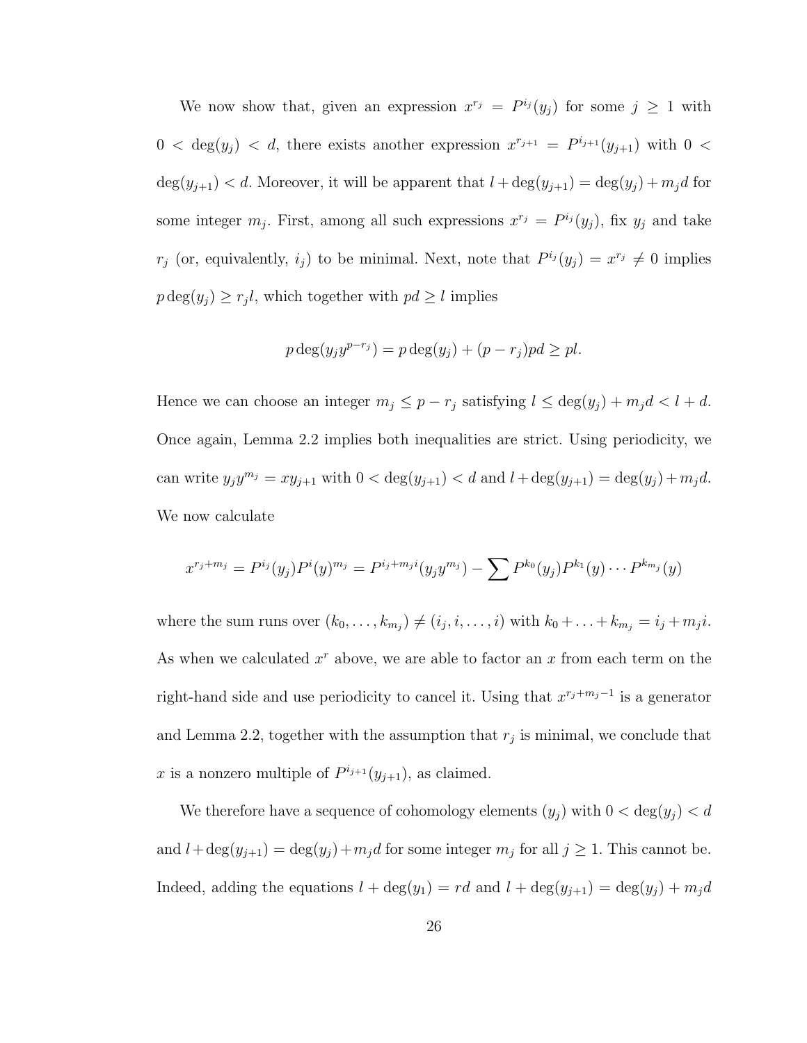We now show that, given an expression $x^{r_j} = P^{i_j}(y_j)$ for some $j \geq 1$ with $0 < \deg(y_j) < d$, there exists another expression $x^{r_{j+1}} = P^{i_{j+1}}(y_{j+1})$ with $0 < \deg(y_{j+1}) < d$. Moreover, it will be apparent that $l + \deg(y_{j+1}) = \deg(y_j) + m_j d$ for some integer $m_j$. First, among all such expressions $x^{r_j} = P^{i_j}(y_j)$, fix $y_j$ and take $r_j$ (or, equivalently, $i_j$) to be minimal. Next, note that $P^{i_j}(y_j) = x^{r_j} \neq 0$ implies $p \deg(y_j) \geq r_j l$, which together with $pd \geq l$ implies

$$p \deg(y_j y^{p-r_j}) = p \deg(y_j) + (p - r_j) pd \geq pl.$$

Hence we can choose an integer $m_j \leq p - r_j$ satisfying $l \leq \deg(y_j) + m_j d < l + d$. Once again, Lemma 2.2 implies both inequalities are strict. Using periodicity, we can write $y_j y^{m_j} = x y_{j+1}$ with $0 < \deg(y_{j+1}) < d$ and $l + \deg(y_{j+1}) = \deg(y_j) + m_j d$. We now calculate

$$x^{r_j + m_j} = P^{i_j}(y_j) P^i(y)^{m_j} = P^{i_j + m_j i}(y_j y^{m_j}) - \sum P^{k_0}(y_j) P^{k_1}(y) \cdots P^{k_{m_j}}(y)$$

where the sum runs over $(k_0, \ldots, k_{m_j}) \neq (i_j, i, \ldots, i)$ with $k_0 + \ldots + k_{m_j} = i_j + m_j i$. As when we calculated $x^r$ above, we are able to factor an $x$ from each term on the right-hand side and use periodicity to cancel it. Using that $x^{r_j + m_j - 1}$ is a generator and Lemma 2.2, together with the assumption that $r_j$ is minimal, we conclude that $x$ is a nonzero multiple of $P^{i_{j+1}}(y_{j+1})$, as claimed.

We therefore have a sequence of cohomology elements $(y_j)$ with $0 < \deg(y_j) < d$ and $l + \deg(y_{j+1}) = \deg(y_j) + m_j d$ for some integer $m_j$ for all $j \geq 1$. This cannot be. Indeed, adding the equations $l + \deg(y_1) = rd$ and $l + \deg(y_{j+1}) = \deg(y_j) + m_j d$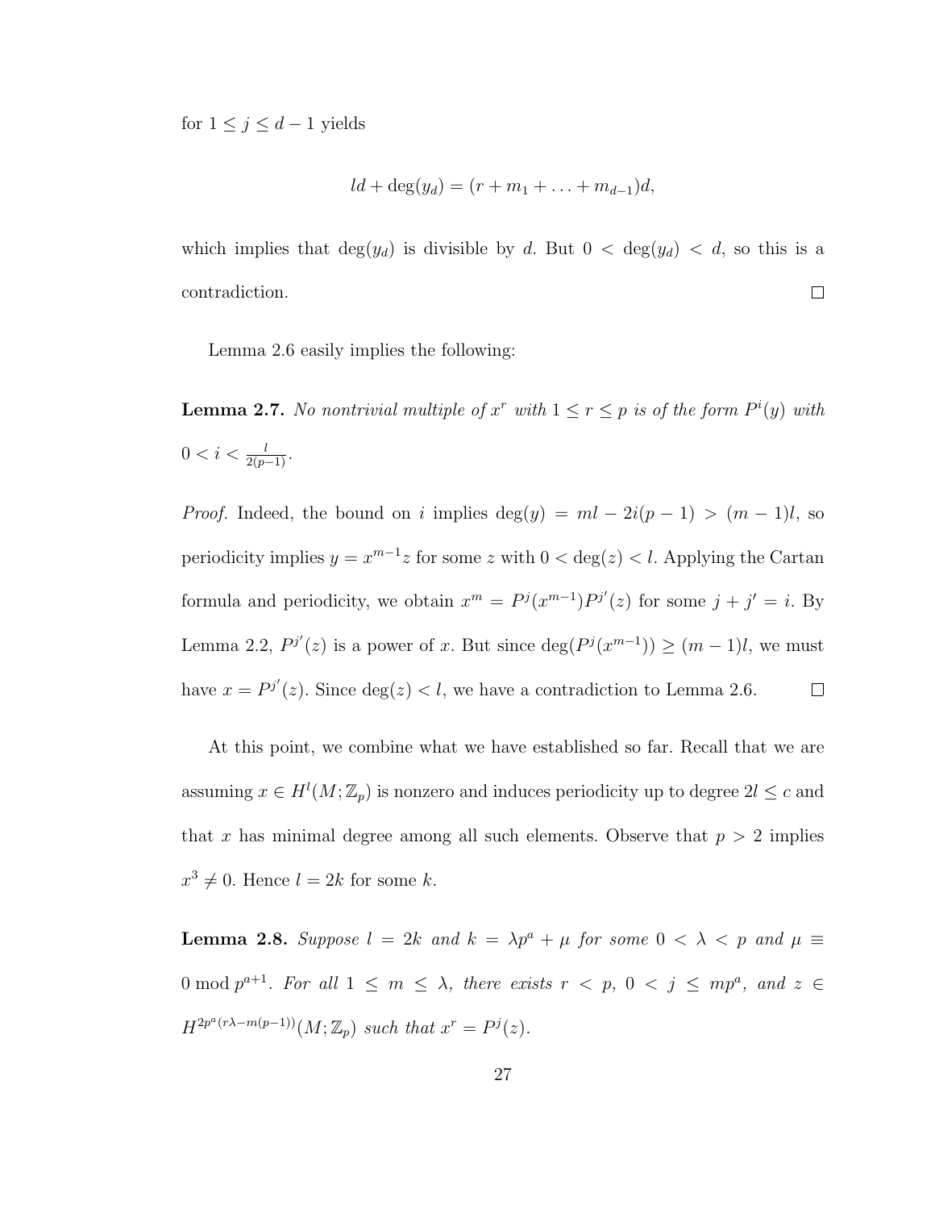for $1 \leq j \leq d-1$ yields

$$ld + \deg(y_d) = (r + m_1 + \ldots + m_{d-1})d,$$

which implies that $\deg(y_d)$ is divisible by $d$. But $0 < \deg(y_d) < d$, so this is a contradiction. $\square$

Lemma 2.6 easily implies the following:

**Lemma 2.7.** *No nontrivial multiple of $x^r$ with $1 \leq r \leq p$ is of the form $P^i(y)$ with $0 < i < \frac{l}{2(p-1)}$.*

*Proof.* Indeed, the bound on $i$ implies $\deg(y) = ml - 2i(p-1) > (m-1)l$, so periodicity implies $y = x^{m-1}z$ for some $z$ with $0 < \deg(z) < l$. Applying the Cartan formula and periodicity, we obtain $x^m = P^j(x^{m-1})P^{j'}(z)$ for some $j + j' = i$. By Lemma 2.2, $P^{j'}(z)$ is a power of $x$. But since $\deg(P^j(x^{m-1})) \geq (m-1)l$, we must have $x = P^{j'}(z)$. Since $\deg(z) < l$, we have a contradiction to Lemma 2.6. $\square$

At this point, we combine what we have established so far. Recall that we are assuming $x \in H^l(M;\mathbb{Z}_p)$ is nonzero and induces periodicity up to degree $2l \leq c$ and that $x$ has minimal degree among all such elements. Observe that $p > 2$ implies $x^3 \neq 0$. Hence $l = 2k$ for some $k$.

**Lemma 2.8.** *Suppose $l = 2k$ and $k = \lambda p^a + \mu$ for some $0 < \lambda < p$ and $\mu \equiv 0 \bmod p^{a+1}$. For all $1 \leq m \leq \lambda$, there exists $r < p$, $0 < j \leq mp^a$, and $z \in H^{2p^a(r\lambda - m(p-1))}(M;\mathbb{Z}_p)$ such that $x^r = P^j(z)$.*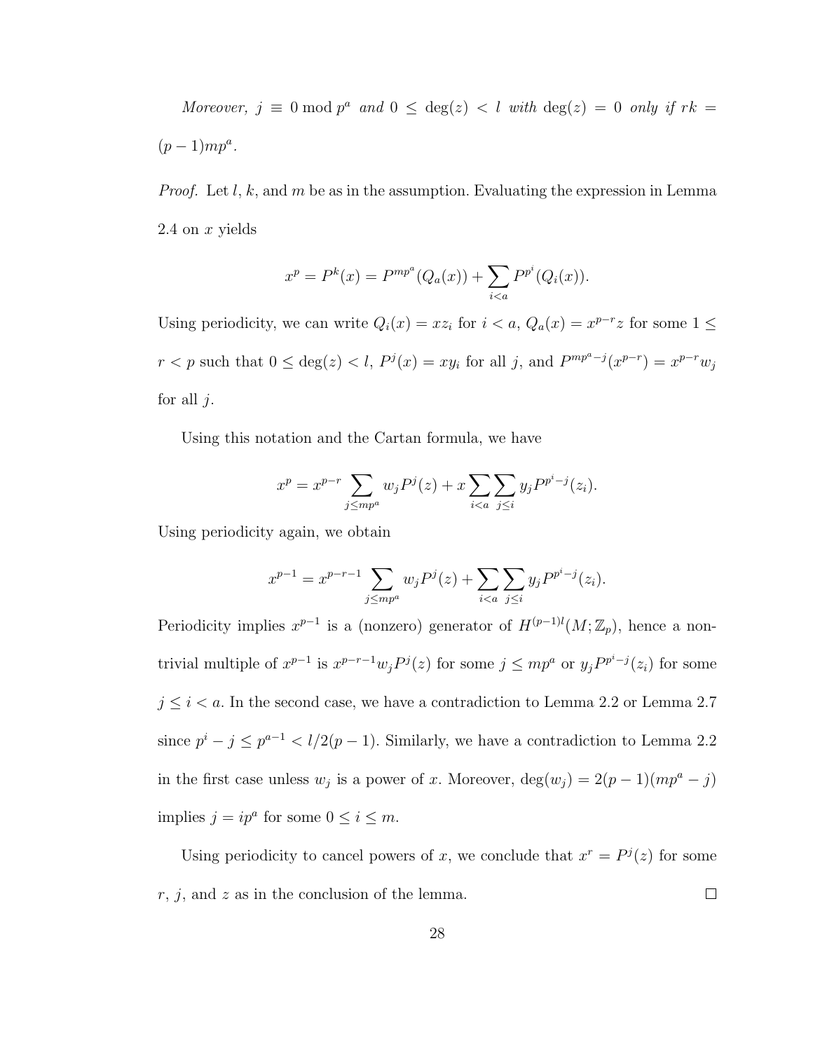*Moreover, $j \equiv 0 \bmod p^a$ and $0 \leq \deg(z) < l$ with $\deg(z) = 0$ only if $rk = (p-1)mp^a$.*

*Proof.* Let $l$, $k$, and $m$ be as in the assumption. Evaluating the expression in Lemma 2.4 on $x$ yields

$$x^p = P^k(x) = P^{mp^a}(Q_a(x)) + \sum_{i<a} P^{p^i}(Q_i(x)).$$

Using periodicity, we can write $Q_i(x) = xz_i$ for $i < a$, $Q_a(x) = x^{p-r}z$ for some $1 \leq r < p$ such that $0 \leq \deg(z) < l$, $P^j(x) = xy_i$ for all $j$, and $P^{mp^a - j}(x^{p-r}) = x^{p-r}w_j$ for all $j$.

Using this notation and the Cartan formula, we have

$$x^p = x^{p-r} \sum_{j \leq mp^a} w_j P^j(z) + x \sum_{i<a} \sum_{j \leq i} y_j P^{p^i - j}(z_i).$$

Using periodicity again, we obtain

$$x^{p-1} = x^{p-r-1} \sum_{j \leq mp^a} w_j P^j(z) + \sum_{i<a} \sum_{j \leq i} y_j P^{p^i - j}(z_i).$$

Periodicity implies $x^{p-1}$ is a (nonzero) generator of $H^{(p-1)l}(M; \mathbb{Z}_p)$, hence a nontrivial multiple of $x^{p-1}$ is $x^{p-r-1}w_j P^j(z)$ for some $j \leq mp^a$ or $y_j P^{p^i - j}(z_i)$ for some $j \leq i < a$. In the second case, we have a contradiction to Lemma 2.2 or Lemma 2.7 since $p^i - j \leq p^{a-1} < l/2(p-1)$. Similarly, we have a contradiction to Lemma 2.2 in the first case unless $w_j$ is a power of $x$. Moreover, $\deg(w_j) = 2(p-1)(mp^a - j)$ implies $j = ip^a$ for some $0 \leq i \leq m$.

Using periodicity to cancel powers of $x$, we conclude that $x^r = P^j(z)$ for some $r$, $j$, and $z$ as in the conclusion of the lemma. $\square$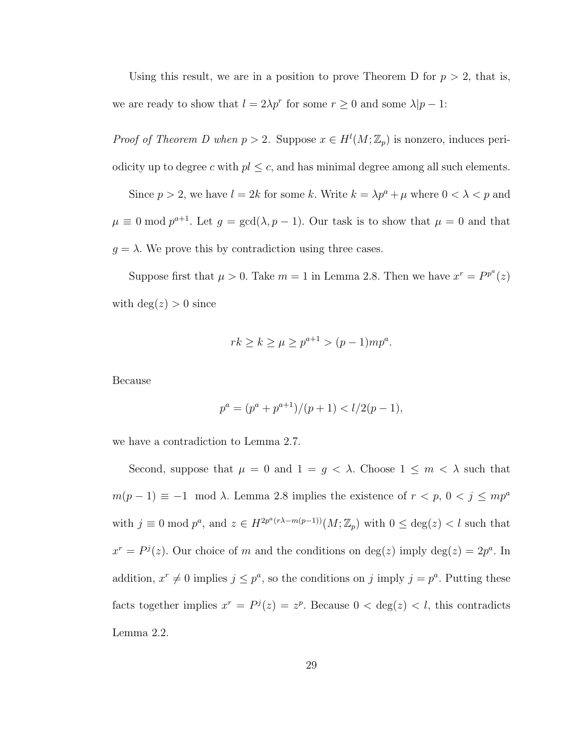Using this result, we are in a position to prove Theorem D for $p > 2$, that is, we are ready to show that $l = 2\lambda p^r$ for some $r \geq 0$ and some $\lambda | p - 1$:

*Proof of Theorem D when $p > 2$.* Suppose $x \in H^l(M; \mathbb{Z}_p)$ is nonzero, induces periodicity up to degree $c$ with $pl \leq c$, and has minimal degree among all such elements.

Since $p > 2$, we have $l = 2k$ for some $k$. Write $k = \lambda p^a + \mu$ where $0 < \lambda < p$ and $\mu \equiv 0 \bmod p^{a+1}$. Let $g = \gcd(\lambda, p-1)$. Our task is to show that $\mu = 0$ and that $g = \lambda$. We prove this by contradiction using three cases.

Suppose first that $\mu > 0$. Take $m = 1$ in Lemma 2.8. Then we have $x^r = P^{p^a}(z)$ with $\deg(z) > 0$ since

$$rk \geq k \geq \mu \geq p^{a+1} > (p-1)mp^a.$$

Because

$$p^a = (p^a + p^{a+1})/(p+1) < l/2(p-1),$$

we have a contradiction to Lemma 2.7.

Second, suppose that $\mu = 0$ and $1 = g < \lambda$. Choose $1 \leq m < \lambda$ such that $m(p-1) \equiv -1 \mod \lambda$. Lemma 2.8 implies the existence of $r < p$, $0 < j \leq mp^a$ with $j \equiv 0 \bmod p^a$, and $z \in H^{2p^a(r\lambda - m(p-1))}(M; \mathbb{Z}_p)$ with $0 \leq \deg(z) < l$ such that $x^r = P^j(z)$. Our choice of $m$ and the conditions on $\deg(z)$ imply $\deg(z) = 2p^a$. In addition, $x^r \neq 0$ implies $j \leq p^a$, so the conditions on $j$ imply $j = p^a$. Putting these facts together implies $x^r = P^j(z) = z^p$. Because $0 < \deg(z) < l$, this contradicts Lemma 2.2.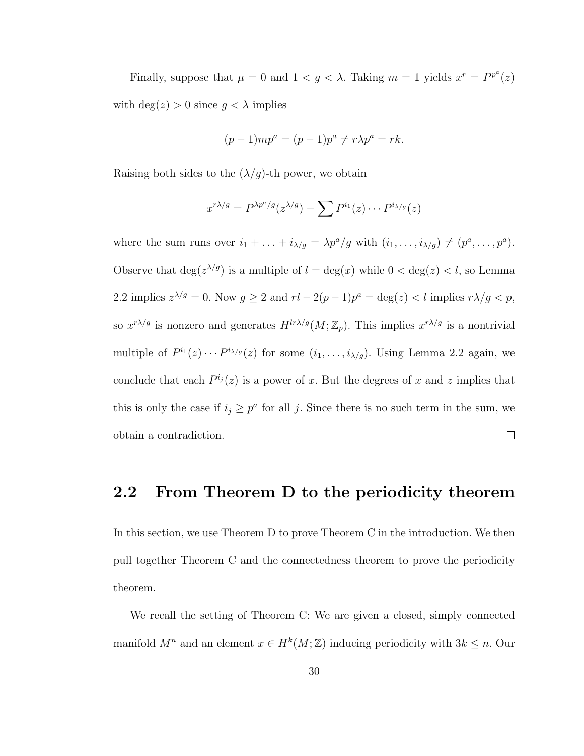Finally, suppose that $\mu = 0$ and $1 < g < \lambda$. Taking $m = 1$ yields $x^r = P^{p^a}(z)$ with $\deg(z) > 0$ since $g < \lambda$ implies

$$(p-1)mp^a = (p-1)p^a \neq r\lambda p^a = rk.$$

Raising both sides to the $(\lambda/g)$-th power, we obtain

$$x^{r\lambda/g} = P^{\lambda p^a/g}(z^{\lambda/g}) - \sum P^{i_1}(z)\cdots P^{i_{\lambda/g}}(z)$$

where the sum runs over $i_1 + \ldots + i_{\lambda/g} = \lambda p^a/g$ with $(i_1, \ldots, i_{\lambda/g}) \neq (p^a, \ldots, p^a)$. Observe that $\deg(z^{\lambda/g})$ is a multiple of $l = \deg(x)$ while $0 < \deg(z) < l$, so Lemma 2.2 implies $z^{\lambda/g} = 0$. Now $g \geq 2$ and $rl - 2(p-1)p^a = \deg(z) < l$ implies $r\lambda/g < p$, so $x^{r\lambda/g}$ is nonzero and generates $H^{lr\lambda/g}(M; \mathbb{Z}_p)$. This implies $x^{r\lambda/g}$ is a nontrivial multiple of $P^{i_1}(z)\cdots P^{i_{\lambda/g}}(z)$ for some $(i_1, \ldots, i_{\lambda/g})$. Using Lemma 2.2 again, we conclude that each $P^{i_j}(z)$ is a power of $x$. But the degrees of $x$ and $z$ implies that this is only the case if $i_j \geq p^a$ for all $j$. Since there is no such term in the sum, we obtain a contradiction. □

## 2.2 From Theorem D to the periodicity theorem

In this section, we use Theorem D to prove Theorem C in the introduction. We then pull together Theorem C and the connectedness theorem to prove the periodicity theorem.

We recall the setting of Theorem C: We are given a closed, simply connected manifold $M^n$ and an element $x \in H^k(M; \mathbb{Z})$ inducing periodicity with $3k \leq n$. Our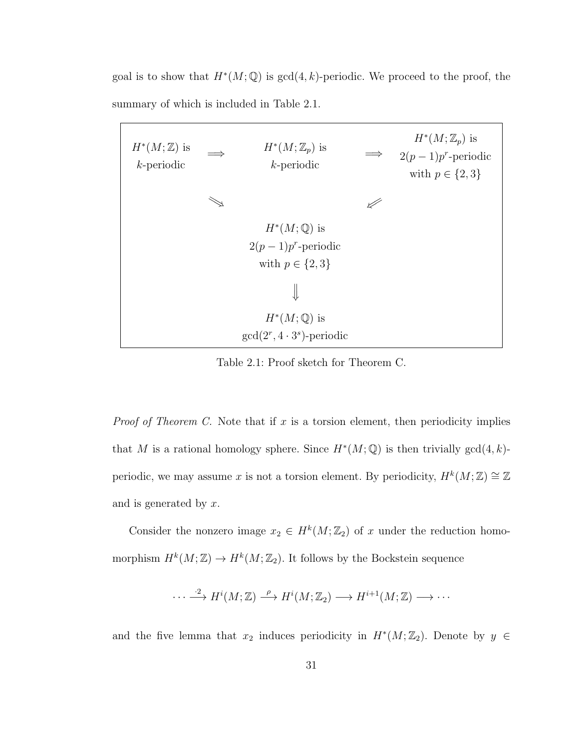goal is to show that $H^*(M;\mathbb{Q})$ is $\gcd(4,k)$-periodic. We proceed to the proof, the summary of which is included in Table 2.1.

| | | | | |
|---|---|---|---|---|
| $H^*(M;\mathbb{Z})$ is $k$-periodic | $\Longrightarrow$ | $H^*(M;\mathbb{Z}_p)$ is $k$-periodic | $\Longrightarrow$ | $H^*(M;\mathbb{Z}_p)$ is $2(p-1)p^r$-periodic with $p \in \{2,3\}$ |
| | $\searrow$ | | $\swarrow$ | |
| | | $H^*(M;\mathbb{Q})$ is $2(p-1)p^r$-periodic with $p \in \{2,3\}$ | | |
| | | $\Downarrow$ | | |
| | | $H^*(M;\mathbb{Q})$ is $\gcd(2^r, 4\cdot 3^s)$-periodic | | |

Table 2.1: Proof sketch for Theorem C.

*Proof of Theorem C.* Note that if $x$ is a torsion element, then periodicity implies that $M$ is a rational homology sphere. Since $H^*(M;\mathbb{Q})$ is then trivially $\gcd(4,k)$-periodic, we may assume $x$ is not a torsion element. By periodicity, $H^k(M;\mathbb{Z}) \cong \mathbb{Z}$ and is generated by $x$.

Consider the nonzero image $x_2 \in H^k(M;\mathbb{Z}_2)$ of $x$ under the reduction homomorphism $H^k(M;\mathbb{Z}) \to H^k(M;\mathbb{Z}_2)$. It follows by the Bockstein sequence

$$\cdots \xrightarrow{\cdot 2} H^i(M;\mathbb{Z}) \xrightarrow{\rho} H^i(M;\mathbb{Z}_2) \longrightarrow H^{i+1}(M;\mathbb{Z}) \longrightarrow \cdots$$

and the five lemma that $x_2$ induces periodicity in $H^*(M;\mathbb{Z}_2)$. Denote by $y \in$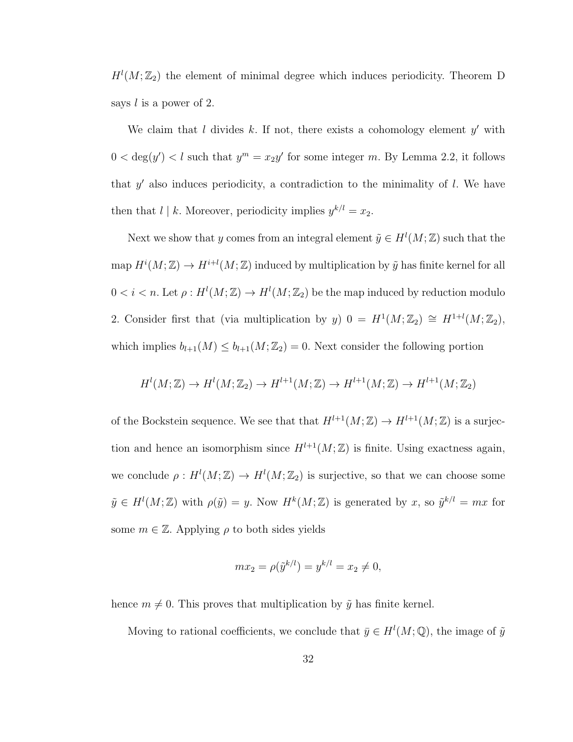$H^l(M;\mathbb{Z}_2)$ the element of minimal degree which induces periodicity. Theorem D says $l$ is a power of 2.

We claim that $l$ divides $k$. If not, there exists a cohomology element $y'$ with $0 < \deg(y') < l$ such that $y^m = x_2 y'$ for some integer $m$. By Lemma 2.2, it follows that $y'$ also induces periodicity, a contradiction to the minimality of $l$. We have then that $l \mid k$. Moreover, periodicity implies $y^{k/l} = x_2$.

Next we show that $y$ comes from an integral element $\tilde{y} \in H^l(M;\mathbb{Z})$ such that the map $H^i(M;\mathbb{Z}) \to H^{i+l}(M;\mathbb{Z})$ induced by multiplication by $\tilde{y}$ has finite kernel for all $0 < i < n$. Let $\rho : H^l(M;\mathbb{Z}) \to H^l(M;\mathbb{Z}_2)$ be the map induced by reduction modulo 2. Consider first that (via multiplication by $y$) $0 = H^1(M;\mathbb{Z}_2) \cong H^{1+l}(M;\mathbb{Z}_2)$, which implies $b_{l+1}(M) \leq b_{l+1}(M;\mathbb{Z}_2) = 0$. Next consider the following portion

$$H^l(M;\mathbb{Z}) \to H^l(M;\mathbb{Z}_2) \to H^{l+1}(M;\mathbb{Z}) \to H^{l+1}(M;\mathbb{Z}) \to H^{l+1}(M;\mathbb{Z}_2)$$

of the Bockstein sequence. We see that that $H^{l+1}(M;\mathbb{Z}) \to H^{l+1}(M;\mathbb{Z})$ is a surjection and hence an isomorphism since $H^{l+1}(M;\mathbb{Z})$ is finite. Using exactness again, we conclude $\rho : H^l(M;\mathbb{Z}) \to H^l(M;\mathbb{Z}_2)$ is surjective, so that we can choose some $\tilde{y} \in H^l(M;\mathbb{Z})$ with $\rho(\tilde{y}) = y$. Now $H^k(M;\mathbb{Z})$ is generated by $x$, so $\tilde{y}^{k/l} = mx$ for some $m \in \mathbb{Z}$. Applying $\rho$ to both sides yields

$$mx_2 = \rho(\tilde{y}^{k/l}) = y^{k/l} = x_2 \neq 0,$$

hence $m \neq 0$. This proves that multiplication by $\tilde{y}$ has finite kernel.

Moving to rational coefficients, we conclude that $\bar{y} \in H^l(M;\mathbb{Q})$, the image of $\tilde{y}$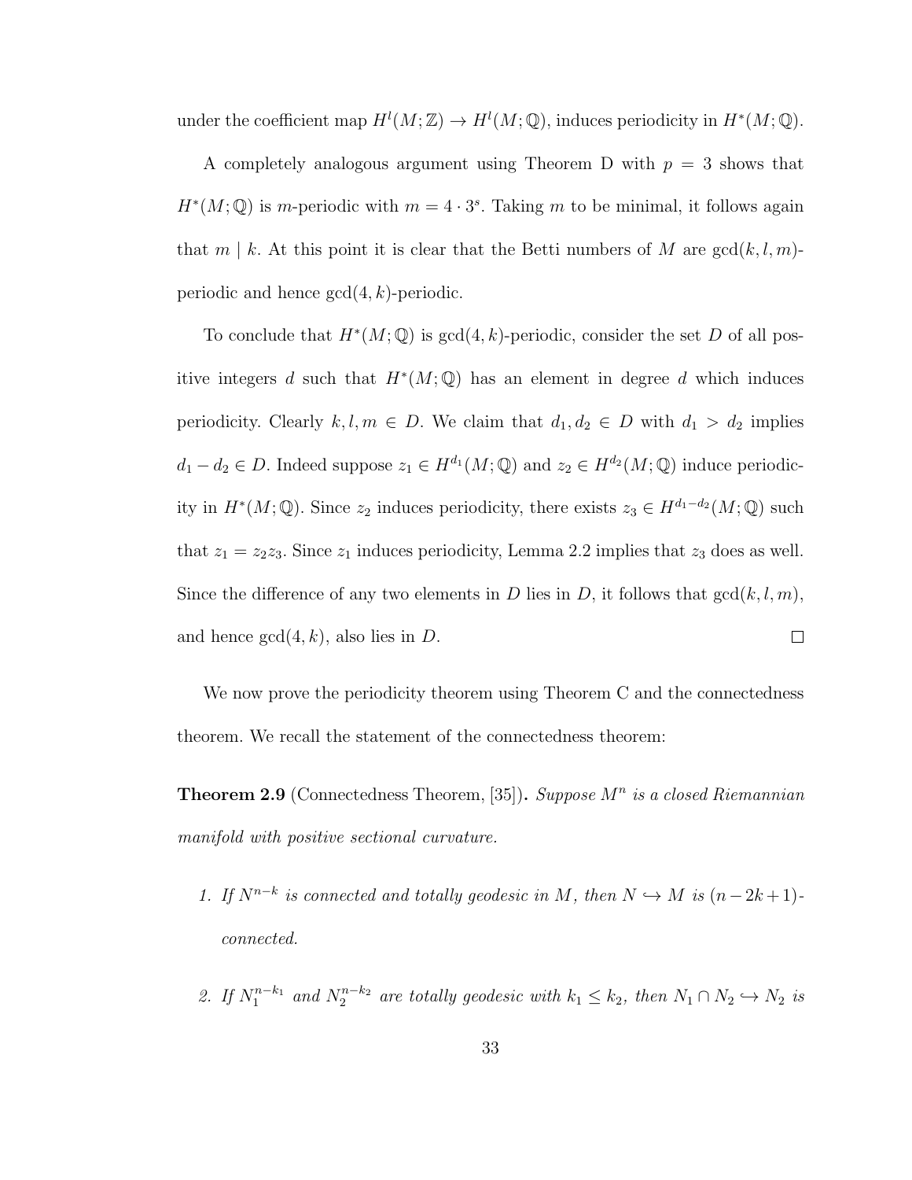under the coefficient map $H^l(M;\mathbb{Z}) \to H^l(M;\mathbb{Q})$, induces periodicity in $H^*(M;\mathbb{Q})$.

A completely analogous argument using Theorem D with $p = 3$ shows that $H^*(M;\mathbb{Q})$ is $m$-periodic with $m = 4 \cdot 3^s$. Taking $m$ to be minimal, it follows again that $m \mid k$. At this point it is clear that the Betti numbers of $M$ are $\gcd(k,l,m)$-periodic and hence $\gcd(4,k)$-periodic.

To conclude that $H^*(M;\mathbb{Q})$ is $\gcd(4,k)$-periodic, consider the set $D$ of all positive integers $d$ such that $H^*(M;\mathbb{Q})$ has an element in degree $d$ which induces periodicity. Clearly $k,l,m \in D$. We claim that $d_1, d_2 \in D$ with $d_1 > d_2$ implies $d_1 - d_2 \in D$. Indeed suppose $z_1 \in H^{d_1}(M;\mathbb{Q})$ and $z_2 \in H^{d_2}(M;\mathbb{Q})$ induce periodicity in $H^*(M;\mathbb{Q})$. Since $z_2$ induces periodicity, there exists $z_3 \in H^{d_1-d_2}(M;\mathbb{Q})$ such that $z_1 = z_2 z_3$. Since $z_1$ induces periodicity, Lemma 2.2 implies that $z_3$ does as well. Since the difference of any two elements in $D$ lies in $D$, it follows that $\gcd(k,l,m)$, and hence $\gcd(4,k)$, also lies in $D$. $\square$

We now prove the periodicity theorem using Theorem C and the connectedness theorem. We recall the statement of the connectedness theorem:

**Theorem 2.9** (Connectedness Theorem, [35])**.** *Suppose $M^n$ is a closed Riemannian manifold with positive sectional curvature.*

1. *If $N^{n-k}$ is connected and totally geodesic in $M$, then $N \hookrightarrow M$ is $(n-2k+1)$-connected.*

2. *If $N_1^{n-k_1}$ and $N_2^{n-k_2}$ are totally geodesic with $k_1 \leq k_2$, then $N_1 \cap N_2 \hookrightarrow N_2$ is*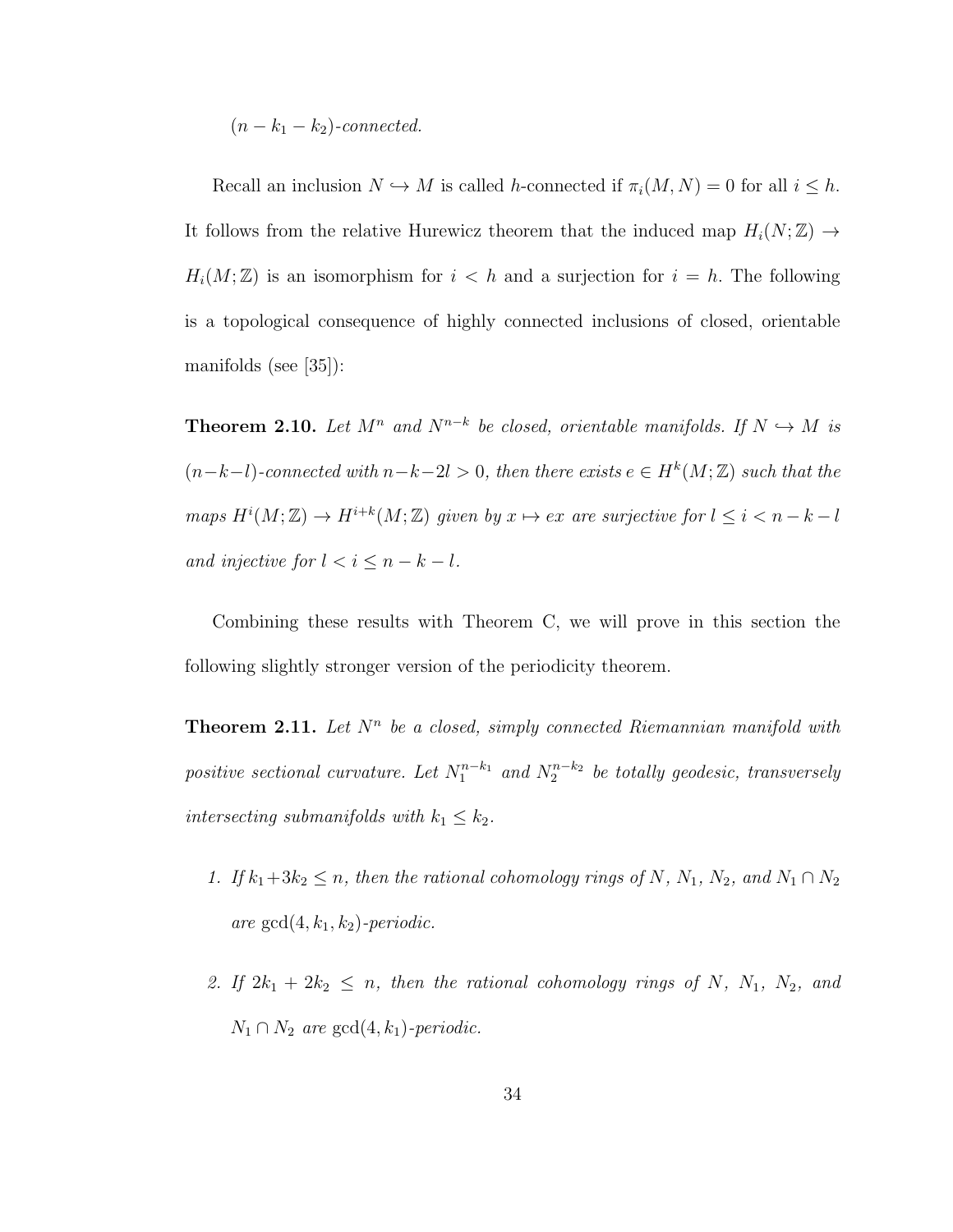*$(n - k_1 - k_2)$-connected.*

Recall an inclusion $N \hookrightarrow M$ is called $h$-connected if $\pi_i(M, N) = 0$ for all $i \leq h$. It follows from the relative Hurewicz theorem that the induced map $H_i(N; \mathbb{Z}) \to H_i(M; \mathbb{Z})$ is an isomorphism for $i < h$ and a surjection for $i = h$. The following is a topological consequence of highly connected inclusions of closed, orientable manifolds (see [35]):

**Theorem 2.10.** *Let $M^n$ and $N^{n-k}$ be closed, orientable manifolds. If $N \hookrightarrow M$ is $(n-k-l)$-connected with $n-k-2l > 0$, then there exists $e \in H^k(M; \mathbb{Z})$ such that the maps $H^i(M; \mathbb{Z}) \to H^{i+k}(M; \mathbb{Z})$ given by $x \mapsto ex$ are surjective for $l \leq i < n - k - l$ and injective for $l < i \leq n - k - l$.*

Combining these results with Theorem C, we will prove in this section the following slightly stronger version of the periodicity theorem.

**Theorem 2.11.** *Let $N^n$ be a closed, simply connected Riemannian manifold with positive sectional curvature. Let $N_1^{n-k_1}$ and $N_2^{n-k_2}$ be totally geodesic, transversely intersecting submanifolds with $k_1 \leq k_2$.*

1. *If $k_1 + 3k_2 \leq n$, then the rational cohomology rings of $N$, $N_1$, $N_2$, and $N_1 \cap N_2$ are $\gcd(4, k_1, k_2)$-periodic.*
2. *If $2k_1 + 2k_2 \leq n$, then the rational cohomology rings of $N$, $N_1$, $N_2$, and $N_1 \cap N_2$ are $\gcd(4, k_1)$-periodic.*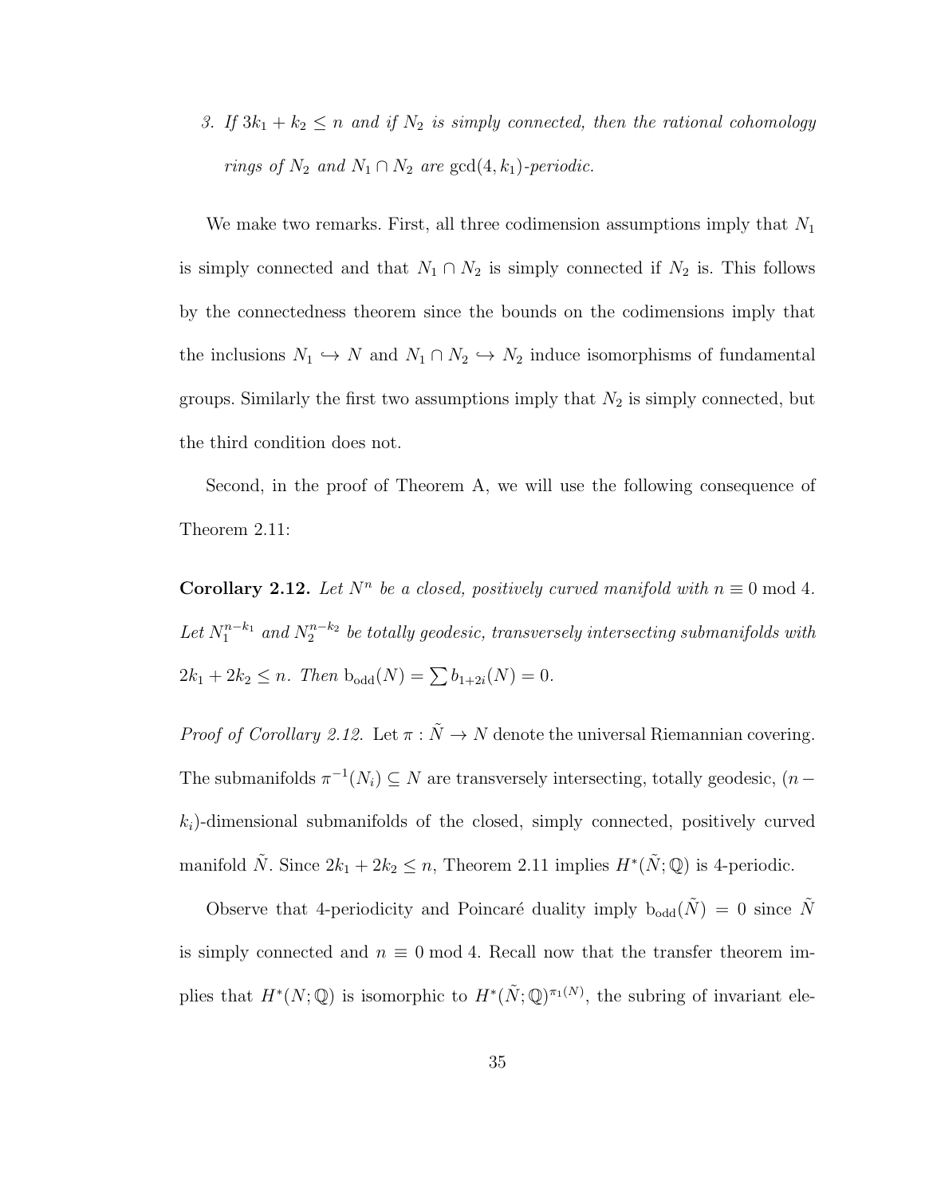3. *If $3k_1 + k_2 \leq n$ and if $N_2$ is simply connected, then the rational cohomology rings of $N_2$ and $N_1 \cap N_2$ are $\gcd(4, k_1)$-periodic.*

We make two remarks. First, all three codimension assumptions imply that $N_1$ is simply connected and that $N_1 \cap N_2$ is simply connected if $N_2$ is. This follows by the connectedness theorem since the bounds on the codimensions imply that the inclusions $N_1 \hookrightarrow N$ and $N_1 \cap N_2 \hookrightarrow N_2$ induce isomorphisms of fundamental groups. Similarly the first two assumptions imply that $N_2$ is simply connected, but the third condition does not.

Second, in the proof of Theorem A, we will use the following consequence of Theorem 2.11:

**Corollary 2.12.** *Let $N^n$ be a closed, positively curved manifold with $n \equiv 0 \bmod 4$. Let $N_1^{n-k_1}$ and $N_2^{n-k_2}$ be totally geodesic, transversely intersecting submanifolds with $2k_1 + 2k_2 \leq n$. Then $\mathrm{b_{odd}}(N) = \sum b_{1+2i}(N) = 0$.*

*Proof of Corollary 2.12.* Let $\pi : \tilde{N} \to N$ denote the universal Riemannian covering. The submanifolds $\pi^{-1}(N_i) \subseteq N$ are transversely intersecting, totally geodesic, $(n - k_i)$-dimensional submanifolds of the closed, simply connected, positively curved manifold $\tilde{N}$. Since $2k_1 + 2k_2 \leq n$, Theorem 2.11 implies $H^*(\tilde{N}; \mathbb{Q})$ is 4-periodic.

Observe that 4-periodicity and Poincaré duality imply $\mathrm{b_{odd}}(\tilde{N}) = 0$ since $\tilde{N}$ is simply connected and $n \equiv 0 \bmod 4$. Recall now that the transfer theorem implies that $H^*(N; \mathbb{Q})$ is isomorphic to $H^*(\tilde{N}; \mathbb{Q})^{\pi_1(N)}$, the subring of invariant ele-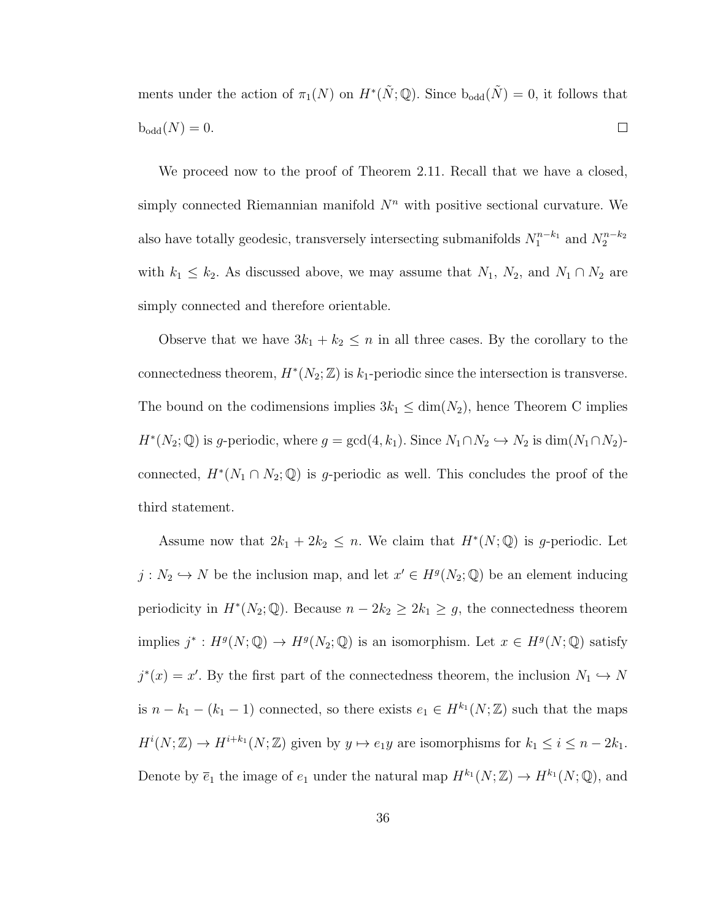ments under the action of $\pi_1(N)$ on $H^*(\tilde{N};\mathbb{Q})$. Since $\mathrm{b}_{\mathrm{odd}}(\tilde{N}) = 0$, it follows that $\mathrm{b}_{\mathrm{odd}}(N) = 0$. $\square$

We proceed now to the proof of Theorem 2.11. Recall that we have a closed, simply connected Riemannian manifold $N^n$ with positive sectional curvature. We also have totally geodesic, transversely intersecting submanifolds $N_1^{n-k_1}$ and $N_2^{n-k_2}$ with $k_1 \leq k_2$. As discussed above, we may assume that $N_1$, $N_2$, and $N_1 \cap N_2$ are simply connected and therefore orientable.

Observe that we have $3k_1 + k_2 \leq n$ in all three cases. By the corollary to the connectedness theorem, $H^*(N_2;\mathbb{Z})$ is $k_1$-periodic since the intersection is transverse. The bound on the codimensions implies $3k_1 \leq \dim(N_2)$, hence Theorem C implies $H^*(N_2;\mathbb{Q})$ is $g$-periodic, where $g = \gcd(4, k_1)$. Since $N_1 \cap N_2 \hookrightarrow N_2$ is $\dim(N_1 \cap N_2)$-connected, $H^*(N_1 \cap N_2;\mathbb{Q})$ is $g$-periodic as well. This concludes the proof of the third statement.

Assume now that $2k_1 + 2k_2 \leq n$. We claim that $H^*(N;\mathbb{Q})$ is $g$-periodic. Let $j : N_2 \hookrightarrow N$ be the inclusion map, and let $x' \in H^g(N_2;\mathbb{Q})$ be an element inducing periodicity in $H^*(N_2;\mathbb{Q})$. Because $n - 2k_2 \geq 2k_1 \geq g$, the connectedness theorem implies $j^* : H^g(N;\mathbb{Q}) \to H^g(N_2;\mathbb{Q})$ is an isomorphism. Let $x \in H^g(N;\mathbb{Q})$ satisfy $j^*(x) = x'$. By the first part of the connectedness theorem, the inclusion $N_1 \hookrightarrow N$ is $n - k_1 - (k_1 - 1)$ connected, so there exists $e_1 \in H^{k_1}(N;\mathbb{Z})$ such that the maps $H^i(N;\mathbb{Z}) \to H^{i+k_1}(N;\mathbb{Z})$ given by $y \mapsto e_1 y$ are isomorphisms for $k_1 \leq i \leq n - 2k_1$. Denote by $\overline{e}_1$ the image of $e_1$ under the natural map $H^{k_1}(N;\mathbb{Z}) \to H^{k_1}(N;\mathbb{Q})$, and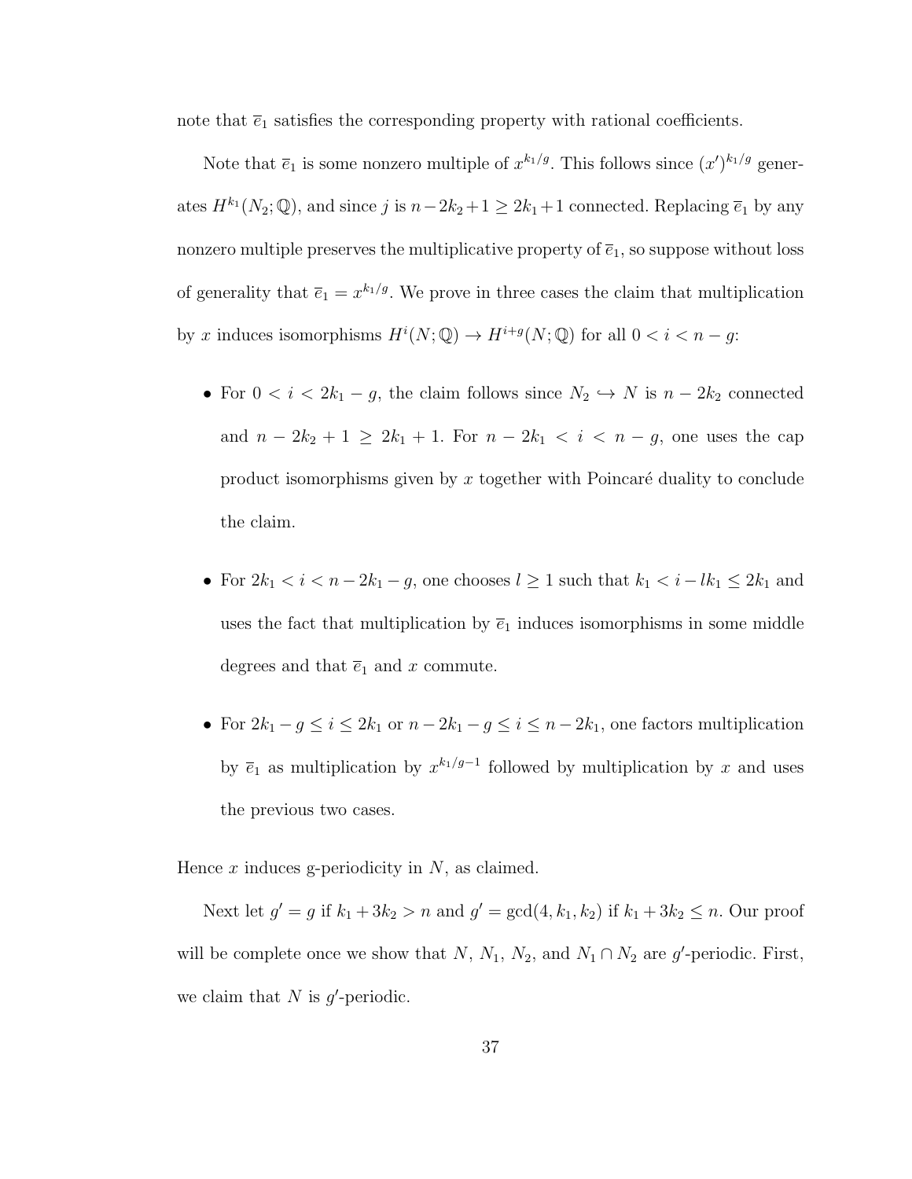note that $\overline{e}_1$ satisfies the corresponding property with rational coefficients.

Note that $\overline{e}_1$ is some nonzero multiple of $x^{k_1/g}$. This follows since $(x')^{k_1/g}$ generates $H^{k_1}(N_2;\mathbb{Q})$, and since $j$ is $n-2k_2+1 \geq 2k_1+1$ connected. Replacing $\overline{e}_1$ by any nonzero multiple preserves the multiplicative property of $\overline{e}_1$, so suppose without loss of generality that $\overline{e}_1 = x^{k_1/g}$. We prove in three cases the claim that multiplication by $x$ induces isomorphisms $H^i(N;\mathbb{Q}) \to H^{i+g}(N;\mathbb{Q})$ for all $0 < i < n-g$:

- For $0 < i < 2k_1 - g$, the claim follows since $N_2 \hookrightarrow N$ is $n - 2k_2$ connected and $n - 2k_2 + 1 \geq 2k_1 + 1$. For $n - 2k_1 < i < n - g$, one uses the cap product isomorphisms given by $x$ together with Poincaré duality to conclude the claim.

- For $2k_1 < i < n - 2k_1 - g$, one chooses $l \geq 1$ such that $k_1 < i - lk_1 \leq 2k_1$ and uses the fact that multiplication by $\overline{e}_1$ induces isomorphisms in some middle degrees and that $\overline{e}_1$ and $x$ commute.

- For $2k_1 - g \leq i \leq 2k_1$ or $n - 2k_1 - g \leq i \leq n - 2k_1$, one factors multiplication by $\overline{e}_1$ as multiplication by $x^{k_1/g-1}$ followed by multiplication by $x$ and uses the previous two cases.

Hence $x$ induces g-periodicity in $N$, as claimed.

Next let $g' = g$ if $k_1 + 3k_2 > n$ and $g' = \gcd(4, k_1, k_2)$ if $k_1 + 3k_2 \leq n$. Our proof will be complete once we show that $N$, $N_1$, $N_2$, and $N_1 \cap N_2$ are $g'$-periodic. First, we claim that $N$ is $g'$-periodic.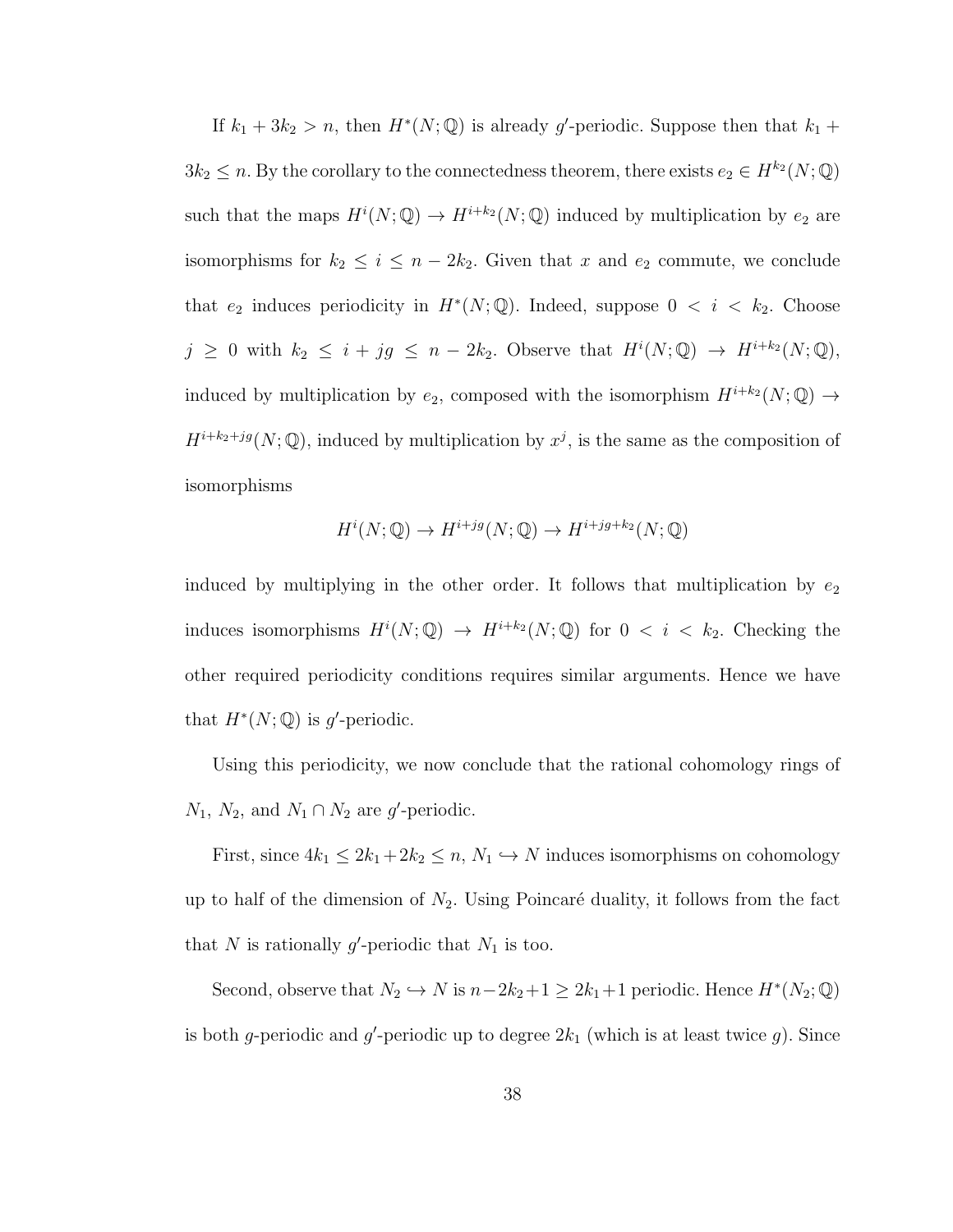If $k_1 + 3k_2 > n$, then $H^*(N;\mathbb{Q})$ is already $g'$-periodic. Suppose then that $k_1 + 3k_2 \leq n$. By the corollary to the connectedness theorem, there exists $e_2 \in H^{k_2}(N;\mathbb{Q})$ such that the maps $H^i(N;\mathbb{Q}) \to H^{i+k_2}(N;\mathbb{Q})$ induced by multiplication by $e_2$ are isomorphisms for $k_2 \leq i \leq n - 2k_2$. Given that $x$ and $e_2$ commute, we conclude that $e_2$ induces periodicity in $H^*(N;\mathbb{Q})$. Indeed, suppose $0 < i < k_2$. Choose $j \geq 0$ with $k_2 \leq i + jg \leq n - 2k_2$. Observe that $H^i(N;\mathbb{Q}) \to H^{i+k_2}(N;\mathbb{Q})$, induced by multiplication by $e_2$, composed with the isomorphism $H^{i+k_2}(N;\mathbb{Q}) \to H^{i+k_2+jg}(N;\mathbb{Q})$, induced by multiplication by $x^j$, is the same as the composition of isomorphisms

$$H^i(N;\mathbb{Q}) \to H^{i+jg}(N;\mathbb{Q}) \to H^{i+jg+k_2}(N;\mathbb{Q})$$

induced by multiplying in the other order. It follows that multiplication by $e_2$ induces isomorphisms $H^i(N;\mathbb{Q}) \to H^{i+k_2}(N;\mathbb{Q})$ for $0 < i < k_2$. Checking the other required periodicity conditions requires similar arguments. Hence we have that $H^*(N;\mathbb{Q})$ is $g'$-periodic.

Using this periodicity, we now conclude that the rational cohomology rings of $N_1$, $N_2$, and $N_1 \cap N_2$ are $g'$-periodic.

First, since $4k_1 \leq 2k_1 + 2k_2 \leq n$, $N_1 \hookrightarrow N$ induces isomorphisms on cohomology up to half of the dimension of $N_2$. Using Poincaré duality, it follows from the fact that $N$ is rationally $g'$-periodic that $N_1$ is too.

Second, observe that $N_2 \hookrightarrow N$ is $n - 2k_2 + 1 \geq 2k_1 + 1$ periodic. Hence $H^*(N_2;\mathbb{Q})$ is both $g$-periodic and $g'$-periodic up to degree $2k_1$ (which is at least twice $g$). Since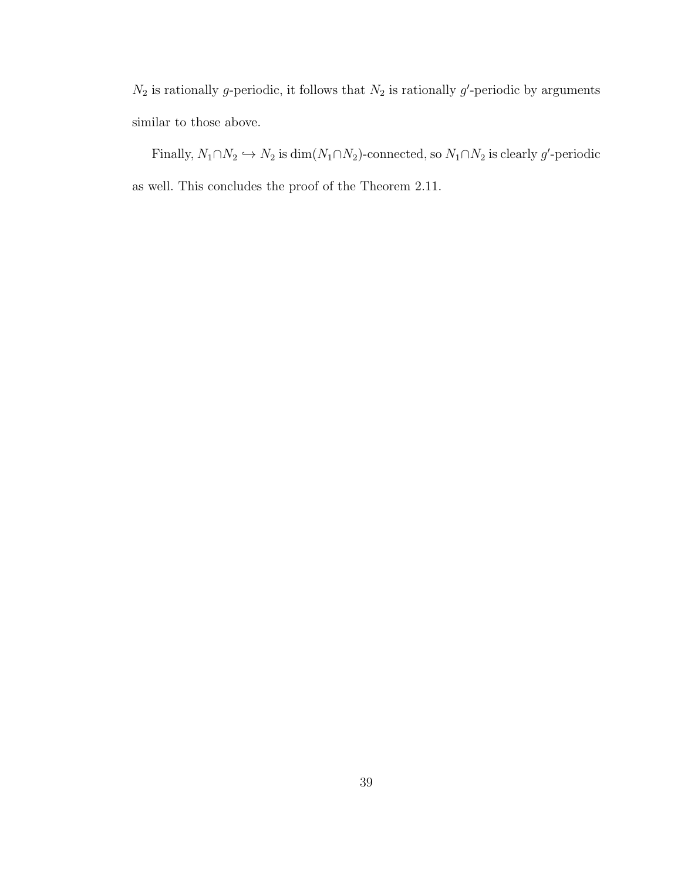$N_2$ is rationally $g$-periodic, it follows that $N_2$ is rationally $g'$-periodic by arguments similar to those above.

Finally, $N_1 \cap N_2 \hookrightarrow N_2$ is $\dim(N_1 \cap N_2)$-connected, so $N_1 \cap N_2$ is clearly $g'$-periodic as well. This concludes the proof of the Theorem 2.11.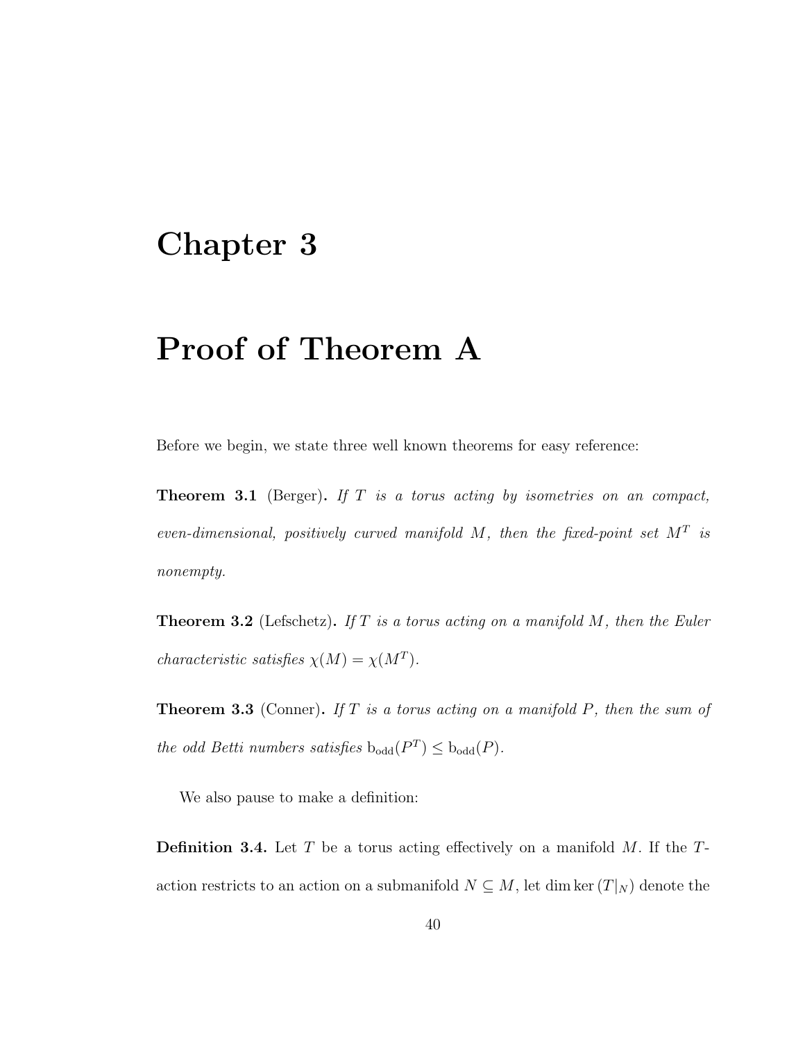# Chapter 3

# Proof of Theorem A

Before we begin, we state three well known theorems for easy reference:

**Theorem 3.1** (Berger)**.** *If $T$ is a torus acting by isometries on an compact, even-dimensional, positively curved manifold $M$, then the fixed-point set $M^T$ is nonempty.*

**Theorem 3.2** (Lefschetz)**.** *If $T$ is a torus acting on a manifold $M$, then the Euler characteristic satisfies $\chi(M) = \chi(M^T)$.*

**Theorem 3.3** (Conner)**.** *If $T$ is a torus acting on a manifold $P$, then the sum of the odd Betti numbers satisfies $\mathrm{b}_{\mathrm{odd}}(P^T) \leq \mathrm{b}_{\mathrm{odd}}(P)$.*

We also pause to make a definition:

**Definition 3.4.** Let $T$ be a torus acting effectively on a manifold $M$. If the $T$-action restricts to an action on a submanifold $N \subseteq M$, let $\dim \ker (T|_N)$ denote the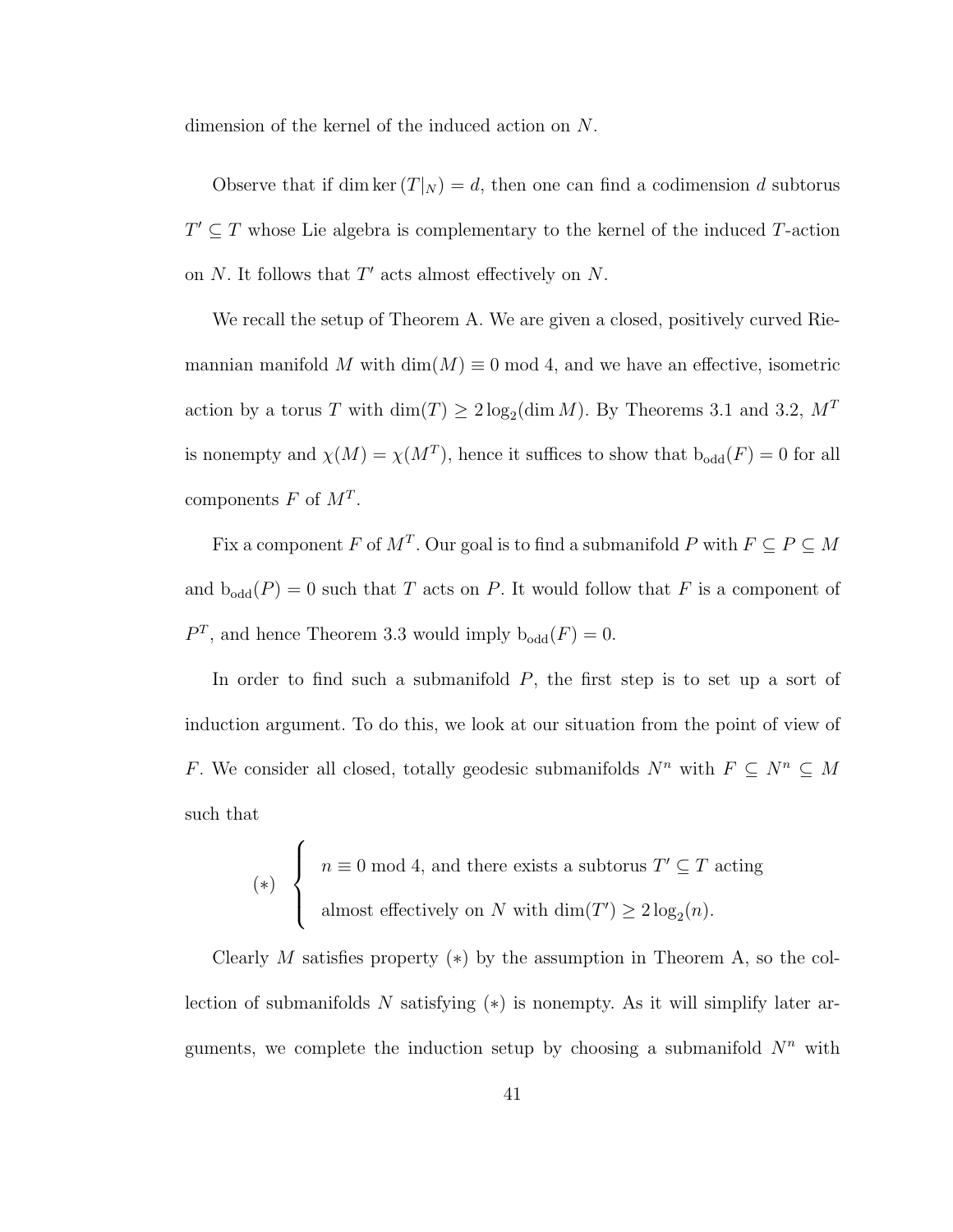dimension of the kernel of the induced action on $N$.

Observe that if $\dim \ker(T|_N) = d$, then one can find a codimension $d$ subtorus $T' \subseteq T$ whose Lie algebra is complementary to the kernel of the induced $T$-action on $N$. It follows that $T'$ acts almost effectively on $N$.

We recall the setup of Theorem A. We are given a closed, positively curved Riemannian manifold $M$ with $\dim(M) \equiv 0 \bmod 4$, and we have an effective, isometric action by a torus $T$ with $\dim(T) \geq 2\log_2(\dim M)$. By Theorems 3.1 and 3.2, $M^T$ is nonempty and $\chi(M) = \chi(M^T)$, hence it suffices to show that $\mathrm{b}_{\mathrm{odd}}(F) = 0$ for all components $F$ of $M^T$.

Fix a component $F$ of $M^T$. Our goal is to find a submanifold $P$ with $F \subseteq P \subseteq M$ and $\mathrm{b}_{\mathrm{odd}}(P) = 0$ such that $T$ acts on $P$. It would follow that $F$ is a component of $P^T$, and hence Theorem 3.3 would imply $\mathrm{b}_{\mathrm{odd}}(F) = 0$.

In order to find such a submanifold $P$, the first step is to set up a sort of induction argument. To do this, we look at our situation from the point of view of $F$. We consider all closed, totally geodesic submanifolds $N^n$ with $F \subseteq N^n \subseteq M$ such that

$$(*) \quad \begin{cases} n \equiv 0 \bmod 4, \text{ and there exists a subtorus } T' \subseteq T \text{ acting} \\ \text{almost effectively on } N \text{ with } \dim(T') \geq 2\log_2(n). \end{cases}$$

Clearly $M$ satisfies property $(*)$ by the assumption in Theorem A, so the collection of submanifolds $N$ satisfying $(*)$ is nonempty. As it will simplify later arguments, we complete the induction setup by choosing a submanifold $N^n$ with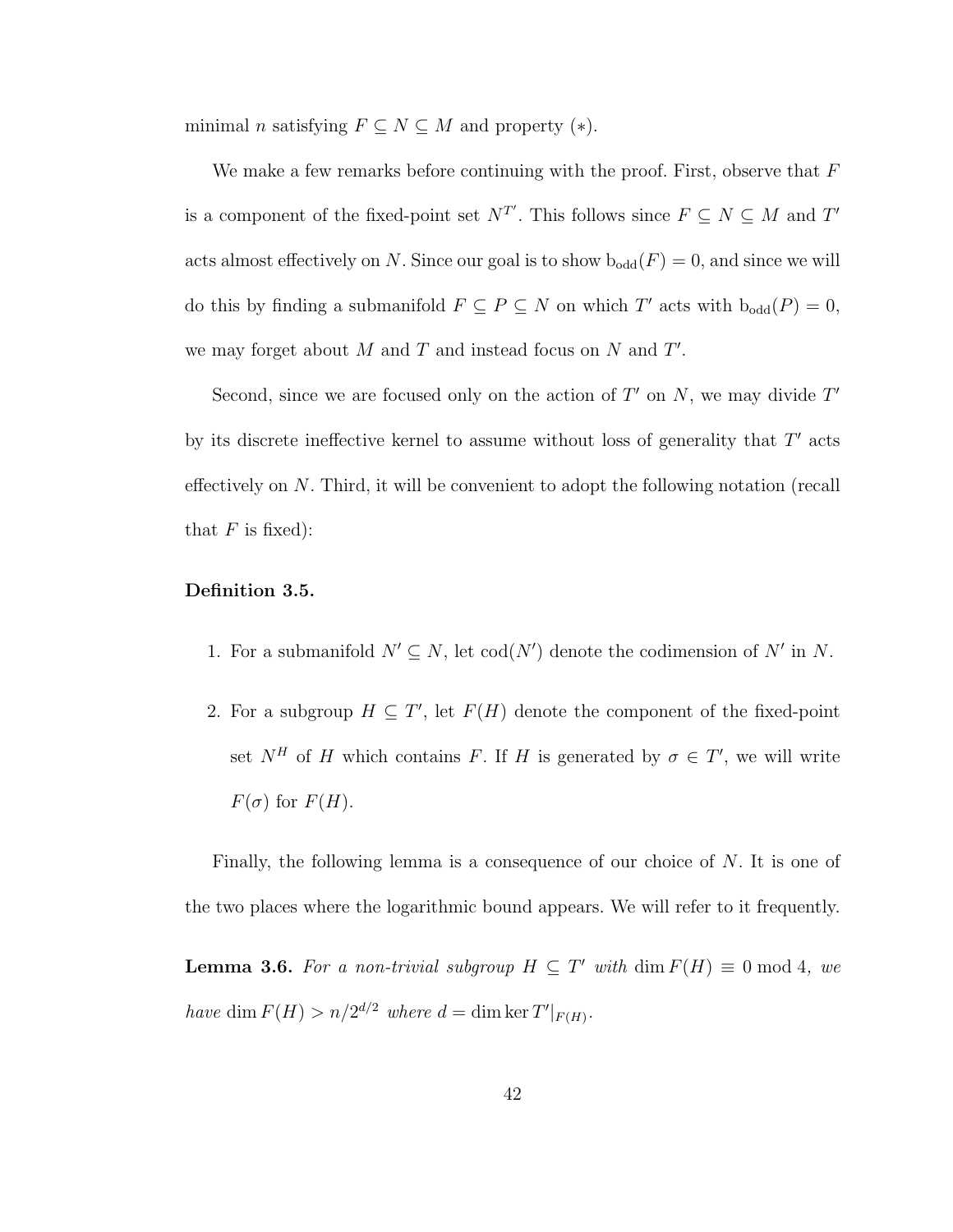minimal $n$ satisfying $F \subseteq N \subseteq M$ and property $(*)$.

We make a few remarks before continuing with the proof. First, observe that $F$ is a component of the fixed-point set $N^{T'}$. This follows since $F \subseteq N \subseteq M$ and $T'$ acts almost effectively on $N$. Since our goal is to show $\mathrm{b}_{\mathrm{odd}}(F) = 0$, and since we will do this by finding a submanifold $F \subseteq P \subseteq N$ on which $T'$ acts with $\mathrm{b}_{\mathrm{odd}}(P) = 0$, we may forget about $M$ and $T$ and instead focus on $N$ and $T'$.

Second, since we are focused only on the action of $T'$ on $N$, we may divide $T'$ by its discrete ineffective kernel to assume without loss of generality that $T'$ acts effectively on $N$. Third, it will be convenient to adopt the following notation (recall that $F$ is fixed):

**Definition 3.5.**

1. For a submanifold $N' \subseteq N$, let $\mathrm{cod}(N')$ denote the codimension of $N'$ in $N$.
2. For a subgroup $H \subseteq T'$, let $F(H)$ denote the component of the fixed-point set $N^H$ of $H$ which contains $F$. If $H$ is generated by $\sigma \in T'$, we will write $F(\sigma)$ for $F(H)$.

Finally, the following lemma is a consequence of our choice of $N$. It is one of the two places where the logarithmic bound appears. We will refer to it frequently.

**Lemma 3.6.** *For a non-trivial subgroup $H \subseteq T'$ with $\dim F(H) \equiv 0 \bmod 4$, we have $\dim F(H) > n/2^{d/2}$ where $d = \dim \ker T'|_{F(H)}$.*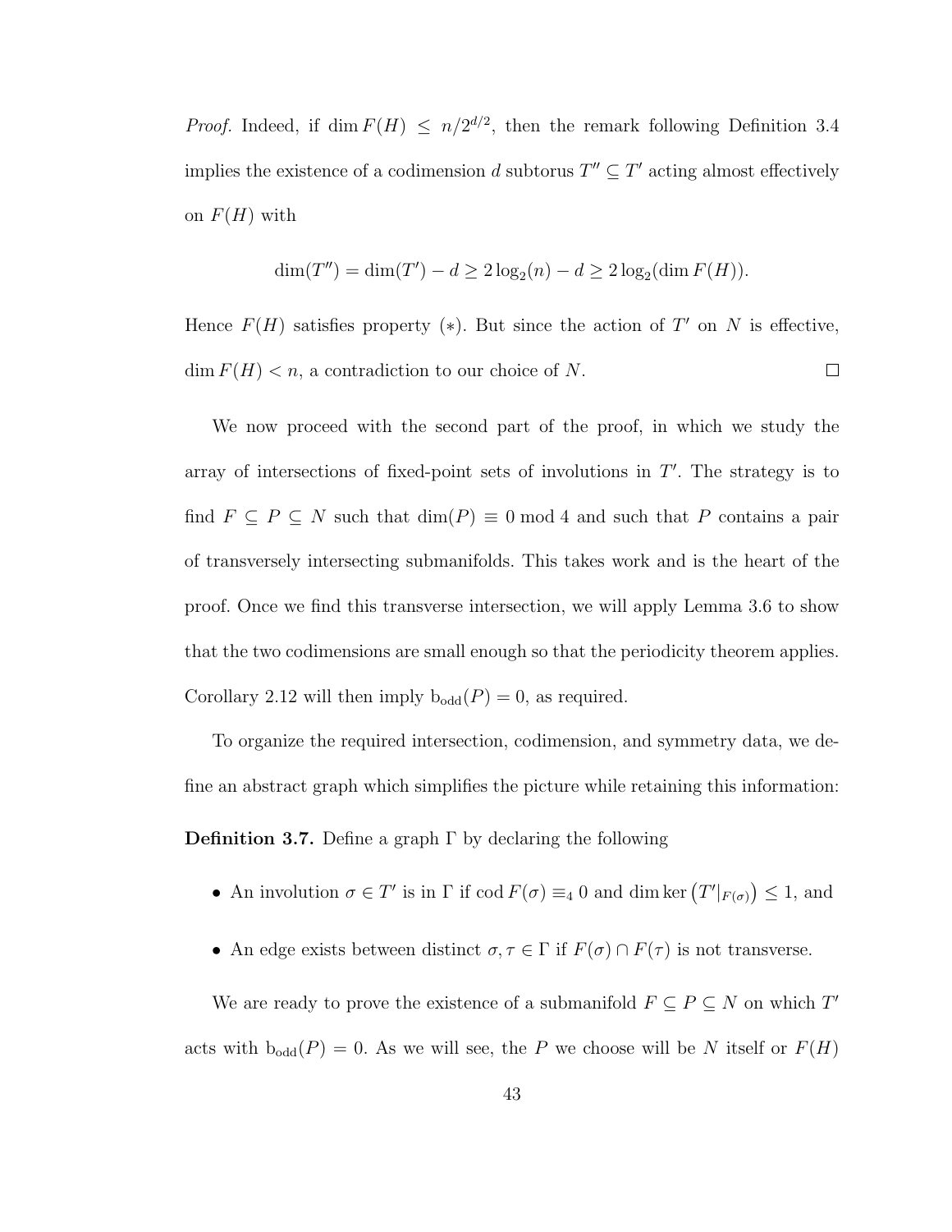*Proof.* Indeed, if $\dim F(H) \leq n/2^{d/2}$, then the remark following Definition 3.4 implies the existence of a codimension $d$ subtorus $T'' \subseteq T'$ acting almost effectively on $F(H)$ with

$$\dim(T'') = \dim(T') - d \geq 2\log_2(n) - d \geq 2\log_2(\dim F(H)).$$

Hence $F(H)$ satisfies property $(*)$. But since the action of $T'$ on $N$ is effective, $\dim F(H) < n$, a contradiction to our choice of $N$. $\square$

We now proceed with the second part of the proof, in which we study the array of intersections of fixed-point sets of involutions in $T'$. The strategy is to find $F \subseteq P \subseteq N$ such that $\dim(P) \equiv 0 \bmod 4$ and such that $P$ contains a pair of transversely intersecting submanifolds. This takes work and is the heart of the proof. Once we find this transverse intersection, we will apply Lemma 3.6 to show that the two codimensions are small enough so that the periodicity theorem applies. Corollary 2.12 will then imply $\mathrm{b}_{\mathrm{odd}}(P) = 0$, as required.

To organize the required intersection, codimension, and symmetry data, we define an abstract graph which simplifies the picture while retaining this information:

**Definition 3.7.** Define a graph $\Gamma$ by declaring the following

- An involution $\sigma \in T'$ is in $\Gamma$ if $\operatorname{cod} F(\sigma) \equiv_4 0$ and $\dim \ker \left(T'|_{F(\sigma)}\right) \leq 1$, and
- An edge exists between distinct $\sigma, \tau \in \Gamma$ if $F(\sigma) \cap F(\tau)$ is not transverse.

We are ready to prove the existence of a submanifold $F \subseteq P \subseteq N$ on which $T'$ acts with $\mathrm{b}_{\mathrm{odd}}(P) = 0$. As we will see, the $P$ we choose will be $N$ itself or $F(H)$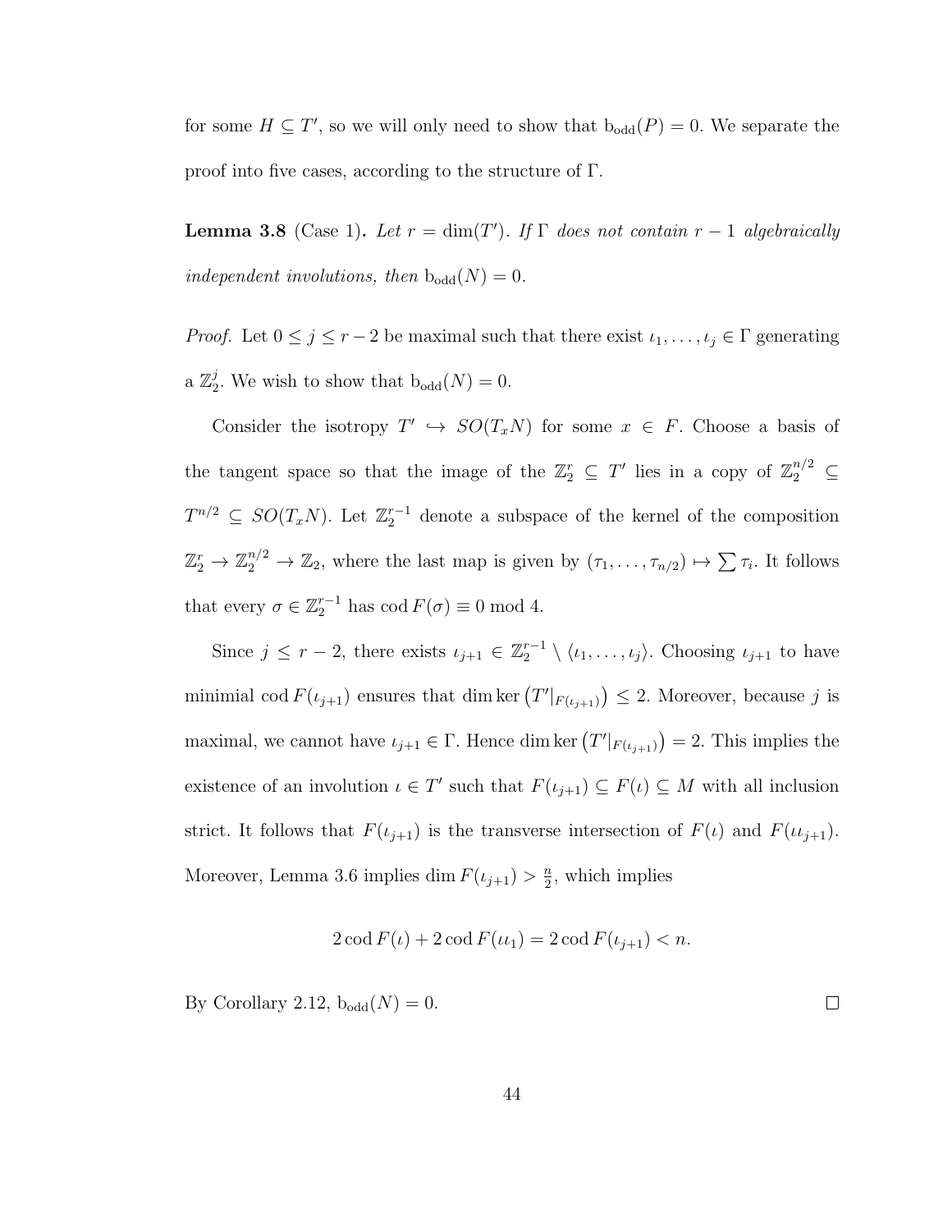for some $H \subseteq T'$, so we will only need to show that $\mathrm{b}_{\mathrm{odd}}(P) = 0$. We separate the proof into five cases, according to the structure of $\Gamma$.

**Lemma 3.8** (Case 1)**.** *Let $r = \dim(T')$. If $\Gamma$ does not contain $r-1$ algebraically independent involutions, then $\mathrm{b}_{\mathrm{odd}}(N) = 0$.*

*Proof.* Let $0 \leq j \leq r-2$ be maximal such that there exist $\iota_1, \ldots, \iota_j \in \Gamma$ generating a $\mathbb{Z}_2^j$. We wish to show that $\mathrm{b}_{\mathrm{odd}}(N) = 0$.

Consider the isotropy $T' \hookrightarrow SO(T_x N)$ for some $x \in F$. Choose a basis of the tangent space so that the image of the $\mathbb{Z}_2^r \subseteq T'$ lies in a copy of $\mathbb{Z}_2^{n/2} \subseteq T^{n/2} \subseteq SO(T_x N)$. Let $\mathbb{Z}_2^{r-1}$ denote a subspace of the kernel of the composition $\mathbb{Z}_2^r \to \mathbb{Z}_2^{n/2} \to \mathbb{Z}_2$, where the last map is given by $(\tau_1, \ldots, \tau_{n/2}) \mapsto \sum \tau_i$. It follows that every $\sigma \in \mathbb{Z}_2^{r-1}$ has $\operatorname{cod} F(\sigma) \equiv 0 \bmod 4$.

Since $j \leq r-2$, there exists $\iota_{j+1} \in \mathbb{Z}_2^{r-1} \setminus \langle \iota_1, \ldots, \iota_j \rangle$. Choosing $\iota_{j+1}$ to have minimial $\operatorname{cod} F(\iota_{j+1})$ ensures that $\dim \ker \left(T'|_{F(\iota_{j+1})}\right) \leq 2$. Moreover, because $j$ is maximal, we cannot have $\iota_{j+1} \in \Gamma$. Hence $\dim \ker \left(T'|_{F(\iota_{j+1})}\right) = 2$. This implies the existence of an involution $\iota \in T'$ such that $F(\iota_{j+1}) \subseteq F(\iota) \subseteq M$ with all inclusion strict. It follows that $F(\iota_{j+1})$ is the transverse intersection of $F(\iota)$ and $F(\iota\iota_{j+1})$. Moreover, Lemma 3.6 implies $\dim F(\iota_{j+1}) > \frac{n}{2}$, which implies

$$2 \operatorname{cod} F(\iota) + 2 \operatorname{cod} F(\iota\iota_1) = 2 \operatorname{cod} F(\iota_{j+1}) < n.$$

By Corollary 2.12, $\mathrm{b}_{\mathrm{odd}}(N) = 0$. $\square$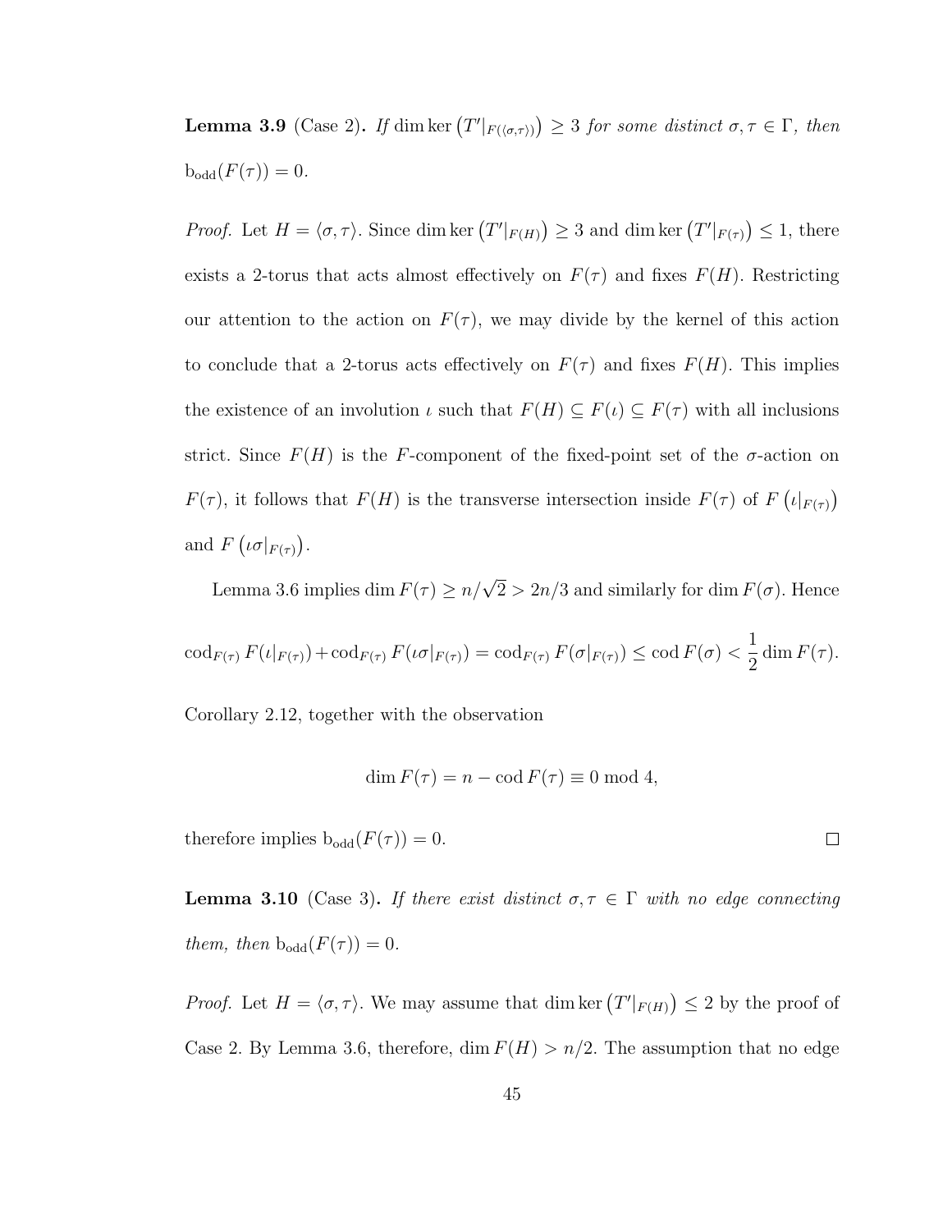**Lemma 3.9** (Case 2)**.** *If* $\dim\ker\left(T'|_{F(\langle\sigma,\tau\rangle)}\right) \geq 3$ *for some distinct* $\sigma, \tau \in \Gamma$*, then* $\mathrm{b}_{\mathrm{odd}}(F(\tau)) = 0$.

*Proof.* Let $H = \langle\sigma,\tau\rangle$. Since $\dim\ker\left(T'|_{F(H)}\right) \geq 3$ and $\dim\ker\left(T'|_{F(\tau)}\right) \leq 1$, there exists a 2-torus that acts almost effectively on $F(\tau)$ and fixes $F(H)$. Restricting our attention to the action on $F(\tau)$, we may divide by the kernel of this action to conclude that a 2-torus acts effectively on $F(\tau)$ and fixes $F(H)$. This implies the existence of an involution $\iota$ such that $F(H) \subseteq F(\iota) \subseteq F(\tau)$ with all inclusions strict. Since $F(H)$ is the $F$-component of the fixed-point set of the $\sigma$-action on $F(\tau)$, it follows that $F(H)$ is the transverse intersection inside $F(\tau)$ of $F\left(\iota|_{F(\tau)}\right)$ and $F\left(\iota\sigma|_{F(\tau)}\right)$.

Lemma 3.6 implies $\dim F(\tau) \geq n/\sqrt{2} > 2n/3$ and similarly for $\dim F(\sigma)$. Hence

$$\mathrm{cod}_{F(\tau)} F(\iota|_{F(\tau)}) + \mathrm{cod}_{F(\tau)} F(\iota\sigma|_{F(\tau)}) = \mathrm{cod}_{F(\tau)} F(\sigma|_{F(\tau)}) \leq \mathrm{cod}\, F(\sigma) < \frac{1}{2}\dim F(\tau).$$

Corollary 2.12, together with the observation

$$\dim F(\tau) = n - \mathrm{cod}\, F(\tau) \equiv 0 \bmod 4,$$

therefore implies $\mathrm{b}_{\mathrm{odd}}(F(\tau)) = 0$. $\square$

**Lemma 3.10** (Case 3)**.** *If there exist distinct* $\sigma, \tau \in \Gamma$ *with no edge connecting them, then* $\mathrm{b}_{\mathrm{odd}}(F(\tau)) = 0$.

*Proof.* Let $H = \langle\sigma,\tau\rangle$. We may assume that $\dim\ker\left(T'|_{F(H)}\right) \leq 2$ by the proof of Case 2. By Lemma 3.6, therefore, $\dim F(H) > n/2$. The assumption that no edge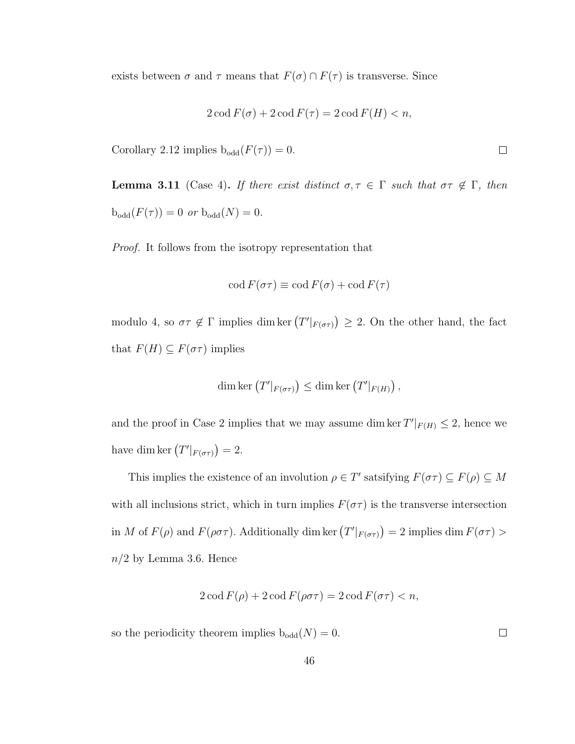exists between $\sigma$ and $\tau$ means that $F(\sigma) \cap F(\tau)$ is transverse. Since

$$2 \operatorname{cod} F(\sigma) + 2 \operatorname{cod} F(\tau) = 2 \operatorname{cod} F(H) < n,$$

Corollary 2.12 implies $\mathrm{b}_{\mathrm{odd}}(F(\tau)) = 0$. □

**Lemma 3.11** (Case 4)**.** *If there exist distinct $\sigma, \tau \in \Gamma$ such that $\sigma\tau \notin \Gamma$, then $\mathrm{b}_{\mathrm{odd}}(F(\tau)) = 0$ or $\mathrm{b}_{\mathrm{odd}}(N) = 0$.*

*Proof.* It follows from the isotropy representation that

$$\operatorname{cod} F(\sigma\tau) \equiv \operatorname{cod} F(\sigma) + \operatorname{cod} F(\tau)$$

modulo 4, so $\sigma\tau \notin \Gamma$ implies $\dim \ker \left(T'|_{F(\sigma\tau)}\right) \geq 2$. On the other hand, the fact that $F(H) \subseteq F(\sigma\tau)$ implies

$$\dim \ker \left(T'|_{F(\sigma\tau)}\right) \leq \dim \ker \left(T'|_{F(H)}\right),$$

and the proof in Case 2 implies that we may assume $\dim \ker T'|_{F(H)} \leq 2$, hence we have $\dim \ker \left(T'|_{F(\sigma\tau)}\right) = 2$.

This implies the existence of an involution $\rho \in T'$ satsifying $F(\sigma\tau) \subseteq F(\rho) \subseteq M$ with all inclusions strict, which in turn implies $F(\sigma\tau)$ is the transverse intersection in $M$ of $F(\rho)$ and $F(\rho\sigma\tau)$. Additionally $\dim \ker \left(T'|_{F(\sigma\tau)}\right) = 2$ implies $\dim F(\sigma\tau) > n/2$ by Lemma 3.6. Hence

$$2 \operatorname{cod} F(\rho) + 2 \operatorname{cod} F(\rho\sigma\tau) = 2 \operatorname{cod} F(\sigma\tau) < n,$$

so the periodicity theorem implies $\mathrm{b}_{\mathrm{odd}}(N) = 0$. □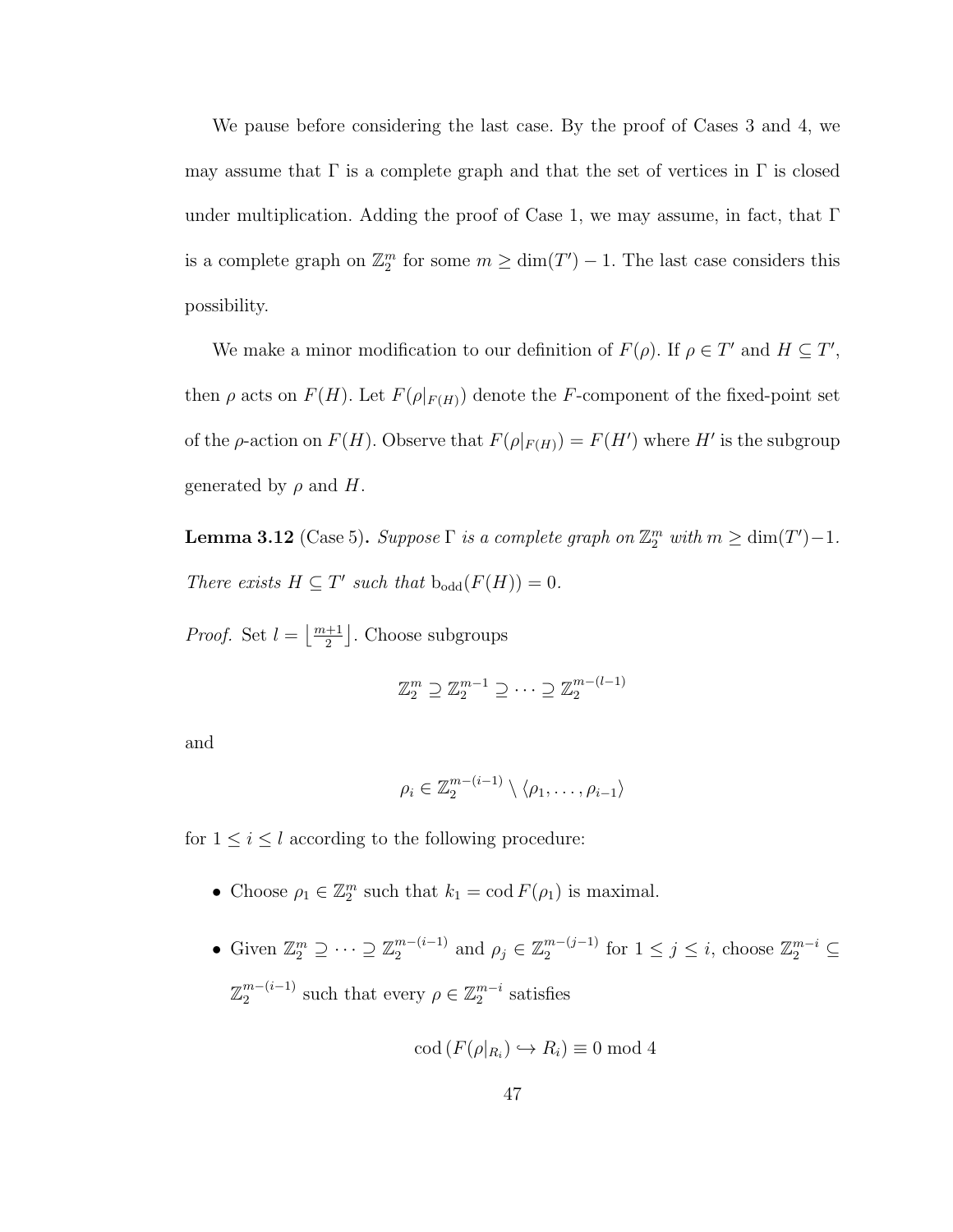We pause before considering the last case. By the proof of Cases 3 and 4, we may assume that $\Gamma$ is a complete graph and that the set of vertices in $\Gamma$ is closed under multiplication. Adding the proof of Case 1, we may assume, in fact, that $\Gamma$ is a complete graph on $\mathbb{Z}_2^m$ for some $m \geq \dim(T') - 1$. The last case considers this possibility.

We make a minor modification to our definition of $F(\rho)$. If $\rho \in T'$ and $H \subseteq T'$, then $\rho$ acts on $F(H)$. Let $F(\rho|_{F(H)})$ denote the $F$-component of the fixed-point set of the $\rho$-action on $F(H)$. Observe that $F(\rho|_{F(H)}) = F(H')$ where $H'$ is the subgroup generated by $\rho$ and $H$.

**Lemma 3.12** (Case 5)**.** *Suppose $\Gamma$ is a complete graph on $\mathbb{Z}_2^m$ with $m \geq \dim(T')-1$. There exists $H \subseteq T'$ such that $\mathrm{b}_{\mathrm{odd}}(F(H)) = 0$.*

*Proof.* Set $l = \left\lfloor \frac{m+1}{2} \right\rfloor$. Choose subgroups

$$\mathbb{Z}_2^m \supseteq \mathbb{Z}_2^{m-1} \supseteq \cdots \supseteq \mathbb{Z}_2^{m-(l-1)}$$

and

$$\rho_i \in \mathbb{Z}_2^{m-(i-1)} \setminus \langle \rho_1, \ldots, \rho_{i-1} \rangle$$

for $1 \leq i \leq l$ according to the following procedure:

- Choose $\rho_1 \in \mathbb{Z}_2^m$ such that $k_1 = \operatorname{cod} F(\rho_1)$ is maximal.
- Given $\mathbb{Z}_2^m \supseteq \cdots \supseteq \mathbb{Z}_2^{m-(i-1)}$ and $\rho_j \in \mathbb{Z}_2^{m-(j-1)}$ for $1 \leq j \leq i$, choose $\mathbb{Z}_2^{m-i} \subseteq \mathbb{Z}_2^{m-(i-1)}$ such that every $\rho \in \mathbb{Z}_2^{m-i}$ satisfies

$$\operatorname{cod}\left(F(\rho|_{R_i}) \hookrightarrow R_i\right) \equiv 0 \bmod 4$$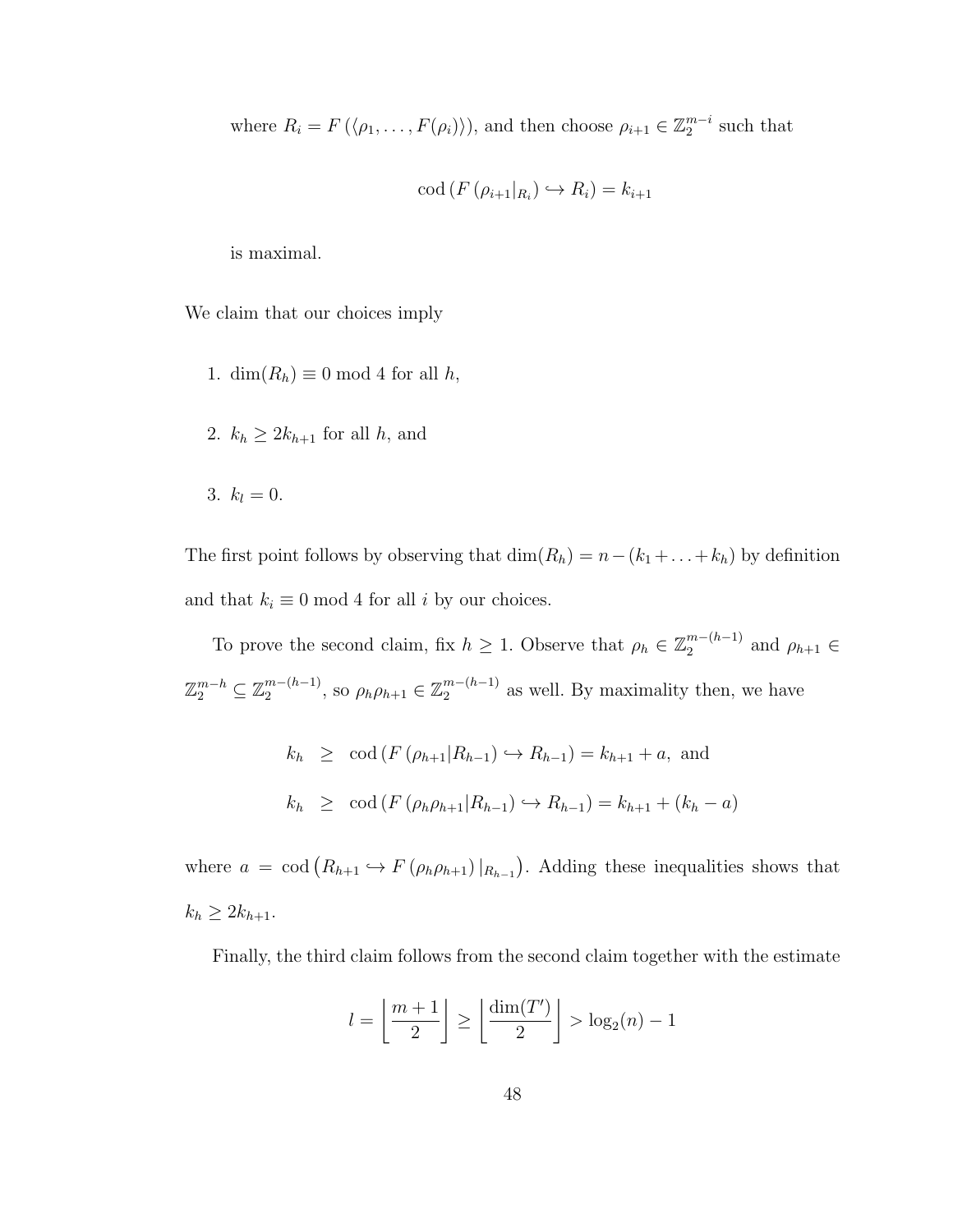where $R_i = F(\langle \rho_1, \ldots, F(\rho_i) \rangle)$, and then choose $\rho_{i+1} \in \mathbb{Z}_2^{m-i}$ such that

$$\operatorname{cod}\left(F\left(\rho_{i+1}|_{R_i}\right) \hookrightarrow R_i\right) = k_{i+1}$$

is maximal.

We claim that our choices imply

1. $\dim(R_h) \equiv 0 \bmod 4$ for all $h$,
2. $k_h \geq 2k_{h+1}$ for all $h$, and
3. $k_l = 0$.

The first point follows by observing that $\dim(R_h) = n - (k_1 + \ldots + k_h)$ by definition and that $k_i \equiv 0 \bmod 4$ for all $i$ by our choices.

To prove the second claim, fix $h \geq 1$. Observe that $\rho_h \in \mathbb{Z}_2^{m-(h-1)}$ and $\rho_{h+1} \in \mathbb{Z}_2^{m-h} \subseteq \mathbb{Z}_2^{m-(h-1)}$, so $\rho_h\rho_{h+1} \in \mathbb{Z}_2^{m-(h-1)}$ as well. By maximality then, we have

$$\begin{aligned}
k_h &\geq \operatorname{cod}\left(F\left(\rho_{h+1}|R_{h-1}\right) \hookrightarrow R_{h-1}\right) = k_{h+1} + a, \text{ and} \\
k_h &\geq \operatorname{cod}\left(F\left(\rho_h\rho_{h+1}|R_{h-1}\right) \hookrightarrow R_{h-1}\right) = k_{h+1} + (k_h - a)
\end{aligned}$$

where $a = \operatorname{cod}\left(R_{h+1} \hookrightarrow F\left(\rho_h\rho_{h+1}\right)|_{R_{h-1}}\right)$. Adding these inequalities shows that $k_h \geq 2k_{h+1}$.

Finally, the third claim follows from the second claim together with the estimate

$$l = \left\lfloor \frac{m+1}{2} \right\rfloor \geq \left\lfloor \frac{\dim(T')}{2} \right\rfloor > \log_2(n) - 1$$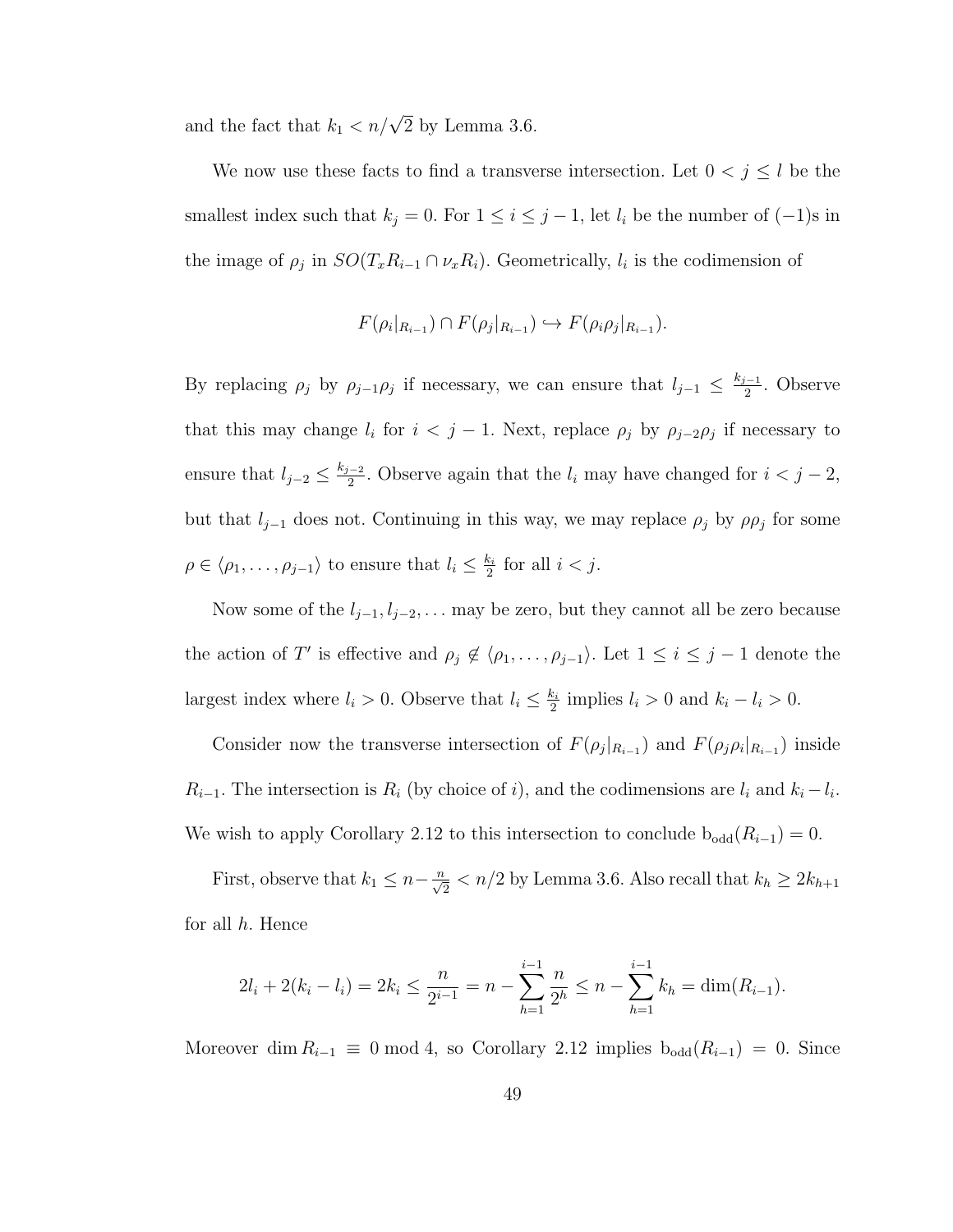and the fact that $k_1 < n/\sqrt{2}$ by Lemma 3.6.

We now use these facts to find a transverse intersection. Let $0 < j \leq l$ be the smallest index such that $k_j = 0$. For $1 \leq i \leq j-1$, let $l_i$ be the number of $(-1)$s in the image of $\rho_j$ in $SO(T_x R_{i-1} \cap \nu_x R_i)$. Geometrically, $l_i$ is the codimension of

$$F(\rho_i|_{R_{i-1}}) \cap F(\rho_j|_{R_{i-1}}) \hookrightarrow F(\rho_i \rho_j|_{R_{i-1}}).$$

By replacing $\rho_j$ by $\rho_{j-1}\rho_j$ if necessary, we can ensure that $l_{j-1} \leq \frac{k_{j-1}}{2}$. Observe that this may change $l_i$ for $i < j-1$. Next, replace $\rho_j$ by $\rho_{j-2}\rho_j$ if necessary to ensure that $l_{j-2} \leq \frac{k_{j-2}}{2}$. Observe again that the $l_i$ may have changed for $i < j-2$, but that $l_{j-1}$ does not. Continuing in this way, we may replace $\rho_j$ by $\rho\rho_j$ for some $\rho \in \langle \rho_1, \ldots, \rho_{j-1} \rangle$ to ensure that $l_i \leq \frac{k_i}{2}$ for all $i < j$.

Now some of the $l_{j-1}, l_{j-2}, \ldots$ may be zero, but they cannot all be zero because the action of $T'$ is effective and $\rho_j \notin \langle \rho_1, \ldots, \rho_{j-1} \rangle$. Let $1 \leq i \leq j-1$ denote the largest index where $l_i > 0$. Observe that $l_i \leq \frac{k_i}{2}$ implies $l_i > 0$ and $k_i - l_i > 0$.

Consider now the transverse intersection of $F(\rho_j|_{R_{i-1}})$ and $F(\rho_j \rho_i|_{R_{i-1}})$ inside $R_{i-1}$. The intersection is $R_i$ (by choice of $i$), and the codimensions are $l_i$ and $k_i - l_i$. We wish to apply Corollary 2.12 to this intersection to conclude $\mathrm{b}_{\mathrm{odd}}(R_{i-1}) = 0$.

First, observe that $k_1 \leq n - \frac{n}{\sqrt{2}} < n/2$ by Lemma 3.6. Also recall that $k_h \geq 2k_{h+1}$ for all $h$. Hence

$$2l_i + 2(k_i - l_i) = 2k_i \leq \frac{n}{2^{i-1}} = n - \sum_{h=1}^{i-1} \frac{n}{2^h} \leq n - \sum_{h=1}^{i-1} k_h = \dim(R_{i-1}).$$

Moreover $\dim R_{i-1} \equiv 0 \bmod 4$, so Corollary 2.12 implies $\mathrm{b}_{\mathrm{odd}}(R_{i-1}) = 0$. Since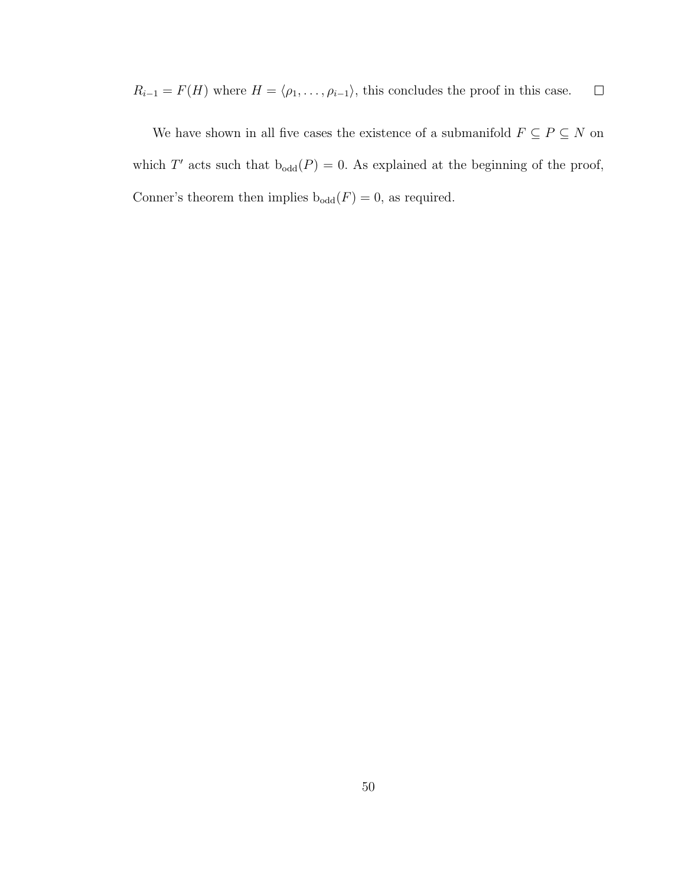$R_{i-1} = F(H)$ where $H = \langle \rho_1, \ldots, \rho_{i-1} \rangle$, this concludes the proof in this case. $\square$

We have shown in all five cases the existence of a submanifold $F \subseteq P \subseteq N$ on which $T'$ acts such that $\mathrm{b_{odd}}(P) = 0$. As explained at the beginning of the proof, Conner's theorem then implies $\mathrm{b_{odd}}(F) = 0$, as required.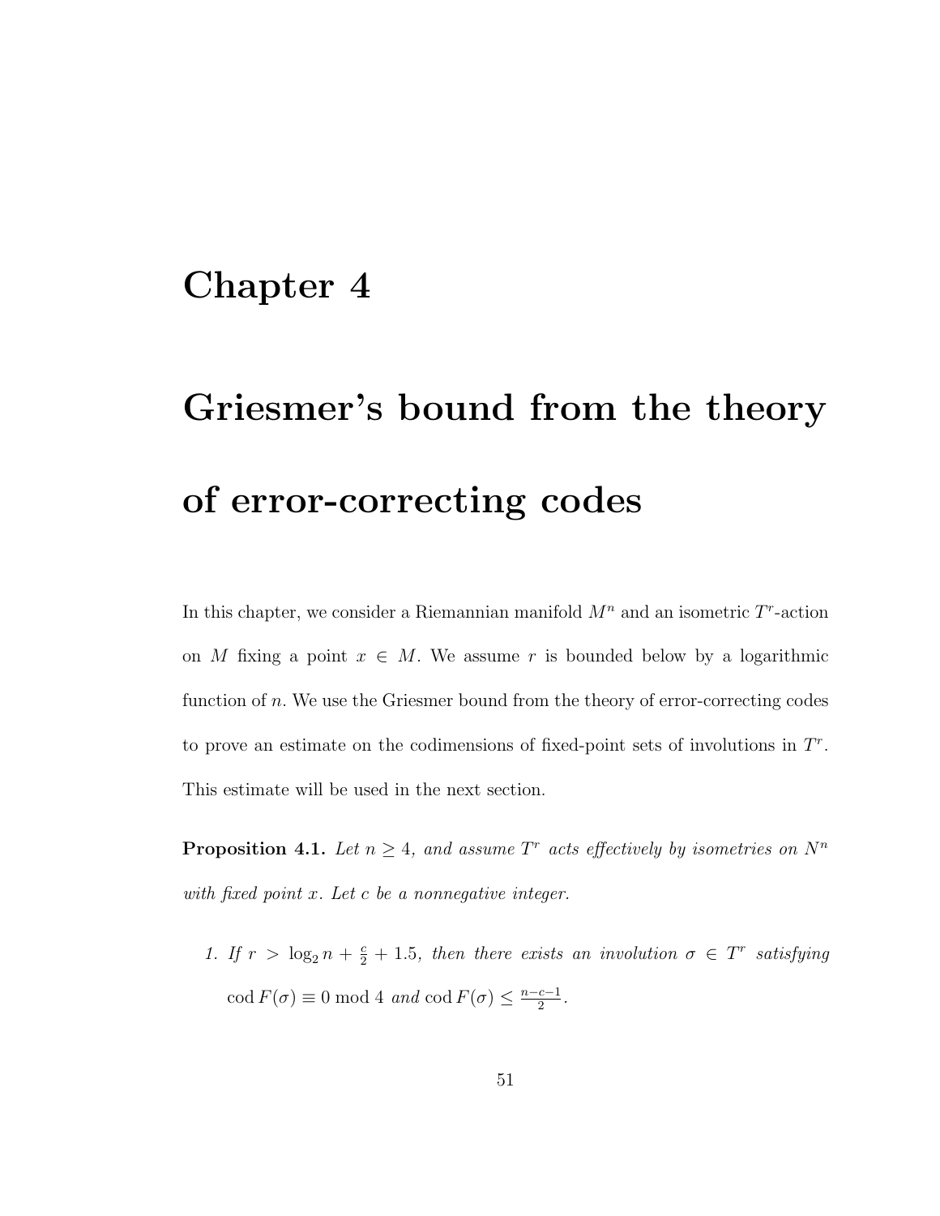# Chapter 4

# Griesmer's bound from the theory of error-correcting codes

In this chapter, we consider a Riemannian manifold $M^n$ and an isometric $T^r$-action on $M$ fixing a point $x \in M$. We assume $r$ is bounded below by a logarithmic function of $n$. We use the Griesmer bound from the theory of error-correcting codes to prove an estimate on the codimensions of fixed-point sets of involutions in $T^r$. This estimate will be used in the next section.

**Proposition 4.1.** *Let $n \geq 4$, and assume $T^r$ acts effectively by isometries on $N^n$ with fixed point $x$. Let $c$ be a nonnegative integer.*

1. *If $r > \log_2 n + \frac{c}{2} + 1.5$, then there exists an involution $\sigma \in T^r$ satisfying $\operatorname{cod} F(\sigma) \equiv 0 \bmod 4$ and $\operatorname{cod} F(\sigma) \leq \frac{n-c-1}{2}$.*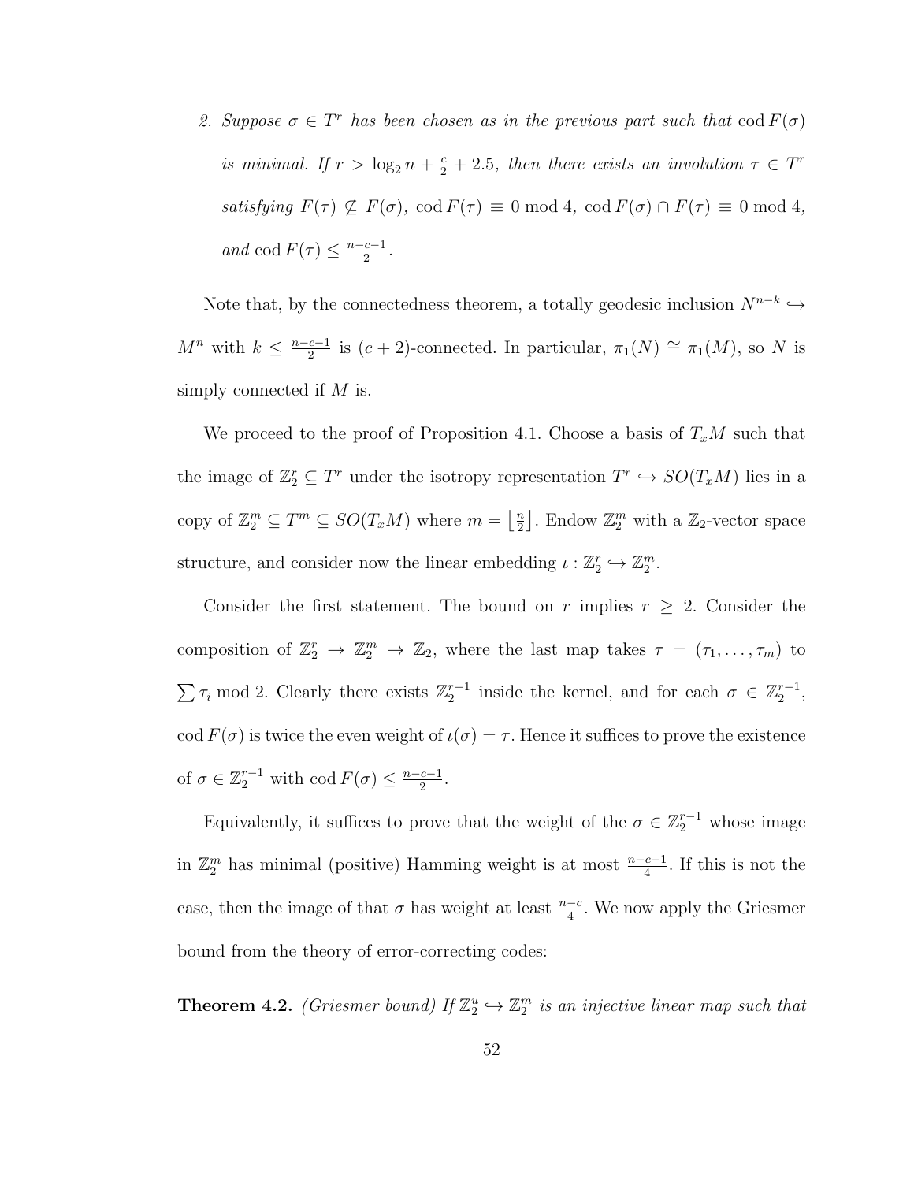2. *Suppose $\sigma \in T^r$ has been chosen as in the previous part such that $\operatorname{cod} F(\sigma)$ is minimal. If $r > \log_2 n + \frac{c}{2} + 2.5$, then there exists an involution $\tau \in T^r$ satisfying $F(\tau) \not\subseteq F(\sigma)$, $\operatorname{cod} F(\tau) \equiv 0 \bmod 4$, $\operatorname{cod} F(\sigma) \cap F(\tau) \equiv 0 \bmod 4$, and $\operatorname{cod} F(\tau) \leq \frac{n-c-1}{2}$.*

Note that, by the connectedness theorem, a totally geodesic inclusion $N^{n-k} \hookrightarrow M^n$ with $k \leq \frac{n-c-1}{2}$ is $(c+2)$-connected. In particular, $\pi_1(N) \cong \pi_1(M)$, so $N$ is simply connected if $M$ is.

We proceed to the proof of Proposition 4.1. Choose a basis of $T_xM$ such that the image of $\mathbb{Z}_2^r \subseteq T^r$ under the isotropy representation $T^r \hookrightarrow SO(T_xM)$ lies in a copy of $\mathbb{Z}_2^m \subseteq T^m \subseteq SO(T_xM)$ where $m = \left\lfloor \frac{n}{2} \right\rfloor$. Endow $\mathbb{Z}_2^m$ with a $\mathbb{Z}_2$-vector space structure, and consider now the linear embedding $\iota : \mathbb{Z}_2^r \hookrightarrow \mathbb{Z}_2^m$.

Consider the first statement. The bound on $r$ implies $r \geq 2$. Consider the composition of $\mathbb{Z}_2^r \to \mathbb{Z}_2^m \to \mathbb{Z}_2$, where the last map takes $\tau = (\tau_1, \ldots, \tau_m)$ to $\sum \tau_i \bmod 2$. Clearly there exists $\mathbb{Z}_2^{r-1}$ inside the kernel, and for each $\sigma \in \mathbb{Z}_2^{r-1}$, $\operatorname{cod} F(\sigma)$ is twice the even weight of $\iota(\sigma) = \tau$. Hence it suffices to prove the existence of $\sigma \in \mathbb{Z}_2^{r-1}$ with $\operatorname{cod} F(\sigma) \leq \frac{n-c-1}{2}$.

Equivalently, it suffices to prove that the weight of the $\sigma \in \mathbb{Z}_2^{r-1}$ whose image in $\mathbb{Z}_2^m$ has minimal (positive) Hamming weight is at most $\frac{n-c-1}{4}$. If this is not the case, then the image of that $\sigma$ has weight at least $\frac{n-c}{4}$. We now apply the Griesmer bound from the theory of error-correcting codes:

**Theorem 4.2.** *(Griesmer bound) If $\mathbb{Z}_2^u \hookrightarrow \mathbb{Z}_2^m$ is an injective linear map such that*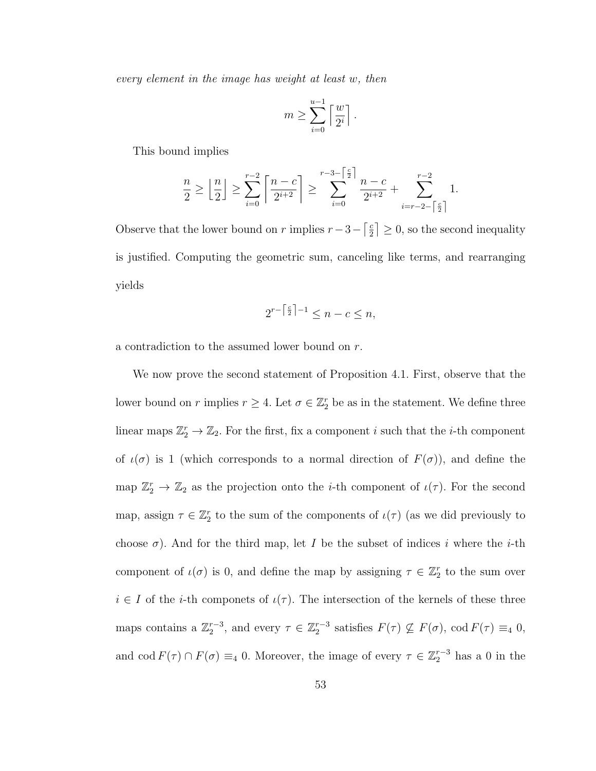*every element in the image has weight at least $w$, then*

$$m \geq \sum_{i=0}^{u-1} \left\lceil \frac{w}{2^i} \right\rceil .$$

This bound implies

$$\frac{n}{2} \geq \left\lfloor \frac{n}{2} \right\rfloor \geq \sum_{i=0}^{r-2} \left\lceil \frac{n-c}{2^{i+2}} \right\rceil \geq \sum_{i=0}^{r-3-\left\lceil \frac{c}{2} \right\rceil} \frac{n-c}{2^{i+2}} + \sum_{i=r-2-\left\lceil \frac{c}{2} \right\rceil}^{r-2} 1.$$

Observe that the lower bound on $r$ implies $r-3-\left\lceil \frac{c}{2} \right\rceil \geq 0$, so the second inequality is justified. Computing the geometric sum, canceling like terms, and rearranging yields

$$2^{r-\left\lceil \frac{c}{2} \right\rceil - 1} \leq n - c \leq n,$$

a contradiction to the assumed lower bound on $r$.

We now prove the second statement of Proposition 4.1. First, observe that the lower bound on $r$ implies $r \geq 4$. Let $\sigma \in \mathbb{Z}_2^r$ be as in the statement. We define three linear maps $\mathbb{Z}_2^r \to \mathbb{Z}_2$. For the first, fix a component $i$ such that the $i$-th component of $\iota(\sigma)$ is 1 (which corresponds to a normal direction of $F(\sigma)$), and define the map $\mathbb{Z}_2^r \to \mathbb{Z}_2$ as the projection onto the $i$-th component of $\iota(\tau)$. For the second map, assign $\tau \in \mathbb{Z}_2^r$ to the sum of the components of $\iota(\tau)$ (as we did previously to choose $\sigma$). And for the third map, let $I$ be the subset of indices $i$ where the $i$-th component of $\iota(\sigma)$ is 0, and define the map by assigning $\tau \in \mathbb{Z}_2^r$ to the sum over $i \in I$ of the $i$-th componets of $\iota(\tau)$. The intersection of the kernels of these three maps contains a $\mathbb{Z}_2^{r-3}$, and every $\tau \in \mathbb{Z}_2^{r-3}$ satisfies $F(\tau) \not\subseteq F(\sigma)$, $\operatorname{cod} F(\tau) \equiv_4 0$, and $\operatorname{cod} F(\tau) \cap F(\sigma) \equiv_4 0$. Moreover, the image of every $\tau \in \mathbb{Z}_2^{r-3}$ has a 0 in the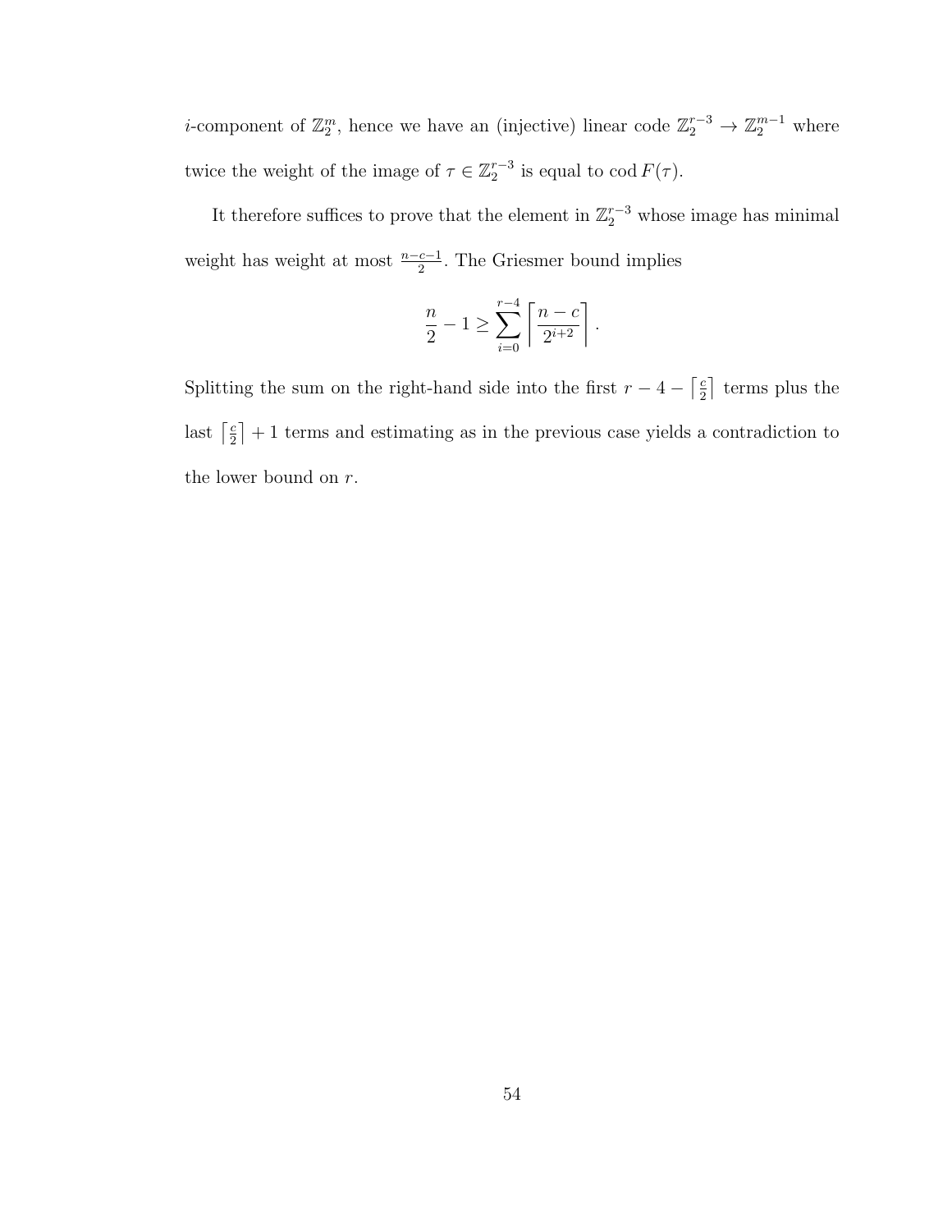$i$-component of $\mathbb{Z}_2^m$, hence we have an (injective) linear code $\mathbb{Z}_2^{r-3} \to \mathbb{Z}_2^{m-1}$ where twice the weight of the image of $\tau \in \mathbb{Z}_2^{r-3}$ is equal to $\operatorname{cod} F(\tau)$.

It therefore suffices to prove that the element in $\mathbb{Z}_2^{r-3}$ whose image has minimal weight has weight at most $\frac{n-c-1}{2}$. The Griesmer bound implies

$$\frac{n}{2} - 1 \geq \sum_{i=0}^{r-4} \left\lceil \frac{n-c}{2^{i+2}} \right\rceil.$$

Splitting the sum on the right-hand side into the first $r - 4 - \left\lceil \frac{c}{2} \right\rceil$ terms plus the last $\left\lceil \frac{c}{2} \right\rceil + 1$ terms and estimating as in the previous case yields a contradiction to the lower bound on $r$.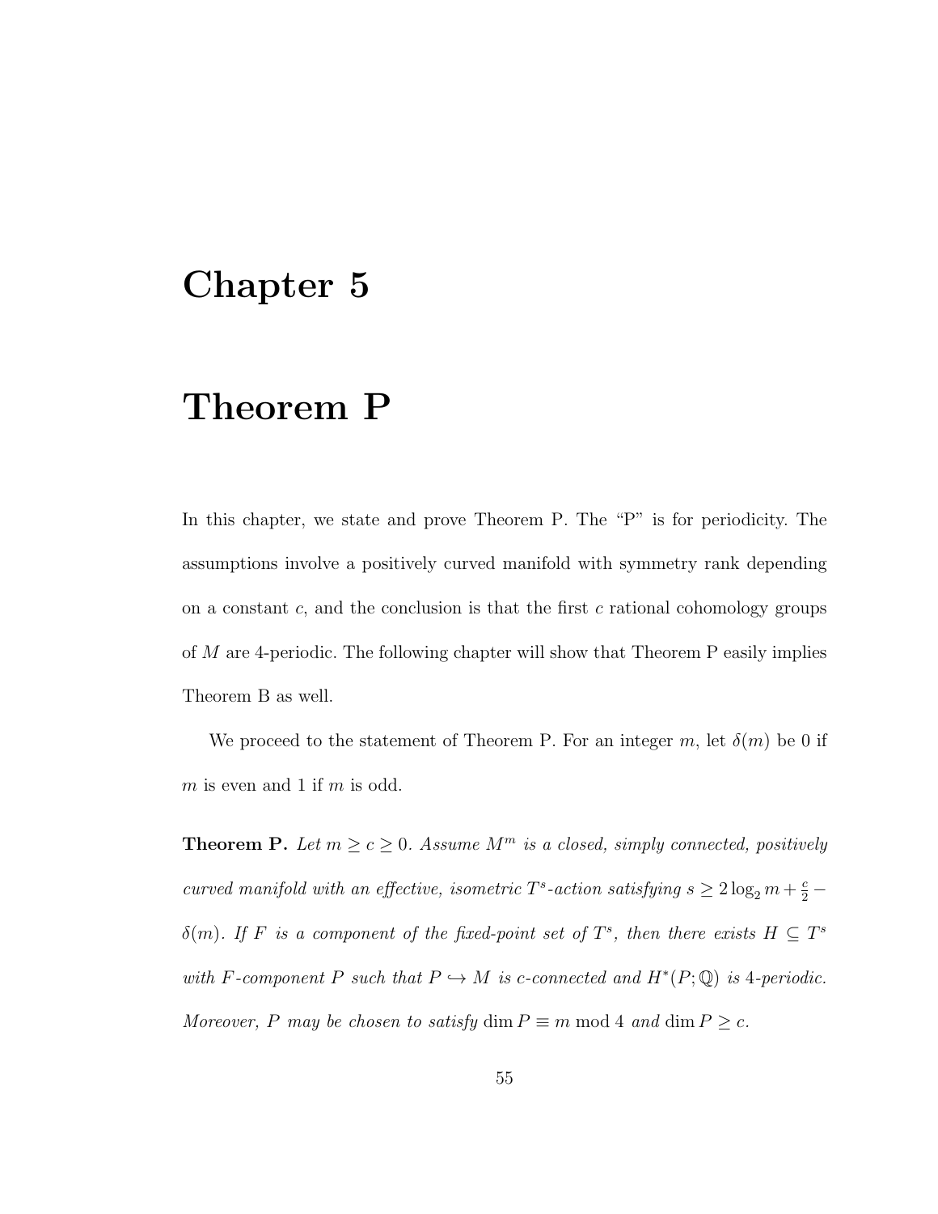# Chapter 5

# Theorem P

In this chapter, we state and prove Theorem P. The "P" is for periodicity. The assumptions involve a positively curved manifold with symmetry rank depending on a constant $c$, and the conclusion is that the first $c$ rational cohomology groups of $M$ are 4-periodic. The following chapter will show that Theorem P easily implies Theorem B as well.

We proceed to the statement of Theorem P. For an integer $m$, let $\delta(m)$ be 0 if $m$ is even and 1 if $m$ is odd.

**Theorem P.** *Let $m \geq c \geq 0$. Assume $M^m$ is a closed, simply connected, positively curved manifold with an effective, isometric $T^s$-action satisfying $s \geq 2\log_2 m + \frac{c}{2} - \delta(m)$. If $F$ is a component of the fixed-point set of $T^s$, then there exists $H \subseteq T^s$ with $F$-component $P$ such that $P \hookrightarrow M$ is $c$-connected and $H^*(P;\mathbb{Q})$ is 4-periodic. Moreover, $P$ may be chosen to satisfy $\dim P \equiv m \bmod 4$ and $\dim P \geq c$.*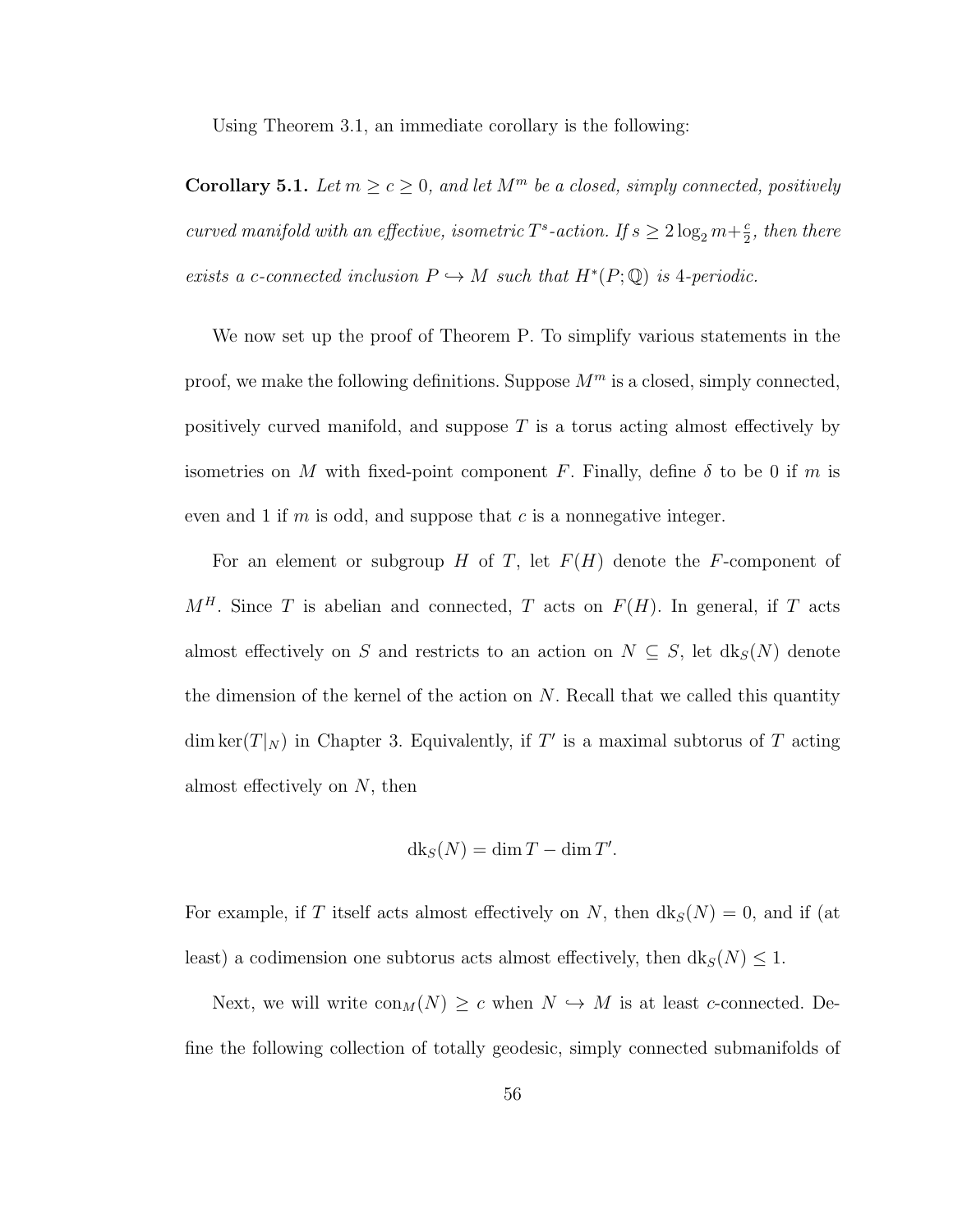Using Theorem 3.1, an immediate corollary is the following:

**Corollary 5.1.** *Let $m \geq c \geq 0$, and let $M^m$ be a closed, simply connected, positively curved manifold with an effective, isometric $T^s$-action. If $s \geq 2\log_2 m + \frac{c}{2}$, then there exists a $c$-connected inclusion $P \hookrightarrow M$ such that $H^*(P;\mathbb{Q})$ is 4-periodic.*

We now set up the proof of Theorem P. To simplify various statements in the proof, we make the following definitions. Suppose $M^m$ is a closed, simply connected, positively curved manifold, and suppose $T$ is a torus acting almost effectively by isometries on $M$ with fixed-point component $F$. Finally, define $\delta$ to be 0 if $m$ is even and 1 if $m$ is odd, and suppose that $c$ is a nonnegative integer.

For an element or subgroup $H$ of $T$, let $F(H)$ denote the $F$-component of $M^H$. Since $T$ is abelian and connected, $T$ acts on $F(H)$. In general, if $T$ acts almost effectively on $S$ and restricts to an action on $N \subseteq S$, let $\mathrm{dk}_S(N)$ denote the dimension of the kernel of the action on $N$. Recall that we called this quantity $\dim \ker(T|_N)$ in Chapter 3. Equivalently, if $T'$ is a maximal subtorus of $T$ acting almost effectively on $N$, then

$$\mathrm{dk}_S(N) = \dim T - \dim T'.$$

For example, if $T$ itself acts almost effectively on $N$, then $\mathrm{dk}_S(N) = 0$, and if (at least) a codimension one subtorus acts almost effectively, then $\mathrm{dk}_S(N) \leq 1$.

Next, we will write $\mathrm{con}_M(N) \geq c$ when $N \hookrightarrow M$ is at least $c$-connected. Define the following collection of totally geodesic, simply connected submanifolds of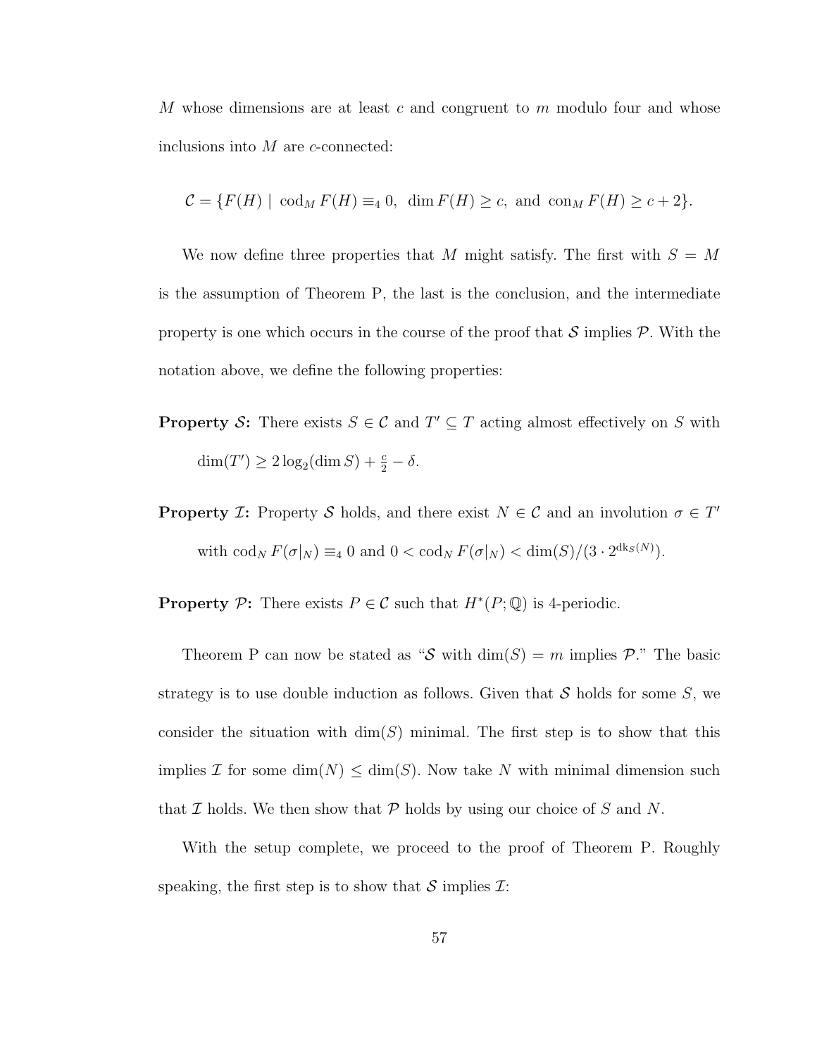$M$ whose dimensions are at least $c$ and congruent to $m$ modulo four and whose inclusions into $M$ are $c$-connected:

$$\mathcal{C} = \{F(H) \mid \operatorname{cod}_M F(H) \equiv_4 0,\ \dim F(H) \geq c, \text{ and } \operatorname{con}_M F(H) \geq c+2\}.$$

We now define three properties that $M$ might satisfy. The first with $S = M$ is the assumption of Theorem P, the last is the conclusion, and the intermediate property is one which occurs in the course of the proof that $\mathcal{S}$ implies $\mathcal{P}$. With the notation above, we define the following properties:

**Property $\mathcal{S}$:** There exists $S \in \mathcal{C}$ and $T' \subseteq T$ acting almost effectively on $S$ with $\dim(T') \geq 2\log_2(\dim S) + \frac{c}{2} - \delta$.

**Property $\mathcal{I}$:** Property $\mathcal{S}$ holds, and there exist $N \in \mathcal{C}$ and an involution $\sigma \in T'$ with $\operatorname{cod}_N F(\sigma|_N) \equiv_4 0$ and $0 < \operatorname{cod}_N F(\sigma|_N) < \dim(S)/(3 \cdot 2^{\mathrm{dk}_S(N)})$.

**Property $\mathcal{P}$:** There exists $P \in \mathcal{C}$ such that $H^*(P;\mathbb{Q})$ is 4-periodic.

Theorem P can now be stated as "$\mathcal{S}$ with $\dim(S) = m$ implies $\mathcal{P}$." The basic strategy is to use double induction as follows. Given that $\mathcal{S}$ holds for some $S$, we consider the situation with $\dim(S)$ minimal. The first step is to show that this implies $\mathcal{I}$ for some $\dim(N) \leq \dim(S)$. Now take $N$ with minimal dimension such that $\mathcal{I}$ holds. We then show that $\mathcal{P}$ holds by using our choice of $S$ and $N$.

With the setup complete, we proceed to the proof of Theorem P. Roughly speaking, the first step is to show that $\mathcal{S}$ implies $\mathcal{I}$: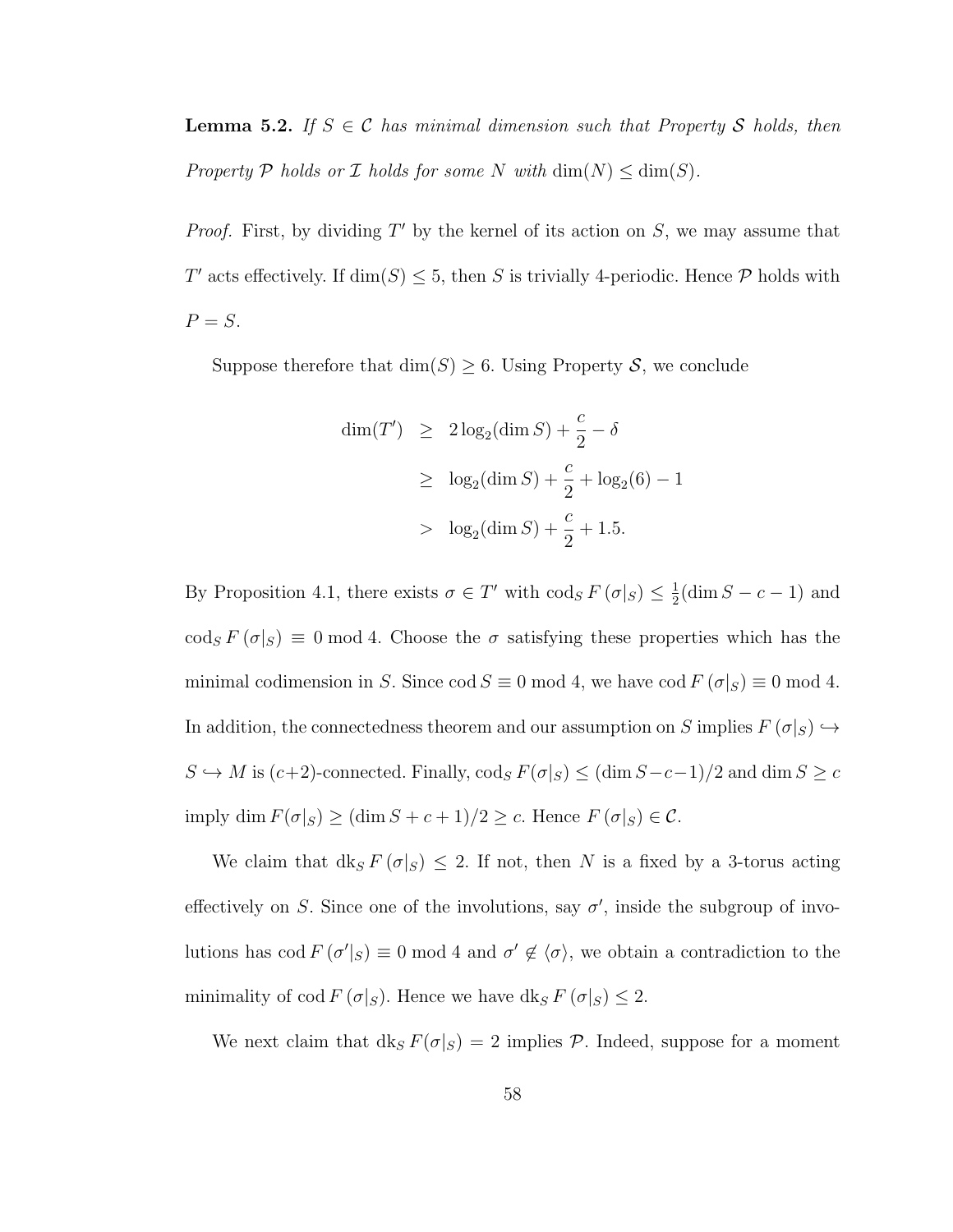**Lemma 5.2.** *If $S \in \mathcal{C}$ has minimal dimension such that Property $\mathcal{S}$ holds, then Property $\mathcal{P}$ holds or $\mathcal{I}$ holds for some $N$ with $\dim(N) \leq \dim(S)$.*

*Proof.* First, by dividing $T'$ by the kernel of its action on $S$, we may assume that $T'$ acts effectively. If $\dim(S) \leq 5$, then $S$ is trivially 4-periodic. Hence $\mathcal{P}$ holds with $P = S$.

Suppose therefore that $\dim(S) \geq 6$. Using Property $\mathcal{S}$, we conclude

$$\begin{aligned}
\dim(T') &\geq 2\log_2(\dim S) + \frac{c}{2} - \delta \\
&\geq \log_2(\dim S) + \frac{c}{2} + \log_2(6) - 1 \\
&> \log_2(\dim S) + \frac{c}{2} + 1.5.
\end{aligned}$$

By Proposition 4.1, there exists $\sigma \in T'$ with $\operatorname{cod}_S F(\sigma|_S) \leq \frac{1}{2}(\dim S - c - 1)$ and $\operatorname{cod}_S F(\sigma|_S) \equiv 0 \bmod 4$. Choose the $\sigma$ satisfying these properties which has the minimal codimension in $S$. Since $\operatorname{cod} S \equiv 0 \bmod 4$, we have $\operatorname{cod} F(\sigma|_S) \equiv 0 \bmod 4$. In addition, the connectedness theorem and our assumption on $S$ implies $F(\sigma|_S) \hookrightarrow S \hookrightarrow M$ is $(c+2)$-connected. Finally, $\operatorname{cod}_S F(\sigma|_S) \leq (\dim S - c - 1)/2$ and $\dim S \geq c$ imply $\dim F(\sigma|_S) \geq (\dim S + c + 1)/2 \geq c$. Hence $F(\sigma|_S) \in \mathcal{C}$.

We claim that $\operatorname{dk}_S F(\sigma|_S) \leq 2$. If not, then $N$ is a fixed by a 3-torus acting effectively on $S$. Since one of the involutions, say $\sigma'$, inside the subgroup of involutions has $\operatorname{cod} F(\sigma'|_S) \equiv 0 \bmod 4$ and $\sigma' \notin \langle \sigma \rangle$, we obtain a contradiction to the minimality of $\operatorname{cod} F(\sigma|_S)$. Hence we have $\operatorname{dk}_S F(\sigma|_S) \leq 2$.

We next claim that $\operatorname{dk}_S F(\sigma|_S) = 2$ implies $\mathcal{P}$. Indeed, suppose for a moment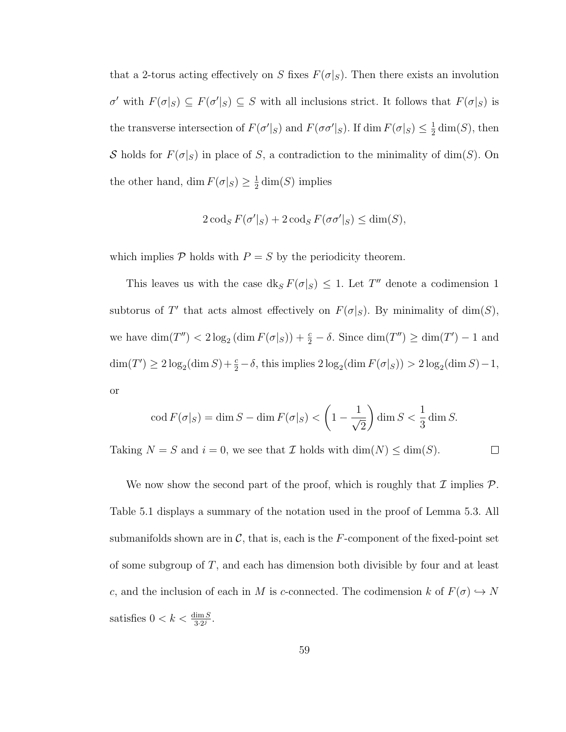that a 2-torus acting effectively on $S$ fixes $F(\sigma|_S)$. Then there exists an involution $\sigma'$ with $F(\sigma|_S) \subseteq F(\sigma'|_S) \subseteq S$ with all inclusions strict. It follows that $F(\sigma|_S)$ is the transverse intersection of $F(\sigma'|_S)$ and $F(\sigma\sigma'|_S)$. If $\dim F(\sigma|_S) \leq \frac{1}{2}\dim(S)$, then $\mathcal{S}$ holds for $F(\sigma|_S)$ in place of $S$, a contradiction to the minimality of $\dim(S)$. On the other hand, $\dim F(\sigma|_S) \geq \frac{1}{2}\dim(S)$ implies

$$2\,\mathrm{cod}_S\, F(\sigma'|_S) + 2\,\mathrm{cod}_S\, F(\sigma\sigma'|_S) \leq \dim(S),$$

which implies $\mathcal{P}$ holds with $P = S$ by the periodicity theorem.

This leaves us with the case $\mathrm{dk}_S\, F(\sigma|_S) \leq 1$. Let $T''$ denote a codimension 1 subtorus of $T'$ that acts almost effectively on $F(\sigma|_S)$. By minimality of $\dim(S)$, we have $\dim(T'') < 2\log_2\left(\dim F(\sigma|_S)\right) + \frac{c}{2} - \delta$. Since $\dim(T'') \geq \dim(T') - 1$ and $\dim(T') \geq 2\log_2(\dim S) + \frac{c}{2} - \delta$, this implies $2\log_2(\dim F(\sigma|_S)) > 2\log_2(\dim S) - 1$, or

$$\mathrm{cod}\, F(\sigma|_S) = \dim S - \dim F(\sigma|_S) < \left(1 - \frac{1}{\sqrt{2}}\right)\dim S < \frac{1}{3}\dim S.$$

Taking $N = S$ and $i = 0$, we see that $\mathcal{I}$ holds with $\dim(N) \leq \dim(S)$. □

We now show the second part of the proof, which is roughly that $\mathcal{I}$ implies $\mathcal{P}$. Table 5.1 displays a summary of the notation used in the proof of Lemma 5.3. All submanifolds shown are in $\mathcal{C}$, that is, each is the $F$-component of the fixed-point set of some subgroup of $T$, and each has dimension both divisible by four and at least $c$, and the inclusion of each in $M$ is $c$-connected. The codimension $k$ of $F(\sigma) \hookrightarrow N$ satisfies $0 < k < \frac{\dim S}{3 \cdot 2^j}$.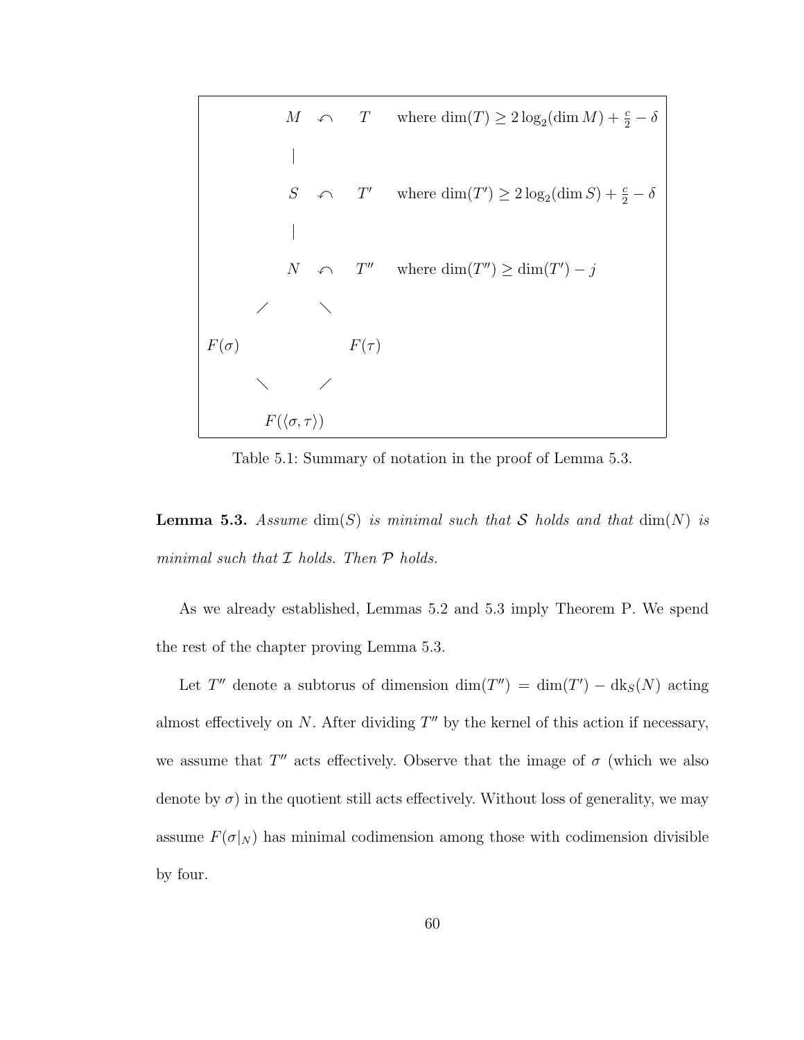$$
\begin{array}{ccccccl}
 & & M & \curvearrowleft & T & & \text{where } \dim(T) \geq 2\log_2(\dim M) + \frac{c}{2} - \delta \\
 & & | & & & & \\
 & & S & \curvearrowleft & T' & & \text{where } \dim(T') \geq 2\log_2(\dim S) + \frac{c}{2} - \delta \\
 & & | & & & & \\
 & & N & \curvearrowleft & T'' & & \text{where } \dim(T'') \geq \dim(T') - j \\
 & \diagup & & \diagdown & & & \\
F(\sigma) & & & & F(\tau) & & \\
 & \diagdown & & \diagup & & & \\
 & & F(\langle \sigma, \tau \rangle) & & & &
\end{array}
$$

Table 5.1: Summary of notation in the proof of Lemma 5.3.

**Lemma 5.3.** *Assume* $\dim(S)$ *is minimal such that* $\mathcal{S}$ *holds and that* $\dim(N)$ *is minimal such that* $\mathcal{I}$ *holds. Then* $\mathcal{P}$ *holds.*

As we already established, Lemmas 5.2 and 5.3 imply Theorem P. We spend the rest of the chapter proving Lemma 5.3.

Let $T''$ denote a subtorus of dimension $\dim(T'') = \dim(T') - \mathrm{dk}_S(N)$ acting almost effectively on $N$. After dividing $T''$ by the kernel of this action if necessary, we assume that $T''$ acts effectively. Observe that the image of $\sigma$ (which we also denote by $\sigma$) in the quotient still acts effectively. Without loss of generality, we may assume $F(\sigma|_N)$ has minimal codimension among those with codimension divisible by four.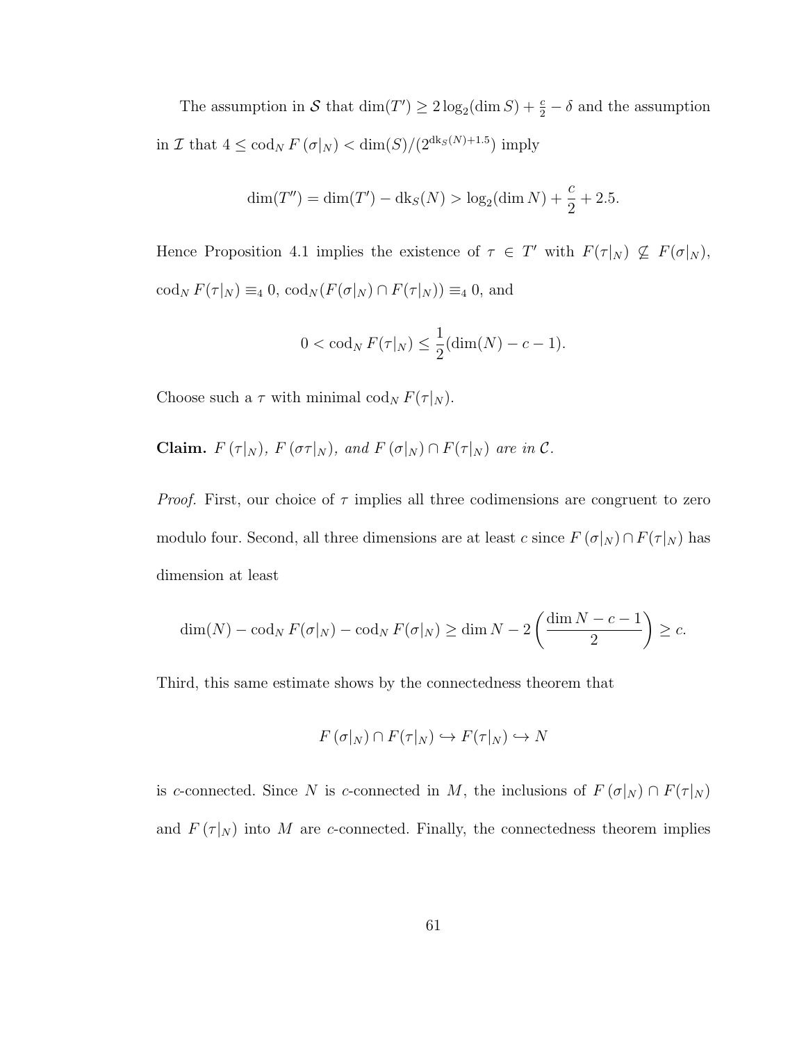The assumption in $\mathcal{S}$ that $\dim(T') \geq 2\log_2(\dim S) + \frac{c}{2} - \delta$ and the assumption in $\mathcal{I}$ that $4 \leq \mathrm{cod}_N\, F(\sigma|_N) < \dim(S)/(2^{\mathrm{dk}_S(N)+1.5})$ imply

$$\dim(T'') = \dim(T') - \mathrm{dk}_S(N) > \log_2(\dim N) + \frac{c}{2} + 2.5.$$

Hence Proposition 4.1 implies the existence of $\tau \in T'$ with $F(\tau|_N) \not\subseteq F(\sigma|_N)$, $\mathrm{cod}_N\, F(\tau|_N) \equiv_4 0$, $\mathrm{cod}_N(F(\sigma|_N) \cap F(\tau|_N)) \equiv_4 0$, and

$$0 < \mathrm{cod}_N\, F(\tau|_N) \leq \frac{1}{2}(\dim(N) - c - 1).$$

Choose such a $\tau$ with minimal $\mathrm{cod}_N\, F(\tau|_N)$.

**Claim.** *$F(\tau|_N)$, $F(\sigma\tau|_N)$, and $F(\sigma|_N) \cap F(\tau|_N)$ are in $\mathcal{C}$.*

*Proof.* First, our choice of $\tau$ implies all three codimensions are congruent to zero modulo four. Second, all three dimensions are at least $c$ since $F(\sigma|_N) \cap F(\tau|_N)$ has dimension at least

$$\dim(N) - \mathrm{cod}_N\, F(\sigma|_N) - \mathrm{cod}_N\, F(\sigma|_N) \geq \dim N - 2\left(\frac{\dim N - c - 1}{2}\right) \geq c.$$

Third, this same estimate shows by the connectedness theorem that

$$F(\sigma|_N) \cap F(\tau|_N) \hookrightarrow F(\tau|_N) \hookrightarrow N$$

is $c$-connected. Since $N$ is $c$-connected in $M$, the inclusions of $F(\sigma|_N) \cap F(\tau|_N)$ and $F(\tau|_N)$ into $M$ are $c$-connected. Finally, the connectedness theorem implies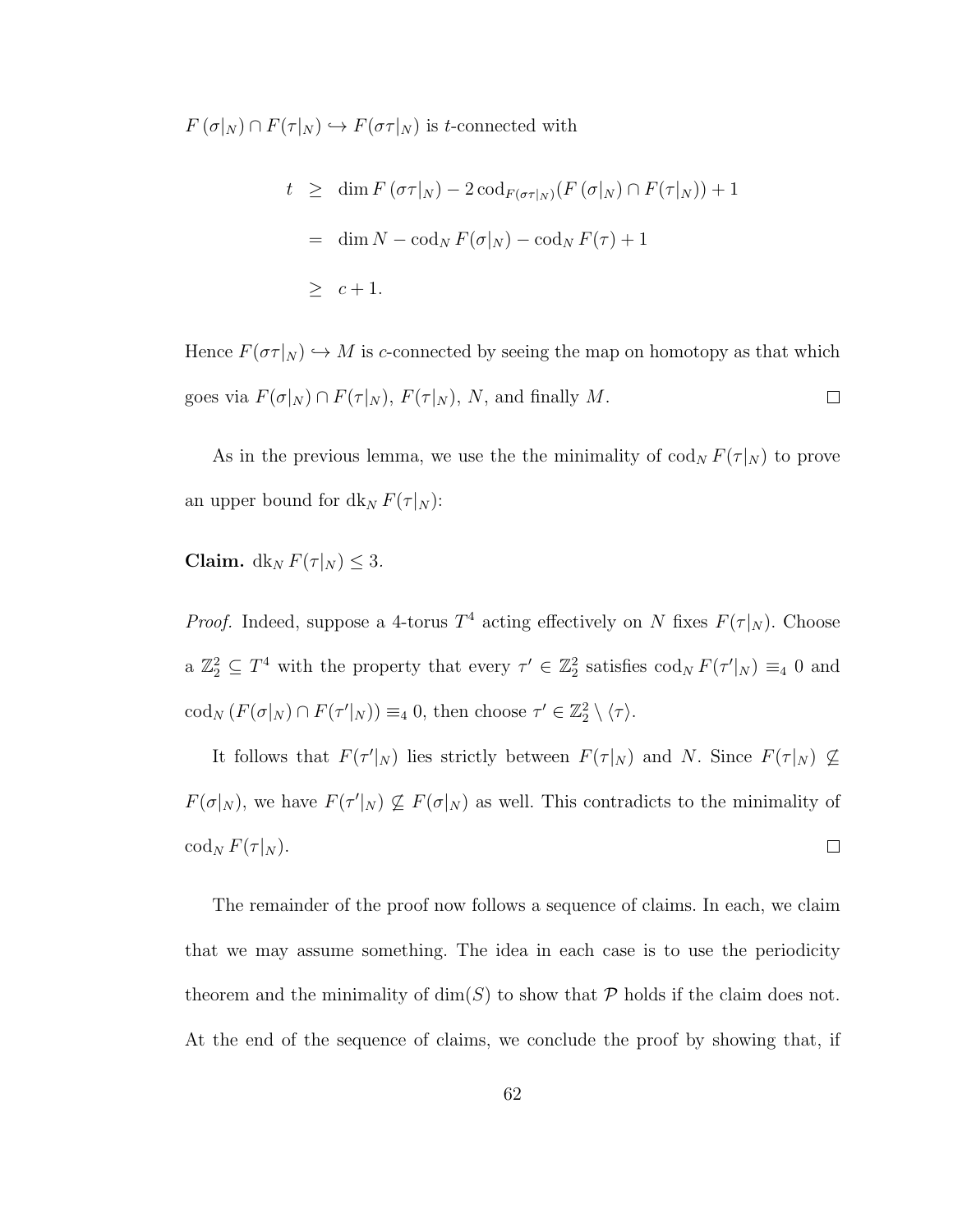$F(\sigma|_N) \cap F(\tau|_N) \hookrightarrow F(\sigma\tau|_N)$ is $t$-connected with

$$
\begin{aligned}
t &\geq \dim F(\sigma\tau|_N) - 2\operatorname{cod}_{F(\sigma\tau|_N)}(F(\sigma|_N) \cap F(\tau|_N)) + 1 \\
&= \dim N - \operatorname{cod}_N F(\sigma|_N) - \operatorname{cod}_N F(\tau) + 1 \\
&\geq c + 1.
\end{aligned}
$$

Hence $F(\sigma\tau|_N) \hookrightarrow M$ is $c$-connected by seeing the map on homotopy as that which goes via $F(\sigma|_N) \cap F(\tau|_N)$, $F(\tau|_N)$, $N$, and finally $M$. $\square$

As in the previous lemma, we use the the minimality of $\operatorname{cod}_N F(\tau|_N)$ to prove an upper bound for $\operatorname{dk}_N F(\tau|_N)$:

**Claim.** $\operatorname{dk}_N F(\tau|_N) \leq 3$.

*Proof.* Indeed, suppose a 4-torus $T^4$ acting effectively on $N$ fixes $F(\tau|_N)$. Choose a $\mathbb{Z}_2^2 \subseteq T^4$ with the property that every $\tau' \in \mathbb{Z}_2^2$ satisfies $\operatorname{cod}_N F(\tau'|_N) \equiv_4 0$ and $\operatorname{cod}_N (F(\sigma|_N) \cap F(\tau'|_N)) \equiv_4 0$, then choose $\tau' \in \mathbb{Z}_2^2 \setminus \langle \tau \rangle$.

It follows that $F(\tau'|_N)$ lies strictly between $F(\tau|_N)$ and $N$. Since $F(\tau|_N) \not\subseteq F(\sigma|_N)$, we have $F(\tau'|_N) \not\subseteq F(\sigma|_N)$ as well. This contradicts to the minimality of $\operatorname{cod}_N F(\tau|_N)$. $\square$

The remainder of the proof now follows a sequence of claims. In each, we claim that we may assume something. The idea in each case is to use the periodicity theorem and the minimality of $\dim(S)$ to show that $\mathcal{P}$ holds if the claim does not. At the end of the sequence of claims, we conclude the proof by showing that, if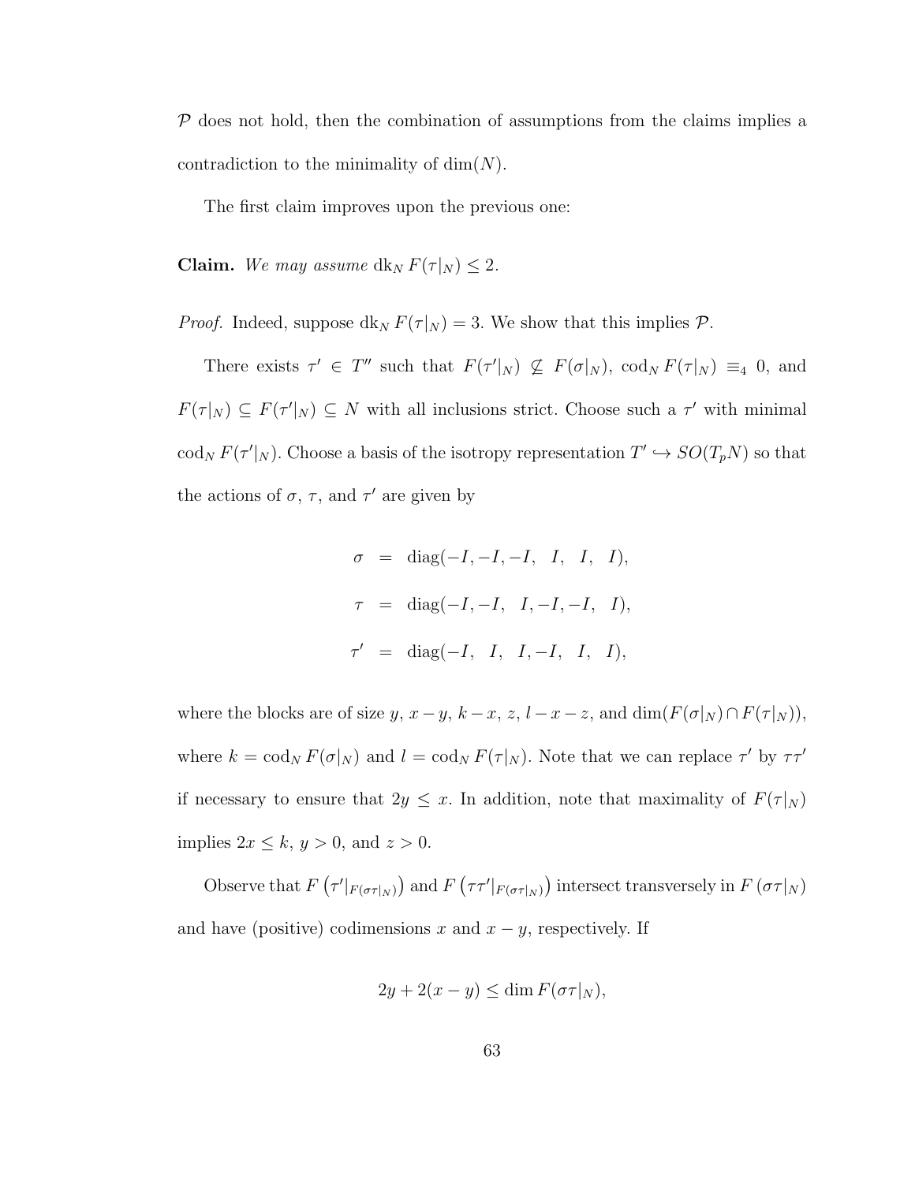$\mathcal{P}$ does not hold, then the combination of assumptions from the claims implies a contradiction to the minimality of $\dim(N)$.

The first claim improves upon the previous one:

**Claim.** *We may assume* $\operatorname{dk}_N F(\tau|_N) \leq 2$.

*Proof.* Indeed, suppose $\operatorname{dk}_N F(\tau|_N) = 3$. We show that this implies $\mathcal{P}$.

There exists $\tau' \in T''$ such that $F(\tau'|_N) \not\subseteq F(\sigma|_N)$, $\operatorname{cod}_N F(\tau|_N) \equiv_4 0$, and $F(\tau|_N) \subseteq F(\tau'|_N) \subseteq N$ with all inclusions strict. Choose such a $\tau'$ with minimal $\operatorname{cod}_N F(\tau'|_N)$. Choose a basis of the isotropy representation $T' \hookrightarrow SO(T_pN)$ so that the actions of $\sigma$, $\tau$, and $\tau'$ are given by

$$
\begin{aligned}
\sigma &= \operatorname{diag}(-I, -I, -I, \ \ I, \ \ I, \ \ I), \\
\tau &= \operatorname{diag}(-I, -I, \ \ I, -I, -I, \ \ I), \\
\tau' &= \operatorname{diag}(-I, \ \ I, \ \ I, -I, \ \ I, \ \ I),
\end{aligned}
$$

where the blocks are of size $y$, $x-y$, $k-x$, $z$, $l-x-z$, and $\dim(F(\sigma|_N) \cap F(\tau|_N))$, where $k = \operatorname{cod}_N F(\sigma|_N)$ and $l = \operatorname{cod}_N F(\tau|_N)$. Note that we can replace $\tau'$ by $\tau\tau'$ if necessary to ensure that $2y \leq x$. In addition, note that maximality of $F(\tau|_N)$ implies $2x \leq k$, $y > 0$, and $z > 0$.

Observe that $F\left(\tau'|_{F(\sigma\tau|_N)}\right)$ and $F\left(\tau\tau'|_{F(\sigma\tau|_N)}\right)$ intersect transversely in $F\left(\sigma\tau|_N\right)$ and have (positive) codimensions $x$ and $x-y$, respectively. If

$$
2y + 2(x-y) \leq \dim F(\sigma\tau|_N),
$$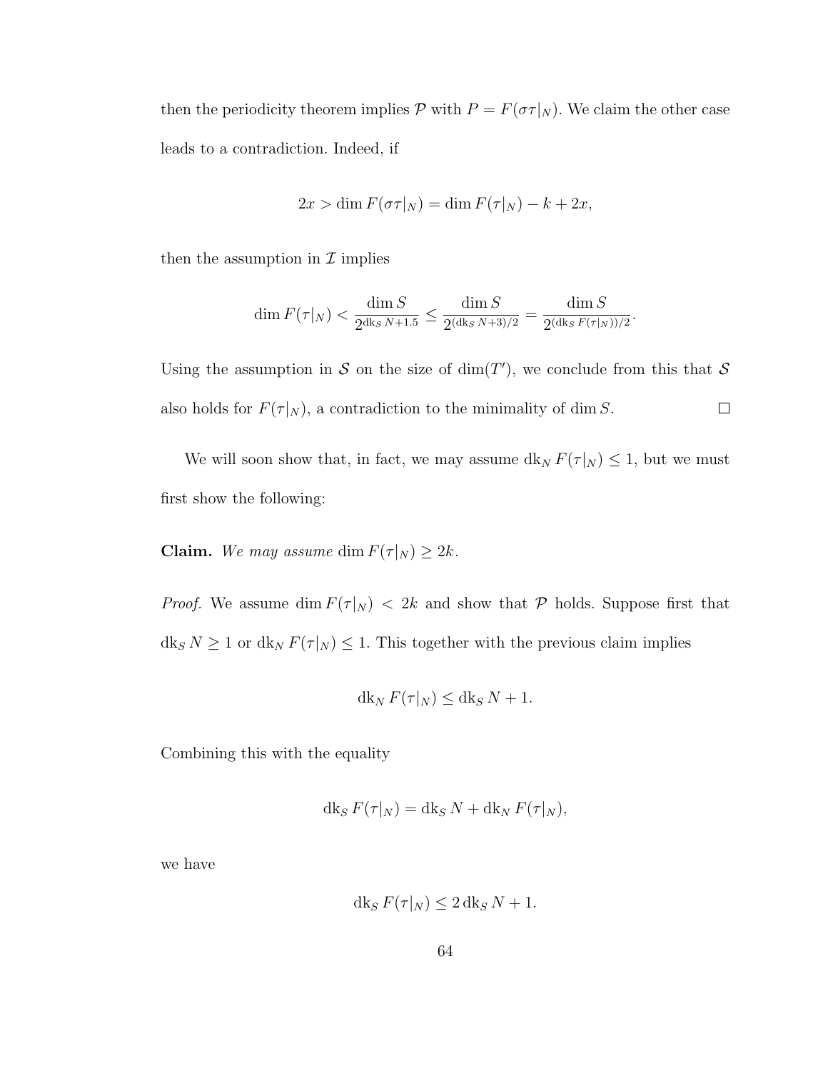then the periodicity theorem implies $\mathcal{P}$ with $P = F(\sigma\tau|_N)$. We claim the other case leads to a contradiction. Indeed, if

$$2x > \dim F(\sigma\tau|_N) = \dim F(\tau|_N) - k + 2x,$$

then the assumption in $\mathcal{I}$ implies

$$\dim F(\tau|_N) < \frac{\dim S}{2^{\mathrm{dk}_S N + 1.5}} \leq \frac{\dim S}{2^{(\mathrm{dk}_S N + 3)/2}} = \frac{\dim S}{2^{(\mathrm{dk}_S F(\tau|_N))/2}}.$$

Using the assumption in $\mathcal{S}$ on the size of $\dim(T')$, we conclude from this that $\mathcal{S}$ also holds for $F(\tau|_N)$, a contradiction to the minimality of $\dim S$. $\square$

We will soon show that, in fact, we may assume $\mathrm{dk}_N F(\tau|_N) \leq 1$, but we must first show the following:

**Claim.** *We may assume* $\dim F(\tau|_N) \geq 2k$.

*Proof.* We assume $\dim F(\tau|_N) < 2k$ and show that $\mathcal{P}$ holds. Suppose first that $\mathrm{dk}_S N \geq 1$ or $\mathrm{dk}_N F(\tau|_N) \leq 1$. This together with the previous claim implies

$$\mathrm{dk}_N F(\tau|_N) \leq \mathrm{dk}_S N + 1.$$

Combining this with the equality

$$\mathrm{dk}_S F(\tau|_N) = \mathrm{dk}_S N + \mathrm{dk}_N F(\tau|_N),$$

we have

$$\mathrm{dk}_S F(\tau|_N) \leq 2\,\mathrm{dk}_S N + 1.$$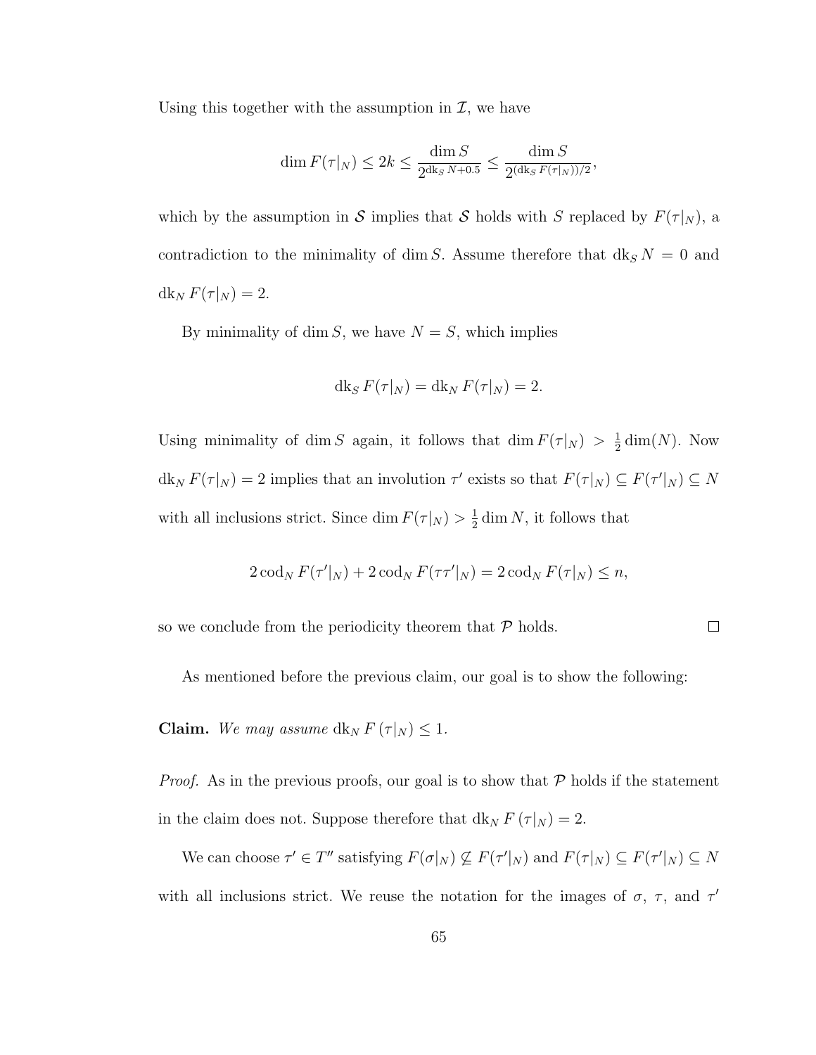Using this together with the assumption in $\mathcal{I}$, we have

$$\dim F(\tau|_N) \leq 2k \leq \frac{\dim S}{2^{\mathrm{dk}_S N + 0.5}} \leq \frac{\dim S}{2^{(\mathrm{dk}_S F(\tau|_N))/2}},$$

which by the assumption in $\mathcal{S}$ implies that $\mathcal{S}$ holds with $S$ replaced by $F(\tau|_N)$, a contradiction to the minimality of $\dim S$. Assume therefore that $\mathrm{dk}_S N = 0$ and $\mathrm{dk}_N F(\tau|_N) = 2$.

By minimality of $\dim S$, we have $N = S$, which implies

$$\mathrm{dk}_S F(\tau|_N) = \mathrm{dk}_N F(\tau|_N) = 2.$$

Using minimality of $\dim S$ again, it follows that $\dim F(\tau|_N) > \frac{1}{2}\dim(N)$. Now $\mathrm{dk}_N F(\tau|_N) = 2$ implies that an involution $\tau'$ exists so that $F(\tau|_N) \subseteq F(\tau'|_N) \subseteq N$ with all inclusions strict. Since $\dim F(\tau|_N) > \frac{1}{2}\dim N$, it follows that

$$2\,\mathrm{cod}_N F(\tau'|_N) + 2\,\mathrm{cod}_N F(\tau\tau'|_N) = 2\,\mathrm{cod}_N F(\tau|_N) \leq n,$$

so we conclude from the periodicity theorem that $\mathcal{P}$ holds. $\square$

As mentioned before the previous claim, our goal is to show the following:

**Claim.** *We may assume* $\mathrm{dk}_N F\left(\tau|_N\right) \leq 1$.

*Proof.* As in the previous proofs, our goal is to show that $\mathcal{P}$ holds if the statement in the claim does not. Suppose therefore that $\mathrm{dk}_N F\left(\tau|_N\right) = 2$.

We can choose $\tau' \in T''$ satisfying $F(\sigma|_N) \not\subseteq F(\tau'|_N)$ and $F(\tau|_N) \subseteq F(\tau'|_N) \subseteq N$ with all inclusions strict. We reuse the notation for the images of $\sigma$, $\tau$, and $\tau'$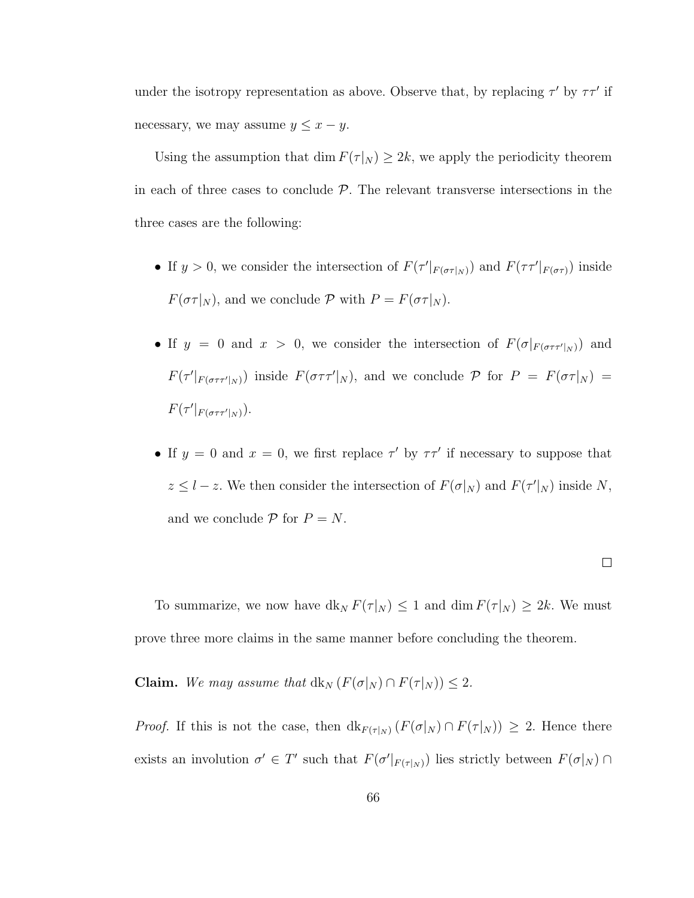under the isotropy representation as above. Observe that, by replacing $\tau'$ by $\tau\tau'$ if necessary, we may assume $y \leq x - y$.

Using the assumption that $\dim F(\tau|_N) \geq 2k$, we apply the periodicity theorem in each of three cases to conclude $\mathcal{P}$. The relevant transverse intersections in the three cases are the following:

- If $y > 0$, we consider the intersection of $F(\tau'|_{F(\sigma\tau|_N)})$ and $F(\tau\tau'|_{F(\sigma\tau)})$ inside $F(\sigma\tau|_N)$, and we conclude $\mathcal{P}$ with $P = F(\sigma\tau|_N)$.

- If $y = 0$ and $x > 0$, we consider the intersection of $F(\sigma|_{F(\sigma\tau\tau'|_N)})$ and $F(\tau'|_{F(\sigma\tau\tau'|_N)})$ inside $F(\sigma\tau\tau'|_N)$, and we conclude $\mathcal{P}$ for $P = F(\sigma\tau|_N) = F(\tau'|_{F(\sigma\tau\tau'|_N)})$.

- If $y = 0$ and $x = 0$, we first replace $\tau'$ by $\tau\tau'$ if necessary to suppose that $z \leq l - z$. We then consider the intersection of $F(\sigma|_N)$ and $F(\tau'|_N)$ inside $N$, and we conclude $\mathcal{P}$ for $P = N$.

□

To summarize, we now have $\operatorname{dk}_N F(\tau|_N) \leq 1$ and $\dim F(\tau|_N) \geq 2k$. We must prove three more claims in the same manner before concluding the theorem.

**Claim.** *We may assume that* $\operatorname{dk}_N (F(\sigma|_N) \cap F(\tau|_N)) \leq 2$.

*Proof.* If this is not the case, then $\operatorname{dk}_{F(\tau|_N)} (F(\sigma|_N) \cap F(\tau|_N)) \geq 2$. Hence there exists an involution $\sigma' \in T'$ such that $F(\sigma'|_{F(\tau|_N)})$ lies strictly between $F(\sigma|_N) \cap$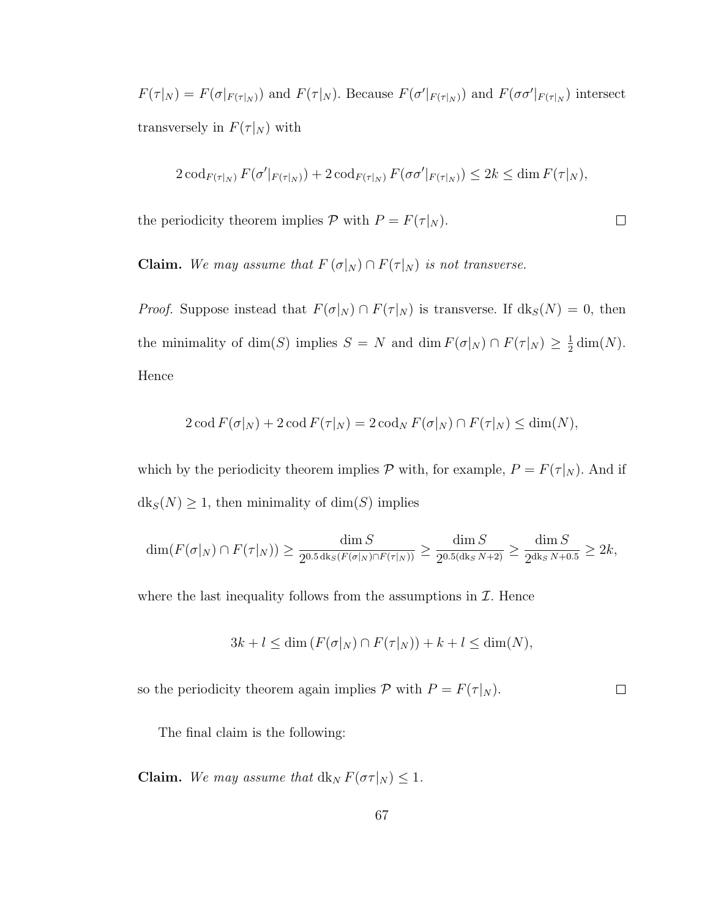$F(\tau|_N) = F(\sigma|_{F(\tau|_N)})$ and $F(\tau|_N)$. Because $F(\sigma'|_{F(\tau|_N)})$ and $F(\sigma\sigma'|_{F(\tau|_N)})$ intersect transversely in $F(\tau|_N)$ with

$$2\,\mathrm{cod}_{F(\tau|_N)}\,F(\sigma'|_{F(\tau|_N)}) + 2\,\mathrm{cod}_{F(\tau|_N)}\,F(\sigma\sigma'|_{F(\tau|_N)}) \leq 2k \leq \dim F(\tau|_N),$$

the periodicity theorem implies $\mathcal{P}$ with $P = F(\tau|_N)$. $\square$

**Claim.** *We may assume that $F\left(\sigma|_N\right) \cap F(\tau|_N)$ is not transverse.*

*Proof.* Suppose instead that $F(\sigma|_N) \cap F(\tau|_N)$ is transverse. If $\mathrm{dk}_S(N) = 0$, then the minimality of $\dim(S)$ implies $S = N$ and $\dim F(\sigma|_N) \cap F(\tau|_N) \geq \frac{1}{2}\dim(N)$. Hence

$$2\,\mathrm{cod}\,F(\sigma|_N) + 2\,\mathrm{cod}\,F(\tau|_N) = 2\,\mathrm{cod}_N\,F(\sigma|_N) \cap F(\tau|_N) \leq \dim(N),$$

which by the periodicity theorem implies $\mathcal{P}$ with, for example, $P = F(\tau|_N)$. And if $\mathrm{dk}_S(N) \geq 1$, then minimality of $\dim(S)$ implies

$$\dim(F(\sigma|_N) \cap F(\tau|_N)) \geq \frac{\dim S}{2^{0.5\,\mathrm{dk}_S(F(\sigma|_N)\cap F(\tau|_N))}} \geq \frac{\dim S}{2^{0.5(\mathrm{dk}_S\,N+2)}} \geq \frac{\dim S}{2^{\mathrm{dk}_S\,N+0.5}} \geq 2k,$$

where the last inequality follows from the assumptions in $\mathcal{I}$. Hence

$$3k + l \leq \dim\left(F(\sigma|_N) \cap F(\tau|_N)\right) + k + l \leq \dim(N),$$

so the periodicity theorem again implies $\mathcal{P}$ with $P = F(\tau|_N)$. $\square$

The final claim is the following:

**Claim.** *We may assume that $\mathrm{dk}_N\,F(\sigma\tau|_N) \leq 1$.*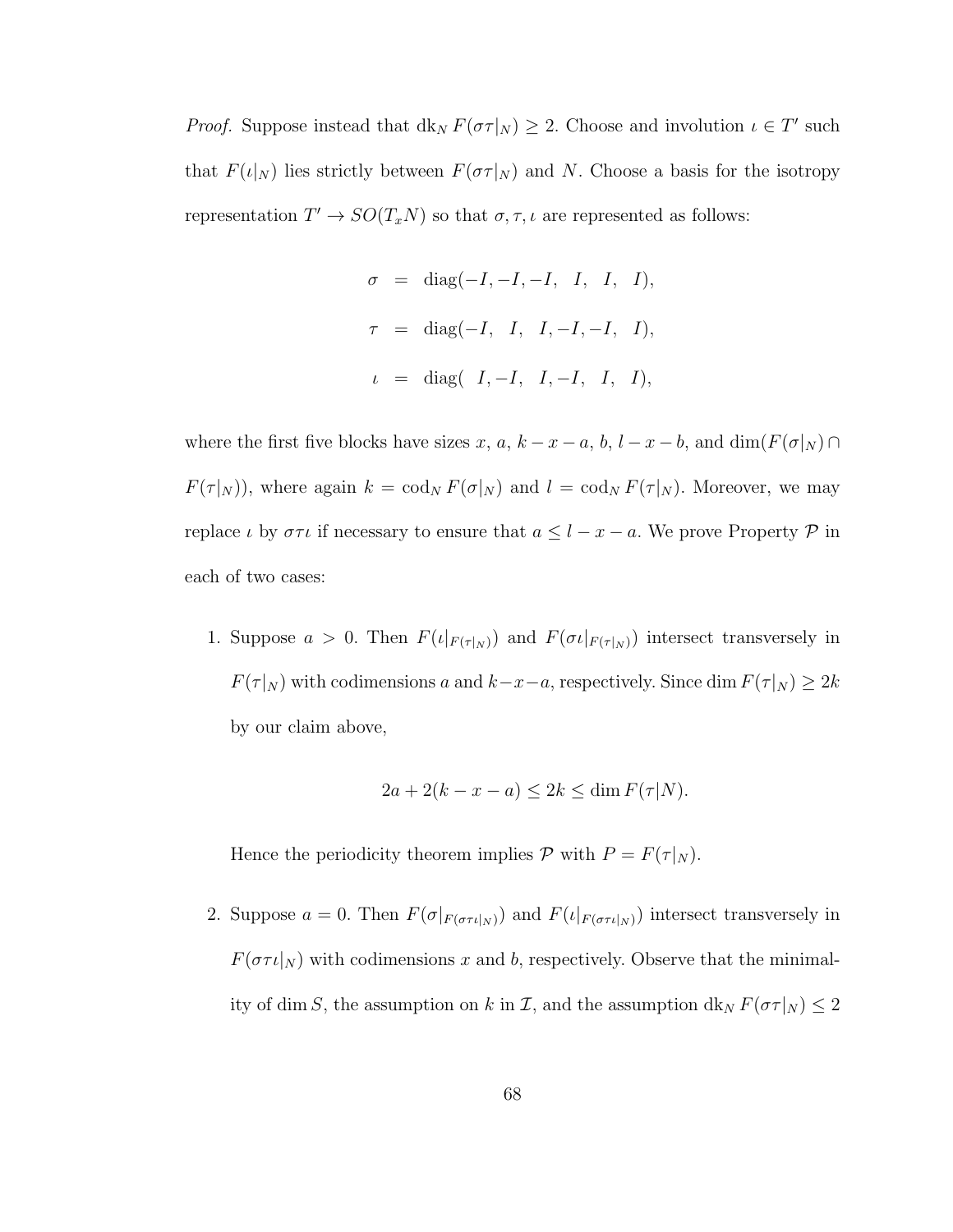*Proof.* Suppose instead that $\mathrm{dk}_N\, F(\sigma\tau|_N) \geq 2$. Choose and involution $\iota \in T'$ such that $F(\iota|_N)$ lies strictly between $F(\sigma\tau|_N)$ and $N$. Choose a basis for the isotropy representation $T' \to SO(T_xN)$ so that $\sigma, \tau, \iota$ are represented as follows:

$$
\begin{aligned}
\sigma &= \mathrm{diag}(-I, -I, -I, \ \ I, \ \ I, \ \ I), \\
\tau &= \mathrm{diag}(-I, \ \ I, \ \ I, -I, -I, \ \ I), \\
\iota &= \mathrm{diag}( \ \ I, -I, \ \ I, -I, \ \ I, \ \ I),
\end{aligned}
$$

where the first five blocks have sizes $x$, $a$, $k-x-a$, $b$, $l-x-b$, and $\dim(F(\sigma|_N) \cap F(\tau|_N))$, where again $k = \mathrm{cod}_N\, F(\sigma|_N)$ and $l = \mathrm{cod}_N\, F(\tau|_N)$. Moreover, we may replace $\iota$ by $\sigma\tau\iota$ if necessary to ensure that $a \leq l - x - a$. We prove Property $\mathcal{P}$ in each of two cases:

1. Suppose $a > 0$. Then $F(\iota|_{F(\tau|_N)})$ and $F(\sigma\iota|_{F(\tau|_N)})$ intersect transversely in $F(\tau|_N)$ with codimensions $a$ and $k-x-a$, respectively. Since $\dim F(\tau|_N) \geq 2k$ by our claim above,

   $$2a + 2(k - x - a) \leq 2k \leq \dim F(\tau|N).$$

   Hence the periodicity theorem implies $\mathcal{P}$ with $P = F(\tau|_N)$.

2. Suppose $a = 0$. Then $F(\sigma|_{F(\sigma\tau\iota|_N)})$ and $F(\iota|_{F(\sigma\tau\iota|_N)})$ intersect transversely in $F(\sigma\tau\iota|_N)$ with codimensions $x$ and $b$, respectively. Observe that the minimality of $\dim S$, the assumption on $k$ in $\mathcal{I}$, and the assumption $\mathrm{dk}_N\, F(\sigma\tau|_N) \leq 2$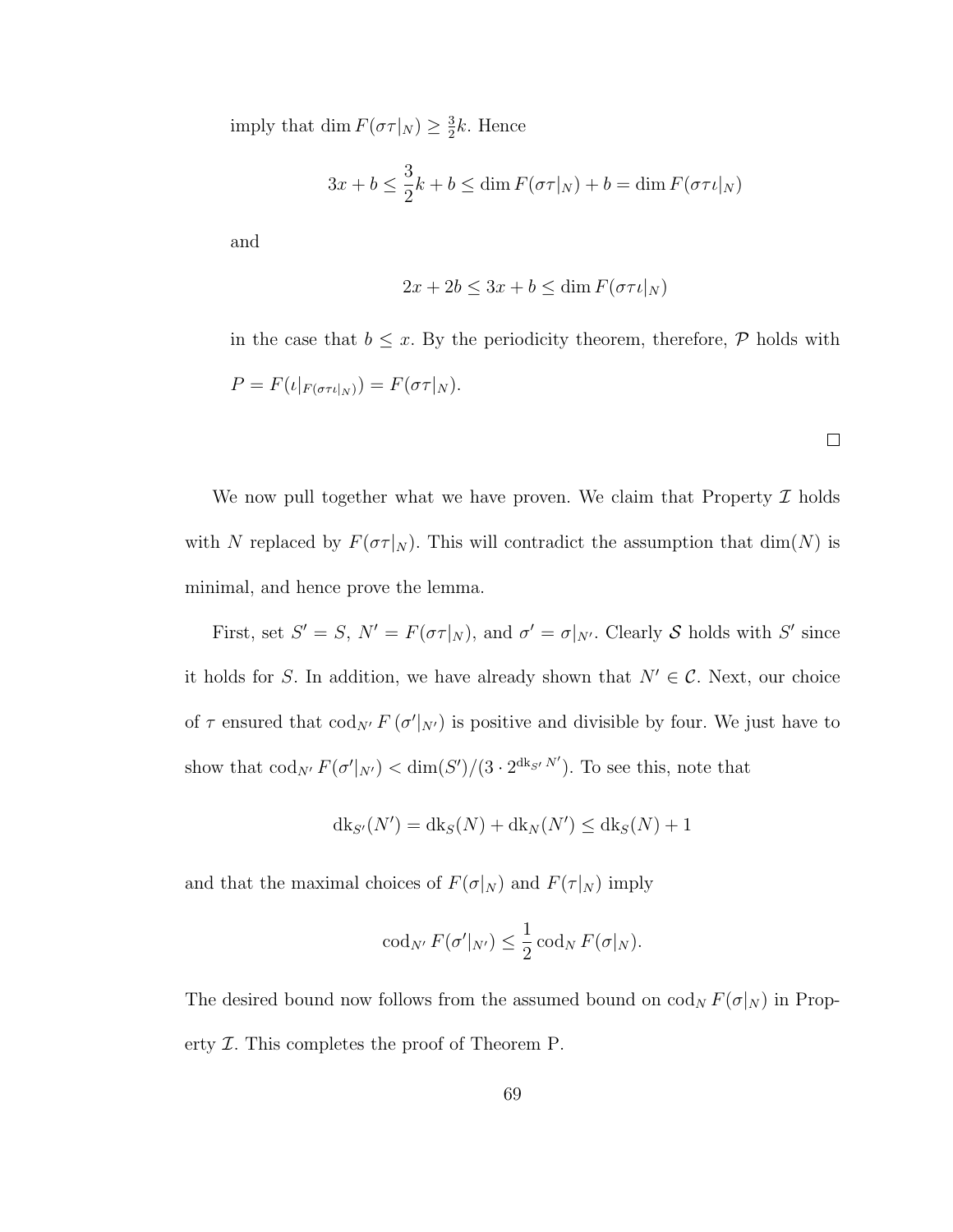imply that $\dim F(\sigma\tau|_N) \geq \frac{3}{2}k$. Hence

$$3x + b \leq \frac{3}{2}k + b \leq \dim F(\sigma\tau|_N) + b = \dim F(\sigma\tau\iota|_N)$$

and

$$2x + 2b \leq 3x + b \leq \dim F(\sigma\tau\iota|_N)$$

in the case that $b \leq x$. By the periodicity theorem, therefore, $\mathcal{P}$ holds with $P = F(\iota|_{F(\sigma\tau\iota|_N)}) = F(\sigma\tau|_N)$.

□

We now pull together what we have proven. We claim that Property $\mathcal{I}$ holds with $N$ replaced by $F(\sigma\tau|_N)$. This will contradict the assumption that $\dim(N)$ is minimal, and hence prove the lemma.

First, set $S' = S$, $N' = F(\sigma\tau|_N)$, and $\sigma' = \sigma|_{N'}$. Clearly $\mathcal{S}$ holds with $S'$ since it holds for $S$. In addition, we have already shown that $N' \in \mathcal{C}$. Next, our choice of $\tau$ ensured that $\mathrm{cod}_{N'} F(\sigma'|_{N'})$ is positive and divisible by four. We just have to show that $\mathrm{cod}_{N'} F(\sigma'|_{N'}) < \dim(S')/(3 \cdot 2^{\mathrm{dk}_{S'} N'})$. To see this, note that

$$\mathrm{dk}_{S'}(N') = \mathrm{dk}_S(N) + \mathrm{dk}_N(N') \leq \mathrm{dk}_S(N) + 1$$

and that the maximal choices of $F(\sigma|_N)$ and $F(\tau|_N)$ imply

$$\mathrm{cod}_{N'} F(\sigma'|_{N'}) \leq \frac{1}{2} \mathrm{cod}_N F(\sigma|_N).$$

The desired bound now follows from the assumed bound on $\mathrm{cod}_N F(\sigma|_N)$ in Property $\mathcal{I}$. This completes the proof of Theorem P.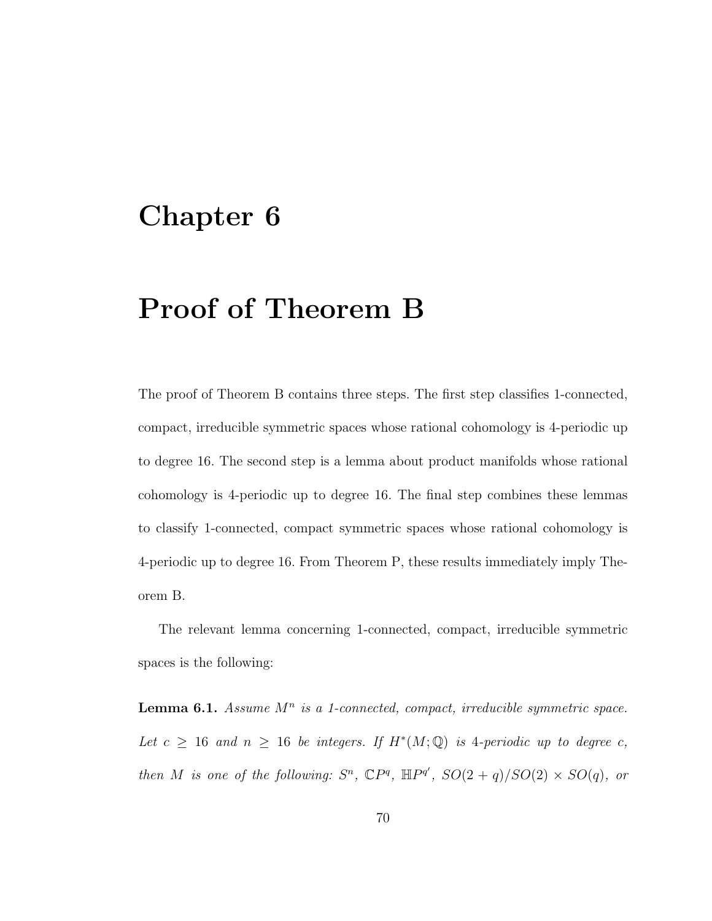# Chapter 6

# Proof of Theorem B

The proof of Theorem B contains three steps. The first step classifies 1-connected, compact, irreducible symmetric spaces whose rational cohomology is 4-periodic up to degree 16. The second step is a lemma about product manifolds whose rational cohomology is 4-periodic up to degree 16. The final step combines these lemmas to classify 1-connected, compact symmetric spaces whose rational cohomology is 4-periodic up to degree 16. From Theorem P, these results immediately imply Theorem B.

The relevant lemma concerning 1-connected, compact, irreducible symmetric spaces is the following:

**Lemma 6.1.** *Assume $M^n$ is a 1-connected, compact, irreducible symmetric space. Let $c \geq 16$ and $n \geq 16$ be integers. If $H^*(M;\mathbb{Q})$ is 4-periodic up to degree $c$, then $M$ is one of the following: $S^n$, $\mathbb{C}P^q$, $\mathbb{H}P^{q'}$, $SO(2+q)/SO(2) \times SO(q)$, or*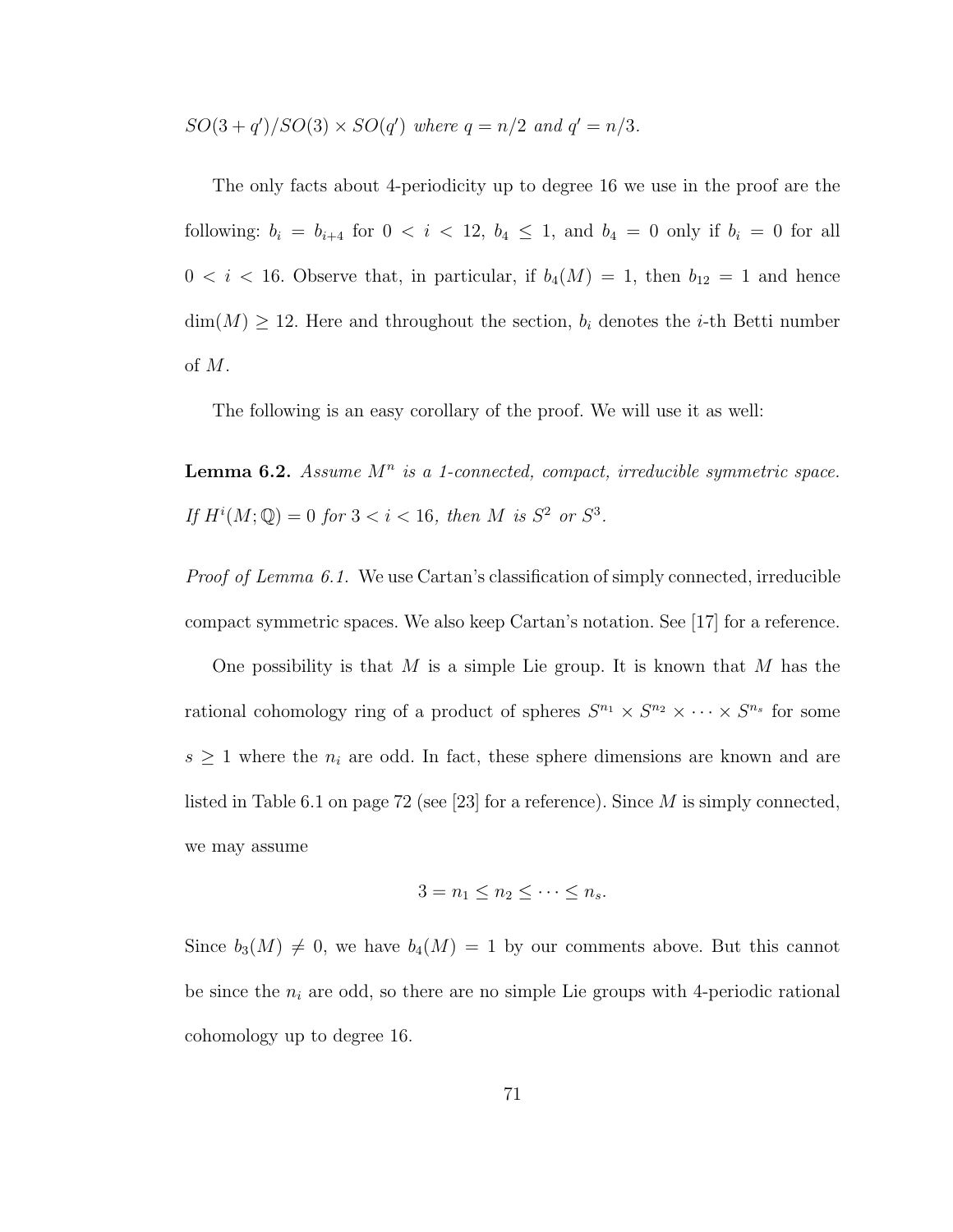*$SO(3+q')/SO(3) \times SO(q')$ where $q = n/2$ and $q' = n/3$.*

The only facts about 4-periodicity up to degree 16 we use in the proof are the following: $b_i = b_{i+4}$ for $0 < i < 12$, $b_4 \leq 1$, and $b_4 = 0$ only if $b_i = 0$ for all $0 < i < 16$. Observe that, in particular, if $b_4(M) = 1$, then $b_{12} = 1$ and hence $\dim(M) \geq 12$. Here and throughout the section, $b_i$ denotes the $i$-th Betti number of $M$.

The following is an easy corollary of the proof. We will use it as well:

**Lemma 6.2.** *Assume $M^n$ is a 1-connected, compact, irreducible symmetric space. If $H^i(M;\mathbb{Q}) = 0$ for $3 < i < 16$, then $M$ is $S^2$ or $S^3$.*

*Proof of Lemma 6.1.* We use Cartan's classification of simply connected, irreducible compact symmetric spaces. We also keep Cartan's notation. See [17] for a reference.

One possibility is that $M$ is a simple Lie group. It is known that $M$ has the rational cohomology ring of a product of spheres $S^{n_1} \times S^{n_2} \times \cdots \times S^{n_s}$ for some $s \geq 1$ where the $n_i$ are odd. In fact, these sphere dimensions are known and are listed in Table 6.1 on page 72 (see [23] for a reference). Since $M$ is simply connected, we may assume

$$3 = n_1 \leq n_2 \leq \cdots \leq n_s.$$

Since $b_3(M) \neq 0$, we have $b_4(M) = 1$ by our comments above. But this cannot be since the $n_i$ are odd, so there are no simple Lie groups with 4-periodic rational cohomology up to degree 16.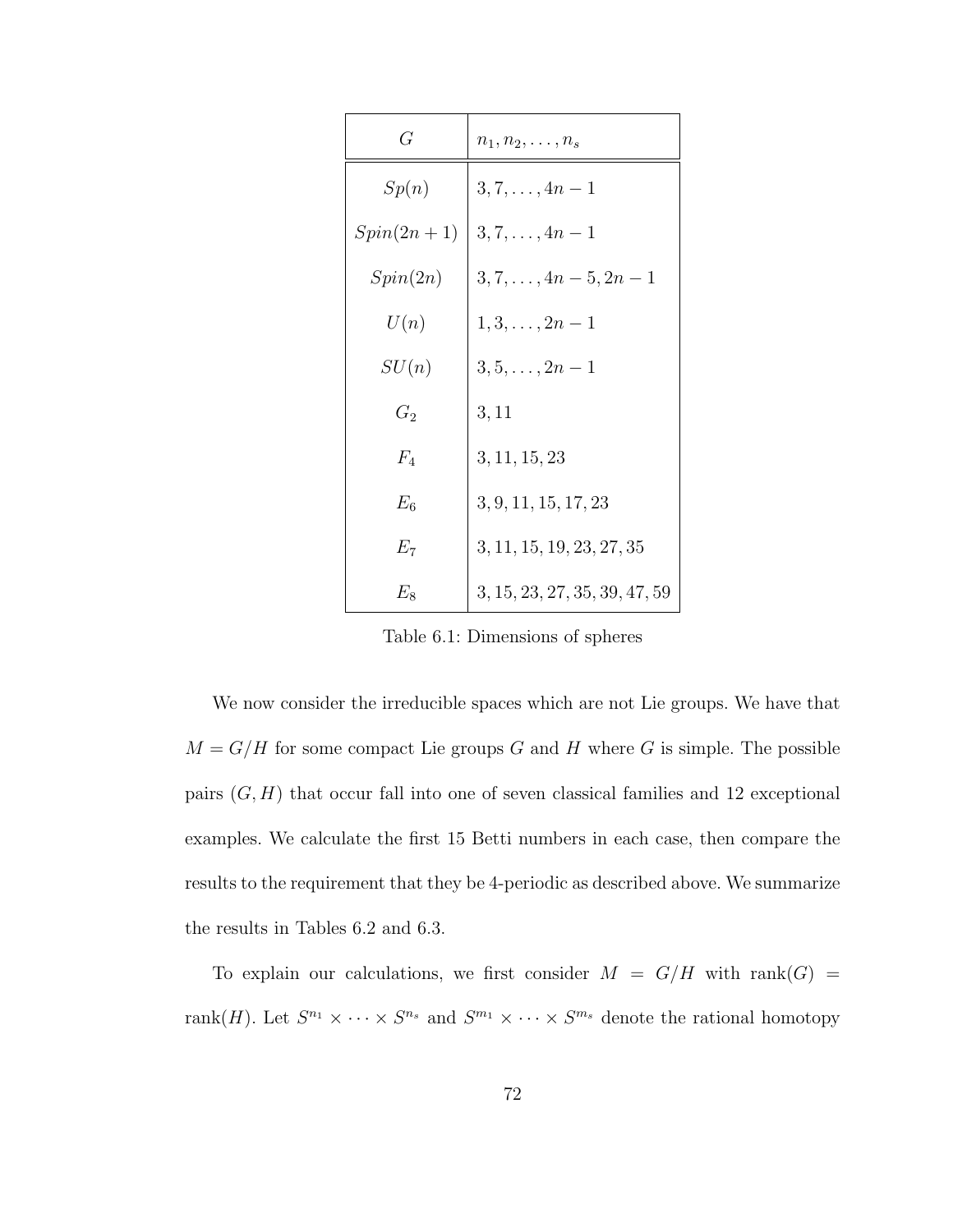| $G$ | $n_1, n_2, \ldots, n_s$ |
|---|---|
| $Sp(n)$ | $3, 7, \ldots, 4n-1$ |
| $Spin(2n+1)$ | $3, 7, \ldots, 4n-1$ |
| $Spin(2n)$ | $3, 7, \ldots, 4n-5, 2n-1$ |
| $U(n)$ | $1, 3, \ldots, 2n-1$ |
| $SU(n)$ | $3, 5, \ldots, 2n-1$ |
| $G_2$ | $3, 11$ |
| $F_4$ | $3, 11, 15, 23$ |
| $E_6$ | $3, 9, 11, 15, 17, 23$ |
| $E_7$ | $3, 11, 15, 19, 23, 27, 35$ |
| $E_8$ | $3, 15, 23, 27, 35, 39, 47, 59$ |

Table 6.1: Dimensions of spheres

We now consider the irreducible spaces which are not Lie groups. We have that $M = G/H$ for some compact Lie groups $G$ and $H$ where $G$ is simple. The possible pairs $(G, H)$ that occur fall into one of seven classical families and 12 exceptional examples. We calculate the first 15 Betti numbers in each case, then compare the results to the requirement that they be 4-periodic as described above. We summarize the results in Tables 6.2 and 6.3.

To explain our calculations, we first consider $M = G/H$ with $\text{rank}(G) = \text{rank}(H)$. Let $S^{n_1} \times \cdots \times S^{n_s}$ and $S^{m_1} \times \cdots \times S^{m_s}$ denote the rational homotopy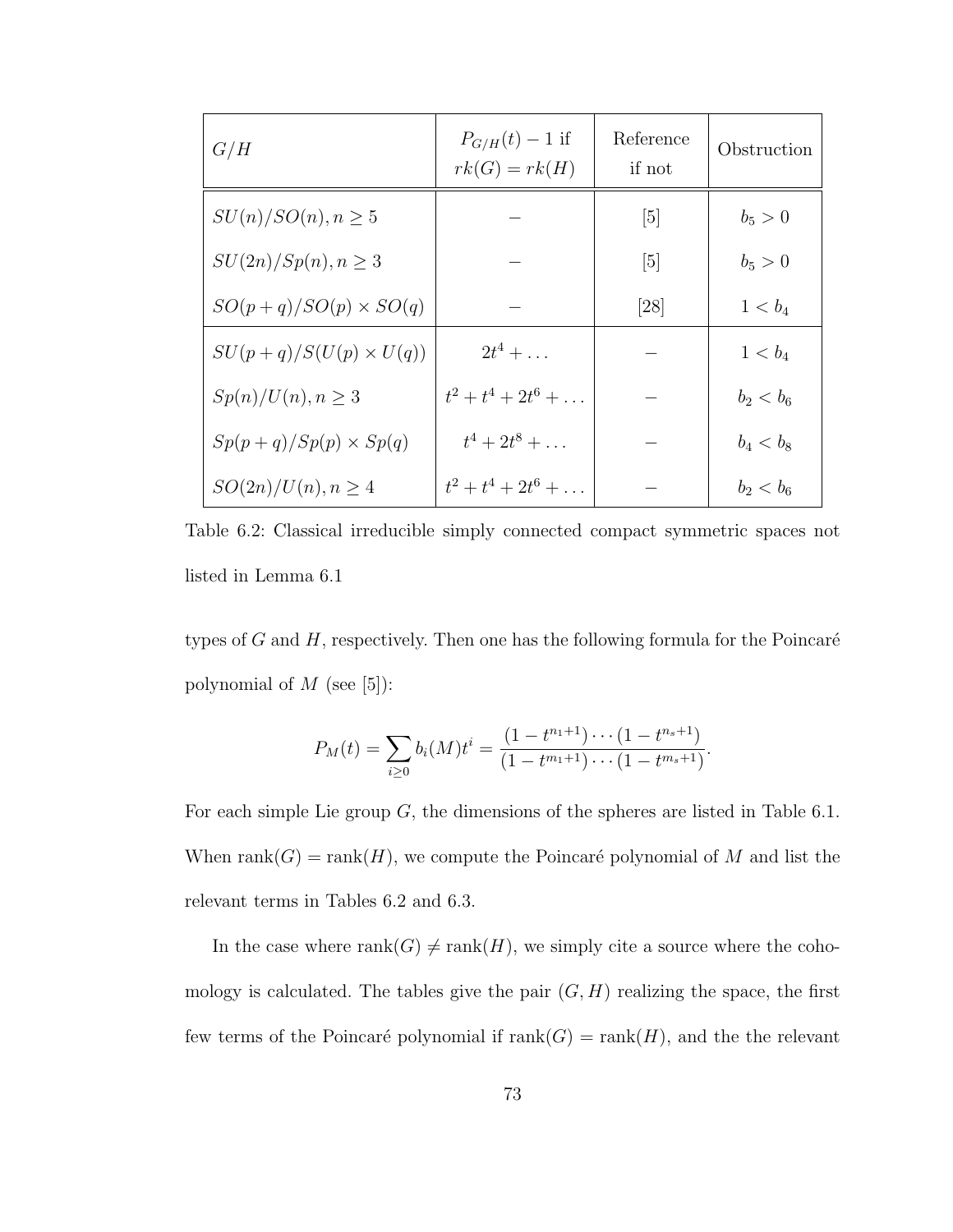| $G/H$ | $P_{G/H}(t) - 1$ if $rk(G) = rk(H)$ | Reference if not | Obstruction |
|---|---|---|---|
| $SU(n)/SO(n), n \geq 5$ | $-$ | [5] | $b_5 > 0$ |
| $SU(2n)/Sp(n), n \geq 3$ | $-$ | [5] | $b_5 > 0$ |
| $SO(p+q)/SO(p) \times SO(q)$ | $-$ | [28] | $1 < b_4$ |
| $SU(p+q)/S(U(p) \times U(q))$ | $2t^4 + \dots$ | $-$ | $1 < b_4$ |
| $Sp(n)/U(n), n \geq 3$ | $t^2 + t^4 + 2t^6 + \dots$ | $-$ | $b_2 < b_6$ |
| $Sp(p+q)/Sp(p) \times Sp(q)$ | $t^4 + 2t^8 + \dots$ | $-$ | $b_4 < b_8$ |
| $SO(2n)/U(n), n \geq 4$ | $t^2 + t^4 + 2t^6 + \dots$ | $-$ | $b_2 < b_6$ |

Table 6.2: Classical irreducible simply connected compact symmetric spaces not listed in Lemma 6.1

types of $G$ and $H$, respectively. Then one has the following formula for the Poincaré polynomial of $M$ (see [5]):

$$P_M(t) = \sum_{i \geq 0} b_i(M) t^i = \frac{(1 - t^{n_1+1}) \cdots (1 - t^{n_s+1})}{(1 - t^{m_1+1}) \cdots (1 - t^{m_s+1})}.$$

For each simple Lie group $G$, the dimensions of the spheres are listed in Table 6.1. When $\text{rank}(G) = \text{rank}(H)$, we compute the Poincaré polynomial of $M$ and list the relevant terms in Tables 6.2 and 6.3.

In the case where $\text{rank}(G) \neq \text{rank}(H)$, we simply cite a source where the cohomology is calculated. The tables give the pair $(G, H)$ realizing the space, the first few terms of the Poincaré polynomial if $\text{rank}(G) = \text{rank}(H)$, and the the relevant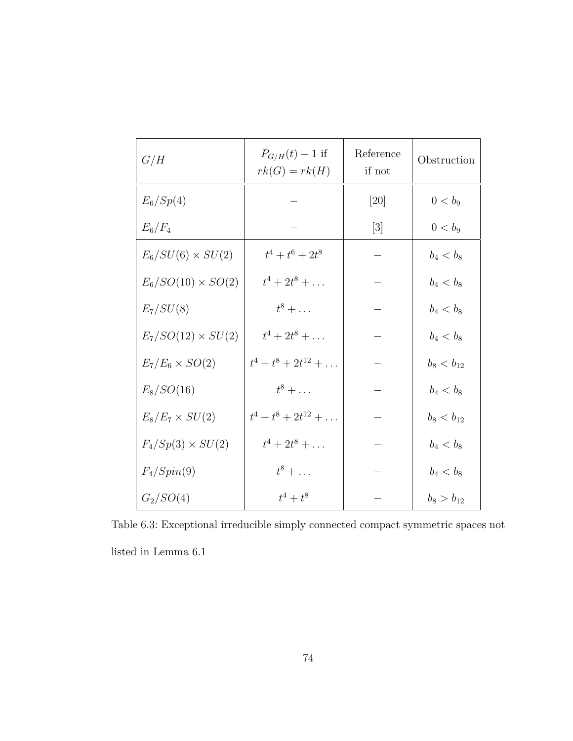| $G/H$ | $P_{G/H}(t) - 1$ if $rk(G) = rk(H)$ | Reference if not | Obstruction |
|---|---|---|---|
| $E_6/Sp(4)$ | $-$ | [20] | $0 < b_9$ |
| $E_6/F_4$ | $-$ | [3] | $0 < b_9$ |
| $E_6/SU(6) \times SU(2)$ | $t^4 + t^6 + 2t^8$ | $-$ | $b_4 < b_8$ |
| $E_6/SO(10) \times SO(2)$ | $t^4 + 2t^8 + \dots$ | $-$ | $b_4 < b_8$ |
| $E_7/SU(8)$ | $t^8 + \dots$ | $-$ | $b_4 < b_8$ |
| $E_7/SO(12) \times SU(2)$ | $t^4 + 2t^8 + \dots$ | $-$ | $b_4 < b_8$ |
| $E_7/E_6 \times SO(2)$ | $t^4 + t^8 + 2t^{12} + \dots$ | $-$ | $b_8 < b_{12}$ |
| $E_8/SO(16)$ | $t^8 + \dots$ | $-$ | $b_4 < b_8$ |
| $E_8/E_7 \times SU(2)$ | $t^4 + t^8 + 2t^{12} + \dots$ | $-$ | $b_8 < b_{12}$ |
| $F_4/Sp(3) \times SU(2)$ | $t^4 + 2t^8 + \dots$ | $-$ | $b_4 < b_8$ |
| $F_4/Spin(9)$ | $t^8 + \dots$ | $-$ | $b_4 < b_8$ |
| $G_2/SO(4)$ | $t^4 + t^8$ | $-$ | $b_8 > b_{12}$ |

Table 6.3: Exceptional irreducible simply connected compact symmetric spaces not listed in Lemma 6.1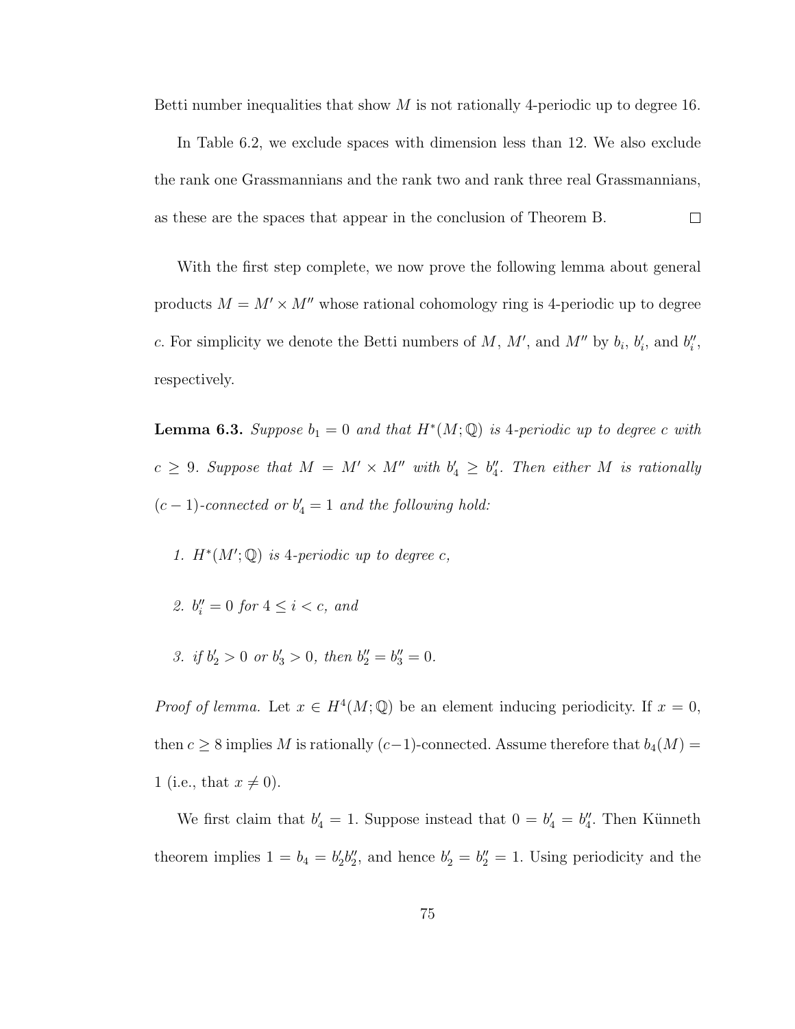Betti number inequalities that show $M$ is not rationally 4-periodic up to degree 16.

In Table 6.2, we exclude spaces with dimension less than 12. We also exclude the rank one Grassmannians and the rank two and rank three real Grassmannians, as these are the spaces that appear in the conclusion of Theorem B. $\square$

With the first step complete, we now prove the following lemma about general products $M = M' \times M''$ whose rational cohomology ring is 4-periodic up to degree $c$. For simplicity we denote the Betti numbers of $M$, $M'$, and $M''$ by $b_i$, $b_i'$, and $b_i''$, respectively.

**Lemma 6.3.** *Suppose $b_1 = 0$ and that $H^*(M;\mathbb{Q})$ is 4-periodic up to degree $c$ with $c \geq 9$. Suppose that $M = M' \times M''$ with $b_4' \geq b_4''$. Then either $M$ is rationally $(c-1)$-connected or $b_4' = 1$ and the following hold:*

1. *$H^*(M';\mathbb{Q})$ is 4-periodic up to degree $c$,*
2. *$b_i'' = 0$ for $4 \leq i < c$, and*
3. *if $b_2' > 0$ or $b_3' > 0$, then $b_2'' = b_3'' = 0$.*

*Proof of lemma.* Let $x \in H^4(M;\mathbb{Q})$ be an element inducing periodicity. If $x = 0$, then $c \geq 8$ implies $M$ is rationally $(c-1)$-connected. Assume therefore that $b_4(M) = 1$ (i.e., that $x \neq 0$).

We first claim that $b_4' = 1$. Suppose instead that $0 = b_4' = b_4''$. Then Künneth theorem implies $1 = b_4 = b_2' b_2''$, and hence $b_2' = b_2'' = 1$. Using periodicity and the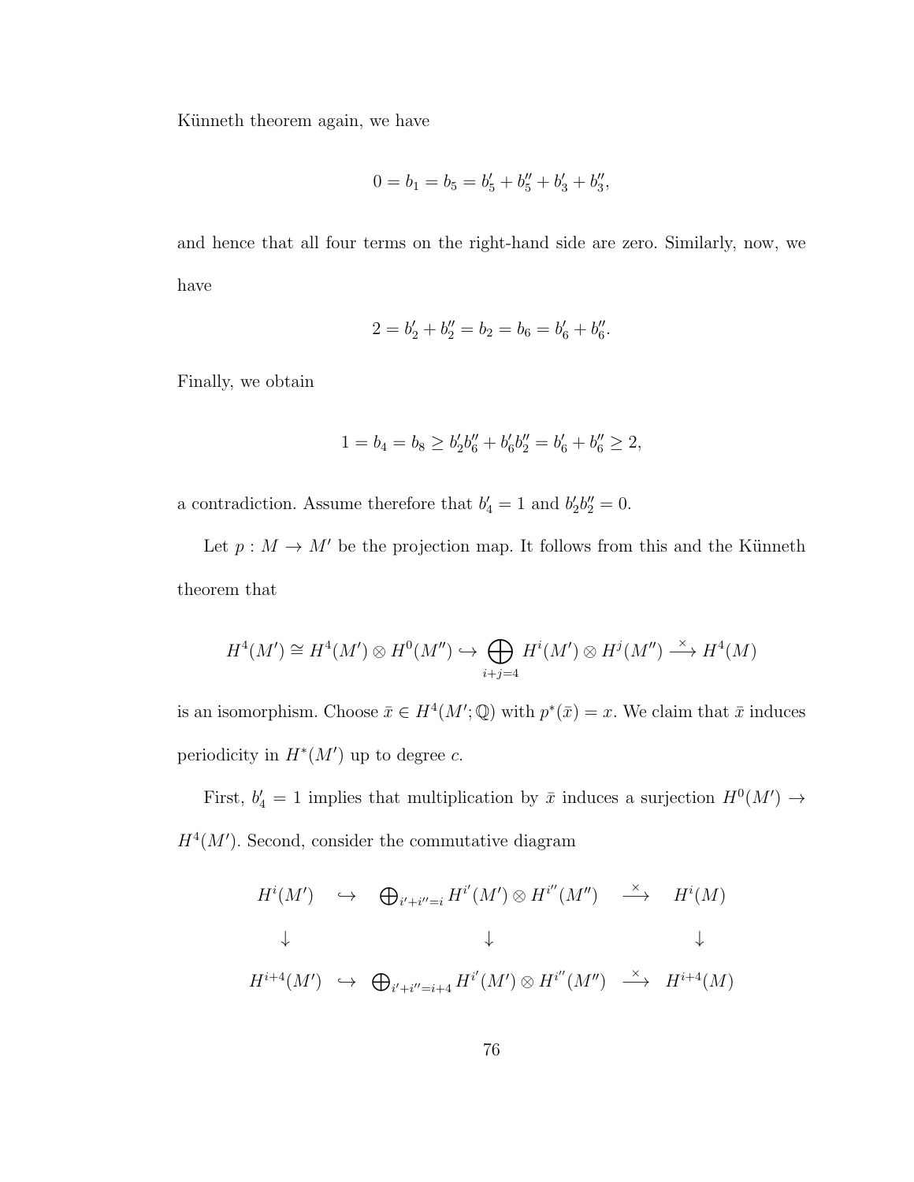Künneth theorem again, we have

$$0 = b_1 = b_5 = b_5' + b_5'' + b_3' + b_3'',$$

and hence that all four terms on the right-hand side are zero. Similarly, now, we have

$$2 = b_2' + b_2'' = b_2 = b_6 = b_6' + b_6''.$$

Finally, we obtain

$$1 = b_4 = b_8 \geq b_2' b_6'' + b_6' b_2'' = b_6' + b_6'' \geq 2,$$

a contradiction. Assume therefore that $b_4' = 1$ and $b_2' b_2'' = 0$.

Let $p : M \to M'$ be the projection map. It follows from this and the Künneth theorem that

$$H^4(M') \cong H^4(M') \otimes H^0(M'') \hookrightarrow \bigoplus_{i+j=4} H^i(M') \otimes H^j(M'') \xrightarrow{\times} H^4(M)$$

is an isomorphism. Choose $\bar{x} \in H^4(M'; \mathbb{Q})$ with $p^*(\bar{x}) = x$. We claim that $\bar{x}$ induces periodicity in $H^*(M')$ up to degree $c$.

First, $b_4' = 1$ implies that multiplication by $\bar{x}$ induces a surjection $H^0(M') \to H^4(M')$. Second, consider the commutative diagram

$$\begin{array}{ccccc}
H^i(M') & \hookrightarrow & \bigoplus_{i'+i''=i} H^{i'}(M') \otimes H^{i''}(M'') & \xrightarrow{\times} & H^i(M) \\
\downarrow & & \downarrow & & \downarrow \\
H^{i+4}(M') & \hookrightarrow & \bigoplus_{i'+i''=i+4} H^{i'}(M') \otimes H^{i''}(M'') & \xrightarrow{\times} & H^{i+4}(M)
\end{array}$$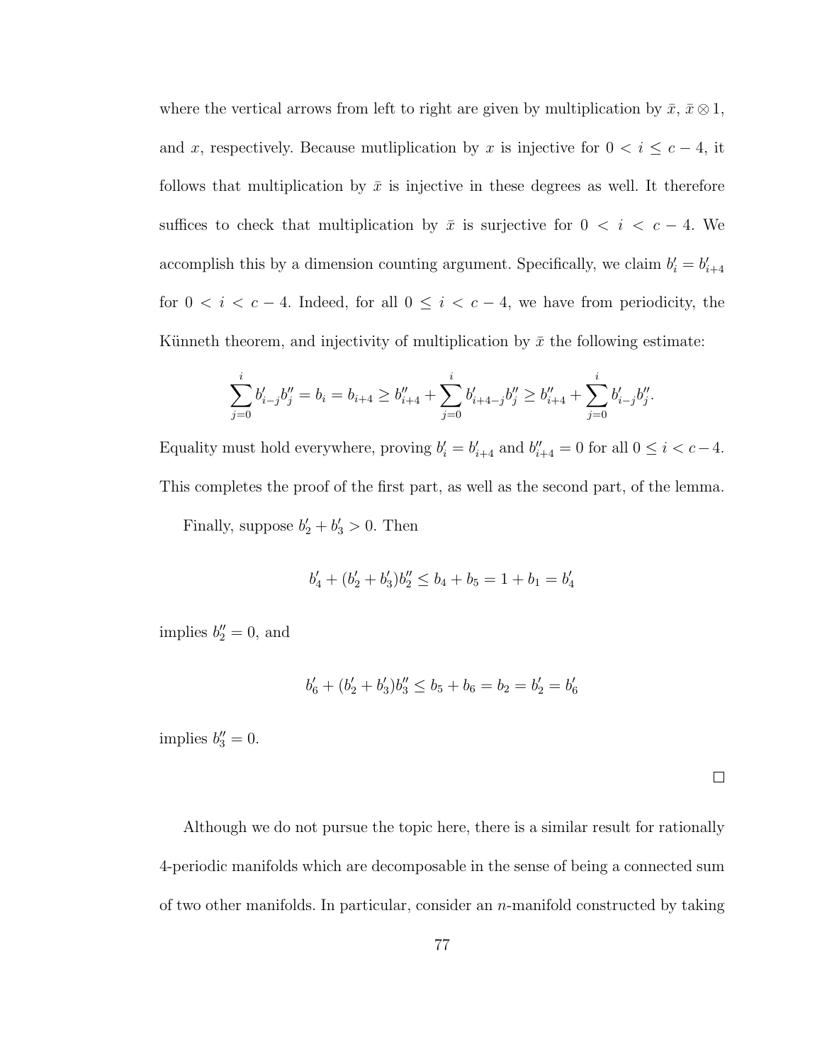where the vertical arrows from left to right are given by multiplication by $\bar{x}$, $\bar{x} \otimes 1$, and $x$, respectively. Because mutliplication by $x$ is injective for $0 < i \leq c - 4$, it follows that multiplication by $\bar{x}$ is injective in these degrees as well. It therefore suffices to check that multiplication by $\bar{x}$ is surjective for $0 < i < c - 4$. We accomplish this by a dimension counting argument. Specifically, we claim $b'_i = b'_{i+4}$ for $0 < i < c - 4$. Indeed, for all $0 \leq i < c - 4$, we have from periodicity, the Künneth theorem, and injectivity of multiplication by $\bar{x}$ the following estimate:

$$\sum_{j=0}^{i} b'_{i-j} b''_j = b_i = b_{i+4} \geq b''_{i+4} + \sum_{j=0}^{i} b'_{i+4-j} b''_j \geq b''_{i+4} + \sum_{j=0}^{i} b'_{i-j} b''_j.$$

Equality must hold everywhere, proving $b'_i = b'_{i+4}$ and $b''_{i+4} = 0$ for all $0 \leq i < c - 4$. This completes the proof of the first part, as well as the second part, of the lemma.

Finally, suppose $b'_2 + b'_3 > 0$. Then

$$b'_4 + (b'_2 + b'_3) b''_2 \leq b_4 + b_5 = 1 + b_1 = b'_4$$

implies $b''_2 = 0$, and

$$b'_6 + (b'_2 + b'_3) b''_3 \leq b_5 + b_6 = b_2 = b'_2 = b'_6$$

implies $b''_3 = 0$.

□

Although we do not pursue the topic here, there is a similar result for rationally 4-periodic manifolds which are decomposable in the sense of being a connected sum of two other manifolds. In particular, consider an $n$-manifold constructed by taking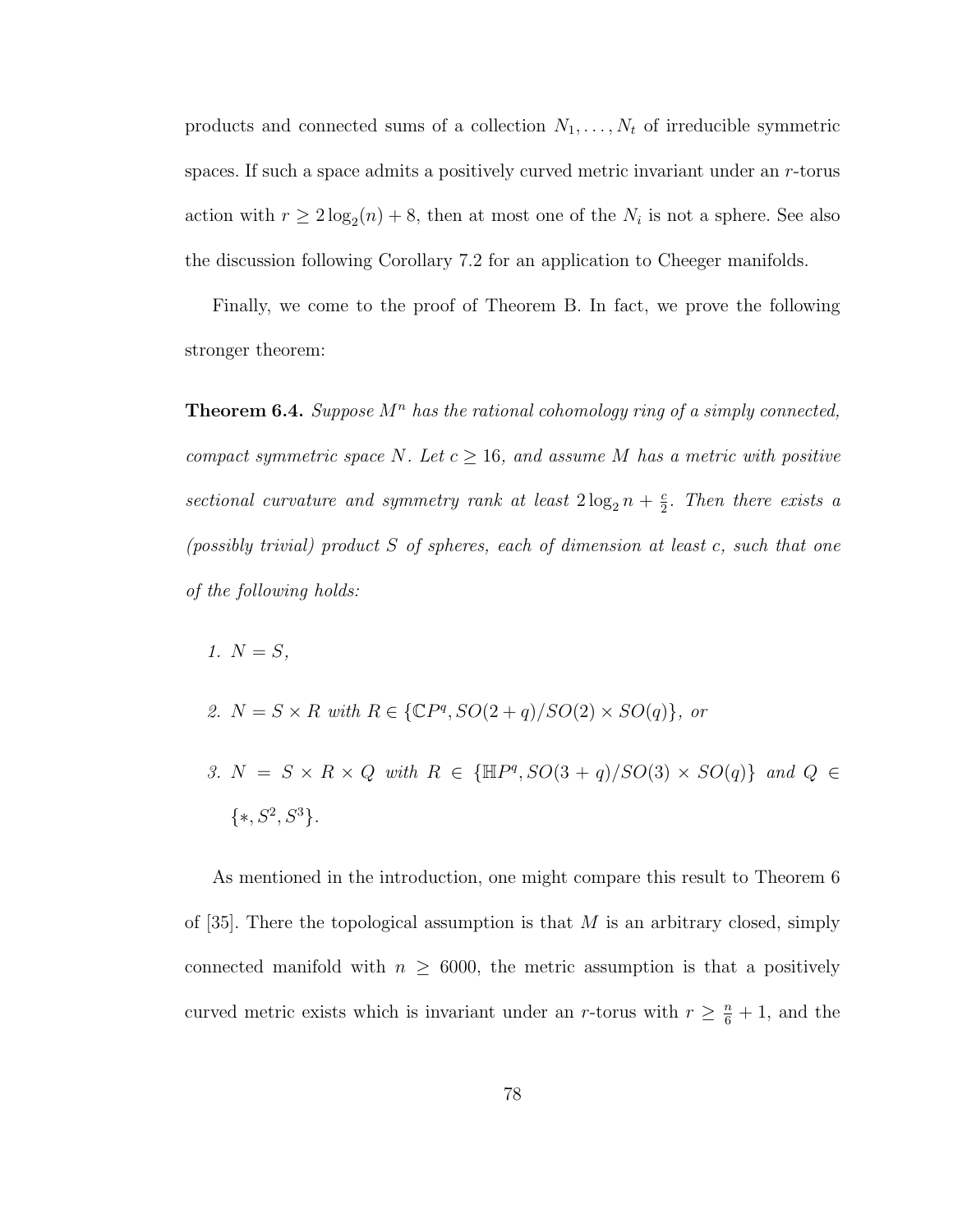products and connected sums of a collection $N_1, \ldots, N_t$ of irreducible symmetric spaces. If such a space admits a positively curved metric invariant under an $r$-torus action with $r \geq 2\log_2(n) + 8$, then at most one of the $N_i$ is not a sphere. See also the discussion following Corollary 7.2 for an application to Cheeger manifolds.

Finally, we come to the proof of Theorem B. In fact, we prove the following stronger theorem:

**Theorem 6.4.** *Suppose $M^n$ has the rational cohomology ring of a simply connected, compact symmetric space $N$. Let $c \geq 16$, and assume $M$ has a metric with positive sectional curvature and symmetry rank at least $2\log_2 n + \frac{c}{2}$. Then there exists a (possibly trivial) product $S$ of spheres, each of dimension at least $c$, such that one of the following holds:*

1. *$N = S$,*
2. *$N = S \times R$ with $R \in \{\mathbb{C}P^q, SO(2+q)/SO(2) \times SO(q)\}$, or*
3. *$N = S \times R \times Q$ with $R \in \{\mathbb{H}P^q, SO(3+q)/SO(3) \times SO(q)\}$ and $Q \in \{*, S^2, S^3\}$.*

As mentioned in the introduction, one might compare this result to Theorem 6 of [35]. There the topological assumption is that $M$ is an arbitrary closed, simply connected manifold with $n \geq 6000$, the metric assumption is that a positively curved metric exists which is invariant under an $r$-torus with $r \geq \frac{n}{6} + 1$, and the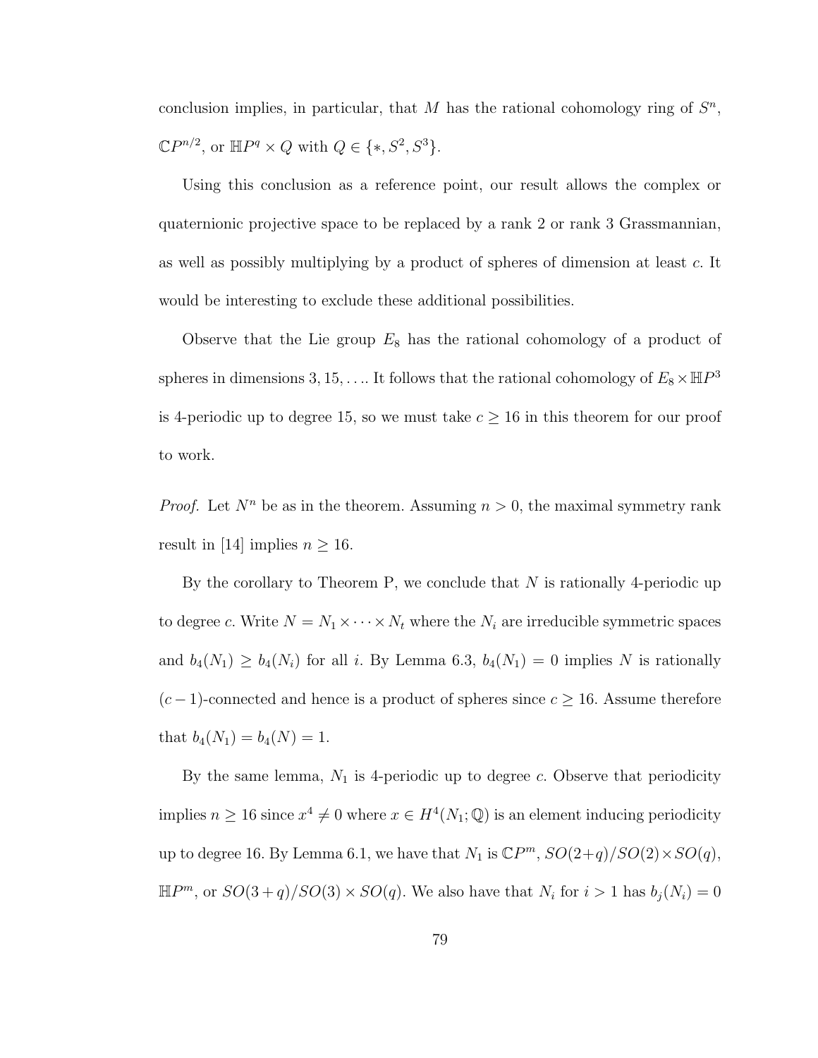conclusion implies, in particular, that $M$ has the rational cohomology ring of $S^n$, $\mathbb{C}P^{n/2}$, or $\mathbb{H}P^q \times Q$ with $Q \in \{*, S^2, S^3\}$.

Using this conclusion as a reference point, our result allows the complex or quaternionic projective space to be replaced by a rank 2 or rank 3 Grassmannian, as well as possibly multiplying by a product of spheres of dimension at least $c$. It would be interesting to exclude these additional possibilities.

Observe that the Lie group $E_8$ has the rational cohomology of a product of spheres in dimensions $3, 15, \ldots$. It follows that the rational cohomology of $E_8 \times \mathbb{H}P^3$ is 4-periodic up to degree 15, so we must take $c \geq 16$ in this theorem for our proof to work.

*Proof.* Let $N^n$ be as in the theorem. Assuming $n > 0$, the maximal symmetry rank result in [14] implies $n \geq 16$.

By the corollary to Theorem P, we conclude that $N$ is rationally 4-periodic up to degree $c$. Write $N = N_1 \times \cdots \times N_t$ where the $N_i$ are irreducible symmetric spaces and $b_4(N_1) \geq b_4(N_i)$ for all $i$. By Lemma 6.3, $b_4(N_1) = 0$ implies $N$ is rationally $(c-1)$-connected and hence is a product of spheres since $c \geq 16$. Assume therefore that $b_4(N_1) = b_4(N) = 1$.

By the same lemma, $N_1$ is 4-periodic up to degree $c$. Observe that periodicity implies $n \geq 16$ since $x^4 \neq 0$ where $x \in H^4(N_1; \mathbb{Q})$ is an element inducing periodicity up to degree 16. By Lemma 6.1, we have that $N_1$ is $\mathbb{C}P^m$, $SO(2+q)/SO(2) \times SO(q)$, $\mathbb{H}P^m$, or $SO(3+q)/SO(3) \times SO(q)$. We also have that $N_i$ for $i > 1$ has $b_j(N_i) = 0$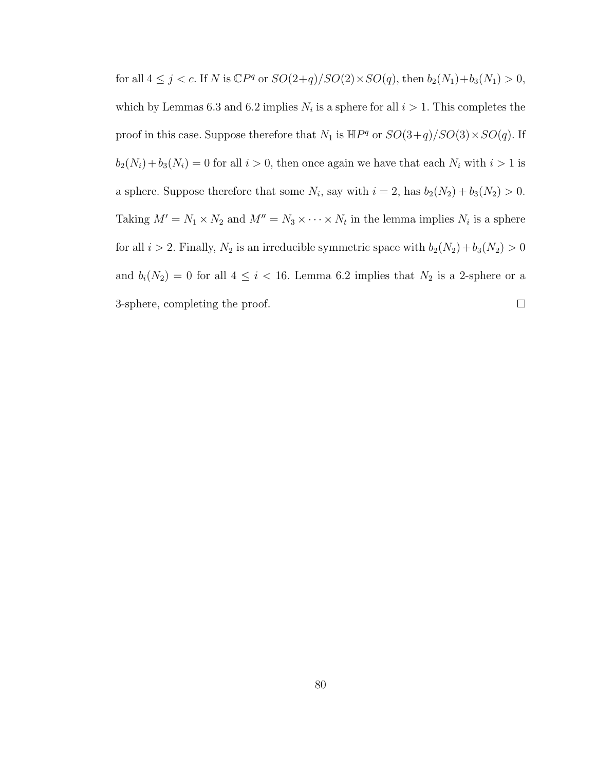for all $4 \leq j < c$. If $N$ is $\mathbb{C}P^q$ or $SO(2+q)/SO(2)\times SO(q)$, then $b_2(N_1)+b_3(N_1) > 0$, which by Lemmas 6.3 and 6.2 implies $N_i$ is a sphere for all $i > 1$. This completes the proof in this case. Suppose therefore that $N_1$ is $\mathbb{H}P^q$ or $SO(3+q)/SO(3)\times SO(q)$. If $b_2(N_i)+b_3(N_i) = 0$ for all $i > 0$, then once again we have that each $N_i$ with $i > 1$ is a sphere. Suppose therefore that some $N_i$, say with $i = 2$, has $b_2(N_2) + b_3(N_2) > 0$. Taking $M' = N_1 \times N_2$ and $M'' = N_3 \times \cdots \times N_t$ in the lemma implies $N_i$ is a sphere for all $i > 2$. Finally, $N_2$ is an irreducible symmetric space with $b_2(N_2)+b_3(N_2) > 0$ and $b_i(N_2) = 0$ for all $4 \leq i < 16$. Lemma 6.2 implies that $N_2$ is a 2-sphere or a 3-sphere, completing the proof. □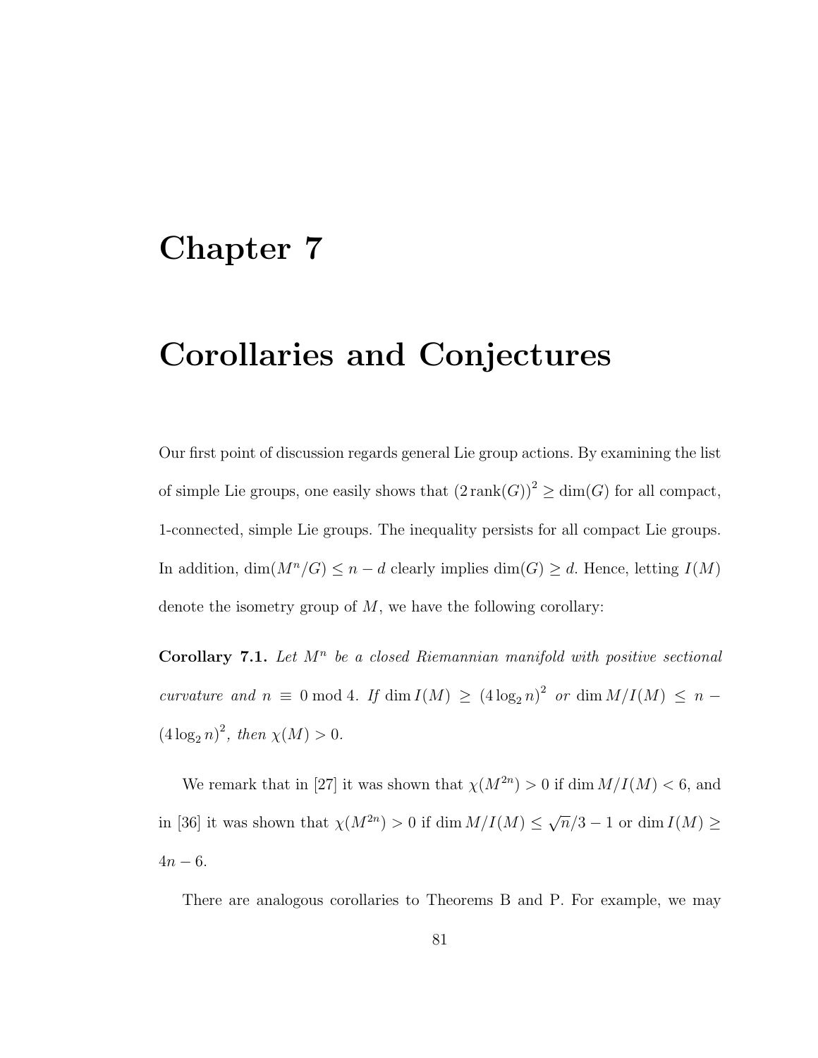# Chapter 7

# Corollaries and Conjectures

Our first point of discussion regards general Lie group actions. By examining the list of simple Lie groups, one easily shows that $(2\,\mathrm{rank}(G))^2 \geq \dim(G)$ for all compact, 1-connected, simple Lie groups. The inequality persists for all compact Lie groups. In addition, $\dim(M^n/G) \leq n - d$ clearly implies $\dim(G) \geq d$. Hence, letting $I(M)$ denote the isometry group of $M$, we have the following corollary:

**Corollary 7.1.** *Let $M^n$ be a closed Riemannian manifold with positive sectional curvature and $n \equiv 0 \bmod 4$. If $\dim I(M) \geq (4\log_2 n)^2$ or $\dim M/I(M) \leq n - (4\log_2 n)^2$, then $\chi(M) > 0$.*

We remark that in [27] it was shown that $\chi(M^{2n}) > 0$ if $\dim M/I(M) < 6$, and in [36] it was shown that $\chi(M^{2n}) > 0$ if $\dim M/I(M) \leq \sqrt{n}/3 - 1$ or $\dim I(M) \geq 4n - 6$.

There are analogous corollaries to Theorems B and P. For example, we may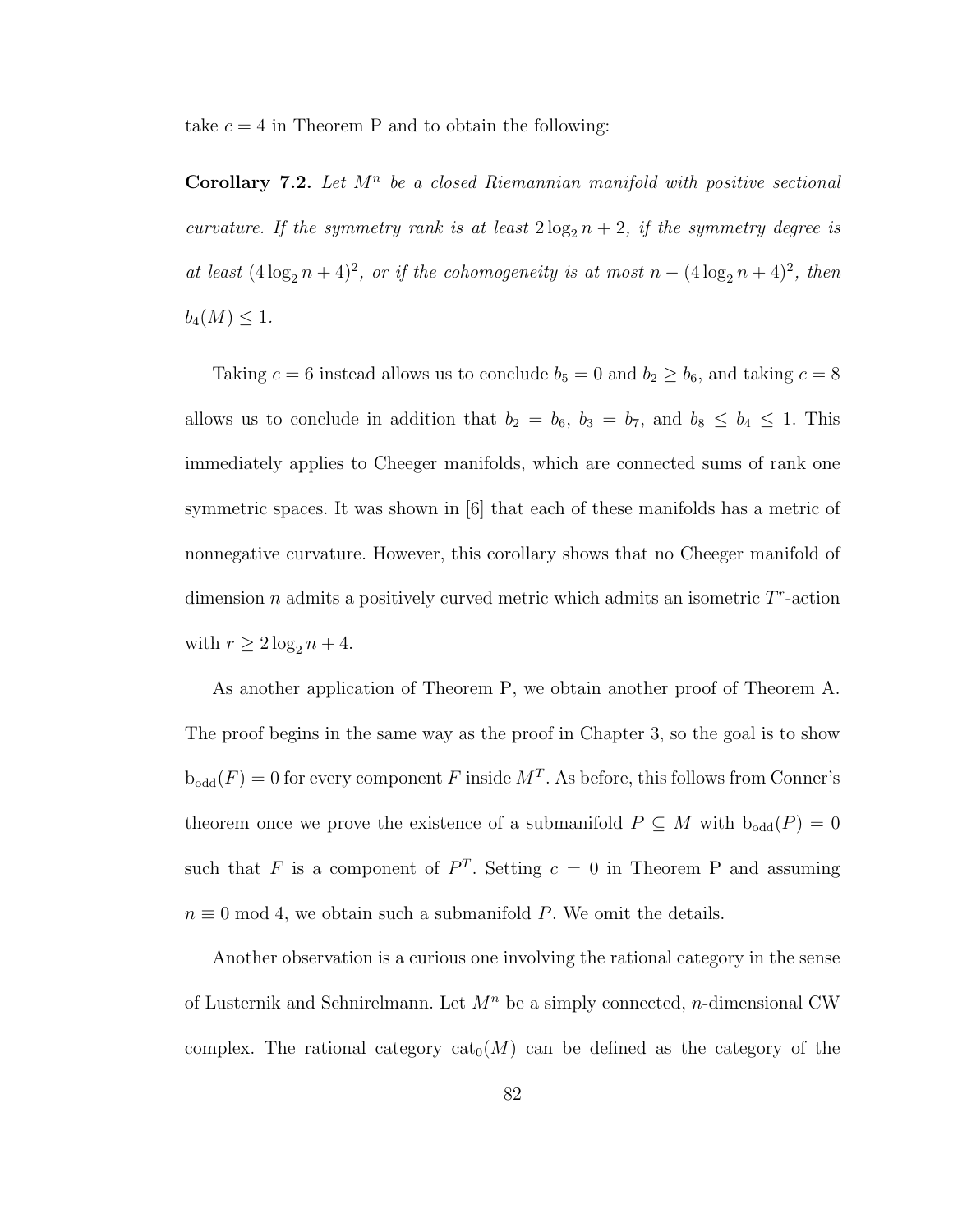take $c = 4$ in Theorem P and to obtain the following:

**Corollary 7.2.** *Let $M^n$ be a closed Riemannian manifold with positive sectional curvature. If the symmetry rank is at least $2\log_2 n + 2$, if the symmetry degree is at least $(4\log_2 n + 4)^2$, or if the cohomogeneity is at most $n - (4\log_2 n + 4)^2$, then $b_4(M) \leq 1$.*

Taking $c = 6$ instead allows us to conclude $b_5 = 0$ and $b_2 \geq b_6$, and taking $c = 8$ allows us to conclude in addition that $b_2 = b_6$, $b_3 = b_7$, and $b_8 \leq b_4 \leq 1$. This immediately applies to Cheeger manifolds, which are connected sums of rank one symmetric spaces. It was shown in [6] that each of these manifolds has a metric of nonnegative curvature. However, this corollary shows that no Cheeger manifold of dimension $n$ admits a positively curved metric which admits an isometric $T^r$-action with $r \geq 2\log_2 n + 4$.

As another application of Theorem P, we obtain another proof of Theorem A. The proof begins in the same way as the proof in Chapter 3, so the goal is to show $\mathrm{b}_{\mathrm{odd}}(F) = 0$ for every component $F$ inside $M^T$. As before, this follows from Conner's theorem once we prove the existence of a submanifold $P \subseteq M$ with $\mathrm{b}_{\mathrm{odd}}(P) = 0$ such that $F$ is a component of $P^T$. Setting $c = 0$ in Theorem P and assuming $n \equiv 0 \bmod 4$, we obtain such a submanifold $P$. We omit the details.

Another observation is a curious one involving the rational category in the sense of Lusternik and Schnirelmann. Let $M^n$ be a simply connected, $n$-dimensional CW complex. The rational category $\mathrm{cat}_0(M)$ can be defined as the category of the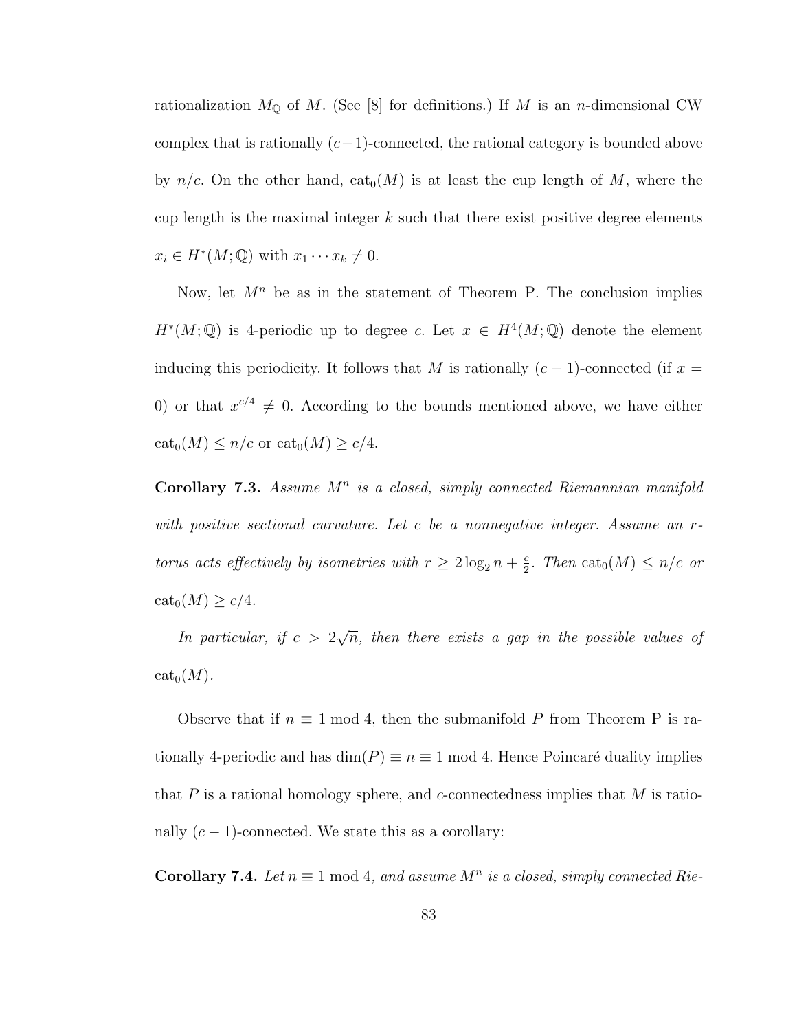rationalization $M_{\mathbb{Q}}$ of $M$. (See [8] for definitions.) If $M$ is an $n$-dimensional CW complex that is rationally $(c-1)$-connected, the rational category is bounded above by $n/c$. On the other hand, $\mathrm{cat}_0(M)$ is at least the cup length of $M$, where the cup length is the maximal integer $k$ such that there exist positive degree elements $x_i \in H^*(M;\mathbb{Q})$ with $x_1 \cdots x_k \neq 0$.

Now, let $M^n$ be as in the statement of Theorem P. The conclusion implies $H^*(M;\mathbb{Q})$ is 4-periodic up to degree $c$. Let $x \in H^4(M;\mathbb{Q})$ denote the element inducing this periodicity. It follows that $M$ is rationally $(c-1)$-connected (if $x = 0$) or that $x^{c/4} \neq 0$. According to the bounds mentioned above, we have either $\mathrm{cat}_0(M) \leq n/c$ or $\mathrm{cat}_0(M) \geq c/4$.

**Corollary 7.3.** *Assume $M^n$ is a closed, simply connected Riemannian manifold with positive sectional curvature. Let $c$ be a nonnegative integer. Assume an $r$-torus acts effectively by isometries with $r \geq 2\log_2 n + \frac{c}{2}$. Then $\mathrm{cat}_0(M) \leq n/c$ or $\mathrm{cat}_0(M) \geq c/4$.*

*In particular, if $c > 2\sqrt{n}$, then there exists a gap in the possible values of $\mathrm{cat}_0(M)$.*

Observe that if $n \equiv 1 \bmod 4$, then the submanifold $P$ from Theorem P is rationally 4-periodic and has $\dim(P) \equiv n \equiv 1 \bmod 4$. Hence Poincaré duality implies that $P$ is a rational homology sphere, and $c$-connectedness implies that $M$ is rationally $(c-1)$-connected. We state this as a corollary:

**Corollary 7.4.** *Let $n \equiv 1 \bmod 4$, and assume $M^n$ is a closed, simply connected Rie-*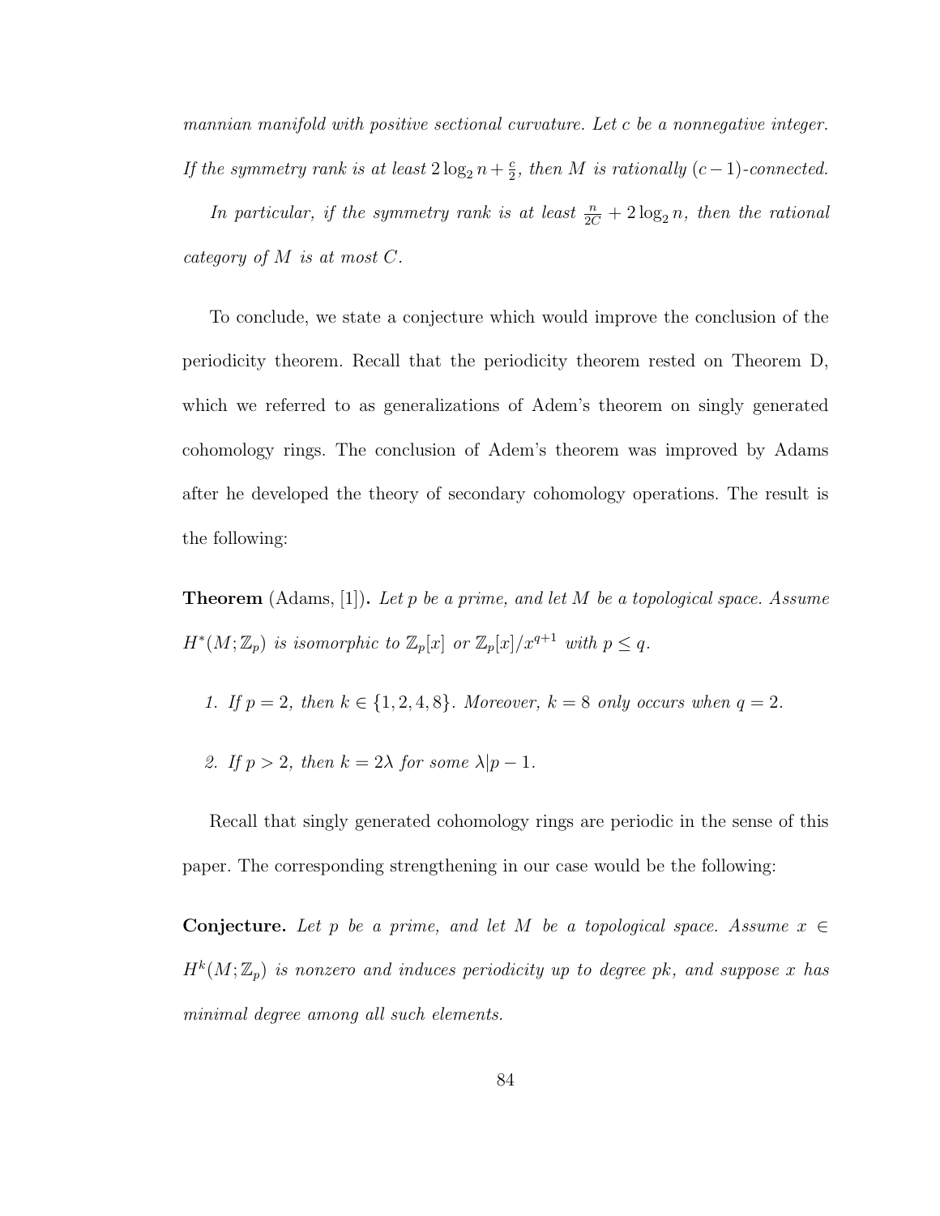*mannian manifold with positive sectional curvature. Let $c$ be a nonnegative integer. If the symmetry rank is at least $2\log_2 n + \frac{c}{2}$, then $M$ is rationally $(c-1)$-connected.*

*In particular, if the symmetry rank is at least $\frac{n}{2C} + 2\log_2 n$, then the rational category of $M$ is at most $C$.*

To conclude, we state a conjecture which would improve the conclusion of the periodicity theorem. Recall that the periodicity theorem rested on Theorem D, which we referred to as generalizations of Adem's theorem on singly generated cohomology rings. The conclusion of Adem's theorem was improved by Adams after he developed the theory of secondary cohomology operations. The result is the following:

**Theorem** (Adams, [1])**.** *Let $p$ be a prime, and let $M$ be a topological space. Assume $H^*(M;\mathbb{Z}_p)$ is isomorphic to $\mathbb{Z}_p[x]$ or $\mathbb{Z}_p[x]/x^{q+1}$ with $p \leq q$.*

1. *If $p = 2$, then $k \in \{1, 2, 4, 8\}$. Moreover, $k = 8$ only occurs when $q = 2$.*
2. *If $p > 2$, then $k = 2\lambda$ for some $\lambda | p - 1$.*

Recall that singly generated cohomology rings are periodic in the sense of this paper. The corresponding strengthening in our case would be the following:

**Conjecture.** *Let $p$ be a prime, and let $M$ be a topological space. Assume $x \in H^k(M;\mathbb{Z}_p)$ is nonzero and induces periodicity up to degree $pk$, and suppose $x$ has minimal degree among all such elements.*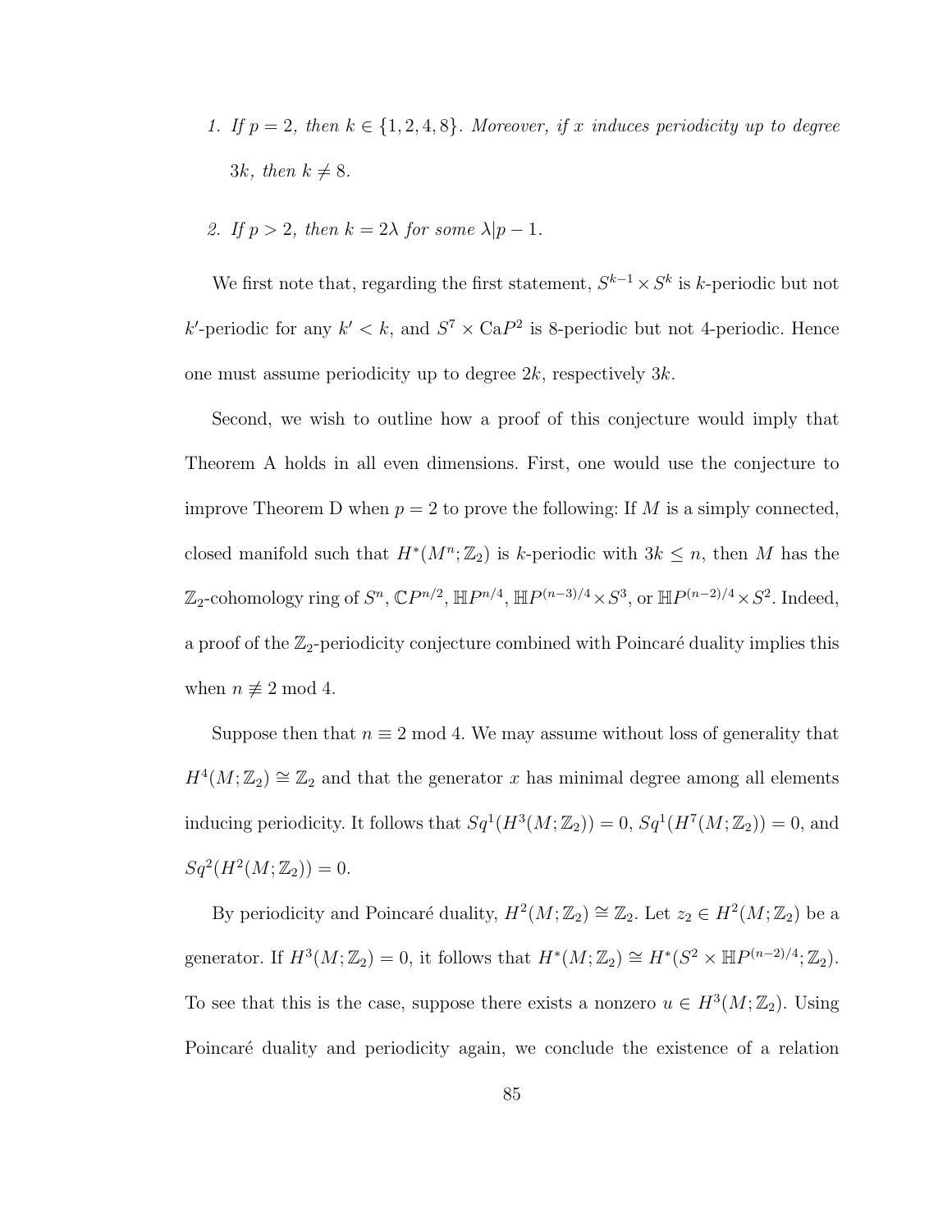1. *If $p = 2$, then $k \in \{1, 2, 4, 8\}$. Moreover, if $x$ induces periodicity up to degree $3k$, then $k \neq 8$.*

2. *If $p > 2$, then $k = 2\lambda$ for some $\lambda | p - 1$.*

We first note that, regarding the first statement, $S^{k-1} \times S^k$ is $k$-periodic but not $k'$-periodic for any $k' < k$, and $S^7 \times \mathrm{Ca}P^2$ is 8-periodic but not 4-periodic. Hence one must assume periodicity up to degree $2k$, respectively $3k$.

Second, we wish to outline how a proof of this conjecture would imply that Theorem A holds in all even dimensions. First, one would use the conjecture to improve Theorem D when $p = 2$ to prove the following: If $M$ is a simply connected, closed manifold such that $H^*(M^n; \mathbb{Z}_2)$ is $k$-periodic with $3k \leq n$, then $M$ has the $\mathbb{Z}_2$-cohomology ring of $S^n$, $\mathbb{C}P^{n/2}$, $\mathbb{H}P^{n/4}$, $\mathbb{H}P^{(n-3)/4} \times S^3$, or $\mathbb{H}P^{(n-2)/4} \times S^2$. Indeed, a proof of the $\mathbb{Z}_2$-periodicity conjecture combined with Poincaré duality implies this when $n \not\equiv 2 \bmod 4$.

Suppose then that $n \equiv 2 \bmod 4$. We may assume without loss of generality that $H^4(M; \mathbb{Z}_2) \cong \mathbb{Z}_2$ and that the generator $x$ has minimal degree among all elements inducing periodicity. It follows that $Sq^1(H^3(M; \mathbb{Z}_2)) = 0$, $Sq^1(H^7(M; \mathbb{Z}_2)) = 0$, and $Sq^2(H^2(M; \mathbb{Z}_2)) = 0$.

By periodicity and Poincaré duality, $H^2(M; \mathbb{Z}_2) \cong \mathbb{Z}_2$. Let $z_2 \in H^2(M; \mathbb{Z}_2)$ be a generator. If $H^3(M; \mathbb{Z}_2) = 0$, it follows that $H^*(M; \mathbb{Z}_2) \cong H^*(S^2 \times \mathbb{H}P^{(n-2)/4}; \mathbb{Z}_2)$. To see that this is the case, suppose there exists a nonzero $u \in H^3(M; \mathbb{Z}_2)$. Using Poincaré duality and periodicity again, we conclude the existence of a relation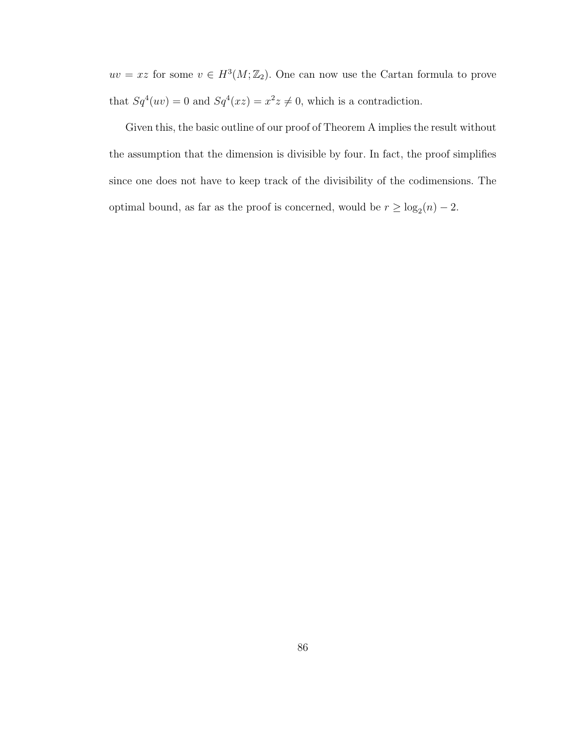$uv = xz$ for some $v \in H^3(M;\mathbb{Z}_2)$. One can now use the Cartan formula to prove that $Sq^4(uv) = 0$ and $Sq^4(xz) = x^2z \neq 0$, which is a contradiction.

Given this, the basic outline of our proof of Theorem A implies the result without the assumption that the dimension is divisible by four. In fact, the proof simplifies since one does not have to keep track of the divisibility of the codimensions. The optimal bound, as far as the proof is concerned, would be $r \geq \log_2(n) - 2$.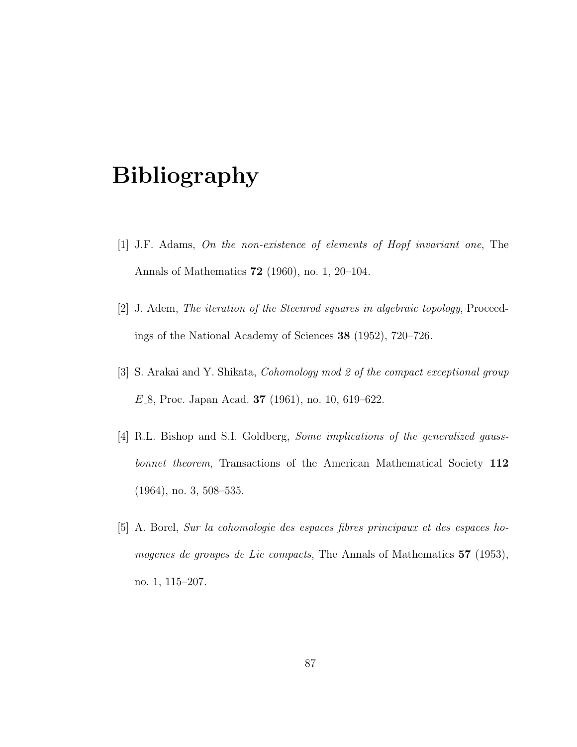# Bibliography

[1] J.F. Adams, *On the non-existence of elements of Hopf invariant one*, The Annals of Mathematics **72** (1960), no. 1, 20–104.

[2] J. Adem, *The iteration of the Steenrod squares in algebraic topology*, Proceedings of the National Academy of Sciences **38** (1952), 720–726.

[3] S. Arakai and Y. Shikata, *Cohomology mod 2 of the compact exceptional group $E\_8$*, Proc. Japan Acad. **37** (1961), no. 10, 619–622.

[4] R.L. Bishop and S.I. Goldberg, *Some implications of the generalized gauss-bonnet theorem*, Transactions of the American Mathematical Society **112** (1964), no. 3, 508–535.

[5] A. Borel, *Sur la cohomologie des espaces fibres principaux et des espaces homogenes de groupes de Lie compacts*, The Annals of Mathematics **57** (1953), no. 1, 115–207.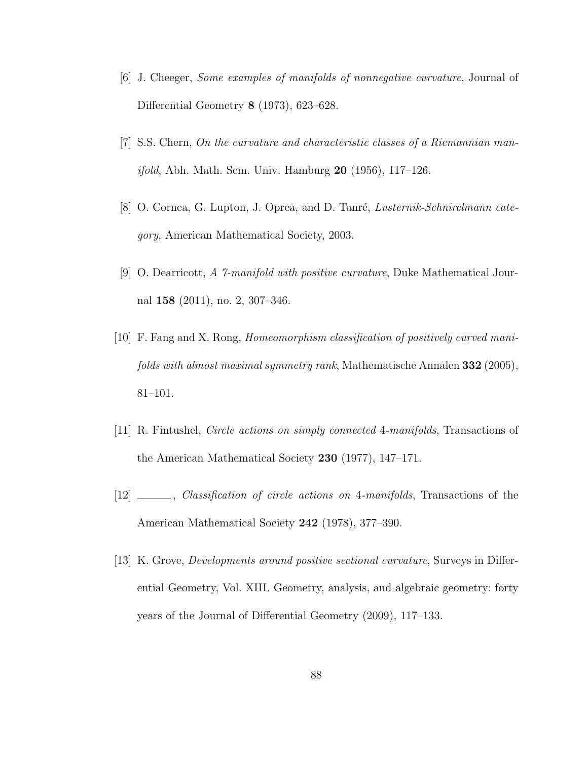[6] J. Cheeger, *Some examples of manifolds of nonnegative curvature*, Journal of Differential Geometry **8** (1973), 623–628.

[7] S.S. Chern, *On the curvature and characteristic classes of a Riemannian manifold*, Abh. Math. Sem. Univ. Hamburg **20** (1956), 117–126.

[8] O. Cornea, G. Lupton, J. Oprea, and D. Tanré, *Lusternik-Schnirelmann category*, American Mathematical Society, 2003.

[9] O. Dearricott, *A 7-manifold with positive curvature*, Duke Mathematical Journal **158** (2011), no. 2, 307–346.

[10] F. Fang and X. Rong, *Homeomorphism classification of positively curved manifolds with almost maximal symmetry rank*, Mathematische Annalen **332** (2005), 81–101.

[11] R. Fintushel, *Circle actions on simply connected* 4*-manifolds*, Transactions of the American Mathematical Society **230** (1977), 147–171.

[12] ______, *Classification of circle actions on* 4*-manifolds*, Transactions of the American Mathematical Society **242** (1978), 377–390.

[13] K. Grove, *Developments around positive sectional curvature*, Surveys in Differential Geometry, Vol. XIII. Geometry, analysis, and algebraic geometry: forty years of the Journal of Differential Geometry (2009), 117–133.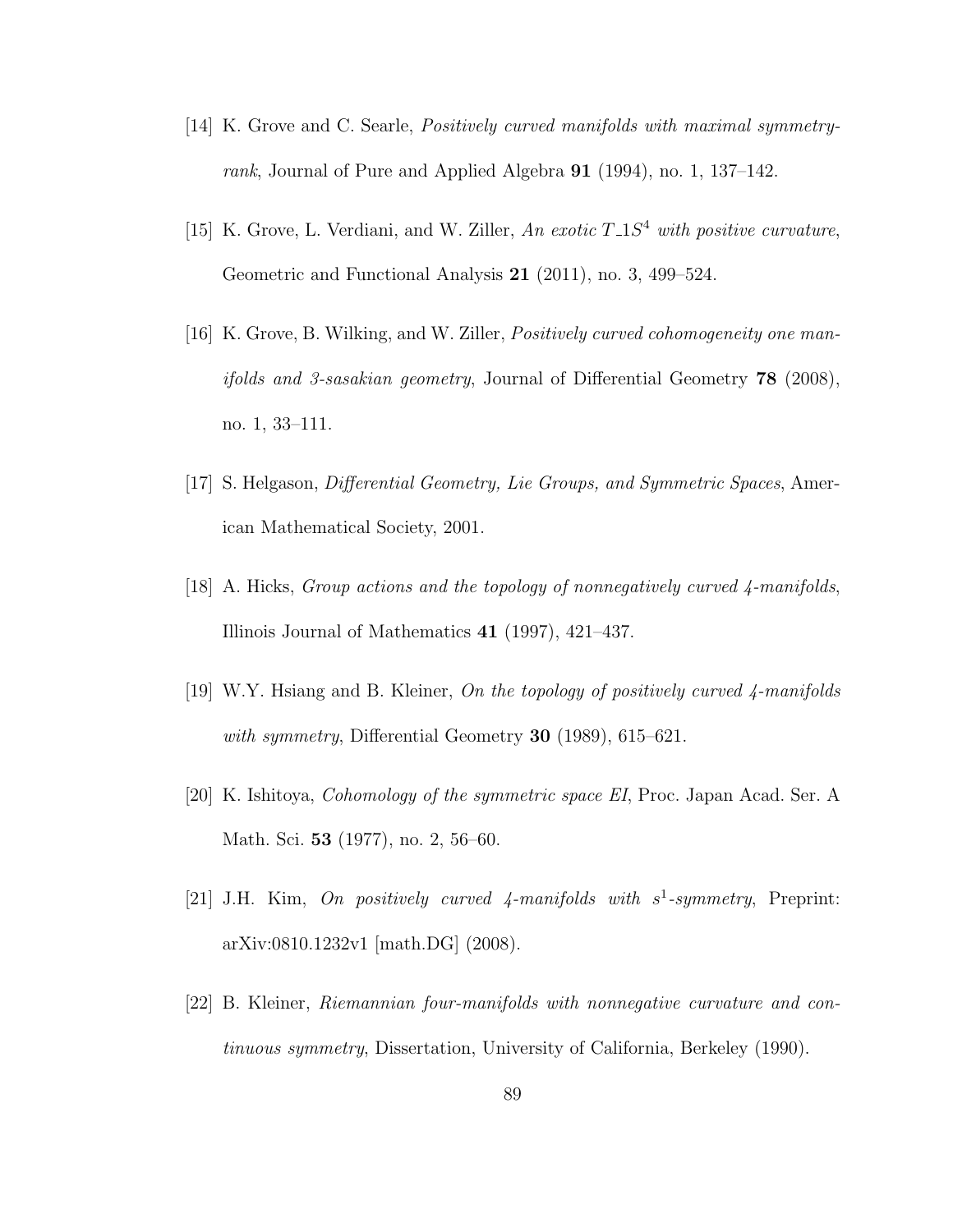[14] K. Grove and C. Searle, *Positively curved manifolds with maximal symmetry-rank*, Journal of Pure and Applied Algebra **91** (1994), no. 1, 137–142.

[15] K. Grove, L. Verdiani, and W. Ziller, *An exotic $T\_1S^4$ with positive curvature*, Geometric and Functional Analysis **21** (2011), no. 3, 499–524.

[16] K. Grove, B. Wilking, and W. Ziller, *Positively curved cohomogeneity one manifolds and 3-sasakian geometry*, Journal of Differential Geometry **78** (2008), no. 1, 33–111.

[17] S. Helgason, *Differential Geometry, Lie Groups, and Symmetric Spaces*, American Mathematical Society, 2001.

[18] A. Hicks, *Group actions and the topology of nonnegatively curved 4-manifolds*, Illinois Journal of Mathematics **41** (1997), 421–437.

[19] W.Y. Hsiang and B. Kleiner, *On the topology of positively curved 4-manifolds with symmetry*, Differential Geometry **30** (1989), 615–621.

[20] K. Ishitoya, *Cohomology of the symmetric space EI*, Proc. Japan Acad. Ser. A Math. Sci. **53** (1977), no. 2, 56–60.

[21] J.H. Kim, *On positively curved 4-manifolds with $s^1$-symmetry*, Preprint: arXiv:0810.1232v1 [math.DG] (2008).

[22] B. Kleiner, *Riemannian four-manifolds with nonnegative curvature and continuous symmetry*, Dissertation, University of California, Berkeley (1990).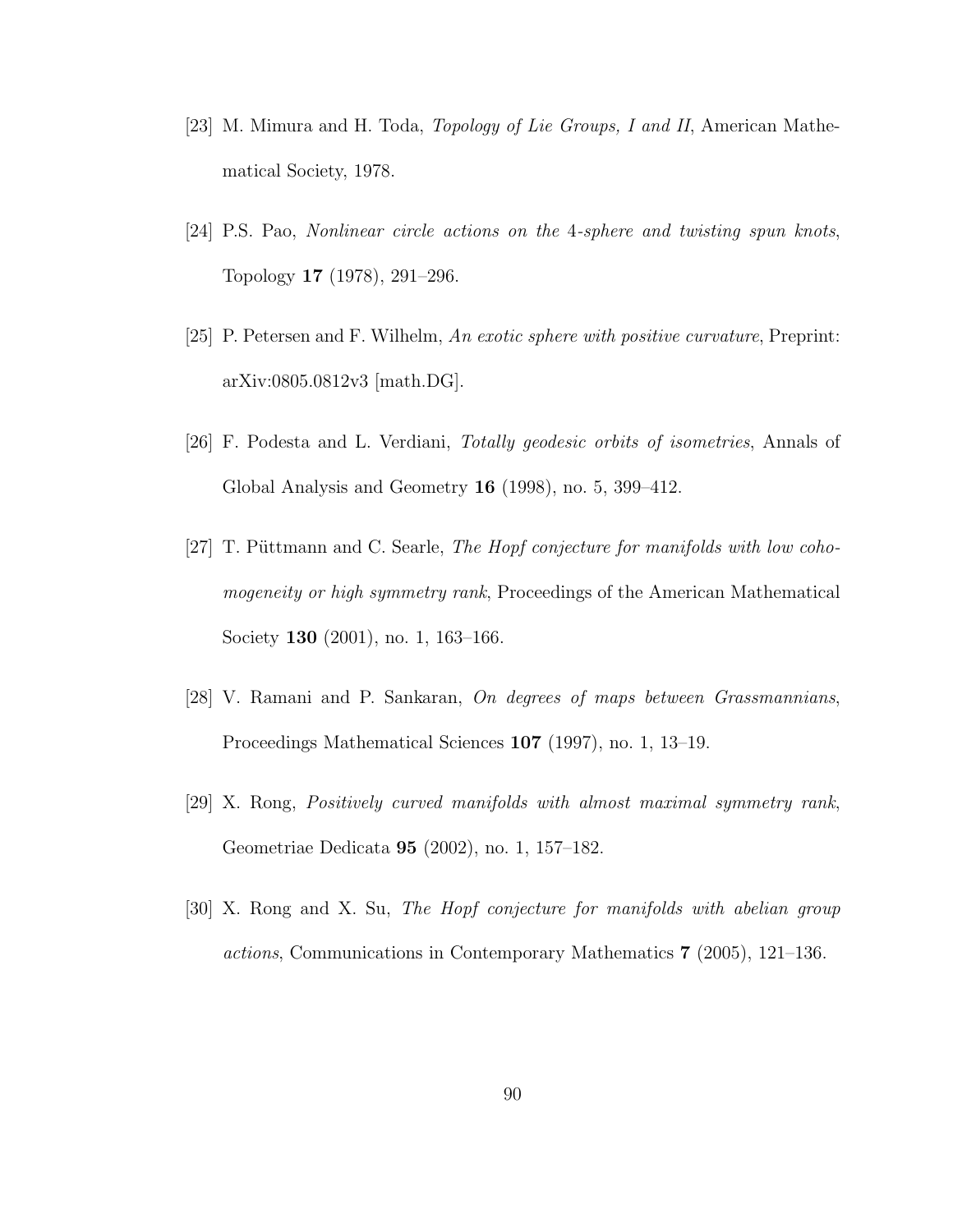[23] M. Mimura and H. Toda, *Topology of Lie Groups, I and II*, American Mathematical Society, 1978.

[24] P.S. Pao, *Nonlinear circle actions on the* 4*-sphere and twisting spun knots*, Topology **17** (1978), 291–296.

[25] P. Petersen and F. Wilhelm, *An exotic sphere with positive curvature*, Preprint: arXiv:0805.0812v3 [math.DG].

[26] F. Podesta and L. Verdiani, *Totally geodesic orbits of isometries*, Annals of Global Analysis and Geometry **16** (1998), no. 5, 399–412.

[27] T. Püttmann and C. Searle, *The Hopf conjecture for manifolds with low cohomogeneity or high symmetry rank*, Proceedings of the American Mathematical Society **130** (2001), no. 1, 163–166.

[28] V. Ramani and P. Sankaran, *On degrees of maps between Grassmannians*, Proceedings Mathematical Sciences **107** (1997), no. 1, 13–19.

[29] X. Rong, *Positively curved manifolds with almost maximal symmetry rank*, Geometriae Dedicata **95** (2002), no. 1, 157–182.

[30] X. Rong and X. Su, *The Hopf conjecture for manifolds with abelian group actions*, Communications in Contemporary Mathematics **7** (2005), 121–136.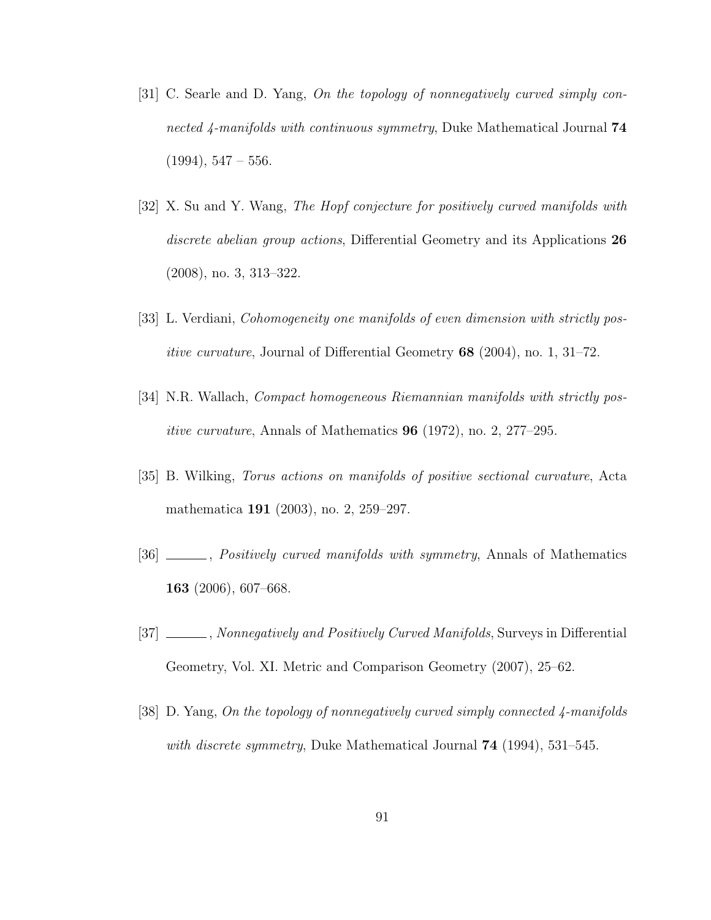[31] C. Searle and D. Yang, *On the topology of nonnegatively curved simply connected 4-manifolds with continuous symmetry*, Duke Mathematical Journal **74** (1994), 547 – 556.

[32] X. Su and Y. Wang, *The Hopf conjecture for positively curved manifolds with discrete abelian group actions*, Differential Geometry and its Applications **26** (2008), no. 3, 313–322.

[33] L. Verdiani, *Cohomogeneity one manifolds of even dimension with strictly positive curvature*, Journal of Differential Geometry **68** (2004), no. 1, 31–72.

[34] N.R. Wallach, *Compact homogeneous Riemannian manifolds with strictly positive curvature*, Annals of Mathematics **96** (1972), no. 2, 277–295.

[35] B. Wilking, *Torus actions on manifolds of positive sectional curvature*, Acta mathematica **191** (2003), no. 2, 259–297.

[36] ______, *Positively curved manifolds with symmetry*, Annals of Mathematics **163** (2006), 607–668.

[37] ______, *Nonnegatively and Positively Curved Manifolds*, Surveys in Differential Geometry, Vol. XI. Metric and Comparison Geometry (2007), 25–62.

[38] D. Yang, *On the topology of nonnegatively curved simply connected 4-manifolds with discrete symmetry*, Duke Mathematical Journal **74** (1994), 531–545.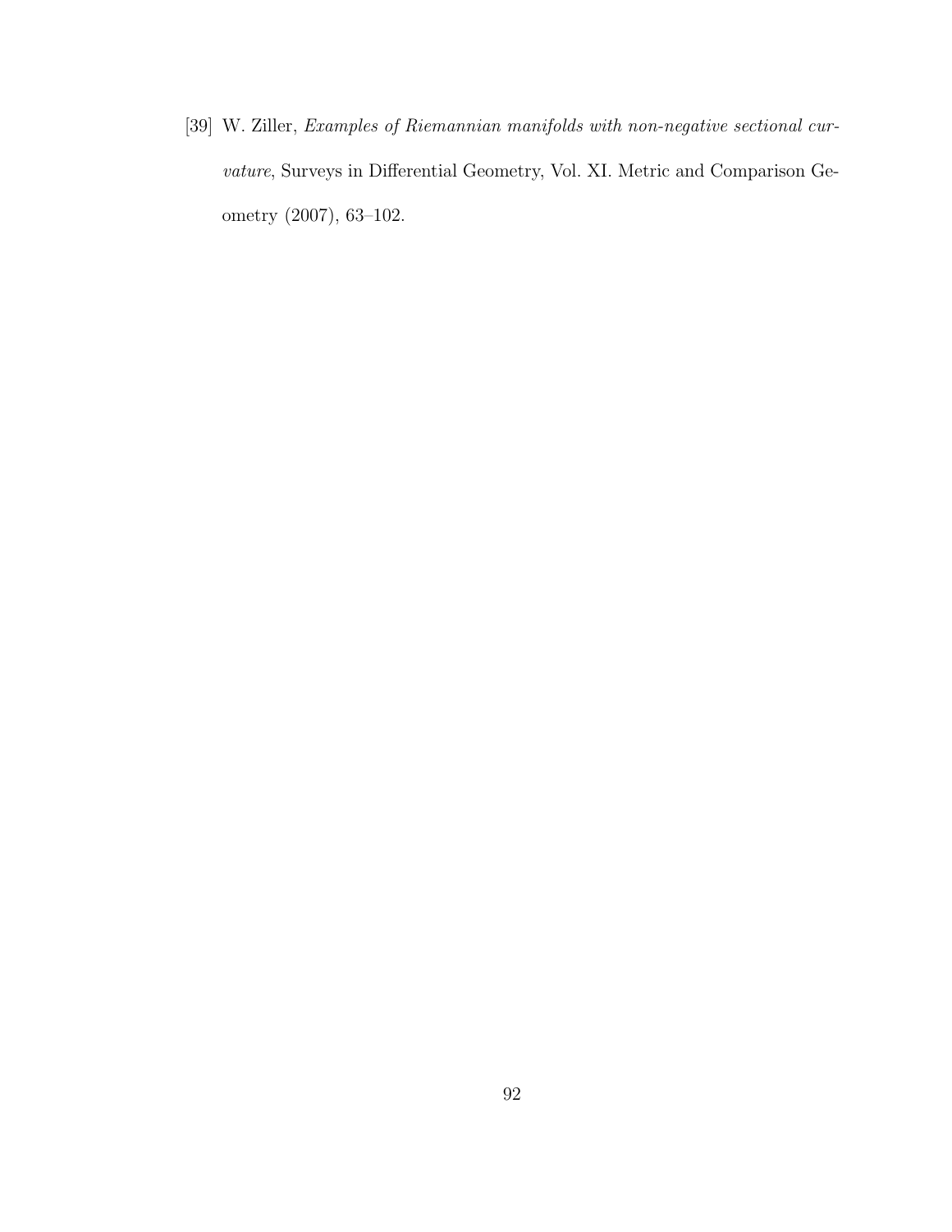[39] W. Ziller, *Examples of Riemannian manifolds with non-negative sectional curvature*, Surveys in Differential Geometry, Vol. XI. Metric and Comparison Geometry (2007), 63–102.